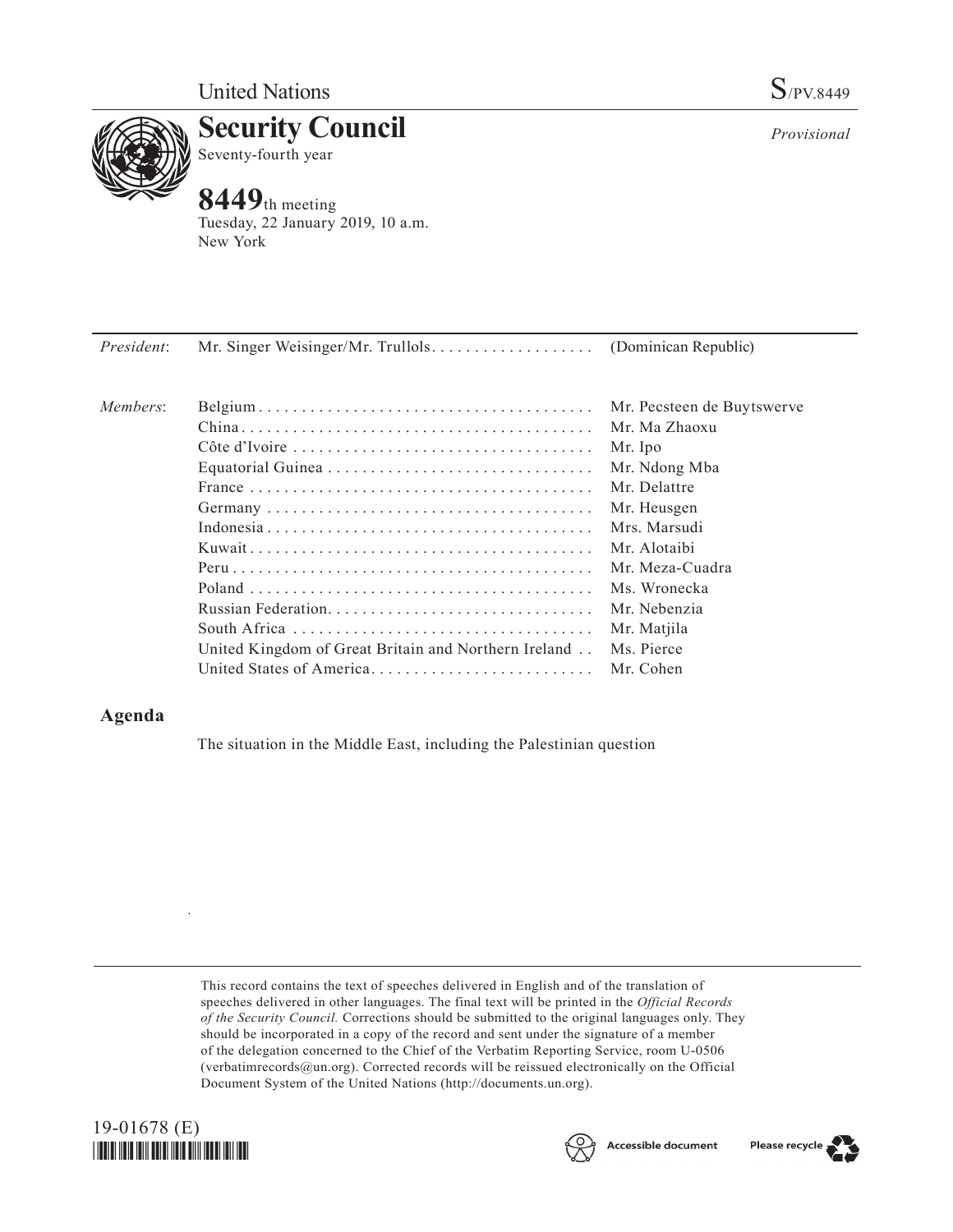United Nations S/PV.8449

# Security Council

Seventy-fourth year

*Provisional*

**8449**th meeting
Tuesday, 22 January 2019, 10 a.m.
New York

| | | |
|---|---|---|
| *President*: | Mr. Singer Weisinger/Mr. Trullols | (Dominican Republic) |
| *Members*: | Belgium | Mr. Pecsteen de Buytswerve |
| | China | Mr. Ma Zhaoxu |
| | Côte d'Ivoire | Mr. Ipo |
| | Equatorial Guinea | Mr. Ndong Mba |
| | France | Mr. Delattre |
| | Germany | Mr. Heusgen |
| | Indonesia | Mrs. Marsudi |
| | Kuwait | Mr. Alotaibi |
| | Peru | Mr. Meza-Cuadra |
| | Poland | Ms. Wronecka |
| | Russian Federation | Mr. Nebenzia |
| | South Africa | Mr. Matjila |
| | United Kingdom of Great Britain and Northern Ireland | Ms. Pierce |
| | United States of America | Mr. Cohen |

## Agenda

The situation in the Middle East, including the Palestinian question

This record contains the text of speeches delivered in English and of the translation of speeches delivered in other languages. The final text will be printed in the *Official Records of the Security Council.* Corrections should be submitted to the original languages only. They should be incorporated in a copy of the record and sent under the signature of a member of the delegation concerned to the Chief of the Verbatim Reporting Service, room U-0506 (verbatimrecords@un.org). Corrected records will be reissued electronically on the Official Document System of the United Nations (http://documents.un.org).

19-01678 (E)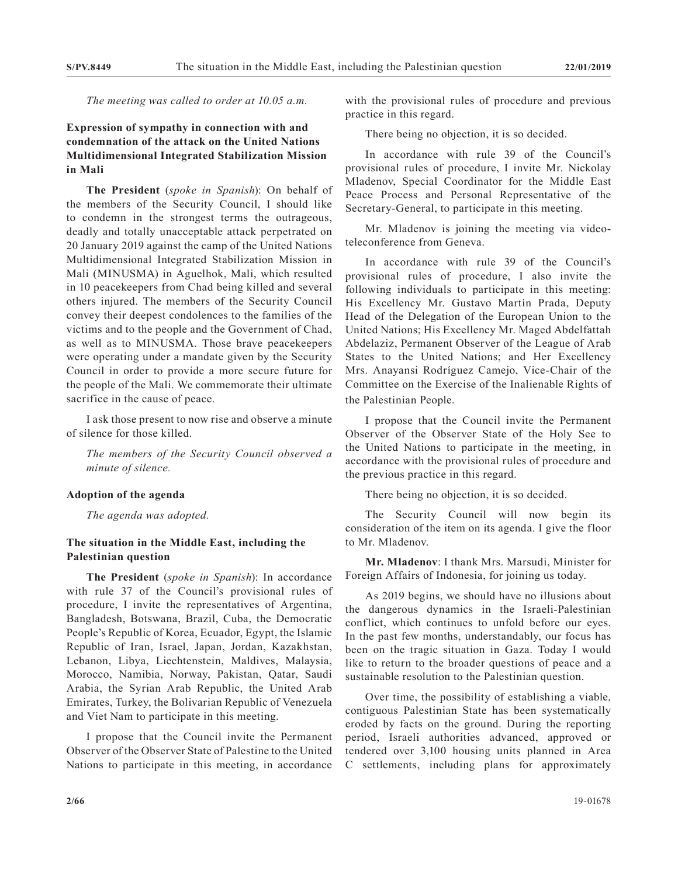*The meeting was called to order at 10.05 a.m.*

## Expression of sympathy in connection with and condemnation of the attack on the United Nations Multidimensional Integrated Stabilization Mission in Mali

**The President** (*spoke in Spanish*): On behalf of the members of the Security Council, I should like to condemn in the strongest terms the outrageous, deadly and totally unacceptable attack perpetrated on 20 January 2019 against the camp of the United Nations Multidimensional Integrated Stabilization Mission in Mali (MINUSMA) in Aguelhok, Mali, which resulted in 10 peacekeepers from Chad being killed and several others injured. The members of the Security Council convey their deepest condolences to the families of the victims and to the people and the Government of Chad, as well as to MINUSMA. Those brave peacekeepers were operating under a mandate given by the Security Council in order to provide a more secure future for the people of the Mali. We commemorate their ultimate sacrifice in the cause of peace.

I ask those present to now rise and observe a minute of silence for those killed.

*The members of the Security Council observed a minute of silence.*

## Adoption of the agenda

*The agenda was adopted.*

## The situation in the Middle East, including the Palestinian question

**The President** (*spoke in Spanish*): In accordance with rule 37 of the Council's provisional rules of procedure, I invite the representatives of Argentina, Bangladesh, Botswana, Brazil, Cuba, the Democratic People's Republic of Korea, Ecuador, Egypt, the Islamic Republic of Iran, Israel, Japan, Jordan, Kazakhstan, Lebanon, Libya, Liechtenstein, Maldives, Malaysia, Morocco, Namibia, Norway, Pakistan, Qatar, Saudi Arabia, the Syrian Arab Republic, the United Arab Emirates, Turkey, the Bolivarian Republic of Venezuela and Viet Nam to participate in this meeting.

I propose that the Council invite the Permanent Observer of the Observer State of Palestine to the United Nations to participate in this meeting, in accordance with the provisional rules of procedure and previous practice in this regard.

There being no objection, it is so decided.

In accordance with rule 39 of the Council's provisional rules of procedure, I invite Mr. Nickolay Mladenov, Special Coordinator for the Middle East Peace Process and Personal Representative of the Secretary-General, to participate in this meeting.

Mr. Mladenov is joining the meeting via video-teleconference from Geneva.

In accordance with rule 39 of the Council's provisional rules of procedure, I also invite the following individuals to participate in this meeting: His Excellency Mr. Gustavo Martín Prada, Deputy Head of the Delegation of the European Union to the United Nations; His Excellency Mr. Maged Abdelfattah Abdelaziz, Permanent Observer of the League of Arab States to the United Nations; and Her Excellency Mrs. Anayansi Rodríguez Camejo, Vice-Chair of the Committee on the Exercise of the Inalienable Rights of the Palestinian People.

I propose that the Council invite the Permanent Observer of the Observer State of the Holy See to the United Nations to participate in the meeting, in accordance with the provisional rules of procedure and the previous practice in this regard.

There being no objection, it is so decided.

The Security Council will now begin its consideration of the item on its agenda. I give the floor to Mr. Mladenov.

**Mr. Mladenov**: I thank Mrs. Marsudi, Minister for Foreign Affairs of Indonesia, for joining us today.

As 2019 begins, we should have no illusions about the dangerous dynamics in the Israeli-Palestinian conflict, which continues to unfold before our eyes. In the past few months, understandably, our focus has been on the tragic situation in Gaza. Today I would like to return to the broader questions of peace and a sustainable resolution to the Palestinian question.

Over time, the possibility of establishing a viable, contiguous Palestinian State has been systematically eroded by facts on the ground. During the reporting period, Israeli authorities advanced, approved or tendered over 3,100 housing units planned in Area C settlements, including plans for approximately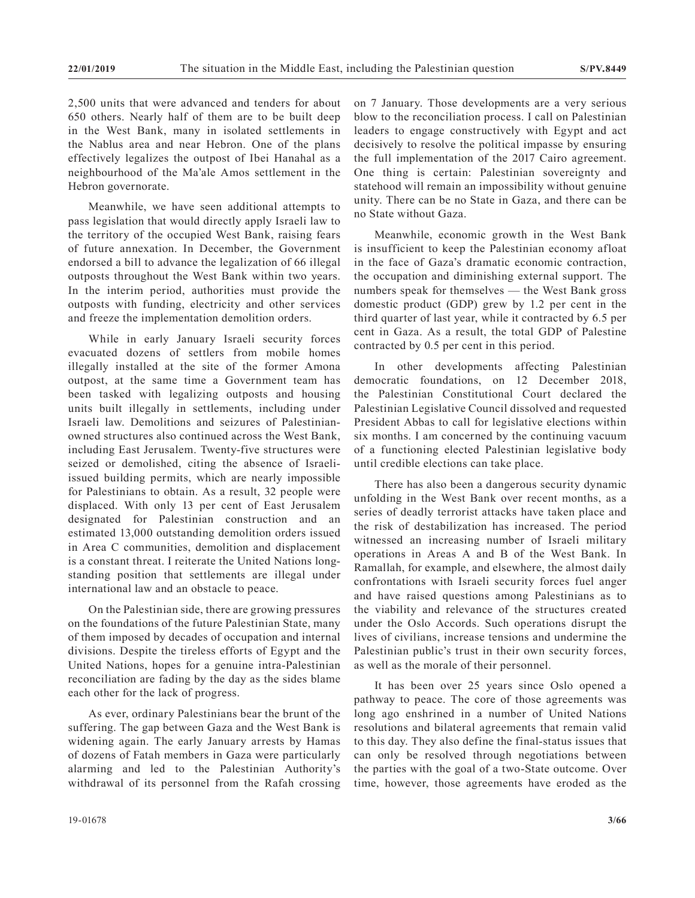2,500 units that were advanced and tenders for about 650 others. Nearly half of them are to be built deep in the West Bank, many in isolated settlements in the Nablus area and near Hebron. One of the plans effectively legalizes the outpost of Ibei Hanahal as a neighbourhood of the Ma'ale Amos settlement in the Hebron governorate.

Meanwhile, we have seen additional attempts to pass legislation that would directly apply Israeli law to the territory of the occupied West Bank, raising fears of future annexation. In December, the Government endorsed a bill to advance the legalization of 66 illegal outposts throughout the West Bank within two years. In the interim period, authorities must provide the outposts with funding, electricity and other services and freeze the implementation demolition orders.

While in early January Israeli security forces evacuated dozens of settlers from mobile homes illegally installed at the site of the former Amona outpost, at the same time a Government team has been tasked with legalizing outposts and housing units built illegally in settlements, including under Israeli law. Demolitions and seizures of Palestinian-owned structures also continued across the West Bank, including East Jerusalem. Twenty-five structures were seized or demolished, citing the absence of Israeli-issued building permits, which are nearly impossible for Palestinians to obtain. As a result, 32 people were displaced. With only 13 per cent of East Jerusalem designated for Palestinian construction and an estimated 13,000 outstanding demolition orders issued in Area C communities, demolition and displacement is a constant threat. I reiterate the United Nations long-standing position that settlements are illegal under international law and an obstacle to peace.

On the Palestinian side, there are growing pressures on the foundations of the future Palestinian State, many of them imposed by decades of occupation and internal divisions. Despite the tireless efforts of Egypt and the United Nations, hopes for a genuine intra-Palestinian reconciliation are fading by the day as the sides blame each other for the lack of progress.

As ever, ordinary Palestinians bear the brunt of the suffering. The gap between Gaza and the West Bank is widening again. The early January arrests by Hamas of dozens of Fatah members in Gaza were particularly alarming and led to the Palestinian Authority's withdrawal of its personnel from the Rafah crossing on 7 January. Those developments are a very serious blow to the reconciliation process. I call on Palestinian leaders to engage constructively with Egypt and act decisively to resolve the political impasse by ensuring the full implementation of the 2017 Cairo agreement. One thing is certain: Palestinian sovereignty and statehood will remain an impossibility without genuine unity. There can be no State in Gaza, and there can be no State without Gaza.

Meanwhile, economic growth in the West Bank is insufficient to keep the Palestinian economy afloat in the face of Gaza's dramatic economic contraction, the occupation and diminishing external support. The numbers speak for themselves — the West Bank gross domestic product (GDP) grew by 1.2 per cent in the third quarter of last year, while it contracted by 6.5 per cent in Gaza. As a result, the total GDP of Palestine contracted by 0.5 per cent in this period.

In other developments affecting Palestinian democratic foundations, on 12 December 2018, the Palestinian Constitutional Court declared the Palestinian Legislative Council dissolved and requested President Abbas to call for legislative elections within six months. I am concerned by the continuing vacuum of a functioning elected Palestinian legislative body until credible elections can take place.

There has also been a dangerous security dynamic unfolding in the West Bank over recent months, as a series of deadly terrorist attacks have taken place and the risk of destabilization has increased. The period witnessed an increasing number of Israeli military operations in Areas A and B of the West Bank. In Ramallah, for example, and elsewhere, the almost daily confrontations with Israeli security forces fuel anger and have raised questions among Palestinians as to the viability and relevance of the structures created under the Oslo Accords. Such operations disrupt the lives of civilians, increase tensions and undermine the Palestinian public's trust in their own security forces, as well as the morale of their personnel.

It has been over 25 years since Oslo opened a pathway to peace. The core of those agreements was long ago enshrined in a number of United Nations resolutions and bilateral agreements that remain valid to this day. They also define the final-status issues that can only be resolved through negotiations between the parties with the goal of a two-State outcome. Over time, however, those agreements have eroded as the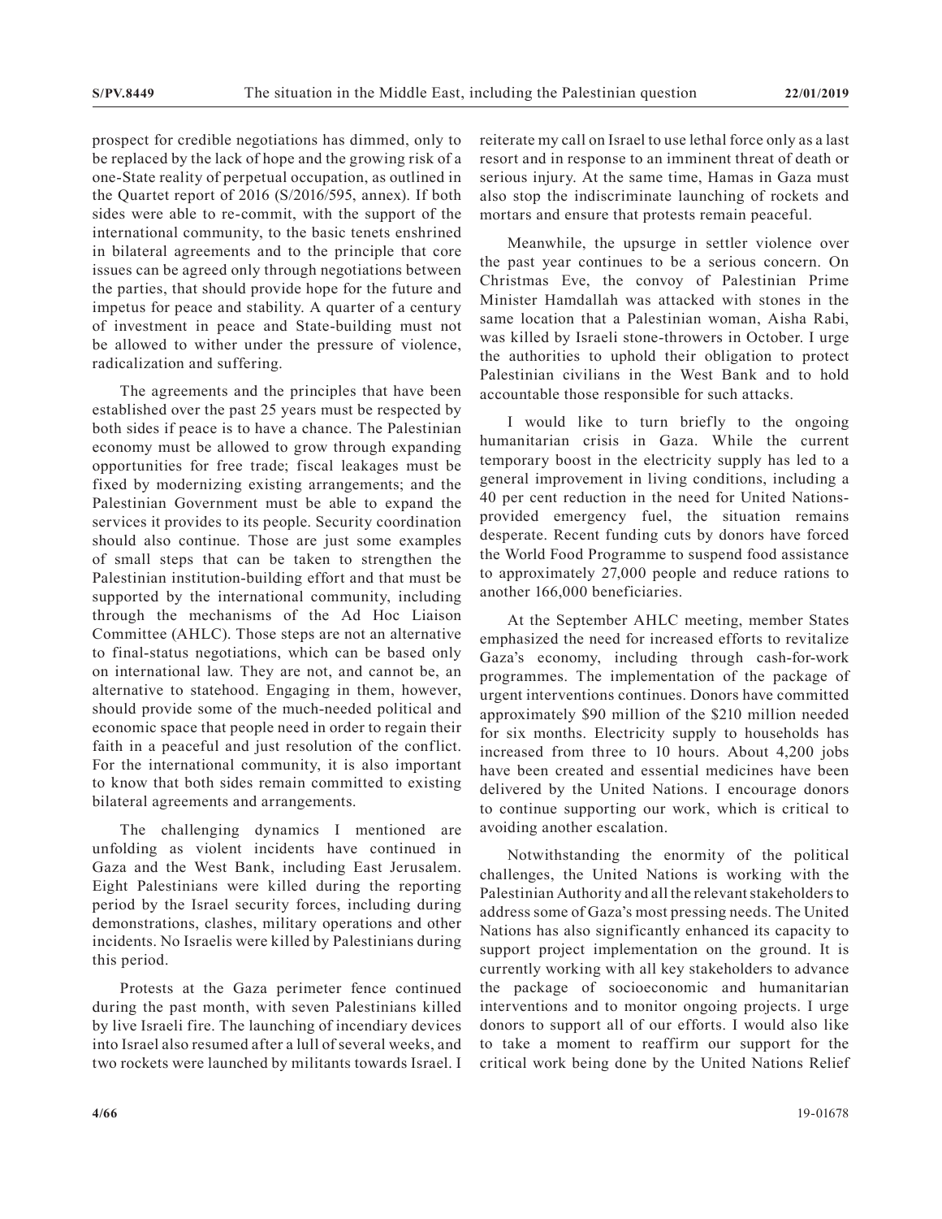prospect for credible negotiations has dimmed, only to be replaced by the lack of hope and the growing risk of a one-State reality of perpetual occupation, as outlined in the Quartet report of 2016 (S/2016/595, annex). If both sides were able to re-commit, with the support of the international community, to the basic tenets enshrined in bilateral agreements and to the principle that core issues can be agreed only through negotiations between the parties, that should provide hope for the future and impetus for peace and stability. A quarter of a century of investment in peace and State-building must not be allowed to wither under the pressure of violence, radicalization and suffering.

The agreements and the principles that have been established over the past 25 years must be respected by both sides if peace is to have a chance. The Palestinian economy must be allowed to grow through expanding opportunities for free trade; fiscal leakages must be fixed by modernizing existing arrangements; and the Palestinian Government must be able to expand the services it provides to its people. Security coordination should also continue. Those are just some examples of small steps that can be taken to strengthen the Palestinian institution-building effort and that must be supported by the international community, including through the mechanisms of the Ad Hoc Liaison Committee (AHLC). Those steps are not an alternative to final-status negotiations, which can be based only on international law. They are not, and cannot be, an alternative to statehood. Engaging in them, however, should provide some of the much-needed political and economic space that people need in order to regain their faith in a peaceful and just resolution of the conflict. For the international community, it is also important to know that both sides remain committed to existing bilateral agreements and arrangements.

The challenging dynamics I mentioned are unfolding as violent incidents have continued in Gaza and the West Bank, including East Jerusalem. Eight Palestinians were killed during the reporting period by the Israel security forces, including during demonstrations, clashes, military operations and other incidents. No Israelis were killed by Palestinians during this period.

Protests at the Gaza perimeter fence continued during the past month, with seven Palestinians killed by live Israeli fire. The launching of incendiary devices into Israel also resumed after a lull of several weeks, and two rockets were launched by militants towards Israel. I reiterate my call on Israel to use lethal force only as a last resort and in response to an imminent threat of death or serious injury. At the same time, Hamas in Gaza must also stop the indiscriminate launching of rockets and mortars and ensure that protests remain peaceful.

Meanwhile, the upsurge in settler violence over the past year continues to be a serious concern. On Christmas Eve, the convoy of Palestinian Prime Minister Hamdallah was attacked with stones in the same location that a Palestinian woman, Aisha Rabi, was killed by Israeli stone-throwers in October. I urge the authorities to uphold their obligation to protect Palestinian civilians in the West Bank and to hold accountable those responsible for such attacks.

I would like to turn briefly to the ongoing humanitarian crisis in Gaza. While the current temporary boost in the electricity supply has led to a general improvement in living conditions, including a 40 per cent reduction in the need for United Nations-provided emergency fuel, the situation remains desperate. Recent funding cuts by donors have forced the World Food Programme to suspend food assistance to approximately 27,000 people and reduce rations to another 166,000 beneficiaries.

At the September AHLC meeting, member States emphasized the need for increased efforts to revitalize Gaza's economy, including through cash-for-work programmes. The implementation of the package of urgent interventions continues. Donors have committed approximately \$90 million of the \$210 million needed for six months. Electricity supply to households has increased from three to 10 hours. About 4,200 jobs have been created and essential medicines have been delivered by the United Nations. I encourage donors to continue supporting our work, which is critical to avoiding another escalation.

Notwithstanding the enormity of the political challenges, the United Nations is working with the Palestinian Authority and all the relevant stakeholders to address some of Gaza's most pressing needs. The United Nations has also significantly enhanced its capacity to support project implementation on the ground. It is currently working with all key stakeholders to advance the package of socioeconomic and humanitarian interventions and to monitor ongoing projects. I urge donors to support all of our efforts. I would also like to take a moment to reaffirm our support for the critical work being done by the United Nations Relief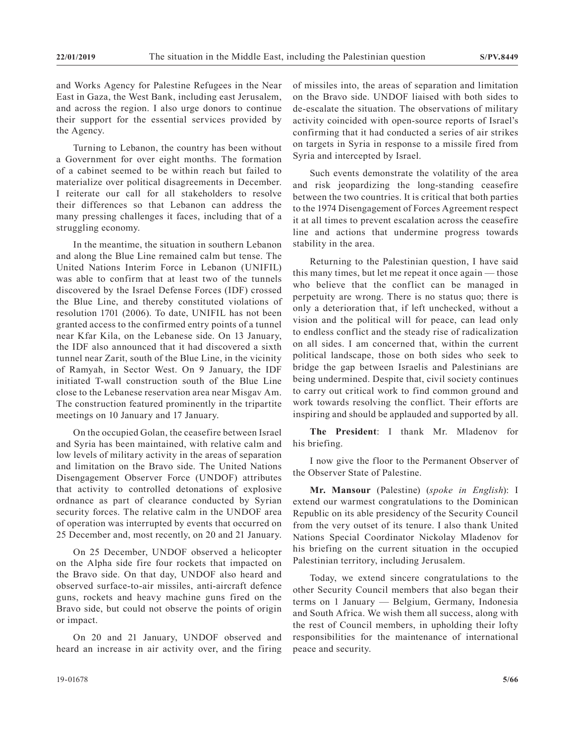and Works Agency for Palestine Refugees in the Near East in Gaza, the West Bank, including east Jerusalem, and across the region. I also urge donors to continue their support for the essential services provided by the Agency.

Turning to Lebanon, the country has been without a Government for over eight months. The formation of a cabinet seemed to be within reach but failed to materialize over political disagreements in December. I reiterate our call for all stakeholders to resolve their differences so that Lebanon can address the many pressing challenges it faces, including that of a struggling economy.

In the meantime, the situation in southern Lebanon and along the Blue Line remained calm but tense. The United Nations Interim Force in Lebanon (UNIFIL) was able to confirm that at least two of the tunnels discovered by the Israel Defense Forces (IDF) crossed the Blue Line, and thereby constituted violations of resolution 1701 (2006). To date, UNIFIL has not been granted access to the confirmed entry points of a tunnel near Kfar Kila, on the Lebanese side. On 13 January, the IDF also announced that it had discovered a sixth tunnel near Zarit, south of the Blue Line, in the vicinity of Ramyah, in Sector West. On 9 January, the IDF initiated T-wall construction south of the Blue Line close to the Lebanese reservation area near Misgav Am. The construction featured prominently in the tripartite meetings on 10 January and 17 January.

On the occupied Golan, the ceasefire between Israel and Syria has been maintained, with relative calm and low levels of military activity in the areas of separation and limitation on the Bravo side. The United Nations Disengagement Observer Force (UNDOF) attributes that activity to controlled detonations of explosive ordnance as part of clearance conducted by Syrian security forces. The relative calm in the UNDOF area of operation was interrupted by events that occurred on 25 December and, most recently, on 20 and 21 January.

On 25 December, UNDOF observed a helicopter on the Alpha side fire four rockets that impacted on the Bravo side. On that day, UNDOF also heard and observed surface-to-air missiles, anti-aircraft defence guns, rockets and heavy machine guns fired on the Bravo side, but could not observe the points of origin or impact.

On 20 and 21 January, UNDOF observed and heard an increase in air activity over, and the firing of missiles into, the areas of separation and limitation on the Bravo side. UNDOF liaised with both sides to de-escalate the situation. The observations of military activity coincided with open-source reports of Israel's confirming that it had conducted a series of air strikes on targets in Syria in response to a missile fired from Syria and intercepted by Israel.

Such events demonstrate the volatility of the area and risk jeopardizing the long-standing ceasefire between the two countries. It is critical that both parties to the 1974 Disengagement of Forces Agreement respect it at all times to prevent escalation across the ceasefire line and actions that undermine progress towards stability in the area.

Returning to the Palestinian question, I have said this many times, but let me repeat it once again — those who believe that the conflict can be managed in perpetuity are wrong. There is no status quo; there is only a deterioration that, if left unchecked, without a vision and the political will for peace, can lead only to endless conflict and the steady rise of radicalization on all sides. I am concerned that, within the current political landscape, those on both sides who seek to bridge the gap between Israelis and Palestinians are being undermined. Despite that, civil society continues to carry out critical work to find common ground and work towards resolving the conflict. Their efforts are inspiring and should be applauded and supported by all.

**The President**: I thank Mr. Mladenov for his briefing.

I now give the floor to the Permanent Observer of the Observer State of Palestine.

**Mr. Mansour** (Palestine) (*spoke in English*): I extend our warmest congratulations to the Dominican Republic on its able presidency of the Security Council from the very outset of its tenure. I also thank United Nations Special Coordinator Nickolay Mladenov for his briefing on the current situation in the occupied Palestinian territory, including Jerusalem.

Today, we extend sincere congratulations to the other Security Council members that also began their terms on 1 January — Belgium, Germany, Indonesia and South Africa. We wish them all success, along with the rest of Council members, in upholding their lofty responsibilities for the maintenance of international peace and security.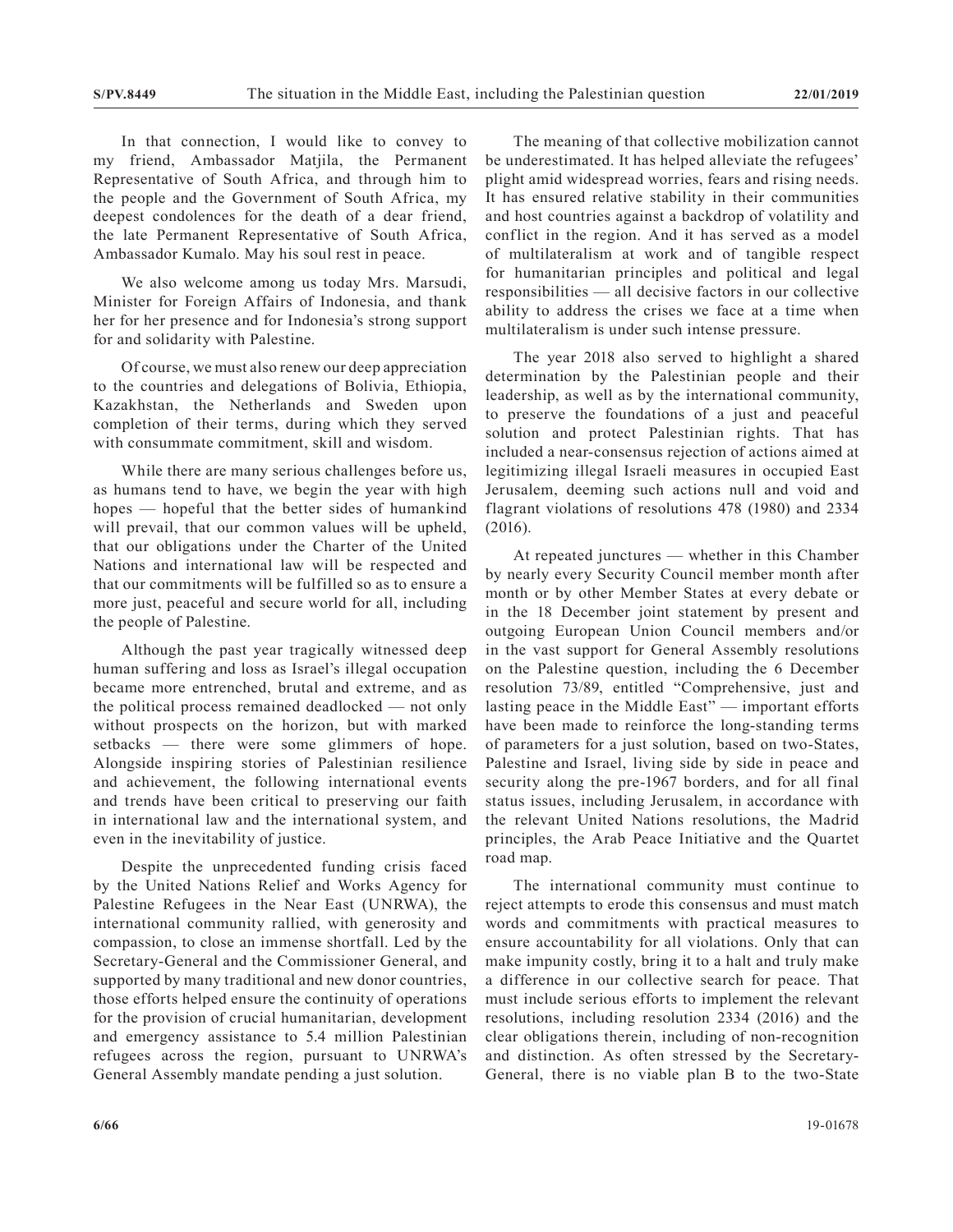In that connection, I would like to convey to my friend, Ambassador Matjila, the Permanent Representative of South Africa, and through him to the people and the Government of South Africa, my deepest condolences for the death of a dear friend, the late Permanent Representative of South Africa, Ambassador Kumalo. May his soul rest in peace.

We also welcome among us today Mrs. Marsudi, Minister for Foreign Affairs of Indonesia, and thank her for her presence and for Indonesia's strong support for and solidarity with Palestine.

Of course, we must also renew our deep appreciation to the countries and delegations of Bolivia, Ethiopia, Kazakhstan, the Netherlands and Sweden upon completion of their terms, during which they served with consummate commitment, skill and wisdom.

While there are many serious challenges before us, as humans tend to have, we begin the year with high hopes — hopeful that the better sides of humankind will prevail, that our common values will be upheld, that our obligations under the Charter of the United Nations and international law will be respected and that our commitments will be fulfilled so as to ensure a more just, peaceful and secure world for all, including the people of Palestine.

Although the past year tragically witnessed deep human suffering and loss as Israel's illegal occupation became more entrenched, brutal and extreme, and as the political process remained deadlocked — not only without prospects on the horizon, but with marked setbacks — there were some glimmers of hope. Alongside inspiring stories of Palestinian resilience and achievement, the following international events and trends have been critical to preserving our faith in international law and the international system, and even in the inevitability of justice.

Despite the unprecedented funding crisis faced by the United Nations Relief and Works Agency for Palestine Refugees in the Near East (UNRWA), the international community rallied, with generosity and compassion, to close an immense shortfall. Led by the Secretary-General and the Commissioner General, and supported by many traditional and new donor countries, those efforts helped ensure the continuity of operations for the provision of crucial humanitarian, development and emergency assistance to 5.4 million Palestinian refugees across the region, pursuant to UNRWA's General Assembly mandate pending a just solution.

The meaning of that collective mobilization cannot be underestimated. It has helped alleviate the refugees' plight amid widespread worries, fears and rising needs. It has ensured relative stability in their communities and host countries against a backdrop of volatility and conflict in the region. And it has served as a model of multilateralism at work and of tangible respect for humanitarian principles and political and legal responsibilities — all decisive factors in our collective ability to address the crises we face at a time when multilateralism is under such intense pressure.

The year 2018 also served to highlight a shared determination by the Palestinian people and their leadership, as well as by the international community, to preserve the foundations of a just and peaceful solution and protect Palestinian rights. That has included a near-consensus rejection of actions aimed at legitimizing illegal Israeli measures in occupied East Jerusalem, deeming such actions null and void and flagrant violations of resolutions 478 (1980) and 2334 (2016).

At repeated junctures — whether in this Chamber by nearly every Security Council member month after month or by other Member States at every debate or in the 18 December joint statement by present and outgoing European Union Council members and/or in the vast support for General Assembly resolutions on the Palestine question, including the 6 December resolution 73/89, entitled "Comprehensive, just and lasting peace in the Middle East" — important efforts have been made to reinforce the long-standing terms of parameters for a just solution, based on two-States, Palestine and Israel, living side by side in peace and security along the pre-1967 borders, and for all final status issues, including Jerusalem, in accordance with the relevant United Nations resolutions, the Madrid principles, the Arab Peace Initiative and the Quartet road map.

The international community must continue to reject attempts to erode this consensus and must match words and commitments with practical measures to ensure accountability for all violations. Only that can make impunity costly, bring it to a halt and truly make a difference in our collective search for peace. That must include serious efforts to implement the relevant resolutions, including resolution 2334 (2016) and the clear obligations therein, including of non-recognition and distinction. As often stressed by the Secretary-General, there is no viable plan B to the two-State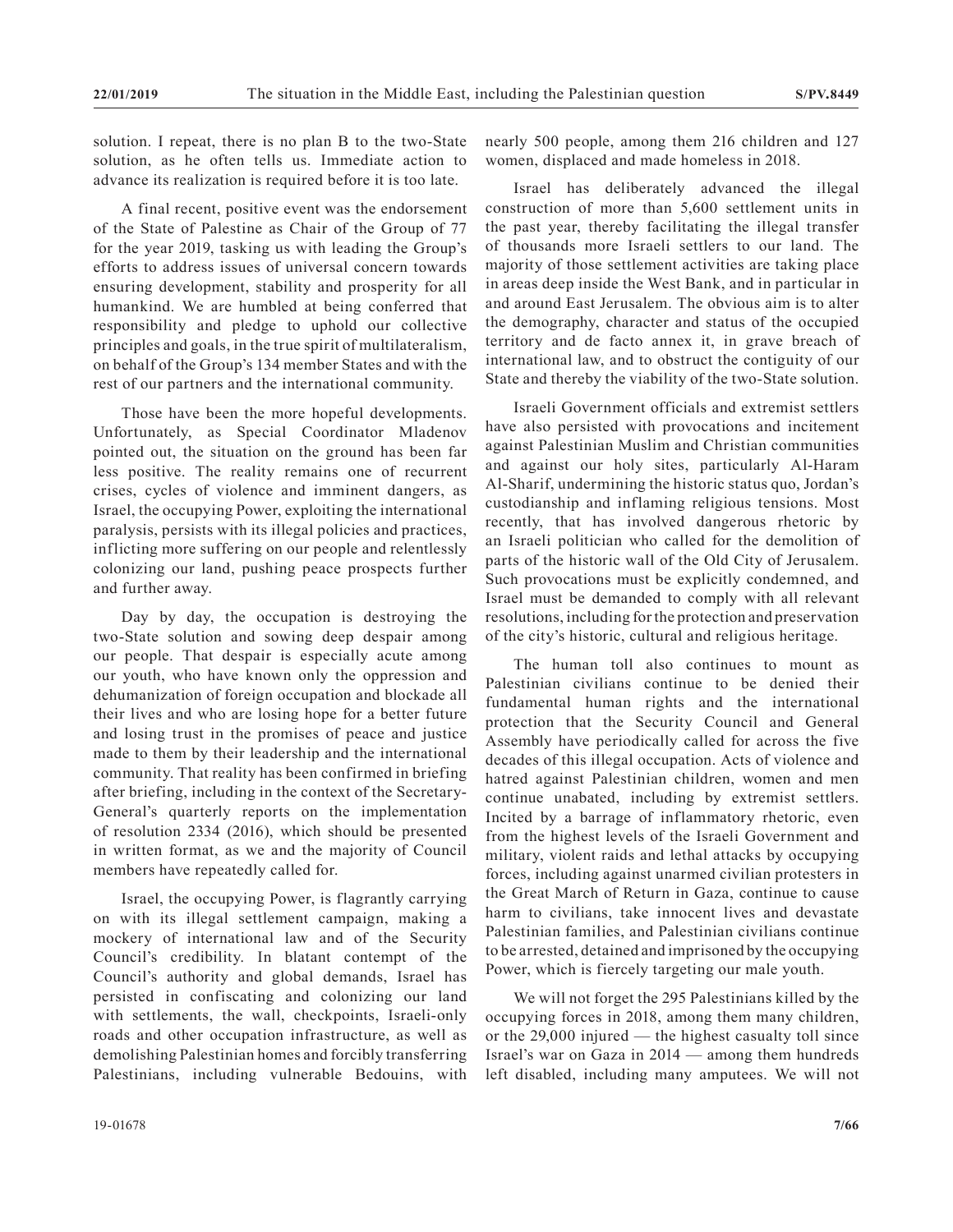solution. I repeat, there is no plan B to the two-State solution, as he often tells us. Immediate action to advance its realization is required before it is too late.

A final recent, positive event was the endorsement of the State of Palestine as Chair of the Group of 77 for the year 2019, tasking us with leading the Group's efforts to address issues of universal concern towards ensuring development, stability and prosperity for all humankind. We are humbled at being conferred that responsibility and pledge to uphold our collective principles and goals, in the true spirit of multilateralism, on behalf of the Group's 134 member States and with the rest of our partners and the international community.

Those have been the more hopeful developments. Unfortunately, as Special Coordinator Mladenov pointed out, the situation on the ground has been far less positive. The reality remains one of recurrent crises, cycles of violence and imminent dangers, as Israel, the occupying Power, exploiting the international paralysis, persists with its illegal policies and practices, inflicting more suffering on our people and relentlessly colonizing our land, pushing peace prospects further and further away.

Day by day, the occupation is destroying the two-State solution and sowing deep despair among our people. That despair is especially acute among our youth, who have known only the oppression and dehumanization of foreign occupation and blockade all their lives and who are losing hope for a better future and losing trust in the promises of peace and justice made to them by their leadership and the international community. That reality has been confirmed in briefing after briefing, including in the context of the Secretary-General's quarterly reports on the implementation of resolution 2334 (2016), which should be presented in written format, as we and the majority of Council members have repeatedly called for.

Israel, the occupying Power, is flagrantly carrying on with its illegal settlement campaign, making a mockery of international law and of the Security Council's credibility. In blatant contempt of the Council's authority and global demands, Israel has persisted in confiscating and colonizing our land with settlements, the wall, checkpoints, Israeli-only roads and other occupation infrastructure, as well as demolishing Palestinian homes and forcibly transferring Palestinians, including vulnerable Bedouins, with nearly 500 people, among them 216 children and 127 women, displaced and made homeless in 2018.

Israel has deliberately advanced the illegal construction of more than 5,600 settlement units in the past year, thereby facilitating the illegal transfer of thousands more Israeli settlers to our land. The majority of those settlement activities are taking place in areas deep inside the West Bank, and in particular in and around East Jerusalem. The obvious aim is to alter the demography, character and status of the occupied territory and de facto annex it, in grave breach of international law, and to obstruct the contiguity of our State and thereby the viability of the two-State solution.

Israeli Government officials and extremist settlers have also persisted with provocations and incitement against Palestinian Muslim and Christian communities and against our holy sites, particularly Al-Haram Al-Sharif, undermining the historic status quo, Jordan's custodianship and inflaming religious tensions. Most recently, that has involved dangerous rhetoric by an Israeli politician who called for the demolition of parts of the historic wall of the Old City of Jerusalem. Such provocations must be explicitly condemned, and Israel must be demanded to comply with all relevant resolutions, including for the protection and preservation of the city's historic, cultural and religious heritage.

The human toll also continues to mount as Palestinian civilians continue to be denied their fundamental human rights and the international protection that the Security Council and General Assembly have periodically called for across the five decades of this illegal occupation. Acts of violence and hatred against Palestinian children, women and men continue unabated, including by extremist settlers. Incited by a barrage of inflammatory rhetoric, even from the highest levels of the Israeli Government and military, violent raids and lethal attacks by occupying forces, including against unarmed civilian protesters in the Great March of Return in Gaza, continue to cause harm to civilians, take innocent lives and devastate Palestinian families, and Palestinian civilians continue to be arrested, detained and imprisoned by the occupying Power, which is fiercely targeting our male youth.

We will not forget the 295 Palestinians killed by the occupying forces in 2018, among them many children, or the 29,000 injured — the highest casualty toll since Israel's war on Gaza in 2014 — among them hundreds left disabled, including many amputees. We will not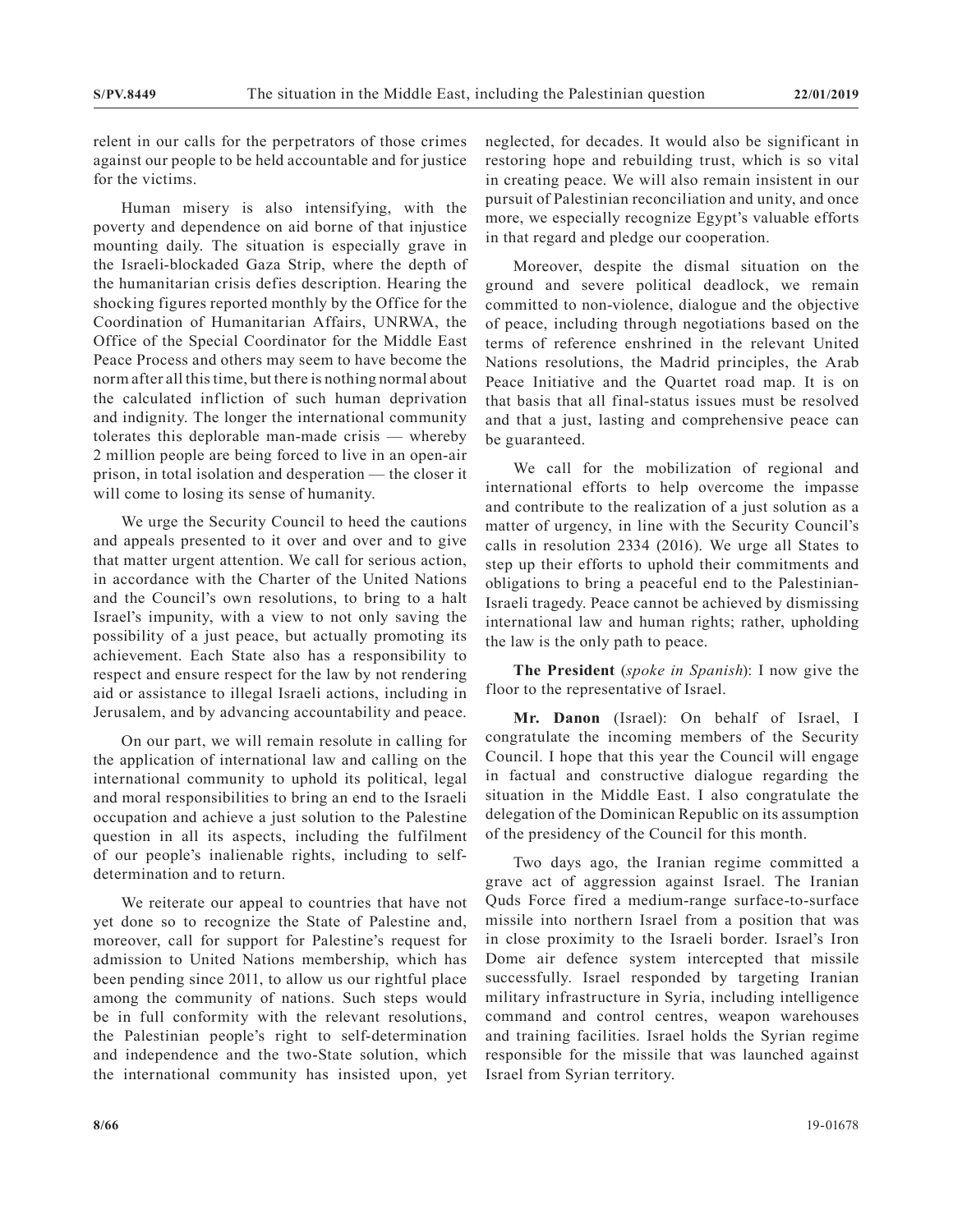relent in our calls for the perpetrators of those crimes against our people to be held accountable and for justice for the victims.

Human misery is also intensifying, with the poverty and dependence on aid borne of that injustice mounting daily. The situation is especially grave in the Israeli-blockaded Gaza Strip, where the depth of the humanitarian crisis defies description. Hearing the shocking figures reported monthly by the Office for the Coordination of Humanitarian Affairs, UNRWA, the Office of the Special Coordinator for the Middle East Peace Process and others may seem to have become the norm after all this time, but there is nothing normal about the calculated infliction of such human deprivation and indignity. The longer the international community tolerates this deplorable man-made crisis — whereby 2 million people are being forced to live in an open-air prison, in total isolation and desperation — the closer it will come to losing its sense of humanity.

We urge the Security Council to heed the cautions and appeals presented to it over and over and to give that matter urgent attention. We call for serious action, in accordance with the Charter of the United Nations and the Council's own resolutions, to bring to a halt Israel's impunity, with a view to not only saving the possibility of a just peace, but actually promoting its achievement. Each State also has a responsibility to respect and ensure respect for the law by not rendering aid or assistance to illegal Israeli actions, including in Jerusalem, and by advancing accountability and peace.

On our part, we will remain resolute in calling for the application of international law and calling on the international community to uphold its political, legal and moral responsibilities to bring an end to the Israeli occupation and achieve a just solution to the Palestine question in all its aspects, including the fulfilment of our people's inalienable rights, including to self-determination and to return.

We reiterate our appeal to countries that have not yet done so to recognize the State of Palestine and, moreover, call for support for Palestine's request for admission to United Nations membership, which has been pending since 2011, to allow us our rightful place among the community of nations. Such steps would be in full conformity with the relevant resolutions, the Palestinian people's right to self-determination and independence and the two-State solution, which the international community has insisted upon, yet neglected, for decades. It would also be significant in restoring hope and rebuilding trust, which is so vital in creating peace. We will also remain insistent in our pursuit of Palestinian reconciliation and unity, and once more, we especially recognize Egypt's valuable efforts in that regard and pledge our cooperation.

Moreover, despite the dismal situation on the ground and severe political deadlock, we remain committed to non-violence, dialogue and the objective of peace, including through negotiations based on the terms of reference enshrined in the relevant United Nations resolutions, the Madrid principles, the Arab Peace Initiative and the Quartet road map. It is on that basis that all final-status issues must be resolved and that a just, lasting and comprehensive peace can be guaranteed.

We call for the mobilization of regional and international efforts to help overcome the impasse and contribute to the realization of a just solution as a matter of urgency, in line with the Security Council's calls in resolution 2334 (2016). We urge all States to step up their efforts to uphold their commitments and obligations to bring a peaceful end to the Palestinian-Israeli tragedy. Peace cannot be achieved by dismissing international law and human rights; rather, upholding the law is the only path to peace.

**The President** (*spoke in Spanish*): I now give the floor to the representative of Israel.

**Mr. Danon** (Israel): On behalf of Israel, I congratulate the incoming members of the Security Council. I hope that this year the Council will engage in factual and constructive dialogue regarding the situation in the Middle East. I also congratulate the delegation of the Dominican Republic on its assumption of the presidency of the Council for this month.

Two days ago, the Iranian regime committed a grave act of aggression against Israel. The Iranian Quds Force fired a medium-range surface-to-surface missile into northern Israel from a position that was in close proximity to the Israeli border. Israel's Iron Dome air defence system intercepted that missile successfully. Israel responded by targeting Iranian military infrastructure in Syria, including intelligence command and control centres, weapon warehouses and training facilities. Israel holds the Syrian regime responsible for the missile that was launched against Israel from Syrian territory.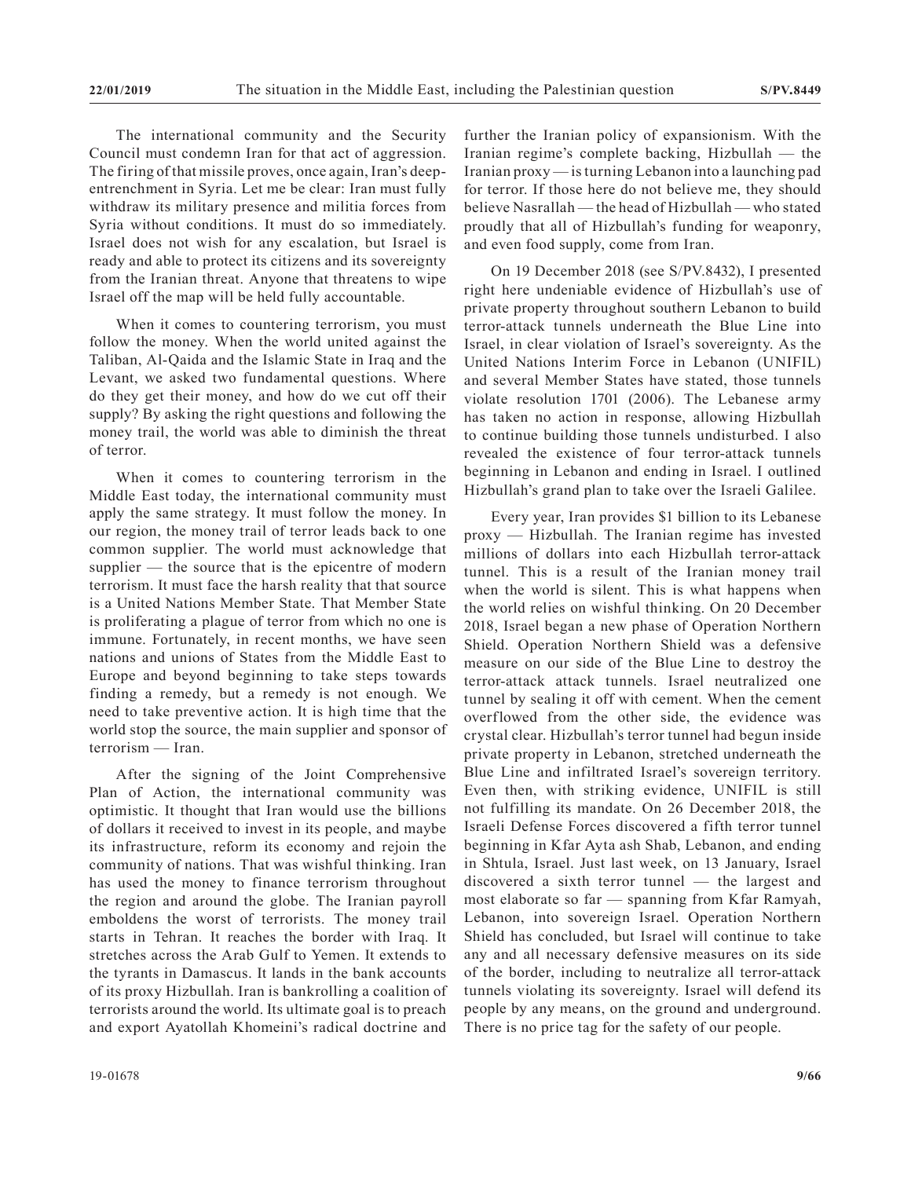The international community and the Security Council must condemn Iran for that act of aggression. The firing of that missile proves, once again, Iran's deep-entrenchment in Syria. Let me be clear: Iran must fully withdraw its military presence and militia forces from Syria without conditions. It must do so immediately. Israel does not wish for any escalation, but Israel is ready and able to protect its citizens and its sovereignty from the Iranian threat. Anyone that threatens to wipe Israel off the map will be held fully accountable.

When it comes to countering terrorism, you must follow the money. When the world united against the Taliban, Al-Qaida and the Islamic State in Iraq and the Levant, we asked two fundamental questions. Where do they get their money, and how do we cut off their supply? By asking the right questions and following the money trail, the world was able to diminish the threat of terror.

When it comes to countering terrorism in the Middle East today, the international community must apply the same strategy. It must follow the money. In our region, the money trail of terror leads back to one common supplier. The world must acknowledge that supplier — the source that is the epicentre of modern terrorism. It must face the harsh reality that that source is a United Nations Member State. That Member State is proliferating a plague of terror from which no one is immune. Fortunately, in recent months, we have seen nations and unions of States from the Middle East to Europe and beyond beginning to take steps towards finding a remedy, but a remedy is not enough. We need to take preventive action. It is high time that the world stop the source, the main supplier and sponsor of terrorism — Iran.

After the signing of the Joint Comprehensive Plan of Action, the international community was optimistic. It thought that Iran would use the billions of dollars it received to invest in its people, and maybe its infrastructure, reform its economy and rejoin the community of nations. That was wishful thinking. Iran has used the money to finance terrorism throughout the region and around the globe. The Iranian payroll emboldens the worst of terrorists. The money trail starts in Tehran. It reaches the border with Iraq. It stretches across the Arab Gulf to Yemen. It extends to the tyrants in Damascus. It lands in the bank accounts of its proxy Hizbullah. Iran is bankrolling a coalition of terrorists around the world. Its ultimate goal is to preach and export Ayatollah Khomeini's radical doctrine and further the Iranian policy of expansionism. With the Iranian regime's complete backing, Hizbullah — the Iranian proxy — is turning Lebanon into a launching pad for terror. If those here do not believe me, they should believe Nasrallah — the head of Hizbullah — who stated proudly that all of Hizbullah's funding for weaponry, and even food supply, come from Iran.

On 19 December 2018 (see S/PV.8432), I presented right here undeniable evidence of Hizbullah's use of private property throughout southern Lebanon to build terror-attack tunnels underneath the Blue Line into Israel, in clear violation of Israel's sovereignty. As the United Nations Interim Force in Lebanon (UNIFIL) and several Member States have stated, those tunnels violate resolution 1701 (2006). The Lebanese army has taken no action in response, allowing Hizbullah to continue building those tunnels undisturbed. I also revealed the existence of four terror-attack tunnels beginning in Lebanon and ending in Israel. I outlined Hizbullah's grand plan to take over the Israeli Galilee.

Every year, Iran provides $1 billion to its Lebanese proxy — Hizbullah. The Iranian regime has invested millions of dollars into each Hizbullah terror-attack tunnel. This is a result of the Iranian money trail when the world is silent. This is what happens when the world relies on wishful thinking. On 20 December 2018, Israel began a new phase of Operation Northern Shield. Operation Northern Shield was a defensive measure on our side of the Blue Line to destroy the terror-attack attack tunnels. Israel neutralized one tunnel by sealing it off with cement. When the cement overflowed from the other side, the evidence was crystal clear. Hizbullah's terror tunnel had begun inside private property in Lebanon, stretched underneath the Blue Line and infiltrated Israel's sovereign territory. Even then, with striking evidence, UNIFIL is still not fulfilling its mandate. On 26 December 2018, the Israeli Defense Forces discovered a fifth terror tunnel beginning in Kfar Ayta ash Shab, Lebanon, and ending in Shtula, Israel. Just last week, on 13 January, Israel discovered a sixth terror tunnel — the largest and most elaborate so far — spanning from Kfar Ramyah, Lebanon, into sovereign Israel. Operation Northern Shield has concluded, but Israel will continue to take any and all necessary defensive measures on its side of the border, including to neutralize all terror-attack tunnels violating its sovereignty. Israel will defend its people by any means, on the ground and underground. There is no price tag for the safety of our people.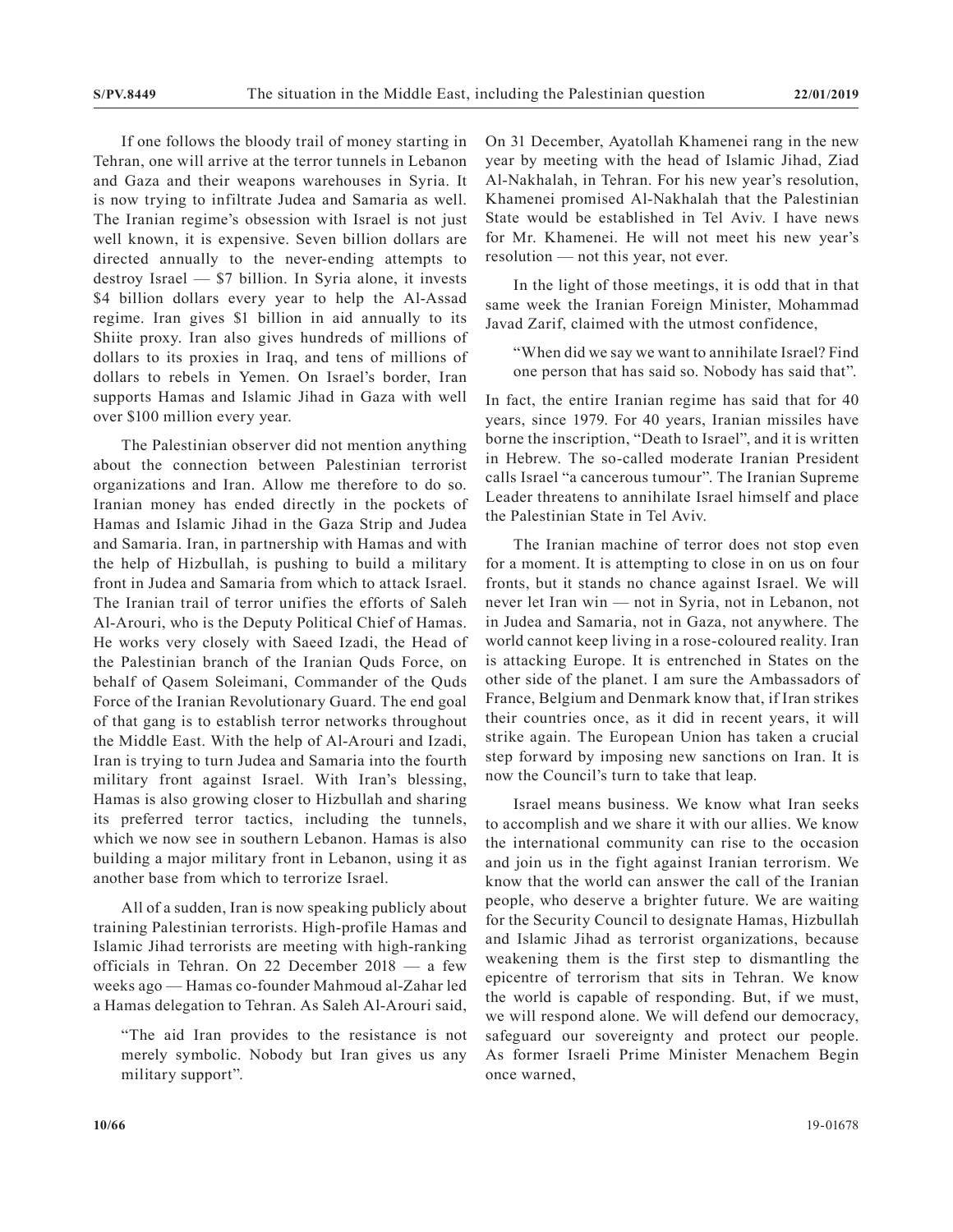If one follows the bloody trail of money starting in Tehran, one will arrive at the terror tunnels in Lebanon and Gaza and their weapons warehouses in Syria. It is now trying to infiltrate Judea and Samaria as well. The Iranian regime's obsession with Israel is not just well known, it is expensive. Seven billion dollars are directed annually to the never-ending attempts to destroy Israel — $7 billion. In Syria alone, it invests $4 billion dollars every year to help the Al-Assad regime. Iran gives $1 billion in aid annually to its Shiite proxy. Iran also gives hundreds of millions of dollars to its proxies in Iraq, and tens of millions of dollars to rebels in Yemen. On Israel's border, Iran supports Hamas and Islamic Jihad in Gaza with well over $100 million every year.

The Palestinian observer did not mention anything about the connection between Palestinian terrorist organizations and Iran. Allow me therefore to do so. Iranian money has ended directly in the pockets of Hamas and Islamic Jihad in the Gaza Strip and Judea and Samaria. Iran, in partnership with Hamas and with the help of Hizbullah, is pushing to build a military front in Judea and Samaria from which to attack Israel. The Iranian trail of terror unifies the efforts of Saleh Al-Arouri, who is the Deputy Political Chief of Hamas. He works very closely with Saeed Izadi, the Head of the Palestinian branch of the Iranian Quds Force, on behalf of Qasem Soleimani, Commander of the Quds Force of the Iranian Revolutionary Guard. The end goal of that gang is to establish terror networks throughout the Middle East. With the help of Al-Arouri and Izadi, Iran is trying to turn Judea and Samaria into the fourth military front against Israel. With Iran's blessing, Hamas is also growing closer to Hizbullah and sharing its preferred terror tactics, including the tunnels, which we now see in southern Lebanon. Hamas is also building a major military front in Lebanon, using it as another base from which to terrorize Israel.

All of a sudden, Iran is now speaking publicly about training Palestinian terrorists. High-profile Hamas and Islamic Jihad terrorists are meeting with high-ranking officials in Tehran. On 22 December 2018 — a few weeks ago — Hamas co-founder Mahmoud al-Zahar led a Hamas delegation to Tehran. As Saleh Al-Arouri said,

> "The aid Iran provides to the resistance is not merely symbolic. Nobody but Iran gives us any military support".

On 31 December, Ayatollah Khamenei rang in the new year by meeting with the head of Islamic Jihad, Ziad Al-Nakhalah, in Tehran. For his new year's resolution, Khamenei promised Al-Nakhalah that the Palestinian State would be established in Tel Aviv. I have news for Mr. Khamenei. He will not meet his new year's resolution — not this year, not ever.

In the light of those meetings, it is odd that in that same week the Iranian Foreign Minister, Mohammad Javad Zarif, claimed with the utmost confidence,

> "When did we say we want to annihilate Israel? Find one person that has said so. Nobody has said that".

In fact, the entire Iranian regime has said that for 40 years, since 1979. For 40 years, Iranian missiles have borne the inscription, "Death to Israel", and it is written in Hebrew. The so-called moderate Iranian President calls Israel "a cancerous tumour". The Iranian Supreme Leader threatens to annihilate Israel himself and place the Palestinian State in Tel Aviv.

The Iranian machine of terror does not stop even for a moment. It is attempting to close in on us on four fronts, but it stands no chance against Israel. We will never let Iran win — not in Syria, not in Lebanon, not in Judea and Samaria, not in Gaza, not anywhere. The world cannot keep living in a rose-coloured reality. Iran is attacking Europe. It is entrenched in States on the other side of the planet. I am sure the Ambassadors of France, Belgium and Denmark know that, if Iran strikes their countries once, as it did in recent years, it will strike again. The European Union has taken a crucial step forward by imposing new sanctions on Iran. It is now the Council's turn to take that leap.

Israel means business. We know what Iran seeks to accomplish and we share it with our allies. We know the international community can rise to the occasion and join us in the fight against Iranian terrorism. We know that the world can answer the call of the Iranian people, who deserve a brighter future. We are waiting for the Security Council to designate Hamas, Hizbullah and Islamic Jihad as terrorist organizations, because weakening them is the first step to dismantling the epicentre of terrorism that sits in Tehran. We know the world is capable of responding. But, if we must, we will respond alone. We will defend our democracy, safeguard our sovereignty and protect our people. As former Israeli Prime Minister Menachem Begin once warned,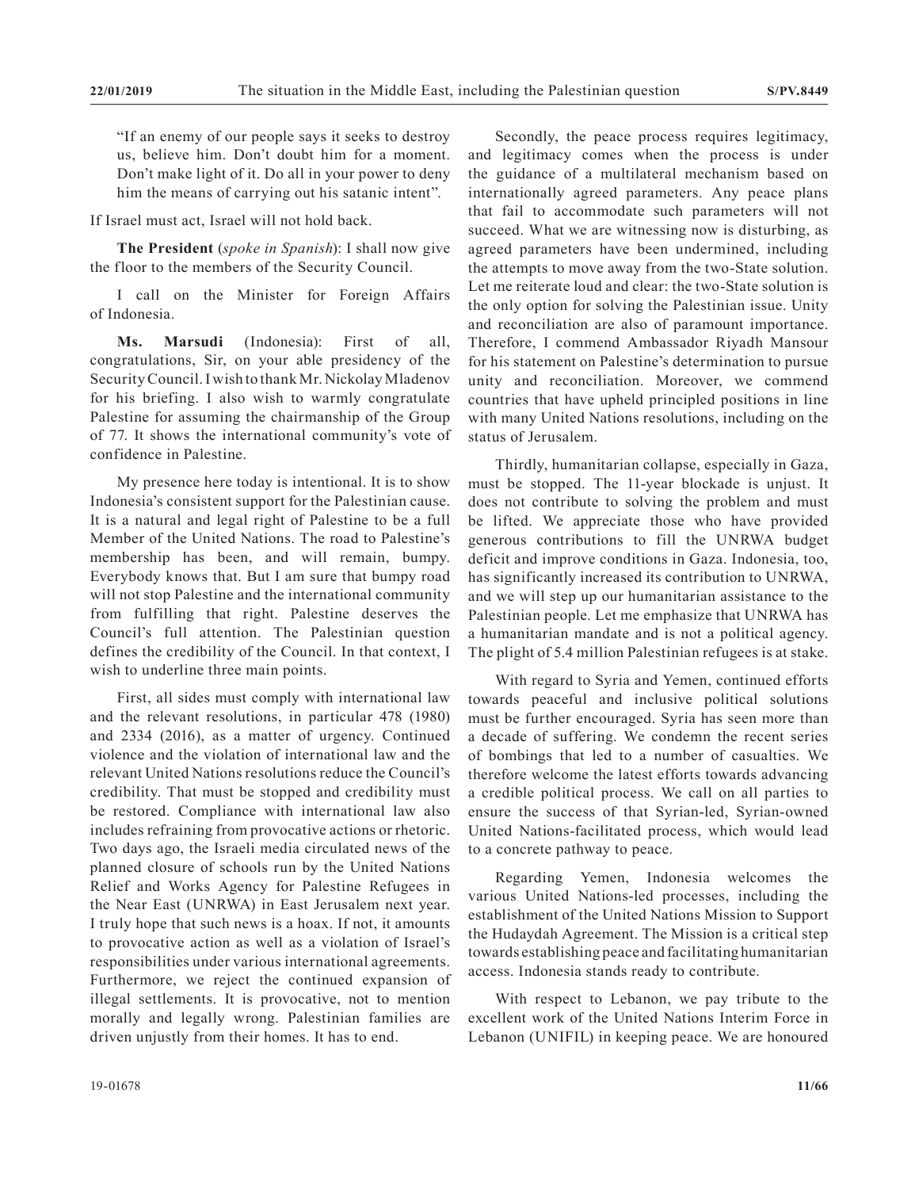"If an enemy of our people says it seeks to destroy us, believe him. Don't doubt him for a moment. Don't make light of it. Do all in your power to deny him the means of carrying out his satanic intent".

If Israel must act, Israel will not hold back.

**The President** (*spoke in Spanish*): I shall now give the floor to the members of the Security Council.

I call on the Minister for Foreign Affairs of Indonesia.

**Ms. Marsudi** (Indonesia): First of all, congratulations, Sir, on your able presidency of the Security Council. I wish to thank Mr. Nickolay Mladenov for his briefing. I also wish to warmly congratulate Palestine for assuming the chairmanship of the Group of 77. It shows the international community's vote of confidence in Palestine.

My presence here today is intentional. It is to show Indonesia's consistent support for the Palestinian cause. It is a natural and legal right of Palestine to be a full Member of the United Nations. The road to Palestine's membership has been, and will remain, bumpy. Everybody knows that. But I am sure that bumpy road will not stop Palestine and the international community from fulfilling that right. Palestine deserves the Council's full attention. The Palestinian question defines the credibility of the Council. In that context, I wish to underline three main points.

First, all sides must comply with international law and the relevant resolutions, in particular 478 (1980) and 2334 (2016), as a matter of urgency. Continued violence and the violation of international law and the relevant United Nations resolutions reduce the Council's credibility. That must be stopped and credibility must be restored. Compliance with international law also includes refraining from provocative actions or rhetoric. Two days ago, the Israeli media circulated news of the planned closure of schools run by the United Nations Relief and Works Agency for Palestine Refugees in the Near East (UNRWA) in East Jerusalem next year. I truly hope that such news is a hoax. If not, it amounts to provocative action as well as a violation of Israel's responsibilities under various international agreements. Furthermore, we reject the continued expansion of illegal settlements. It is provocative, not to mention morally and legally wrong. Palestinian families are driven unjustly from their homes. It has to end.

Secondly, the peace process requires legitimacy, and legitimacy comes when the process is under the guidance of a multilateral mechanism based on internationally agreed parameters. Any peace plans that fail to accommodate such parameters will not succeed. What we are witnessing now is disturbing, as agreed parameters have been undermined, including the attempts to move away from the two-State solution. Let me reiterate loud and clear: the two-State solution is the only option for solving the Palestinian issue. Unity and reconciliation are also of paramount importance. Therefore, I commend Ambassador Riyadh Mansour for his statement on Palestine's determination to pursue unity and reconciliation. Moreover, we commend countries that have upheld principled positions in line with many United Nations resolutions, including on the status of Jerusalem.

Thirdly, humanitarian collapse, especially in Gaza, must be stopped. The 11-year blockade is unjust. It does not contribute to solving the problem and must be lifted. We appreciate those who have provided generous contributions to fill the UNRWA budget deficit and improve conditions in Gaza. Indonesia, too, has significantly increased its contribution to UNRWA, and we will step up our humanitarian assistance to the Palestinian people. Let me emphasize that UNRWA has a humanitarian mandate and is not a political agency. The plight of 5.4 million Palestinian refugees is at stake.

With regard to Syria and Yemen, continued efforts towards peaceful and inclusive political solutions must be further encouraged. Syria has seen more than a decade of suffering. We condemn the recent series of bombings that led to a number of casualties. We therefore welcome the latest efforts towards advancing a credible political process. We call on all parties to ensure the success of that Syrian-led, Syrian-owned United Nations-facilitated process, which would lead to a concrete pathway to peace.

Regarding Yemen, Indonesia welcomes the various United Nations-led processes, including the establishment of the United Nations Mission to Support the Hudaydah Agreement. The Mission is a critical step towards establishing peace and facilitating humanitarian access. Indonesia stands ready to contribute.

With respect to Lebanon, we pay tribute to the excellent work of the United Nations Interim Force in Lebanon (UNIFIL) in keeping peace. We are honoured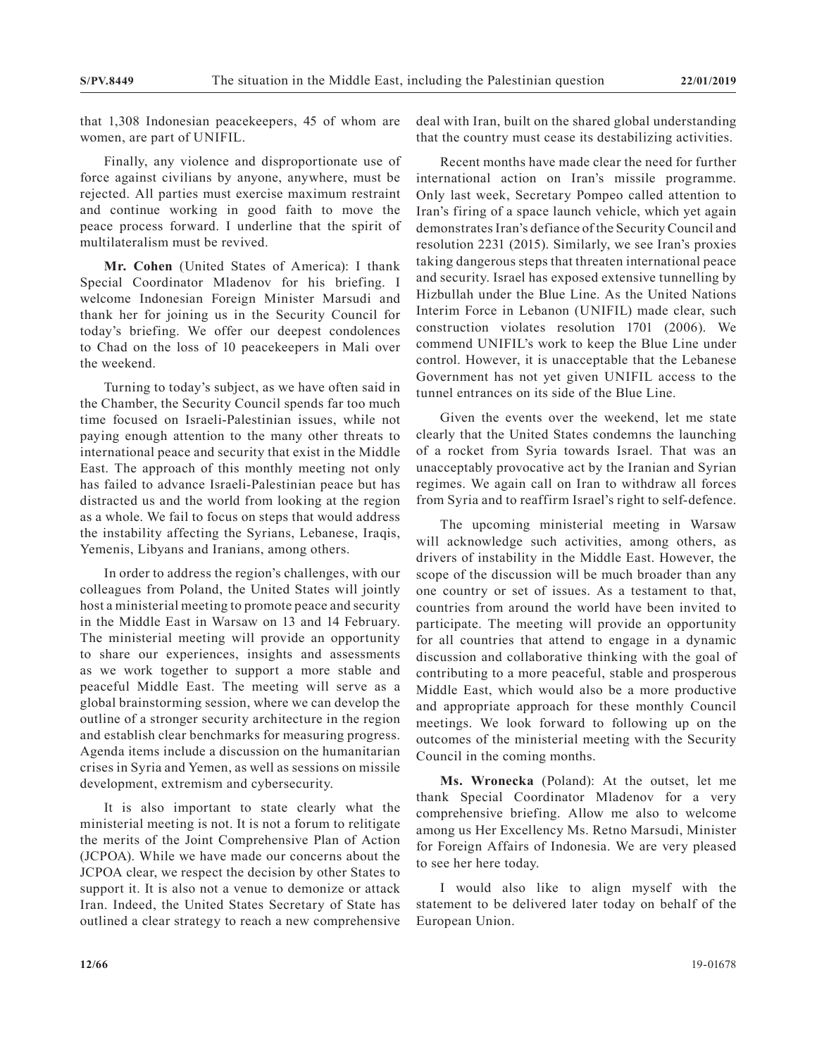that 1,308 Indonesian peacekeepers, 45 of whom are women, are part of UNIFIL.

Finally, any violence and disproportionate use of force against civilians by anyone, anywhere, must be rejected. All parties must exercise maximum restraint and continue working in good faith to move the peace process forward. I underline that the spirit of multilateralism must be revived.

**Mr. Cohen** (United States of America): I thank Special Coordinator Mladenov for his briefing. I welcome Indonesian Foreign Minister Marsudi and thank her for joining us in the Security Council for today's briefing. We offer our deepest condolences to Chad on the loss of 10 peacekeepers in Mali over the weekend.

Turning to today's subject, as we have often said in the Chamber, the Security Council spends far too much time focused on Israeli-Palestinian issues, while not paying enough attention to the many other threats to international peace and security that exist in the Middle East. The approach of this monthly meeting not only has failed to advance Israeli-Palestinian peace but has distracted us and the world from looking at the region as a whole. We fail to focus on steps that would address the instability affecting the Syrians, Lebanese, Iraqis, Yemenis, Libyans and Iranians, among others.

In order to address the region's challenges, with our colleagues from Poland, the United States will jointly host a ministerial meeting to promote peace and security in the Middle East in Warsaw on 13 and 14 February. The ministerial meeting will provide an opportunity to share our experiences, insights and assessments as we work together to support a more stable and peaceful Middle East. The meeting will serve as a global brainstorming session, where we can develop the outline of a stronger security architecture in the region and establish clear benchmarks for measuring progress. Agenda items include a discussion on the humanitarian crises in Syria and Yemen, as well as sessions on missile development, extremism and cybersecurity.

It is also important to state clearly what the ministerial meeting is not. It is not a forum to relitigate the merits of the Joint Comprehensive Plan of Action (JCPOA). While we have made our concerns about the JCPOA clear, we respect the decision by other States to support it. It is also not a venue to demonize or attack Iran. Indeed, the United States Secretary of State has outlined a clear strategy to reach a new comprehensive deal with Iran, built on the shared global understanding that the country must cease its destabilizing activities.

Recent months have made clear the need for further international action on Iran's missile programme. Only last week, Secretary Pompeo called attention to Iran's firing of a space launch vehicle, which yet again demonstrates Iran's defiance of the Security Council and resolution 2231 (2015). Similarly, we see Iran's proxies taking dangerous steps that threaten international peace and security. Israel has exposed extensive tunnelling by Hizbullah under the Blue Line. As the United Nations Interim Force in Lebanon (UNIFIL) made clear, such construction violates resolution 1701 (2006). We commend UNIFIL's work to keep the Blue Line under control. However, it is unacceptable that the Lebanese Government has not yet given UNIFIL access to the tunnel entrances on its side of the Blue Line.

Given the events over the weekend, let me state clearly that the United States condemns the launching of a rocket from Syria towards Israel. That was an unacceptably provocative act by the Iranian and Syrian regimes. We again call on Iran to withdraw all forces from Syria and to reaffirm Israel's right to self-defence.

The upcoming ministerial meeting in Warsaw will acknowledge such activities, among others, as drivers of instability in the Middle East. However, the scope of the discussion will be much broader than any one country or set of issues. As a testament to that, countries from around the world have been invited to participate. The meeting will provide an opportunity for all countries that attend to engage in a dynamic discussion and collaborative thinking with the goal of contributing to a more peaceful, stable and prosperous Middle East, which would also be a more productive and appropriate approach for these monthly Council meetings. We look forward to following up on the outcomes of the ministerial meeting with the Security Council in the coming months.

**Ms. Wronecka** (Poland): At the outset, let me thank Special Coordinator Mladenov for a very comprehensive briefing. Allow me also to welcome among us Her Excellency Ms. Retno Marsudi, Minister for Foreign Affairs of Indonesia. We are very pleased to see her here today.

I would also like to align myself with the statement to be delivered later today on behalf of the European Union.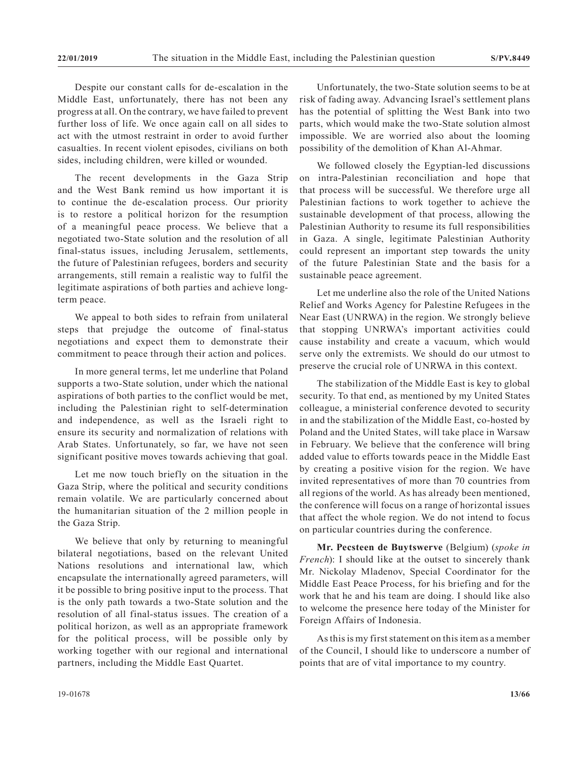Despite our constant calls for de-escalation in the Middle East, unfortunately, there has not been any progress at all. On the contrary, we have failed to prevent further loss of life. We once again call on all sides to act with the utmost restraint in order to avoid further casualties. In recent violent episodes, civilians on both sides, including children, were killed or wounded.

The recent developments in the Gaza Strip and the West Bank remind us how important it is to continue the de-escalation process. Our priority is to restore a political horizon for the resumption of a meaningful peace process. We believe that a negotiated two-State solution and the resolution of all final-status issues, including Jerusalem, settlements, the future of Palestinian refugees, borders and security arrangements, still remain a realistic way to fulfil the legitimate aspirations of both parties and achieve long-term peace.

We appeal to both sides to refrain from unilateral steps that prejudge the outcome of final-status negotiations and expect them to demonstrate their commitment to peace through their action and polices.

In more general terms, let me underline that Poland supports a two-State solution, under which the national aspirations of both parties to the conflict would be met, including the Palestinian right to self-determination and independence, as well as the Israeli right to ensure its security and normalization of relations with Arab States. Unfortunately, so far, we have not seen significant positive moves towards achieving that goal.

Let me now touch briefly on the situation in the Gaza Strip, where the political and security conditions remain volatile. We are particularly concerned about the humanitarian situation of the 2 million people in the Gaza Strip.

We believe that only by returning to meaningful bilateral negotiations, based on the relevant United Nations resolutions and international law, which encapsulate the internationally agreed parameters, will it be possible to bring positive input to the process. That is the only path towards a two-State solution and the resolution of all final-status issues. The creation of a political horizon, as well as an appropriate framework for the political process, will be possible only by working together with our regional and international partners, including the Middle East Quartet.

Unfortunately, the two-State solution seems to be at risk of fading away. Advancing Israel's settlement plans has the potential of splitting the West Bank into two parts, which would make the two-State solution almost impossible. We are worried also about the looming possibility of the demolition of Khan Al-Ahmar.

We followed closely the Egyptian-led discussions on intra-Palestinian reconciliation and hope that that process will be successful. We therefore urge all Palestinian factions to work together to achieve the sustainable development of that process, allowing the Palestinian Authority to resume its full responsibilities in Gaza. A single, legitimate Palestinian Authority could represent an important step towards the unity of the future Palestinian State and the basis for a sustainable peace agreement.

Let me underline also the role of the United Nations Relief and Works Agency for Palestine Refugees in the Near East (UNRWA) in the region. We strongly believe that stopping UNRWA's important activities could cause instability and create a vacuum, which would serve only the extremists. We should do our utmost to preserve the crucial role of UNRWA in this context.

The stabilization of the Middle East is key to global security. To that end, as mentioned by my United States colleague, a ministerial conference devoted to security in and the stabilization of the Middle East, co-hosted by Poland and the United States, will take place in Warsaw in February. We believe that the conference will bring added value to efforts towards peace in the Middle East by creating a positive vision for the region. We have invited representatives of more than 70 countries from all regions of the world. As has already been mentioned, the conference will focus on a range of horizontal issues that affect the whole region. We do not intend to focus on particular countries during the conference.

**Mr. Pecsteen de Buytswerve** (Belgium) (*spoke in French*): I should like at the outset to sincerely thank Mr. Nickolay Mladenov, Special Coordinator for the Middle East Peace Process, for his briefing and for the work that he and his team are doing. I should like also to welcome the presence here today of the Minister for Foreign Affairs of Indonesia.

As this is my first statement on this item as a member of the Council, I should like to underscore a number of points that are of vital importance to my country.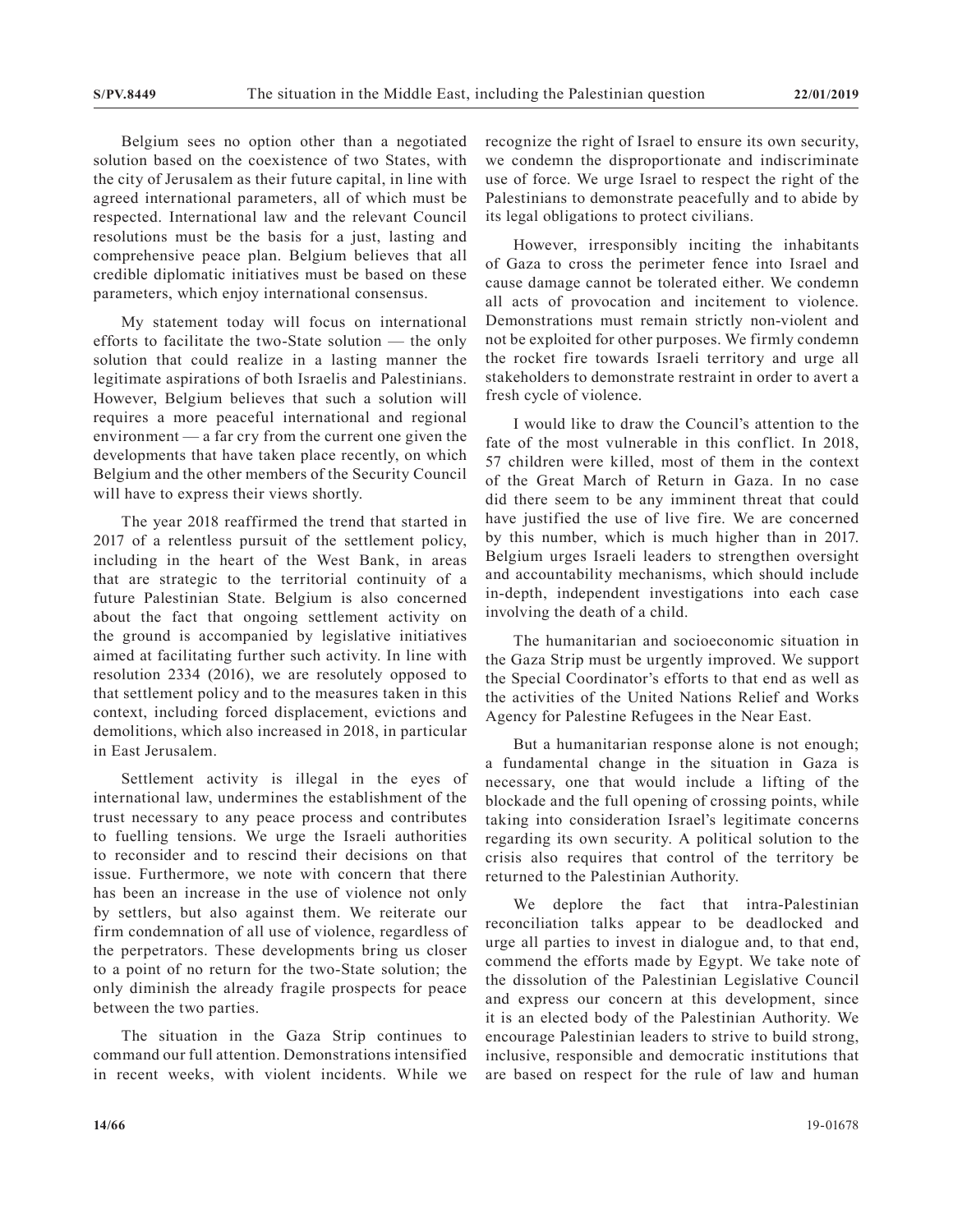Belgium sees no option other than a negotiated solution based on the coexistence of two States, with the city of Jerusalem as their future capital, in line with agreed international parameters, all of which must be respected. International law and the relevant Council resolutions must be the basis for a just, lasting and comprehensive peace plan. Belgium believes that all credible diplomatic initiatives must be based on these parameters, which enjoy international consensus.

My statement today will focus on international efforts to facilitate the two-State solution — the only solution that could realize in a lasting manner the legitimate aspirations of both Israelis and Palestinians. However, Belgium believes that such a solution will requires a more peaceful international and regional environment — a far cry from the current one given the developments that have taken place recently, on which Belgium and the other members of the Security Council will have to express their views shortly.

The year 2018 reaffirmed the trend that started in 2017 of a relentless pursuit of the settlement policy, including in the heart of the West Bank, in areas that are strategic to the territorial continuity of a future Palestinian State. Belgium is also concerned about the fact that ongoing settlement activity on the ground is accompanied by legislative initiatives aimed at facilitating further such activity. In line with resolution 2334 (2016), we are resolutely opposed to that settlement policy and to the measures taken in this context, including forced displacement, evictions and demolitions, which also increased in 2018, in particular in East Jerusalem.

Settlement activity is illegal in the eyes of international law, undermines the establishment of the trust necessary to any peace process and contributes to fuelling tensions. We urge the Israeli authorities to reconsider and to rescind their decisions on that issue. Furthermore, we note with concern that there has been an increase in the use of violence not only by settlers, but also against them. We reiterate our firm condemnation of all use of violence, regardless of the perpetrators. These developments bring us closer to a point of no return for the two-State solution; the only diminish the already fragile prospects for peace between the two parties.

The situation in the Gaza Strip continues to command our full attention. Demonstrations intensified in recent weeks, with violent incidents. While we recognize the right of Israel to ensure its own security, we condemn the disproportionate and indiscriminate use of force. We urge Israel to respect the right of the Palestinians to demonstrate peacefully and to abide by its legal obligations to protect civilians.

However, irresponsibly inciting the inhabitants of Gaza to cross the perimeter fence into Israel and cause damage cannot be tolerated either. We condemn all acts of provocation and incitement to violence. Demonstrations must remain strictly non-violent and not be exploited for other purposes. We firmly condemn the rocket fire towards Israeli territory and urge all stakeholders to demonstrate restraint in order to avert a fresh cycle of violence.

I would like to draw the Council's attention to the fate of the most vulnerable in this conflict. In 2018, 57 children were killed, most of them in the context of the Great March of Return in Gaza. In no case did there seem to be any imminent threat that could have justified the use of live fire. We are concerned by this number, which is much higher than in 2017. Belgium urges Israeli leaders to strengthen oversight and accountability mechanisms, which should include in-depth, independent investigations into each case involving the death of a child.

The humanitarian and socioeconomic situation in the Gaza Strip must be urgently improved. We support the Special Coordinator's efforts to that end as well as the activities of the United Nations Relief and Works Agency for Palestine Refugees in the Near East.

But a humanitarian response alone is not enough; a fundamental change in the situation in Gaza is necessary, one that would include a lifting of the blockade and the full opening of crossing points, while taking into consideration Israel's legitimate concerns regarding its own security. A political solution to the crisis also requires that control of the territory be returned to the Palestinian Authority.

We deplore the fact that intra-Palestinian reconciliation talks appear to be deadlocked and urge all parties to invest in dialogue and, to that end, commend the efforts made by Egypt. We take note of the dissolution of the Palestinian Legislative Council and express our concern at this development, since it is an elected body of the Palestinian Authority. We encourage Palestinian leaders to strive to build strong, inclusive, responsible and democratic institutions that are based on respect for the rule of law and human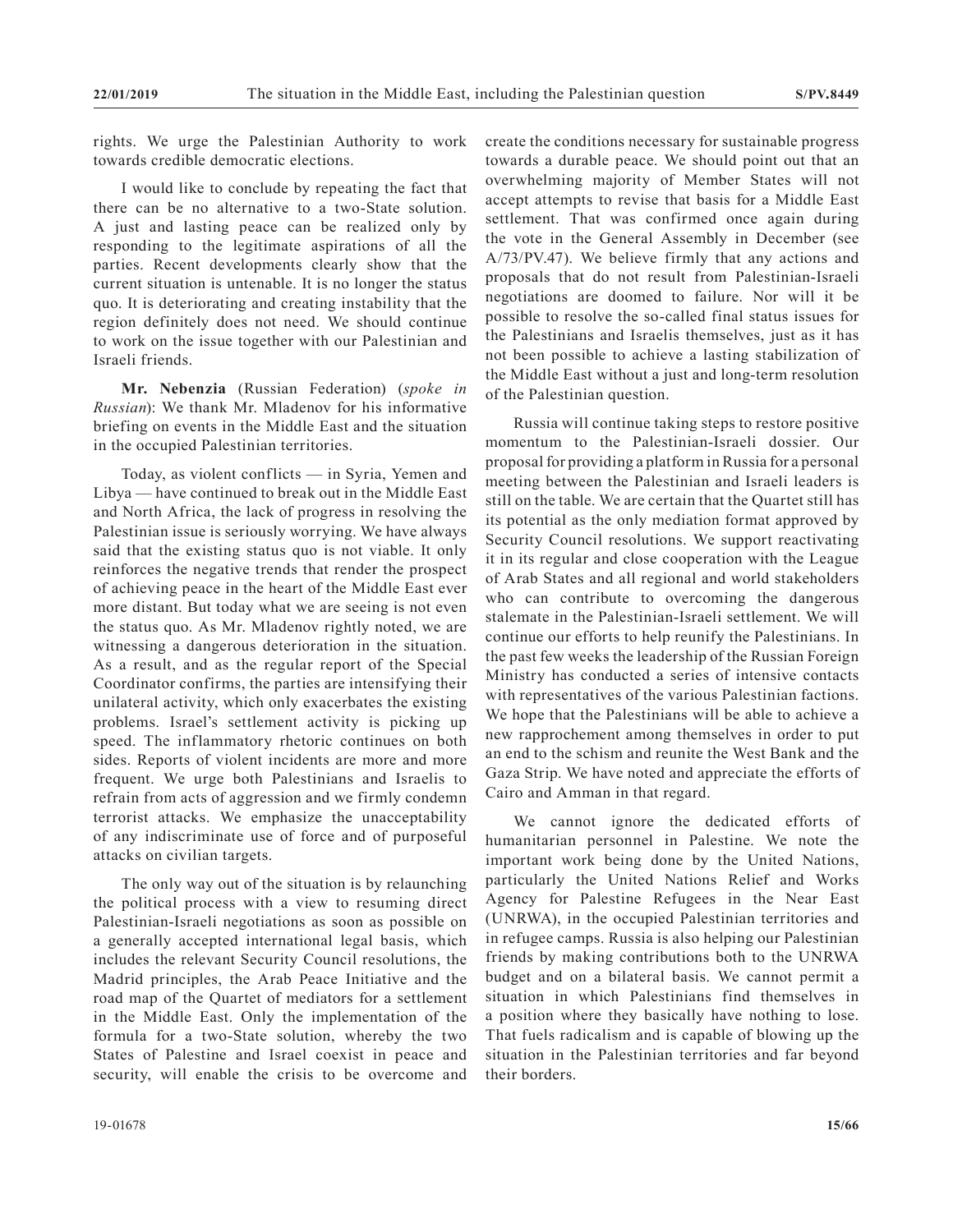rights. We urge the Palestinian Authority to work towards credible democratic elections.

I would like to conclude by repeating the fact that there can be no alternative to a two-State solution. A just and lasting peace can be realized only by responding to the legitimate aspirations of all the parties. Recent developments clearly show that the current situation is untenable. It is no longer the status quo. It is deteriorating and creating instability that the region definitely does not need. We should continue to work on the issue together with our Palestinian and Israeli friends.

**Mr. Nebenzia** (Russian Federation) (*spoke in Russian*): We thank Mr. Mladenov for his informative briefing on events in the Middle East and the situation in the occupied Palestinian territories.

Today, as violent conflicts — in Syria, Yemen and Libya — have continued to break out in the Middle East and North Africa, the lack of progress in resolving the Palestinian issue is seriously worrying. We have always said that the existing status quo is not viable. It only reinforces the negative trends that render the prospect of achieving peace in the heart of the Middle East ever more distant. But today what we are seeing is not even the status quo. As Mr. Mladenov rightly noted, we are witnessing a dangerous deterioration in the situation. As a result, and as the regular report of the Special Coordinator confirms, the parties are intensifying their unilateral activity, which only exacerbates the existing problems. Israel's settlement activity is picking up speed. The inflammatory rhetoric continues on both sides. Reports of violent incidents are more and more frequent. We urge both Palestinians and Israelis to refrain from acts of aggression and we firmly condemn terrorist attacks. We emphasize the unacceptability of any indiscriminate use of force and of purposeful attacks on civilian targets.

The only way out of the situation is by relaunching the political process with a view to resuming direct Palestinian-Israeli negotiations as soon as possible on a generally accepted international legal basis, which includes the relevant Security Council resolutions, the Madrid principles, the Arab Peace Initiative and the road map of the Quartet of mediators for a settlement in the Middle East. Only the implementation of the formula for a two-State solution, whereby the two States of Palestine and Israel coexist in peace and security, will enable the crisis to be overcome and create the conditions necessary for sustainable progress towards a durable peace. We should point out that an overwhelming majority of Member States will not accept attempts to revise that basis for a Middle East settlement. That was confirmed once again during the vote in the General Assembly in December (see A/73/PV.47). We believe firmly that any actions and proposals that do not result from Palestinian-Israeli negotiations are doomed to failure. Nor will it be possible to resolve the so-called final status issues for the Palestinians and Israelis themselves, just as it has not been possible to achieve a lasting stabilization of the Middle East without a just and long-term resolution of the Palestinian question.

Russia will continue taking steps to restore positive momentum to the Palestinian-Israeli dossier. Our proposal for providing a platform in Russia for a personal meeting between the Palestinian and Israeli leaders is still on the table. We are certain that the Quartet still has its potential as the only mediation format approved by Security Council resolutions. We support reactivating it in its regular and close cooperation with the League of Arab States and all regional and world stakeholders who can contribute to overcoming the dangerous stalemate in the Palestinian-Israeli settlement. We will continue our efforts to help reunify the Palestinians. In the past few weeks the leadership of the Russian Foreign Ministry has conducted a series of intensive contacts with representatives of the various Palestinian factions. We hope that the Palestinians will be able to achieve a new rapprochement among themselves in order to put an end to the schism and reunite the West Bank and the Gaza Strip. We have noted and appreciate the efforts of Cairo and Amman in that regard.

We cannot ignore the dedicated efforts of humanitarian personnel in Palestine. We note the important work being done by the United Nations, particularly the United Nations Relief and Works Agency for Palestine Refugees in the Near East (UNRWA), in the occupied Palestinian territories and in refugee camps. Russia is also helping our Palestinian friends by making contributions both to the UNRWA budget and on a bilateral basis. We cannot permit a situation in which Palestinians find themselves in a position where they basically have nothing to lose. That fuels radicalism and is capable of blowing up the situation in the Palestinian territories and far beyond their borders.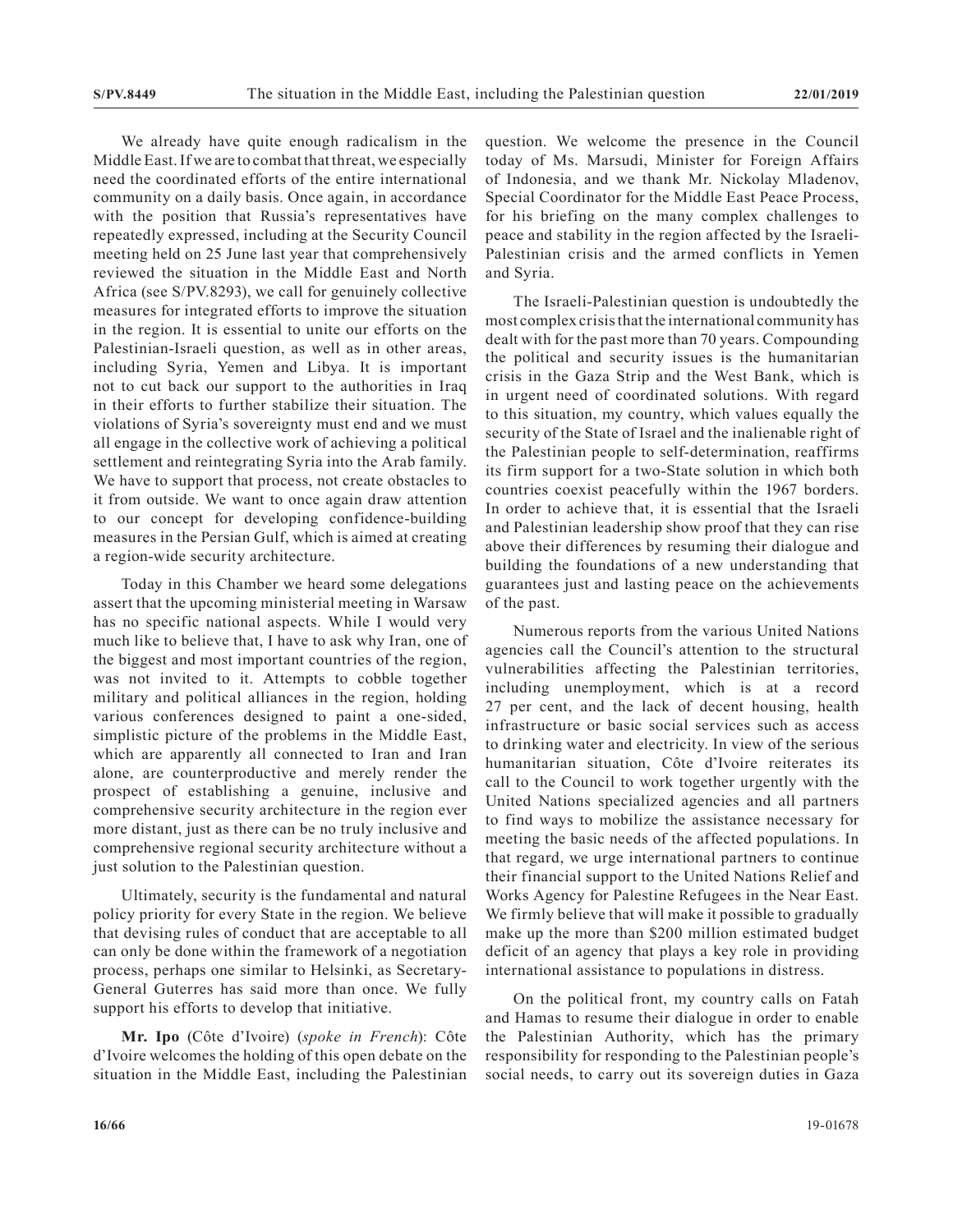We already have quite enough radicalism in the Middle East. If we are to combat that threat, we especially need the coordinated efforts of the entire international community on a daily basis. Once again, in accordance with the position that Russia's representatives have repeatedly expressed, including at the Security Council meeting held on 25 June last year that comprehensively reviewed the situation in the Middle East and North Africa (see S/PV.8293), we call for genuinely collective measures for integrated efforts to improve the situation in the region. It is essential to unite our efforts on the Palestinian-Israeli question, as well as in other areas, including Syria, Yemen and Libya. It is important not to cut back our support to the authorities in Iraq in their efforts to further stabilize their situation. The violations of Syria's sovereignty must end and we must all engage in the collective work of achieving a political settlement and reintegrating Syria into the Arab family. We have to support that process, not create obstacles to it from outside. We want to once again draw attention to our concept for developing confidence-building measures in the Persian Gulf, which is aimed at creating a region-wide security architecture.

Today in this Chamber we heard some delegations assert that the upcoming ministerial meeting in Warsaw has no specific national aspects. While I would very much like to believe that, I have to ask why Iran, one of the biggest and most important countries of the region, was not invited to it. Attempts to cobble together military and political alliances in the region, holding various conferences designed to paint a one-sided, simplistic picture of the problems in the Middle East, which are apparently all connected to Iran and Iran alone, are counterproductive and merely render the prospect of establishing a genuine, inclusive and comprehensive security architecture in the region ever more distant, just as there can be no truly inclusive and comprehensive regional security architecture without a just solution to the Palestinian question.

Ultimately, security is the fundamental and natural policy priority for every State in the region. We believe that devising rules of conduct that are acceptable to all can only be done within the framework of a negotiation process, perhaps one similar to Helsinki, as Secretary-General Guterres has said more than once. We fully support his efforts to develop that initiative.

**Mr. Ipo** (Côte d'Ivoire) (*spoke in French*): Côte d'Ivoire welcomes the holding of this open debate on the situation in the Middle East, including the Palestinian question. We welcome the presence in the Council today of Ms. Marsudi, Minister for Foreign Affairs of Indonesia, and we thank Mr. Nickolay Mladenov, Special Coordinator for the Middle East Peace Process, for his briefing on the many complex challenges to peace and stability in the region affected by the Israeli-Palestinian crisis and the armed conflicts in Yemen and Syria.

The Israeli-Palestinian question is undoubtedly the most complex crisis that the international community has dealt with for the past more than 70 years. Compounding the political and security issues is the humanitarian crisis in the Gaza Strip and the West Bank, which is in urgent need of coordinated solutions. With regard to this situation, my country, which values equally the security of the State of Israel and the inalienable right of the Palestinian people to self-determination, reaffirms its firm support for a two-State solution in which both countries coexist peacefully within the 1967 borders. In order to achieve that, it is essential that the Israeli and Palestinian leadership show proof that they can rise above their differences by resuming their dialogue and building the foundations of a new understanding that guarantees just and lasting peace on the achievements of the past.

Numerous reports from the various United Nations agencies call the Council's attention to the structural vulnerabilities affecting the Palestinian territories, including unemployment, which is at a record 27 per cent, and the lack of decent housing, health infrastructure or basic social services such as access to drinking water and electricity. In view of the serious humanitarian situation, Côte d'Ivoire reiterates its call to the Council to work together urgently with the United Nations specialized agencies and all partners to find ways to mobilize the assistance necessary for meeting the basic needs of the affected populations. In that regard, we urge international partners to continue their financial support to the United Nations Relief and Works Agency for Palestine Refugees in the Near East. We firmly believe that will make it possible to gradually make up the more than $200 million estimated budget deficit of an agency that plays a key role in providing international assistance to populations in distress.

On the political front, my country calls on Fatah and Hamas to resume their dialogue in order to enable the Palestinian Authority, which has the primary responsibility for responding to the Palestinian people's social needs, to carry out its sovereign duties in Gaza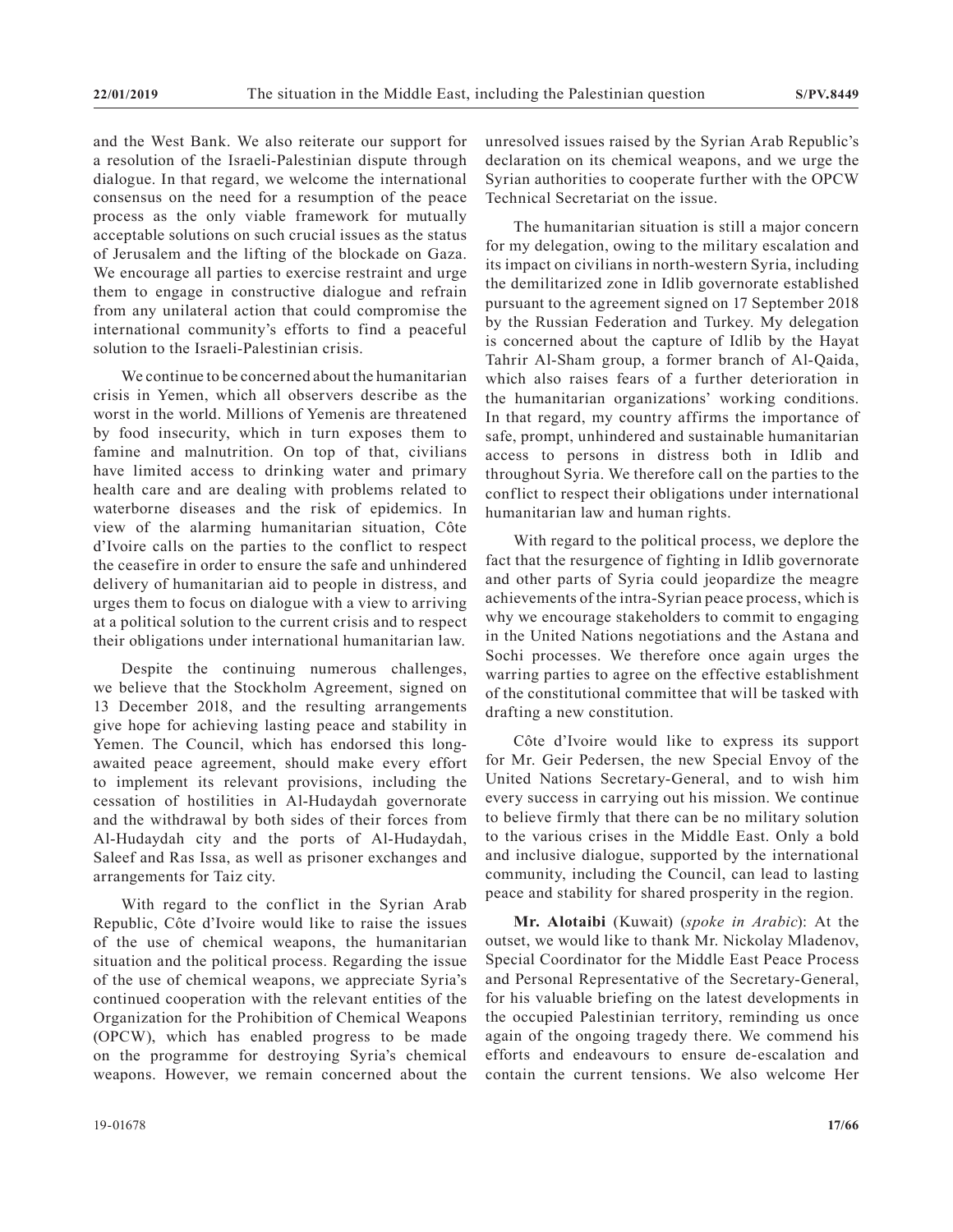and the West Bank. We also reiterate our support for a resolution of the Israeli-Palestinian dispute through dialogue. In that regard, we welcome the international consensus on the need for a resumption of the peace process as the only viable framework for mutually acceptable solutions on such crucial issues as the status of Jerusalem and the lifting of the blockade on Gaza. We encourage all parties to exercise restraint and urge them to engage in constructive dialogue and refrain from any unilateral action that could compromise the international community's efforts to find a peaceful solution to the Israeli-Palestinian crisis.

We continue to be concerned about the humanitarian crisis in Yemen, which all observers describe as the worst in the world. Millions of Yemenis are threatened by food insecurity, which in turn exposes them to famine and malnutrition. On top of that, civilians have limited access to drinking water and primary health care and are dealing with problems related to waterborne diseases and the risk of epidemics. In view of the alarming humanitarian situation, Côte d'Ivoire calls on the parties to the conflict to respect the ceasefire in order to ensure the safe and unhindered delivery of humanitarian aid to people in distress, and urges them to focus on dialogue with a view to arriving at a political solution to the current crisis and to respect their obligations under international humanitarian law.

Despite the continuing numerous challenges, we believe that the Stockholm Agreement, signed on 13 December 2018, and the resulting arrangements give hope for achieving lasting peace and stability in Yemen. The Council, which has endorsed this long-awaited peace agreement, should make every effort to implement its relevant provisions, including the cessation of hostilities in Al-Hudaydah governorate and the withdrawal by both sides of their forces from Al-Hudaydah city and the ports of Al-Hudaydah, Saleef and Ras Issa, as well as prisoner exchanges and arrangements for Taiz city.

With regard to the conflict in the Syrian Arab Republic, Côte d'Ivoire would like to raise the issues of the use of chemical weapons, the humanitarian situation and the political process. Regarding the issue of the use of chemical weapons, we appreciate Syria's continued cooperation with the relevant entities of the Organization for the Prohibition of Chemical Weapons (OPCW), which has enabled progress to be made on the programme for destroying Syria's chemical weapons. However, we remain concerned about the unresolved issues raised by the Syrian Arab Republic's declaration on its chemical weapons, and we urge the Syrian authorities to cooperate further with the OPCW Technical Secretariat on the issue.

The humanitarian situation is still a major concern for my delegation, owing to the military escalation and its impact on civilians in north-western Syria, including the demilitarized zone in Idlib governorate established pursuant to the agreement signed on 17 September 2018 by the Russian Federation and Turkey. My delegation is concerned about the capture of Idlib by the Hayat Tahrir Al-Sham group, a former branch of Al-Qaida, which also raises fears of a further deterioration in the humanitarian organizations' working conditions. In that regard, my country affirms the importance of safe, prompt, unhindered and sustainable humanitarian access to persons in distress both in Idlib and throughout Syria. We therefore call on the parties to the conflict to respect their obligations under international humanitarian law and human rights.

With regard to the political process, we deplore the fact that the resurgence of fighting in Idlib governorate and other parts of Syria could jeopardize the meagre achievements of the intra-Syrian peace process, which is why we encourage stakeholders to commit to engaging in the United Nations negotiations and the Astana and Sochi processes. We therefore once again urges the warring parties to agree on the effective establishment of the constitutional committee that will be tasked with drafting a new constitution.

Côte d'Ivoire would like to express its support for Mr. Geir Pedersen, the new Special Envoy of the United Nations Secretary-General, and to wish him every success in carrying out his mission. We continue to believe firmly that there can be no military solution to the various crises in the Middle East. Only a bold and inclusive dialogue, supported by the international community, including the Council, can lead to lasting peace and stability for shared prosperity in the region.

**Mr. Alotaibi** (Kuwait) (*spoke in Arabic*): At the outset, we would like to thank Mr. Nickolay Mladenov, Special Coordinator for the Middle East Peace Process and Personal Representative of the Secretary-General, for his valuable briefing on the latest developments in the occupied Palestinian territory, reminding us once again of the ongoing tragedy there. We commend his efforts and endeavours to ensure de-escalation and contain the current tensions. We also welcome Her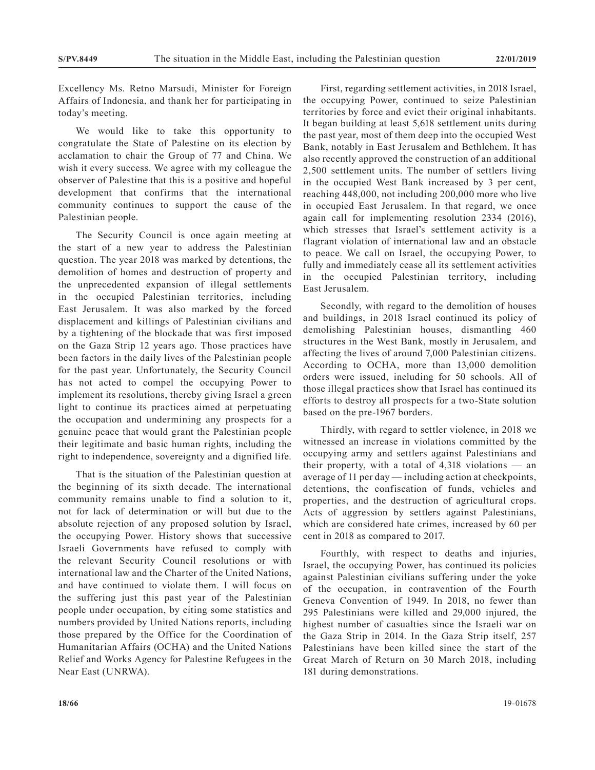Excellency Ms. Retno Marsudi, Minister for Foreign Affairs of Indonesia, and thank her for participating in today's meeting.

We would like to take this opportunity to congratulate the State of Palestine on its election by acclamation to chair the Group of 77 and China. We wish it every success. We agree with my colleague the observer of Palestine that this is a positive and hopeful development that confirms that the international community continues to support the cause of the Palestinian people.

The Security Council is once again meeting at the start of a new year to address the Palestinian question. The year 2018 was marked by detentions, the demolition of homes and destruction of property and the unprecedented expansion of illegal settlements in the occupied Palestinian territories, including East Jerusalem. It was also marked by the forced displacement and killings of Palestinian civilians and by a tightening of the blockade that was first imposed on the Gaza Strip 12 years ago. Those practices have been factors in the daily lives of the Palestinian people for the past year. Unfortunately, the Security Council has not acted to compel the occupying Power to implement its resolutions, thereby giving Israel a green light to continue its practices aimed at perpetuating the occupation and undermining any prospects for a genuine peace that would grant the Palestinian people their legitimate and basic human rights, including the right to independence, sovereignty and a dignified life.

That is the situation of the Palestinian question at the beginning of its sixth decade. The international community remains unable to find a solution to it, not for lack of determination or will but due to the absolute rejection of any proposed solution by Israel, the occupying Power. History shows that successive Israeli Governments have refused to comply with the relevant Security Council resolutions or with international law and the Charter of the United Nations, and have continued to violate them. I will focus on the suffering just this past year of the Palestinian people under occupation, by citing some statistics and numbers provided by United Nations reports, including those prepared by the Office for the Coordination of Humanitarian Affairs (OCHA) and the United Nations Relief and Works Agency for Palestine Refugees in the Near East (UNRWA).

First, regarding settlement activities, in 2018 Israel, the occupying Power, continued to seize Palestinian territories by force and evict their original inhabitants. It began building at least 5,618 settlement units during the past year, most of them deep into the occupied West Bank, notably in East Jerusalem and Bethlehem. It has also recently approved the construction of an additional 2,500 settlement units. The number of settlers living in the occupied West Bank increased by 3 per cent, reaching 448,000, not including 200,000 more who live in occupied East Jerusalem. In that regard, we once again call for implementing resolution 2334 (2016), which stresses that Israel's settlement activity is a flagrant violation of international law and an obstacle to peace. We call on Israel, the occupying Power, to fully and immediately cease all its settlement activities in the occupied Palestinian territory, including East Jerusalem.

Secondly, with regard to the demolition of houses and buildings, in 2018 Israel continued its policy of demolishing Palestinian houses, dismantling 460 structures in the West Bank, mostly in Jerusalem, and affecting the lives of around 7,000 Palestinian citizens. According to OCHA, more than 13,000 demolition orders were issued, including for 50 schools. All of those illegal practices show that Israel has continued its efforts to destroy all prospects for a two-State solution based on the pre-1967 borders.

Thirdly, with regard to settler violence, in 2018 we witnessed an increase in violations committed by the occupying army and settlers against Palestinians and their property, with a total of 4,318 violations — an average of 11 per day — including action at checkpoints, detentions, the confiscation of funds, vehicles and properties, and the destruction of agricultural crops. Acts of aggression by settlers against Palestinians, which are considered hate crimes, increased by 60 per cent in 2018 as compared to 2017.

Fourthly, with respect to deaths and injuries, Israel, the occupying Power, has continued its policies against Palestinian civilians suffering under the yoke of the occupation, in contravention of the Fourth Geneva Convention of 1949. In 2018, no fewer than 295 Palestinians were killed and 29,000 injured, the highest number of casualties since the Israeli war on the Gaza Strip in 2014. In the Gaza Strip itself, 257 Palestinians have been killed since the start of the Great March of Return on 30 March 2018, including 181 during demonstrations.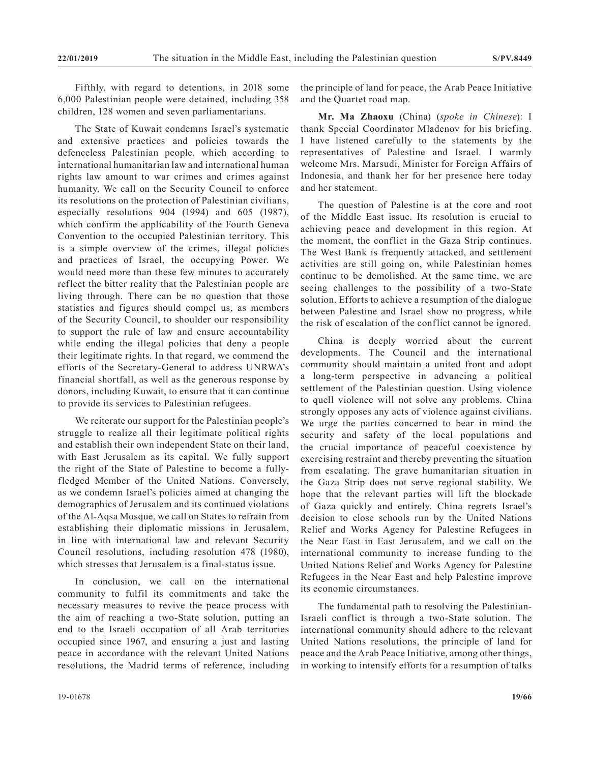Fifthly, with regard to detentions, in 2018 some 6,000 Palestinian people were detained, including 358 children, 128 women and seven parliamentarians.

The State of Kuwait condemns Israel's systematic and extensive practices and policies towards the defenceless Palestinian people, which according to international humanitarian law and international human rights law amount to war crimes and crimes against humanity. We call on the Security Council to enforce its resolutions on the protection of Palestinian civilians, especially resolutions 904 (1994) and 605 (1987), which confirm the applicability of the Fourth Geneva Convention to the occupied Palestinian territory. This is a simple overview of the crimes, illegal policies and practices of Israel, the occupying Power. We would need more than these few minutes to accurately reflect the bitter reality that the Palestinian people are living through. There can be no question that those statistics and figures should compel us, as members of the Security Council, to shoulder our responsibility to support the rule of law and ensure accountability while ending the illegal policies that deny a people their legitimate rights. In that regard, we commend the efforts of the Secretary-General to address UNRWA's financial shortfall, as well as the generous response by donors, including Kuwait, to ensure that it can continue to provide its services to Palestinian refugees.

We reiterate our support for the Palestinian people's struggle to realize all their legitimate political rights and establish their own independent State on their land, with East Jerusalem as its capital. We fully support the right of the State of Palestine to become a fully-fledged Member of the United Nations. Conversely, as we condemn Israel's policies aimed at changing the demographics of Jerusalem and its continued violations of the Al-Aqsa Mosque, we call on States to refrain from establishing their diplomatic missions in Jerusalem, in line with international law and relevant Security Council resolutions, including resolution 478 (1980), which stresses that Jerusalem is a final-status issue.

In conclusion, we call on the international community to fulfil its commitments and take the necessary measures to revive the peace process with the aim of reaching a two-State solution, putting an end to the Israeli occupation of all Arab territories occupied since 1967, and ensuring a just and lasting peace in accordance with the relevant United Nations resolutions, the Madrid terms of reference, including the principle of land for peace, the Arab Peace Initiative and the Quartet road map.

**Mr. Ma Zhaoxu** (China) (*spoke in Chinese*): I thank Special Coordinator Mladenov for his briefing. I have listened carefully to the statements by the representatives of Palestine and Israel. I warmly welcome Mrs. Marsudi, Minister for Foreign Affairs of Indonesia, and thank her for her presence here today and her statement.

The question of Palestine is at the core and root of the Middle East issue. Its resolution is crucial to achieving peace and development in this region. At the moment, the conflict in the Gaza Strip continues. The West Bank is frequently attacked, and settlement activities are still going on, while Palestinian homes continue to be demolished. At the same time, we are seeing challenges to the possibility of a two-State solution. Efforts to achieve a resumption of the dialogue between Palestine and Israel show no progress, while the risk of escalation of the conflict cannot be ignored.

China is deeply worried about the current developments. The Council and the international community should maintain a united front and adopt a long-term perspective in advancing a political settlement of the Palestinian question. Using violence to quell violence will not solve any problems. China strongly opposes any acts of violence against civilians. We urge the parties concerned to bear in mind the security and safety of the local populations and the crucial importance of peaceful coexistence by exercising restraint and thereby preventing the situation from escalating. The grave humanitarian situation in the Gaza Strip does not serve regional stability. We hope that the relevant parties will lift the blockade of Gaza quickly and entirely. China regrets Israel's decision to close schools run by the United Nations Relief and Works Agency for Palestine Refugees in the Near East in East Jerusalem, and we call on the international community to increase funding to the United Nations Relief and Works Agency for Palestine Refugees in the Near East and help Palestine improve its economic circumstances.

The fundamental path to resolving the Palestinian-Israeli conflict is through a two-State solution. The international community should adhere to the relevant United Nations resolutions, the principle of land for peace and the Arab Peace Initiative, among other things, in working to intensify efforts for a resumption of talks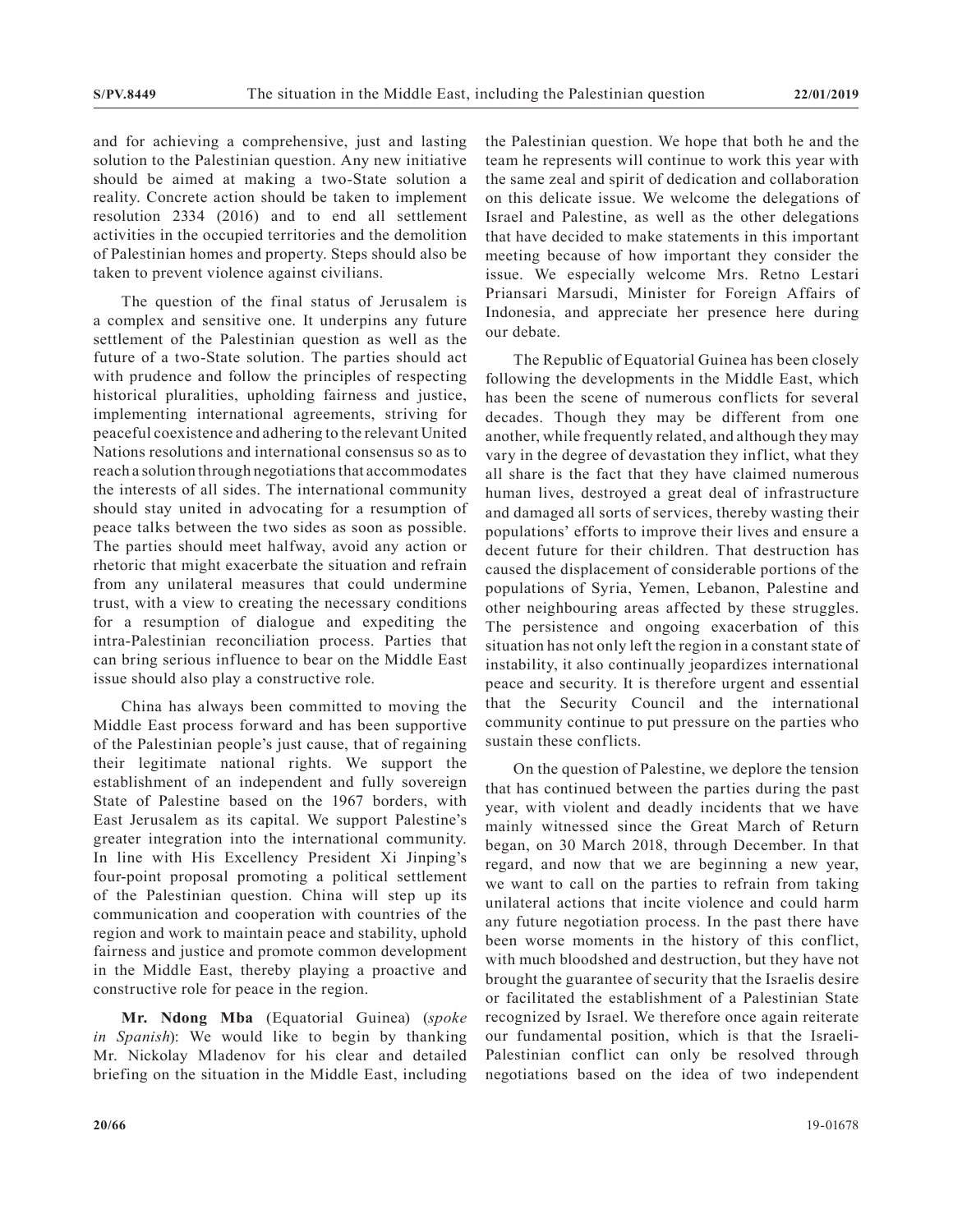and for achieving a comprehensive, just and lasting solution to the Palestinian question. Any new initiative should be aimed at making a two-State solution a reality. Concrete action should be taken to implement resolution 2334 (2016) and to end all settlement activities in the occupied territories and the demolition of Palestinian homes and property. Steps should also be taken to prevent violence against civilians.

The question of the final status of Jerusalem is a complex and sensitive one. It underpins any future settlement of the Palestinian question as well as the future of a two-State solution. The parties should act with prudence and follow the principles of respecting historical pluralities, upholding fairness and justice, implementing international agreements, striving for peaceful coexistence and adhering to the relevant United Nations resolutions and international consensus so as to reach a solution through negotiations that accommodates the interests of all sides. The international community should stay united in advocating for a resumption of peace talks between the two sides as soon as possible. The parties should meet halfway, avoid any action or rhetoric that might exacerbate the situation and refrain from any unilateral measures that could undermine trust, with a view to creating the necessary conditions for a resumption of dialogue and expediting the intra-Palestinian reconciliation process. Parties that can bring serious influence to bear on the Middle East issue should also play a constructive role.

China has always been committed to moving the Middle East process forward and has been supportive of the Palestinian people's just cause, that of regaining their legitimate national rights. We support the establishment of an independent and fully sovereign State of Palestine based on the 1967 borders, with East Jerusalem as its capital. We support Palestine's greater integration into the international community. In line with His Excellency President Xi Jinping's four-point proposal promoting a political settlement of the Palestinian question. China will step up its communication and cooperation with countries of the region and work to maintain peace and stability, uphold fairness and justice and promote common development in the Middle East, thereby playing a proactive and constructive role for peace in the region.

**Mr. Ndong Mba** (Equatorial Guinea) (*spoke in Spanish*): We would like to begin by thanking Mr. Nickolay Mladenov for his clear and detailed briefing on the situation in the Middle East, including the Palestinian question. We hope that both he and the team he represents will continue to work this year with the same zeal and spirit of dedication and collaboration on this delicate issue. We welcome the delegations of Israel and Palestine, as well as the other delegations that have decided to make statements in this important meeting because of how important they consider the issue. We especially welcome Mrs. Retno Lestari Priansari Marsudi, Minister for Foreign Affairs of Indonesia, and appreciate her presence here during our debate.

The Republic of Equatorial Guinea has been closely following the developments in the Middle East, which has been the scene of numerous conflicts for several decades. Though they may be different from one another, while frequently related, and although they may vary in the degree of devastation they inflict, what they all share is the fact that they have claimed numerous human lives, destroyed a great deal of infrastructure and damaged all sorts of services, thereby wasting their populations' efforts to improve their lives and ensure a decent future for their children. That destruction has caused the displacement of considerable portions of the populations of Syria, Yemen, Lebanon, Palestine and other neighbouring areas affected by these struggles. The persistence and ongoing exacerbation of this situation has not only left the region in a constant state of instability, it also continually jeopardizes international peace and security. It is therefore urgent and essential that the Security Council and the international community continue to put pressure on the parties who sustain these conflicts.

On the question of Palestine, we deplore the tension that has continued between the parties during the past year, with violent and deadly incidents that we have mainly witnessed since the Great March of Return began, on 30 March 2018, through December. In that regard, and now that we are beginning a new year, we want to call on the parties to refrain from taking unilateral actions that incite violence and could harm any future negotiation process. In the past there have been worse moments in the history of this conflict, with much bloodshed and destruction, but they have not brought the guarantee of security that the Israelis desire or facilitated the establishment of a Palestinian State recognized by Israel. We therefore once again reiterate our fundamental position, which is that the Israeli-Palestinian conflict can only be resolved through negotiations based on the idea of two independent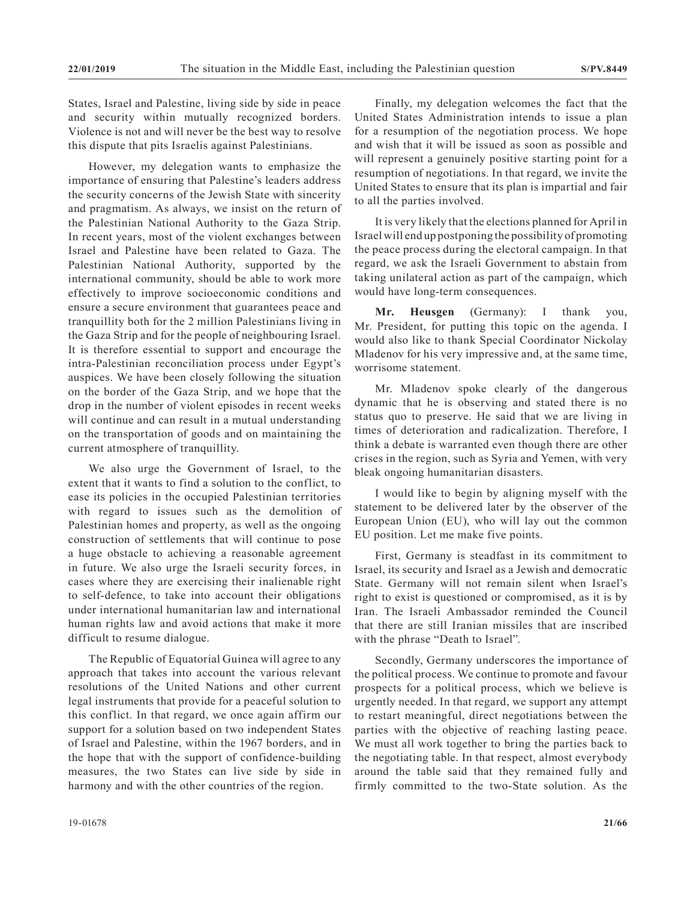States, Israel and Palestine, living side by side in peace and security within mutually recognized borders. Violence is not and will never be the best way to resolve this dispute that pits Israelis against Palestinians.

However, my delegation wants to emphasize the importance of ensuring that Palestine's leaders address the security concerns of the Jewish State with sincerity and pragmatism. As always, we insist on the return of the Palestinian National Authority to the Gaza Strip. In recent years, most of the violent exchanges between Israel and Palestine have been related to Gaza. The Palestinian National Authority, supported by the international community, should be able to work more effectively to improve socioeconomic conditions and ensure a secure environment that guarantees peace and tranquillity both for the 2 million Palestinians living in the Gaza Strip and for the people of neighbouring Israel. It is therefore essential to support and encourage the intra-Palestinian reconciliation process under Egypt's auspices. We have been closely following the situation on the border of the Gaza Strip, and we hope that the drop in the number of violent episodes in recent weeks will continue and can result in a mutual understanding on the transportation of goods and on maintaining the current atmosphere of tranquillity.

We also urge the Government of Israel, to the extent that it wants to find a solution to the conflict, to ease its policies in the occupied Palestinian territories with regard to issues such as the demolition of Palestinian homes and property, as well as the ongoing construction of settlements that will continue to pose a huge obstacle to achieving a reasonable agreement in future. We also urge the Israeli security forces, in cases where they are exercising their inalienable right to self-defence, to take into account their obligations under international humanitarian law and international human rights law and avoid actions that make it more difficult to resume dialogue.

The Republic of Equatorial Guinea will agree to any approach that takes into account the various relevant resolutions of the United Nations and other current legal instruments that provide for a peaceful solution to this conflict. In that regard, we once again affirm our support for a solution based on two independent States of Israel and Palestine, within the 1967 borders, and in the hope that with the support of confidence-building measures, the two States can live side by side in harmony and with the other countries of the region.

Finally, my delegation welcomes the fact that the United States Administration intends to issue a plan for a resumption of the negotiation process. We hope and wish that it will be issued as soon as possible and will represent a genuinely positive starting point for a resumption of negotiations. In that regard, we invite the United States to ensure that its plan is impartial and fair to all the parties involved.

It is very likely that the elections planned for April in Israel will end up postponing the possibility of promoting the peace process during the electoral campaign. In that regard, we ask the Israeli Government to abstain from taking unilateral action as part of the campaign, which would have long-term consequences.

**Mr. Heusgen** (Germany): I thank you, Mr. President, for putting this topic on the agenda. I would also like to thank Special Coordinator Nickolay Mladenov for his very impressive and, at the same time, worrisome statement.

Mr. Mladenov spoke clearly of the dangerous dynamic that he is observing and stated there is no status quo to preserve. He said that we are living in times of deterioration and radicalization. Therefore, I think a debate is warranted even though there are other crises in the region, such as Syria and Yemen, with very bleak ongoing humanitarian disasters.

I would like to begin by aligning myself with the statement to be delivered later by the observer of the European Union (EU), who will lay out the common EU position. Let me make five points.

First, Germany is steadfast in its commitment to Israel, its security and Israel as a Jewish and democratic State. Germany will not remain silent when Israel's right to exist is questioned or compromised, as it is by Iran. The Israeli Ambassador reminded the Council that there are still Iranian missiles that are inscribed with the phrase "Death to Israel".

Secondly, Germany underscores the importance of the political process. We continue to promote and favour prospects for a political process, which we believe is urgently needed. In that regard, we support any attempt to restart meaningful, direct negotiations between the parties with the objective of reaching lasting peace. We must all work together to bring the parties back to the negotiating table. In that respect, almost everybody around the table said that they remained fully and firmly committed to the two-State solution. As the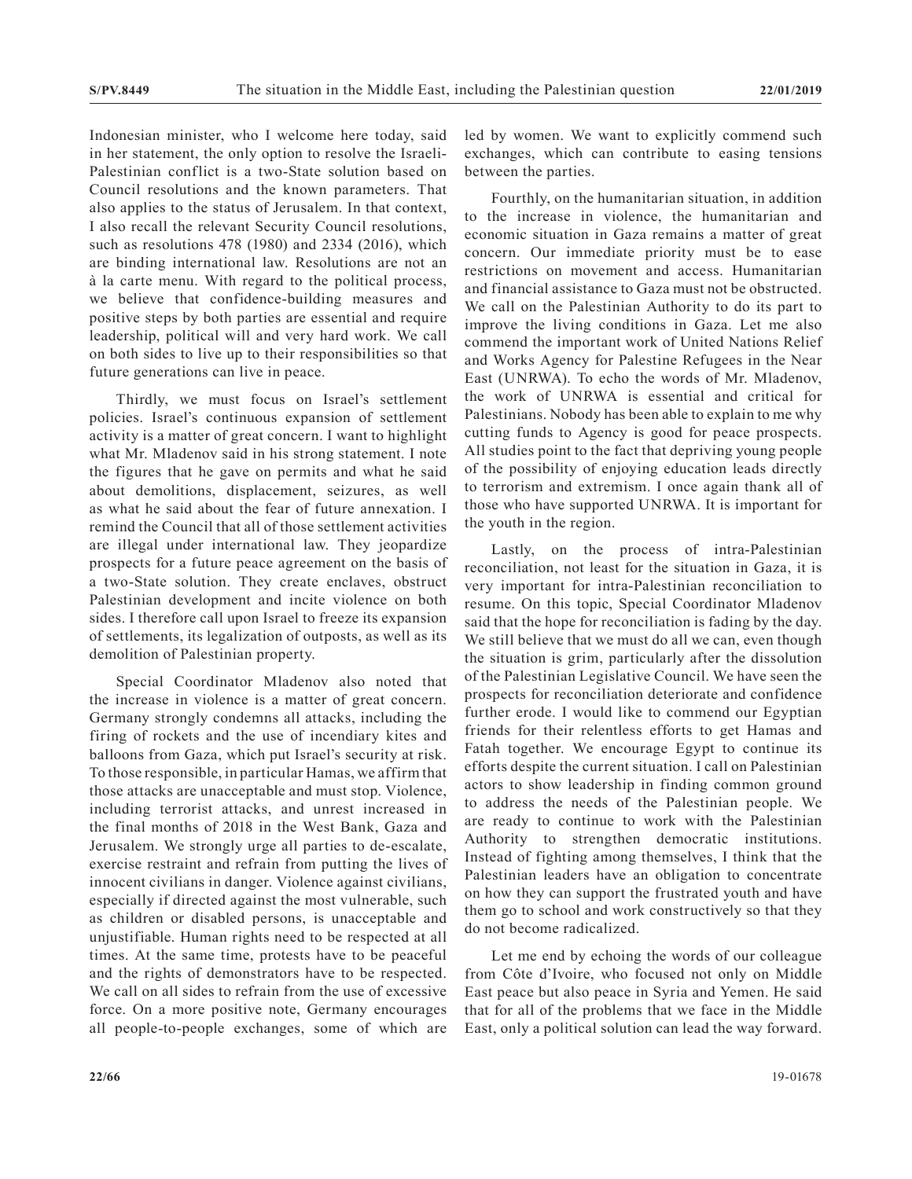Indonesian minister, who I welcome here today, said in her statement, the only option to resolve the Israeli-Palestinian conflict is a two-State solution based on Council resolutions and the known parameters. That also applies to the status of Jerusalem. In that context, I also recall the relevant Security Council resolutions, such as resolutions 478 (1980) and 2334 (2016), which are binding international law. Resolutions are not an à la carte menu. With regard to the political process, we believe that confidence-building measures and positive steps by both parties are essential and require leadership, political will and very hard work. We call on both sides to live up to their responsibilities so that future generations can live in peace.

Thirdly, we must focus on Israel's settlement policies. Israel's continuous expansion of settlement activity is a matter of great concern. I want to highlight what Mr. Mladenov said in his strong statement. I note the figures that he gave on permits and what he said about demolitions, displacement, seizures, as well as what he said about the fear of future annexation. I remind the Council that all of those settlement activities are illegal under international law. They jeopardize prospects for a future peace agreement on the basis of a two-State solution. They create enclaves, obstruct Palestinian development and incite violence on both sides. I therefore call upon Israel to freeze its expansion of settlements, its legalization of outposts, as well as its demolition of Palestinian property.

Special Coordinator Mladenov also noted that the increase in violence is a matter of great concern. Germany strongly condemns all attacks, including the firing of rockets and the use of incendiary kites and balloons from Gaza, which put Israel's security at risk. To those responsible, in particular Hamas, we affirm that those attacks are unacceptable and must stop. Violence, including terrorist attacks, and unrest increased in the final months of 2018 in the West Bank, Gaza and Jerusalem. We strongly urge all parties to de-escalate, exercise restraint and refrain from putting the lives of innocent civilians in danger. Violence against civilians, especially if directed against the most vulnerable, such as children or disabled persons, is unacceptable and unjustifiable. Human rights need to be respected at all times. At the same time, protests have to be peaceful and the rights of demonstrators have to be respected. We call on all sides to refrain from the use of excessive force. On a more positive note, Germany encourages all people-to-people exchanges, some of which are led by women. We want to explicitly commend such exchanges, which can contribute to easing tensions between the parties.

Fourthly, on the humanitarian situation, in addition to the increase in violence, the humanitarian and economic situation in Gaza remains a matter of great concern. Our immediate priority must be to ease restrictions on movement and access. Humanitarian and financial assistance to Gaza must not be obstructed. We call on the Palestinian Authority to do its part to improve the living conditions in Gaza. Let me also commend the important work of United Nations Relief and Works Agency for Palestine Refugees in the Near East (UNRWA). To echo the words of Mr. Mladenov, the work of UNRWA is essential and critical for Palestinians. Nobody has been able to explain to me why cutting funds to Agency is good for peace prospects. All studies point to the fact that depriving young people of the possibility of enjoying education leads directly to terrorism and extremism. I once again thank all of those who have supported UNRWA. It is important for the youth in the region.

Lastly, on the process of intra-Palestinian reconciliation, not least for the situation in Gaza, it is very important for intra-Palestinian reconciliation to resume. On this topic, Special Coordinator Mladenov said that the hope for reconciliation is fading by the day. We still believe that we must do all we can, even though the situation is grim, particularly after the dissolution of the Palestinian Legislative Council. We have seen the prospects for reconciliation deteriorate and confidence further erode. I would like to commend our Egyptian friends for their relentless efforts to get Hamas and Fatah together. We encourage Egypt to continue its efforts despite the current situation. I call on Palestinian actors to show leadership in finding common ground to address the needs of the Palestinian people. We are ready to continue to work with the Palestinian Authority to strengthen democratic institutions. Instead of fighting among themselves, I think that the Palestinian leaders have an obligation to concentrate on how they can support the frustrated youth and have them go to school and work constructively so that they do not become radicalized.

Let me end by echoing the words of our colleague from Côte d'Ivoire, who focused not only on Middle East peace but also peace in Syria and Yemen. He said that for all of the problems that we face in the Middle East, only a political solution can lead the way forward.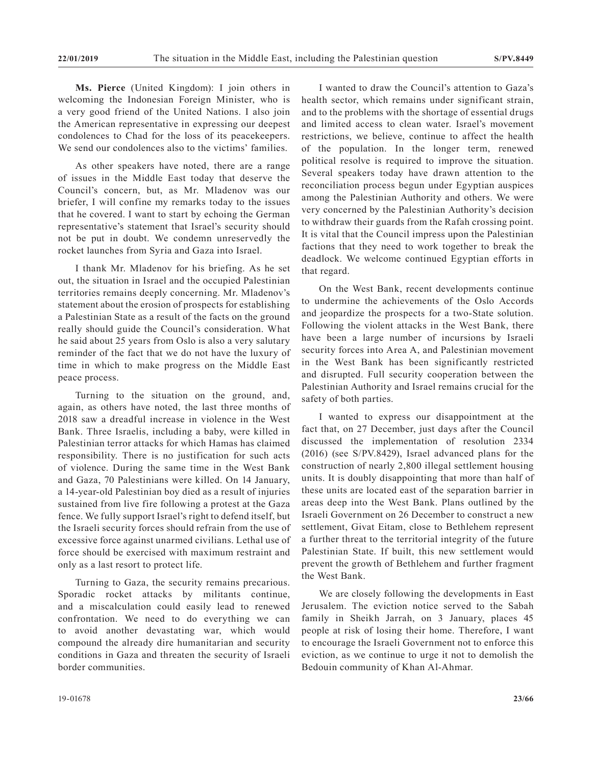**Ms. Pierce** (United Kingdom): I join others in welcoming the Indonesian Foreign Minister, who is a very good friend of the United Nations. I also join the American representative in expressing our deepest condolences to Chad for the loss of its peacekeepers. We send our condolences also to the victims' families.

As other speakers have noted, there are a range of issues in the Middle East today that deserve the Council's concern, but, as Mr. Mladenov was our briefer, I will confine my remarks today to the issues that he covered. I want to start by echoing the German representative's statement that Israel's security should not be put in doubt. We condemn unreservedly the rocket launches from Syria and Gaza into Israel.

I thank Mr. Mladenov for his briefing. As he set out, the situation in Israel and the occupied Palestinian territories remains deeply concerning. Mr. Mladenov's statement about the erosion of prospects for establishing a Palestinian State as a result of the facts on the ground really should guide the Council's consideration. What he said about 25 years from Oslo is also a very salutary reminder of the fact that we do not have the luxury of time in which to make progress on the Middle East peace process.

Turning to the situation on the ground, and, again, as others have noted, the last three months of 2018 saw a dreadful increase in violence in the West Bank. Three Israelis, including a baby, were killed in Palestinian terror attacks for which Hamas has claimed responsibility. There is no justification for such acts of violence. During the same time in the West Bank and Gaza, 70 Palestinians were killed. On 14 January, a 14-year-old Palestinian boy died as a result of injuries sustained from live fire following a protest at the Gaza fence. We fully support Israel's right to defend itself, but the Israeli security forces should refrain from the use of excessive force against unarmed civilians. Lethal use of force should be exercised with maximum restraint and only as a last resort to protect life.

Turning to Gaza, the security remains precarious. Sporadic rocket attacks by militants continue, and a miscalculation could easily lead to renewed confrontation. We need to do everything we can to avoid another devastating war, which would compound the already dire humanitarian and security conditions in Gaza and threaten the security of Israeli border communities.

I wanted to draw the Council's attention to Gaza's health sector, which remains under significant strain, and to the problems with the shortage of essential drugs and limited access to clean water. Israel's movement restrictions, we believe, continue to affect the health of the population. In the longer term, renewed political resolve is required to improve the situation. Several speakers today have drawn attention to the reconciliation process begun under Egyptian auspices among the Palestinian Authority and others. We were very concerned by the Palestinian Authority's decision to withdraw their guards from the Rafah crossing point. It is vital that the Council impress upon the Palestinian factions that they need to work together to break the deadlock. We welcome continued Egyptian efforts in that regard.

On the West Bank, recent developments continue to undermine the achievements of the Oslo Accords and jeopardize the prospects for a two-State solution. Following the violent attacks in the West Bank, there have been a large number of incursions by Israeli security forces into Area A, and Palestinian movement in the West Bank has been significantly restricted and disrupted. Full security cooperation between the Palestinian Authority and Israel remains crucial for the safety of both parties.

I wanted to express our disappointment at the fact that, on 27 December, just days after the Council discussed the implementation of resolution 2334 (2016) (see S/PV.8429), Israel advanced plans for the construction of nearly 2,800 illegal settlement housing units. It is doubly disappointing that more than half of these units are located east of the separation barrier in areas deep into the West Bank. Plans outlined by the Israeli Government on 26 December to construct a new settlement, Givat Eitam, close to Bethlehem represent a further threat to the territorial integrity of the future Palestinian State. If built, this new settlement would prevent the growth of Bethlehem and further fragment the West Bank.

We are closely following the developments in East Jerusalem. The eviction notice served to the Sabah family in Sheikh Jarrah, on 3 January, places 45 people at risk of losing their home. Therefore, I want to encourage the Israeli Government not to enforce this eviction, as we continue to urge it not to demolish the Bedouin community of Khan Al-Ahmar.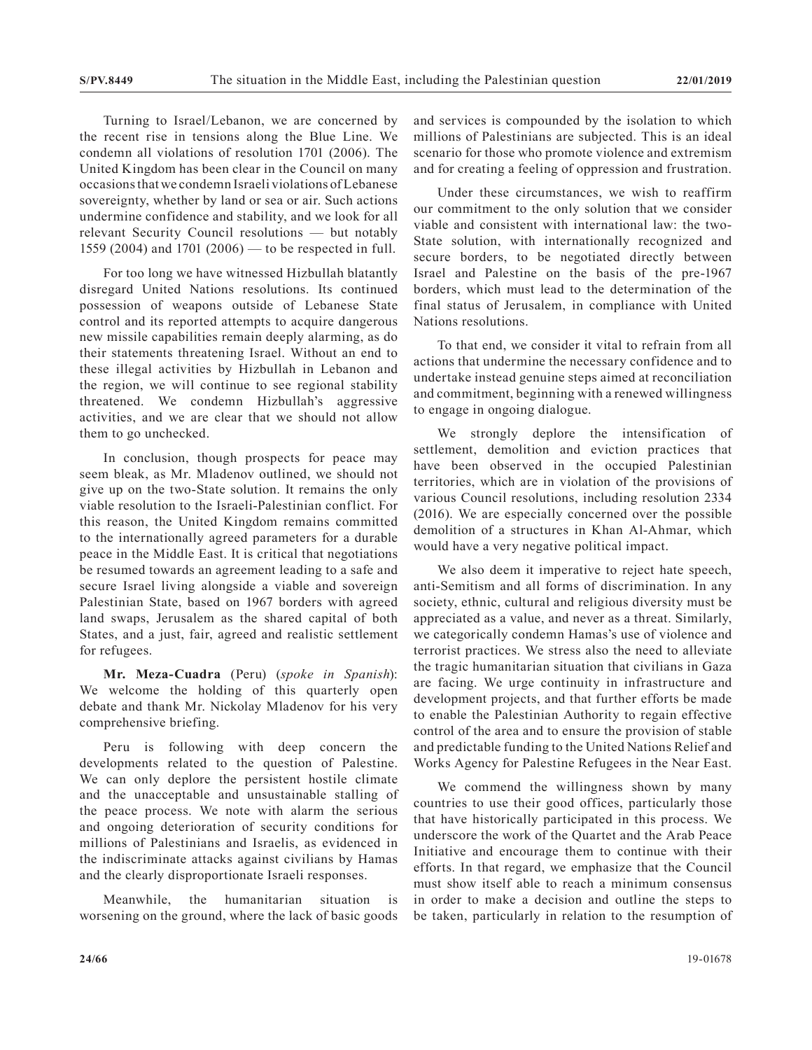Turning to Israel/Lebanon, we are concerned by the recent rise in tensions along the Blue Line. We condemn all violations of resolution 1701 (2006). The United Kingdom has been clear in the Council on many occasions that we condemn Israeli violations of Lebanese sovereignty, whether by land or sea or air. Such actions undermine confidence and stability, and we look for all relevant Security Council resolutions — but notably 1559 (2004) and 1701 (2006) — to be respected in full.

For too long we have witnessed Hizbullah blatantly disregard United Nations resolutions. Its continued possession of weapons outside of Lebanese State control and its reported attempts to acquire dangerous new missile capabilities remain deeply alarming, as do their statements threatening Israel. Without an end to these illegal activities by Hizbullah in Lebanon and the region, we will continue to see regional stability threatened. We condemn Hizbullah's aggressive activities, and we are clear that we should not allow them to go unchecked.

In conclusion, though prospects for peace may seem bleak, as Mr. Mladenov outlined, we should not give up on the two-State solution. It remains the only viable resolution to the Israeli-Palestinian conflict. For this reason, the United Kingdom remains committed to the internationally agreed parameters for a durable peace in the Middle East. It is critical that negotiations be resumed towards an agreement leading to a safe and secure Israel living alongside a viable and sovereign Palestinian State, based on 1967 borders with agreed land swaps, Jerusalem as the shared capital of both States, and a just, fair, agreed and realistic settlement for refugees.

**Mr. Meza-Cuadra** (Peru) (*spoke in Spanish*): We welcome the holding of this quarterly open debate and thank Mr. Nickolay Mladenov for his very comprehensive briefing.

Peru is following with deep concern the developments related to the question of Palestine. We can only deplore the persistent hostile climate and the unacceptable and unsustainable stalling of the peace process. We note with alarm the serious and ongoing deterioration of security conditions for millions of Palestinians and Israelis, as evidenced in the indiscriminate attacks against civilians by Hamas and the clearly disproportionate Israeli responses.

Meanwhile, the humanitarian situation is worsening on the ground, where the lack of basic goods and services is compounded by the isolation to which millions of Palestinians are subjected. This is an ideal scenario for those who promote violence and extremism and for creating a feeling of oppression and frustration.

Under these circumstances, we wish to reaffirm our commitment to the only solution that we consider viable and consistent with international law: the two-State solution, with internationally recognized and secure borders, to be negotiated directly between Israel and Palestine on the basis of the pre-1967 borders, which must lead to the determination of the final status of Jerusalem, in compliance with United Nations resolutions.

To that end, we consider it vital to refrain from all actions that undermine the necessary confidence and to undertake instead genuine steps aimed at reconciliation and commitment, beginning with a renewed willingness to engage in ongoing dialogue.

We strongly deplore the intensification of settlement, demolition and eviction practices that have been observed in the occupied Palestinian territories, which are in violation of the provisions of various Council resolutions, including resolution 2334 (2016). We are especially concerned over the possible demolition of a structures in Khan Al-Ahmar, which would have a very negative political impact.

We also deem it imperative to reject hate speech, anti-Semitism and all forms of discrimination. In any society, ethnic, cultural and religious diversity must be appreciated as a value, and never as a threat. Similarly, we categorically condemn Hamas's use of violence and terrorist practices. We stress also the need to alleviate the tragic humanitarian situation that civilians in Gaza are facing. We urge continuity in infrastructure and development projects, and that further efforts be made to enable the Palestinian Authority to regain effective control of the area and to ensure the provision of stable and predictable funding to the United Nations Relief and Works Agency for Palestine Refugees in the Near East.

We commend the willingness shown by many countries to use their good offices, particularly those that have historically participated in this process. We underscore the work of the Quartet and the Arab Peace Initiative and encourage them to continue with their efforts. In that regard, we emphasize that the Council must show itself able to reach a minimum consensus in order to make a decision and outline the steps to be taken, particularly in relation to the resumption of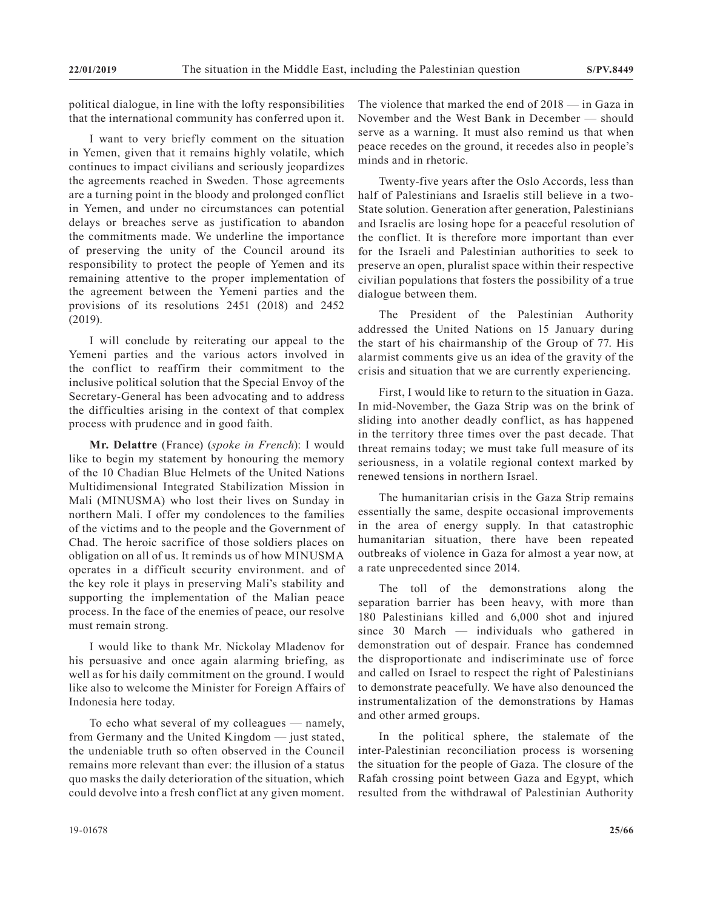political dialogue, in line with the lofty responsibilities that the international community has conferred upon it.

I want to very briefly comment on the situation in Yemen, given that it remains highly volatile, which continues to impact civilians and seriously jeopardizes the agreements reached in Sweden. Those agreements are a turning point in the bloody and prolonged conflict in Yemen, and under no circumstances can potential delays or breaches serve as justification to abandon the commitments made. We underline the importance of preserving the unity of the Council around its responsibility to protect the people of Yemen and its remaining attentive to the proper implementation of the agreement between the Yemeni parties and the provisions of its resolutions 2451 (2018) and 2452 (2019).

I will conclude by reiterating our appeal to the Yemeni parties and the various actors involved in the conflict to reaffirm their commitment to the inclusive political solution that the Special Envoy of the Secretary-General has been advocating and to address the difficulties arising in the context of that complex process with prudence and in good faith.

**Mr. Delattre** (France) (*spoke in French*): I would like to begin my statement by honouring the memory of the 10 Chadian Blue Helmets of the United Nations Multidimensional Integrated Stabilization Mission in Mali (MINUSMA) who lost their lives on Sunday in northern Mali. I offer my condolences to the families of the victims and to the people and the Government of Chad. The heroic sacrifice of those soldiers places on obligation on all of us. It reminds us of how MINUSMA operates in a difficult security environment. and of the key role it plays in preserving Mali's stability and supporting the implementation of the Malian peace process. In the face of the enemies of peace, our resolve must remain strong.

I would like to thank Mr. Nickolay Mladenov for his persuasive and once again alarming briefing, as well as for his daily commitment on the ground. I would like also to welcome the Minister for Foreign Affairs of Indonesia here today.

To echo what several of my colleagues — namely, from Germany and the United Kingdom — just stated, the undeniable truth so often observed in the Council remains more relevant than ever: the illusion of a status quo masks the daily deterioration of the situation, which could devolve into a fresh conflict at any given moment. The violence that marked the end of 2018 — in Gaza in November and the West Bank in December — should serve as a warning. It must also remind us that when peace recedes on the ground, it recedes also in people's minds and in rhetoric.

Twenty-five years after the Oslo Accords, less than half of Palestinians and Israelis still believe in a two-State solution. Generation after generation, Palestinians and Israelis are losing hope for a peaceful resolution of the conflict. It is therefore more important than ever for the Israeli and Palestinian authorities to seek to preserve an open, pluralist space within their respective civilian populations that fosters the possibility of a true dialogue between them.

The President of the Palestinian Authority addressed the United Nations on 15 January during the start of his chairmanship of the Group of 77. His alarmist comments give us an idea of the gravity of the crisis and situation that we are currently experiencing.

First, I would like to return to the situation in Gaza. In mid-November, the Gaza Strip was on the brink of sliding into another deadly conflict, as has happened in the territory three times over the past decade. That threat remains today; we must take full measure of its seriousness, in a volatile regional context marked by renewed tensions in northern Israel.

The humanitarian crisis in the Gaza Strip remains essentially the same, despite occasional improvements in the area of energy supply. In that catastrophic humanitarian situation, there have been repeated outbreaks of violence in Gaza for almost a year now, at a rate unprecedented since 2014.

The toll of the demonstrations along the separation barrier has been heavy, with more than 180 Palestinians killed and 6,000 shot and injured since 30 March — individuals who gathered in demonstration out of despair. France has condemned the disproportionate and indiscriminate use of force and called on Israel to respect the right of Palestinians to demonstrate peacefully. We have also denounced the instrumentalization of the demonstrations by Hamas and other armed groups.

In the political sphere, the stalemate of the inter-Palestinian reconciliation process is worsening the situation for the people of Gaza. The closure of the Rafah crossing point between Gaza and Egypt, which resulted from the withdrawal of Palestinian Authority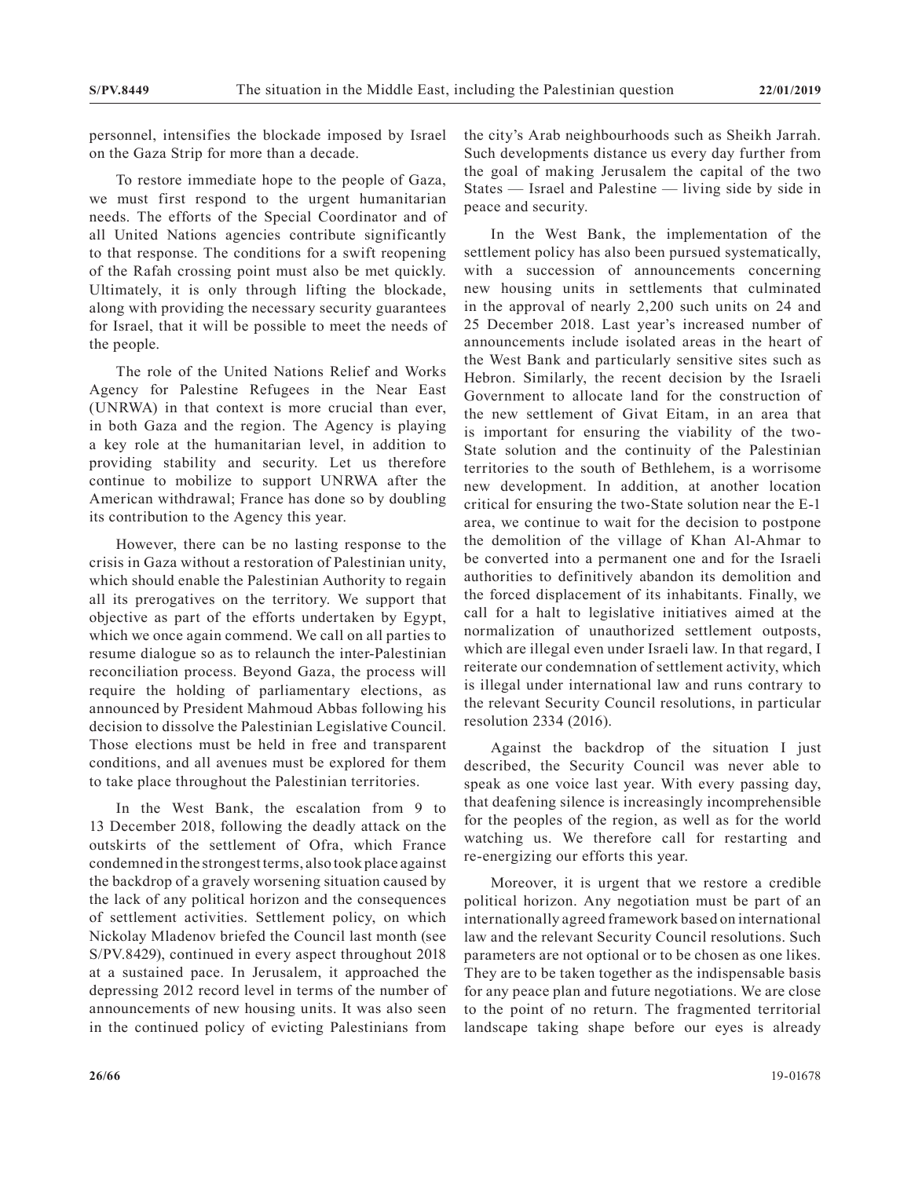personnel, intensifies the blockade imposed by Israel on the Gaza Strip for more than a decade.

To restore immediate hope to the people of Gaza, we must first respond to the urgent humanitarian needs. The efforts of the Special Coordinator and of all United Nations agencies contribute significantly to that response. The conditions for a swift reopening of the Rafah crossing point must also be met quickly. Ultimately, it is only through lifting the blockade, along with providing the necessary security guarantees for Israel, that it will be possible to meet the needs of the people.

The role of the United Nations Relief and Works Agency for Palestine Refugees in the Near East (UNRWA) in that context is more crucial than ever, in both Gaza and the region. The Agency is playing a key role at the humanitarian level, in addition to providing stability and security. Let us therefore continue to mobilize to support UNRWA after the American withdrawal; France has done so by doubling its contribution to the Agency this year.

However, there can be no lasting response to the crisis in Gaza without a restoration of Palestinian unity, which should enable the Palestinian Authority to regain all its prerogatives on the territory. We support that objective as part of the efforts undertaken by Egypt, which we once again commend. We call on all parties to resume dialogue so as to relaunch the inter-Palestinian reconciliation process. Beyond Gaza, the process will require the holding of parliamentary elections, as announced by President Mahmoud Abbas following his decision to dissolve the Palestinian Legislative Council. Those elections must be held in free and transparent conditions, and all avenues must be explored for them to take place throughout the Palestinian territories.

In the West Bank, the escalation from 9 to 13 December 2018, following the deadly attack on the outskirts of the settlement of Ofra, which France condemned in the strongest terms, also took place against the backdrop of a gravely worsening situation caused by the lack of any political horizon and the consequences of settlement activities. Settlement policy, on which Nickolay Mladenov briefed the Council last month (see S/PV.8429), continued in every aspect throughout 2018 at a sustained pace. In Jerusalem, it approached the depressing 2012 record level in terms of the number of announcements of new housing units. It was also seen in the continued policy of evicting Palestinians from the city's Arab neighbourhoods such as Sheikh Jarrah. Such developments distance us every day further from the goal of making Jerusalem the capital of the two States — Israel and Palestine — living side by side in peace and security.

In the West Bank, the implementation of the settlement policy has also been pursued systematically, with a succession of announcements concerning new housing units in settlements that culminated in the approval of nearly 2,200 such units on 24 and 25 December 2018. Last year's increased number of announcements include isolated areas in the heart of the West Bank and particularly sensitive sites such as Hebron. Similarly, the recent decision by the Israeli Government to allocate land for the construction of the new settlement of Givat Eitam, in an area that is important for ensuring the viability of the two-State solution and the continuity of the Palestinian territories to the south of Bethlehem, is a worrisome new development. In addition, at another location critical for ensuring the two-State solution near the E-1 area, we continue to wait for the decision to postpone the demolition of the village of Khan Al-Ahmar to be converted into a permanent one and for the Israeli authorities to definitively abandon its demolition and the forced displacement of its inhabitants. Finally, we call for a halt to legislative initiatives aimed at the normalization of unauthorized settlement outposts, which are illegal even under Israeli law. In that regard, I reiterate our condemnation of settlement activity, which is illegal under international law and runs contrary to the relevant Security Council resolutions, in particular resolution 2334 (2016).

Against the backdrop of the situation I just described, the Security Council was never able to speak as one voice last year. With every passing day, that deafening silence is increasingly incomprehensible for the peoples of the region, as well as for the world watching us. We therefore call for restarting and re-energizing our efforts this year.

Moreover, it is urgent that we restore a credible political horizon. Any negotiation must be part of an internationally agreed framework based on international law and the relevant Security Council resolutions. Such parameters are not optional or to be chosen as one likes. They are to be taken together as the indispensable basis for any peace plan and future negotiations. We are close to the point of no return. The fragmented territorial landscape taking shape before our eyes is already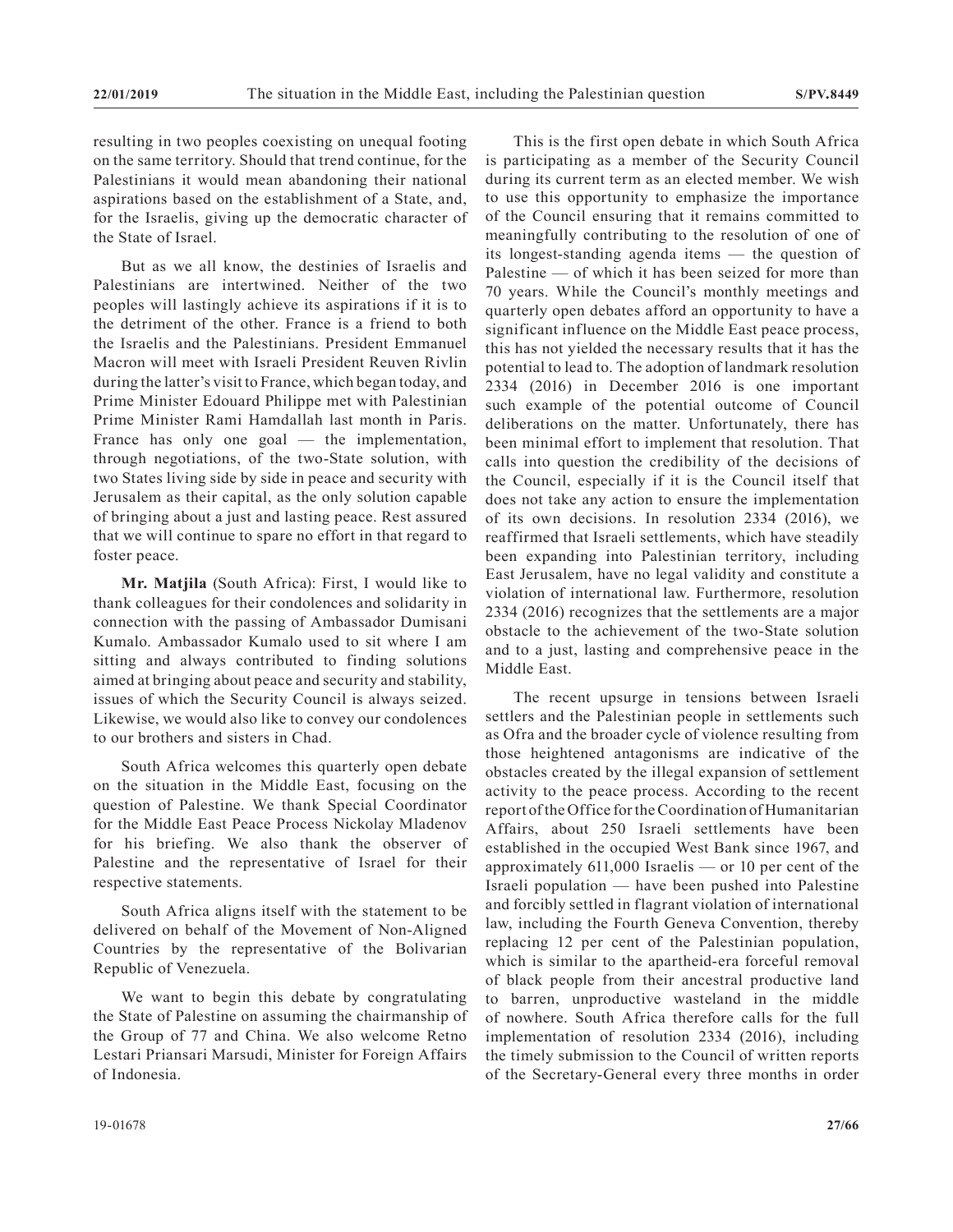resulting in two peoples coexisting on unequal footing on the same territory. Should that trend continue, for the Palestinians it would mean abandoning their national aspirations based on the establishment of a State, and, for the Israelis, giving up the democratic character of the State of Israel.

But as we all know, the destinies of Israelis and Palestinians are intertwined. Neither of the two peoples will lastingly achieve its aspirations if it is to the detriment of the other. France is a friend to both the Israelis and the Palestinians. President Emmanuel Macron will meet with Israeli President Reuven Rivlin during the latter's visit to France, which began today, and Prime Minister Edouard Philippe met with Palestinian Prime Minister Rami Hamdallah last month in Paris. France has only one goal — the implementation, through negotiations, of the two-State solution, with two States living side by side in peace and security with Jerusalem as their capital, as the only solution capable of bringing about a just and lasting peace. Rest assured that we will continue to spare no effort in that regard to foster peace.

**Mr. Matjila** (South Africa): First, I would like to thank colleagues for their condolences and solidarity in connection with the passing of Ambassador Dumisani Kumalo. Ambassador Kumalo used to sit where I am sitting and always contributed to finding solutions aimed at bringing about peace and security and stability, issues of which the Security Council is always seized. Likewise, we would also like to convey our condolences to our brothers and sisters in Chad.

South Africa welcomes this quarterly open debate on the situation in the Middle East, focusing on the question of Palestine. We thank Special Coordinator for the Middle East Peace Process Nickolay Mladenov for his briefing. We also thank the observer of Palestine and the representative of Israel for their respective statements.

South Africa aligns itself with the statement to be delivered on behalf of the Movement of Non-Aligned Countries by the representative of the Bolivarian Republic of Venezuela.

We want to begin this debate by congratulating the State of Palestine on assuming the chairmanship of the Group of 77 and China. We also welcome Retno Lestari Priansari Marsudi, Minister for Foreign Affairs of Indonesia.

This is the first open debate in which South Africa is participating as a member of the Security Council during its current term as an elected member. We wish to use this opportunity to emphasize the importance of the Council ensuring that it remains committed to meaningfully contributing to the resolution of one of its longest-standing agenda items — the question of Palestine — of which it has been seized for more than 70 years. While the Council's monthly meetings and quarterly open debates afford an opportunity to have a significant influence on the Middle East peace process, this has not yielded the necessary results that it has the potential to lead to. The adoption of landmark resolution 2334 (2016) in December 2016 is one important such example of the potential outcome of Council deliberations on the matter. Unfortunately, there has been minimal effort to implement that resolution. That calls into question the credibility of the decisions of the Council, especially if it is the Council itself that does not take any action to ensure the implementation of its own decisions. In resolution 2334 (2016), we reaffirmed that Israeli settlements, which have steadily been expanding into Palestinian territory, including East Jerusalem, have no legal validity and constitute a violation of international law. Furthermore, resolution 2334 (2016) recognizes that the settlements are a major obstacle to the achievement of the two-State solution and to a just, lasting and comprehensive peace in the Middle East.

The recent upsurge in tensions between Israeli settlers and the Palestinian people in settlements such as Ofra and the broader cycle of violence resulting from those heightened antagonisms are indicative of the obstacles created by the illegal expansion of settlement activity to the peace process. According to the recent report of the Office for the Coordination of Humanitarian Affairs, about 250 Israeli settlements have been established in the occupied West Bank since 1967, and approximately 611,000 Israelis — or 10 per cent of the Israeli population — have been pushed into Palestine and forcibly settled in flagrant violation of international law, including the Fourth Geneva Convention, thereby replacing 12 per cent of the Palestinian population, which is similar to the apartheid-era forceful removal of black people from their ancestral productive land to barren, unproductive wasteland in the middle of nowhere. South Africa therefore calls for the full implementation of resolution 2334 (2016), including the timely submission to the Council of written reports of the Secretary-General every three months in order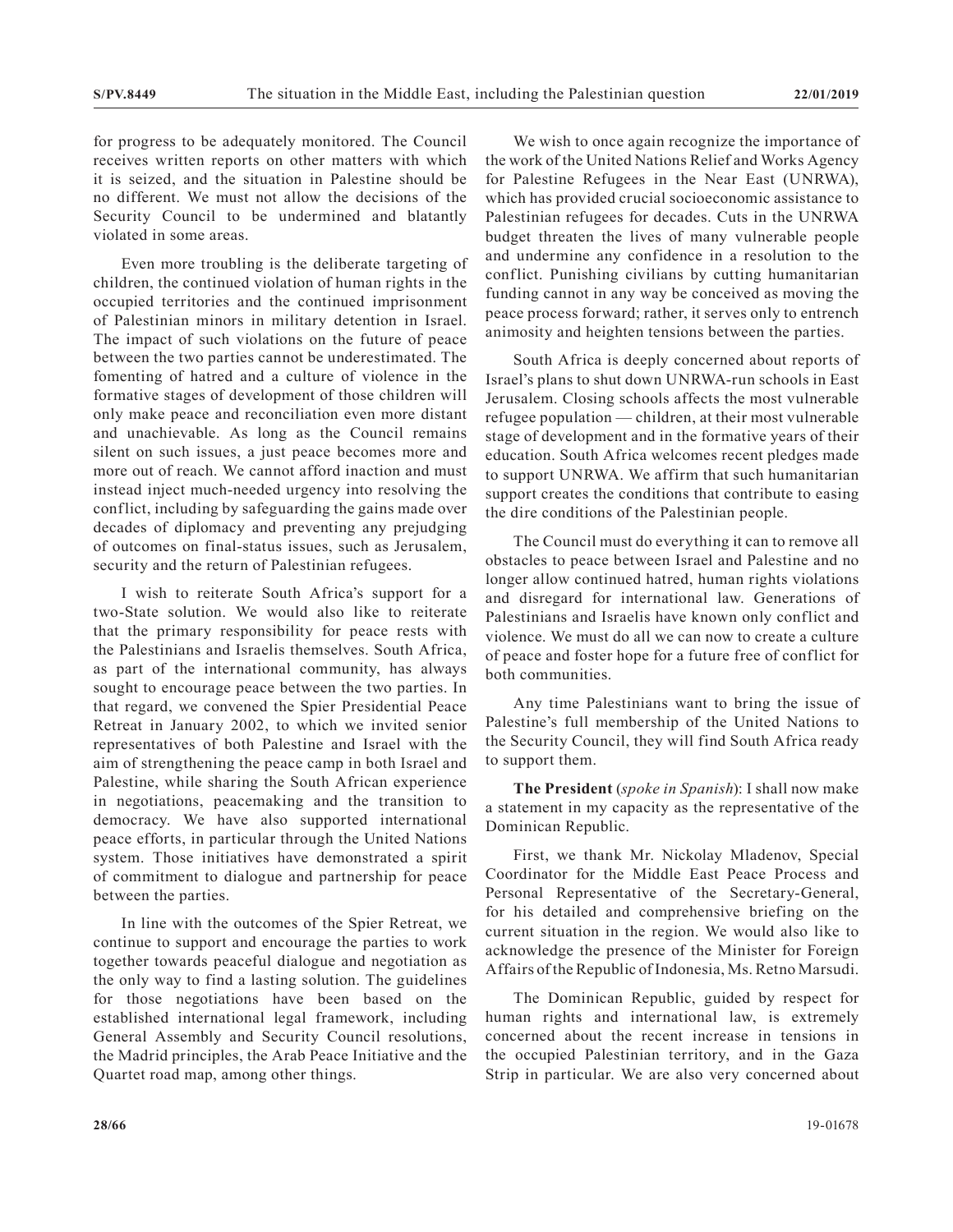for progress to be adequately monitored. The Council receives written reports on other matters with which it is seized, and the situation in Palestine should be no different. We must not allow the decisions of the Security Council to be undermined and blatantly violated in some areas.

Even more troubling is the deliberate targeting of children, the continued violation of human rights in the occupied territories and the continued imprisonment of Palestinian minors in military detention in Israel. The impact of such violations on the future of peace between the two parties cannot be underestimated. The fomenting of hatred and a culture of violence in the formative stages of development of those children will only make peace and reconciliation even more distant and unachievable. As long as the Council remains silent on such issues, a just peace becomes more and more out of reach. We cannot afford inaction and must instead inject much-needed urgency into resolving the conflict, including by safeguarding the gains made over decades of diplomacy and preventing any prejudging of outcomes on final-status issues, such as Jerusalem, security and the return of Palestinian refugees.

I wish to reiterate South Africa's support for a two-State solution. We would also like to reiterate that the primary responsibility for peace rests with the Palestinians and Israelis themselves. South Africa, as part of the international community, has always sought to encourage peace between the two parties. In that regard, we convened the Spier Presidential Peace Retreat in January 2002, to which we invited senior representatives of both Palestine and Israel with the aim of strengthening the peace camp in both Israel and Palestine, while sharing the South African experience in negotiations, peacemaking and the transition to democracy. We have also supported international peace efforts, in particular through the United Nations system. Those initiatives have demonstrated a spirit of commitment to dialogue and partnership for peace between the parties.

In line with the outcomes of the Spier Retreat, we continue to support and encourage the parties to work together towards peaceful dialogue and negotiation as the only way to find a lasting solution. The guidelines for those negotiations have been based on the established international legal framework, including General Assembly and Security Council resolutions, the Madrid principles, the Arab Peace Initiative and the Quartet road map, among other things.

We wish to once again recognize the importance of the work of the United Nations Relief and Works Agency for Palestine Refugees in the Near East (UNRWA), which has provided crucial socioeconomic assistance to Palestinian refugees for decades. Cuts in the UNRWA budget threaten the lives of many vulnerable people and undermine any confidence in a resolution to the conflict. Punishing civilians by cutting humanitarian funding cannot in any way be conceived as moving the peace process forward; rather, it serves only to entrench animosity and heighten tensions between the parties.

South Africa is deeply concerned about reports of Israel's plans to shut down UNRWA-run schools in East Jerusalem. Closing schools affects the most vulnerable refugee population — children, at their most vulnerable stage of development and in the formative years of their education. South Africa welcomes recent pledges made to support UNRWA. We affirm that such humanitarian support creates the conditions that contribute to easing the dire conditions of the Palestinian people.

The Council must do everything it can to remove all obstacles to peace between Israel and Palestine and no longer allow continued hatred, human rights violations and disregard for international law. Generations of Palestinians and Israelis have known only conflict and violence. We must do all we can now to create a culture of peace and foster hope for a future free of conflict for both communities.

Any time Palestinians want to bring the issue of Palestine's full membership of the United Nations to the Security Council, they will find South Africa ready to support them.

**The President** (*spoke in Spanish*): I shall now make a statement in my capacity as the representative of the Dominican Republic.

First, we thank Mr. Nickolay Mladenov, Special Coordinator for the Middle East Peace Process and Personal Representative of the Secretary-General, for his detailed and comprehensive briefing on the current situation in the region. We would also like to acknowledge the presence of the Minister for Foreign Affairs of the Republic of Indonesia, Ms. Retno Marsudi.

The Dominican Republic, guided by respect for human rights and international law, is extremely concerned about the recent increase in tensions in the occupied Palestinian territory, and in the Gaza Strip in particular. We are also very concerned about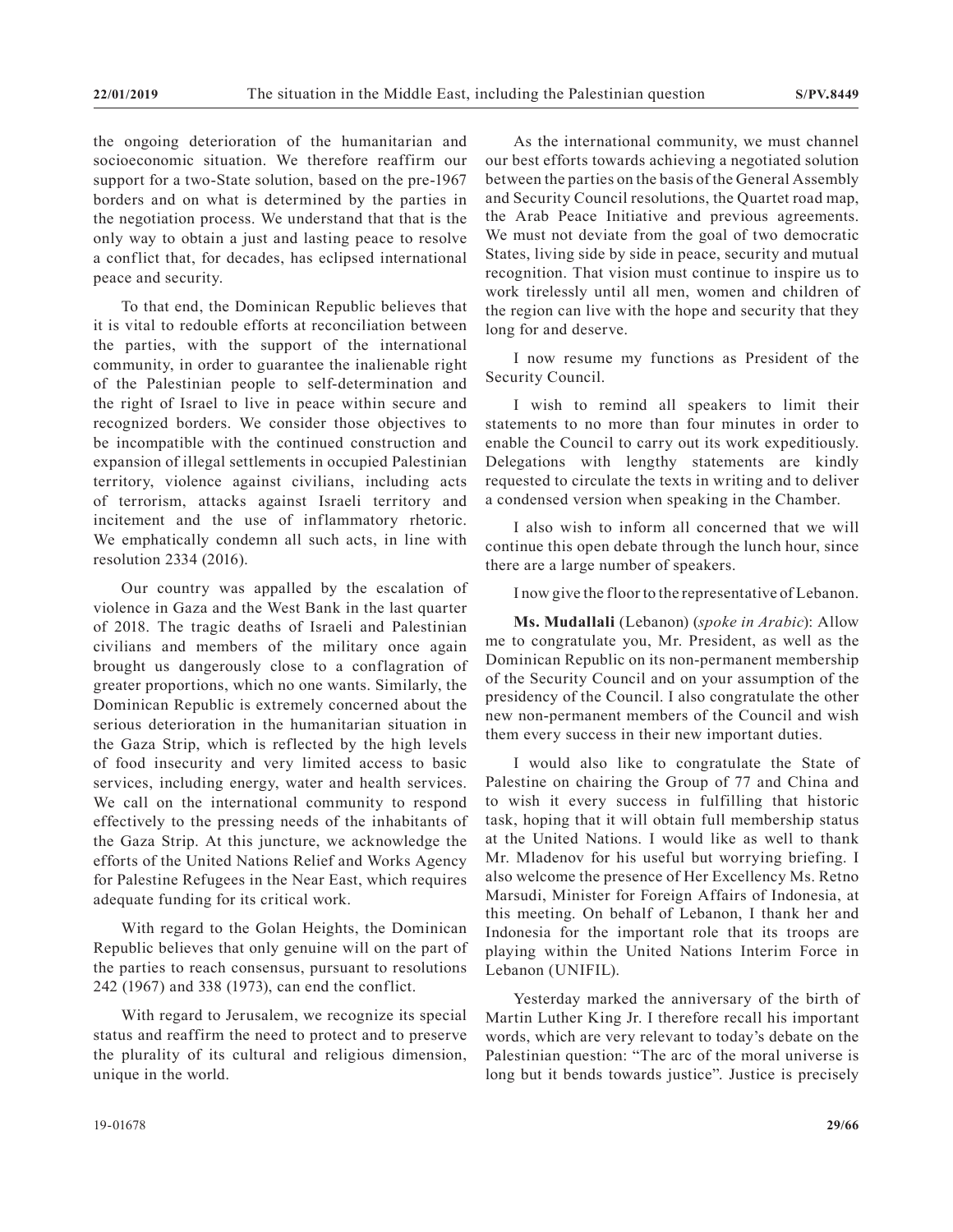the ongoing deterioration of the humanitarian and socioeconomic situation. We therefore reaffirm our support for a two-State solution, based on the pre-1967 borders and on what is determined by the parties in the negotiation process. We understand that that is the only way to obtain a just and lasting peace to resolve a conflict that, for decades, has eclipsed international peace and security.

To that end, the Dominican Republic believes that it is vital to redouble efforts at reconciliation between the parties, with the support of the international community, in order to guarantee the inalienable right of the Palestinian people to self-determination and the right of Israel to live in peace within secure and recognized borders. We consider those objectives to be incompatible with the continued construction and expansion of illegal settlements in occupied Palestinian territory, violence against civilians, including acts of terrorism, attacks against Israeli territory and incitement and the use of inflammatory rhetoric. We emphatically condemn all such acts, in line with resolution 2334 (2016).

Our country was appalled by the escalation of violence in Gaza and the West Bank in the last quarter of 2018. The tragic deaths of Israeli and Palestinian civilians and members of the military once again brought us dangerously close to a conflagration of greater proportions, which no one wants. Similarly, the Dominican Republic is extremely concerned about the serious deterioration in the humanitarian situation in the Gaza Strip, which is reflected by the high levels of food insecurity and very limited access to basic services, including energy, water and health services. We call on the international community to respond effectively to the pressing needs of the inhabitants of the Gaza Strip. At this juncture, we acknowledge the efforts of the United Nations Relief and Works Agency for Palestine Refugees in the Near East, which requires adequate funding for its critical work.

With regard to the Golan Heights, the Dominican Republic believes that only genuine will on the part of the parties to reach consensus, pursuant to resolutions 242 (1967) and 338 (1973), can end the conflict.

With regard to Jerusalem, we recognize its special status and reaffirm the need to protect and to preserve the plurality of its cultural and religious dimension, unique in the world.

As the international community, we must channel our best efforts towards achieving a negotiated solution between the parties on the basis of the General Assembly and Security Council resolutions, the Quartet road map, the Arab Peace Initiative and previous agreements. We must not deviate from the goal of two democratic States, living side by side in peace, security and mutual recognition. That vision must continue to inspire us to work tirelessly until all men, women and children of the region can live with the hope and security that they long for and deserve.

I now resume my functions as President of the Security Council.

I wish to remind all speakers to limit their statements to no more than four minutes in order to enable the Council to carry out its work expeditiously. Delegations with lengthy statements are kindly requested to circulate the texts in writing and to deliver a condensed version when speaking in the Chamber.

I also wish to inform all concerned that we will continue this open debate through the lunch hour, since there are a large number of speakers.

I now give the floor to the representative of Lebanon.

**Ms. Mudallali** (Lebanon) (*spoke in Arabic*): Allow me to congratulate you, Mr. President, as well as the Dominican Republic on its non-permanent membership of the Security Council and on your assumption of the presidency of the Council. I also congratulate the other new non-permanent members of the Council and wish them every success in their new important duties.

I would also like to congratulate the State of Palestine on chairing the Group of 77 and China and to wish it every success in fulfilling that historic task, hoping that it will obtain full membership status at the United Nations. I would like as well to thank Mr. Mladenov for his useful but worrying briefing. I also welcome the presence of Her Excellency Ms. Retno Marsudi, Minister for Foreign Affairs of Indonesia, at this meeting. On behalf of Lebanon, I thank her and Indonesia for the important role that its troops are playing within the United Nations Interim Force in Lebanon (UNIFIL).

Yesterday marked the anniversary of the birth of Martin Luther King Jr. I therefore recall his important words, which are very relevant to today's debate on the Palestinian question: "The arc of the moral universe is long but it bends towards justice". Justice is precisely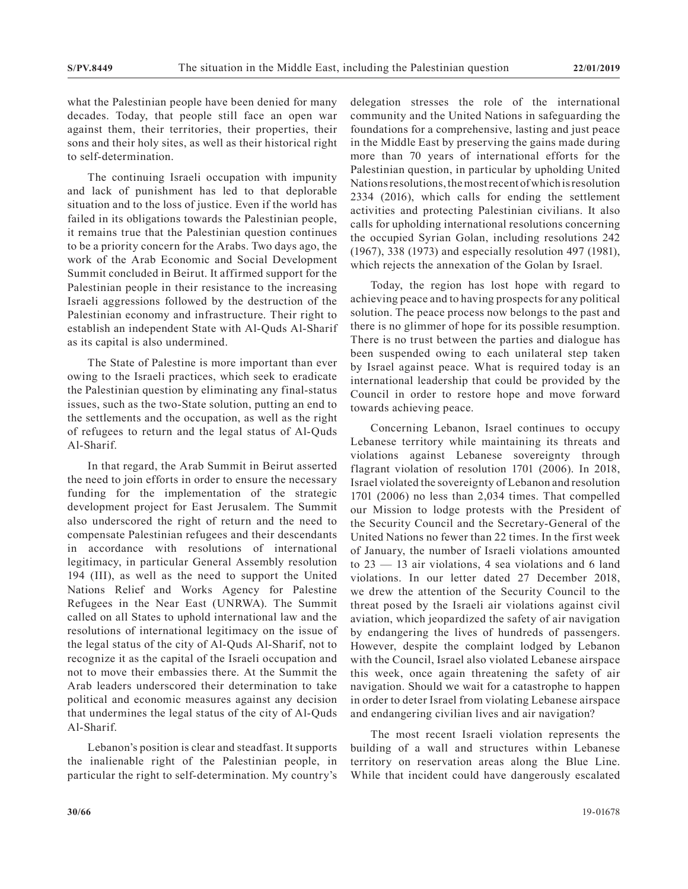what the Palestinian people have been denied for many decades. Today, that people still face an open war against them, their territories, their properties, their sons and their holy sites, as well as their historical right to self-determination.

The continuing Israeli occupation with impunity and lack of punishment has led to that deplorable situation and to the loss of justice. Even if the world has failed in its obligations towards the Palestinian people, it remains true that the Palestinian question continues to be a priority concern for the Arabs. Two days ago, the work of the Arab Economic and Social Development Summit concluded in Beirut. It affirmed support for the Palestinian people in their resistance to the increasing Israeli aggressions followed by the destruction of the Palestinian economy and infrastructure. Their right to establish an independent State with Al-Quds Al-Sharif as its capital is also undermined.

The State of Palestine is more important than ever owing to the Israeli practices, which seek to eradicate the Palestinian question by eliminating any final-status issues, such as the two-State solution, putting an end to the settlements and the occupation, as well as the right of refugees to return and the legal status of Al-Quds Al-Sharif.

In that regard, the Arab Summit in Beirut asserted the need to join efforts in order to ensure the necessary funding for the implementation of the strategic development project for East Jerusalem. The Summit also underscored the right of return and the need to compensate Palestinian refugees and their descendants in accordance with resolutions of international legitimacy, in particular General Assembly resolution 194 (III), as well as the need to support the United Nations Relief and Works Agency for Palestine Refugees in the Near East (UNRWA). The Summit called on all States to uphold international law and the resolutions of international legitimacy on the issue of the legal status of the city of Al-Quds Al-Sharif, not to recognize it as the capital of the Israeli occupation and not to move their embassies there. At the Summit the Arab leaders underscored their determination to take political and economic measures against any decision that undermines the legal status of the city of Al-Quds Al-Sharif.

Lebanon's position is clear and steadfast. It supports the inalienable right of the Palestinian people, in particular the right to self-determination. My country's delegation stresses the role of the international community and the United Nations in safeguarding the foundations for a comprehensive, lasting and just peace in the Middle East by preserving the gains made during more than 70 years of international efforts for the Palestinian question, in particular by upholding United Nations resolutions, the most recent of which is resolution 2334 (2016), which calls for ending the settlement activities and protecting Palestinian civilians. It also calls for upholding international resolutions concerning the occupied Syrian Golan, including resolutions 242 (1967), 338 (1973) and especially resolution 497 (1981), which rejects the annexation of the Golan by Israel.

Today, the region has lost hope with regard to achieving peace and to having prospects for any political solution. The peace process now belongs to the past and there is no glimmer of hope for its possible resumption. There is no trust between the parties and dialogue has been suspended owing to each unilateral step taken by Israel against peace. What is required today is an international leadership that could be provided by the Council in order to restore hope and move forward towards achieving peace.

Concerning Lebanon, Israel continues to occupy Lebanese territory while maintaining its threats and violations against Lebanese sovereignty through flagrant violation of resolution 1701 (2006). In 2018, Israel violated the sovereignty of Lebanon and resolution 1701 (2006) no less than 2,034 times. That compelled our Mission to lodge protests with the President of the Security Council and the Secretary-General of the United Nations no fewer than 22 times. In the first week of January, the number of Israeli violations amounted to 23 — 13 air violations, 4 sea violations and 6 land violations. In our letter dated 27 December 2018, we drew the attention of the Security Council to the threat posed by the Israeli air violations against civil aviation, which jeopardized the safety of air navigation by endangering the lives of hundreds of passengers. However, despite the complaint lodged by Lebanon with the Council, Israel also violated Lebanese airspace this week, once again threatening the safety of air navigation. Should we wait for a catastrophe to happen in order to deter Israel from violating Lebanese airspace and endangering civilian lives and air navigation?

The most recent Israeli violation represents the building of a wall and structures within Lebanese territory on reservation areas along the Blue Line. While that incident could have dangerously escalated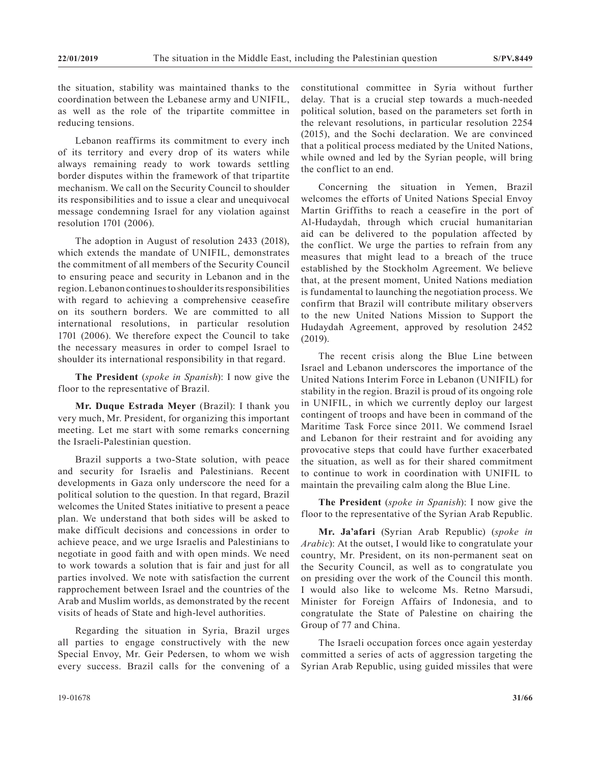the situation, stability was maintained thanks to the coordination between the Lebanese army and UNIFIL, as well as the role of the tripartite committee in reducing tensions.

Lebanon reaffirms its commitment to every inch of its territory and every drop of its waters while always remaining ready to work towards settling border disputes within the framework of that tripartite mechanism. We call on the Security Council to shoulder its responsibilities and to issue a clear and unequivocal message condemning Israel for any violation against resolution 1701 (2006).

The adoption in August of resolution 2433 (2018), which extends the mandate of UNIFIL, demonstrates the commitment of all members of the Security Council to ensuring peace and security in Lebanon and in the region. Lebanon continues to shoulder its responsibilities with regard to achieving a comprehensive ceasefire on its southern borders. We are committed to all international resolutions, in particular resolution 1701 (2006). We therefore expect the Council to take the necessary measures in order to compel Israel to shoulder its international responsibility in that regard.

**The President** (*spoke in Spanish*): I now give the floor to the representative of Brazil.

**Mr. Duque Estrada Meyer** (Brazil): I thank you very much, Mr. President, for organizing this important meeting. Let me start with some remarks concerning the Israeli-Palestinian question.

Brazil supports a two-State solution, with peace and security for Israelis and Palestinians. Recent developments in Gaza only underscore the need for a political solution to the question. In that regard, Brazil welcomes the United States initiative to present a peace plan. We understand that both sides will be asked to make difficult decisions and concessions in order to achieve peace, and we urge Israelis and Palestinians to negotiate in good faith and with open minds. We need to work towards a solution that is fair and just for all parties involved. We note with satisfaction the current rapprochement between Israel and the countries of the Arab and Muslim worlds, as demonstrated by the recent visits of heads of State and high-level authorities.

Regarding the situation in Syria, Brazil urges all parties to engage constructively with the new Special Envoy, Mr. Geir Pedersen, to whom we wish every success. Brazil calls for the convening of a constitutional committee in Syria without further delay. That is a crucial step towards a much-needed political solution, based on the parameters set forth in the relevant resolutions, in particular resolution 2254 (2015), and the Sochi declaration. We are convinced that a political process mediated by the United Nations, while owned and led by the Syrian people, will bring the conflict to an end.

Concerning the situation in Yemen, Brazil welcomes the efforts of United Nations Special Envoy Martin Griffiths to reach a ceasefire in the port of Al-Hudaydah, through which crucial humanitarian aid can be delivered to the population affected by the conflict. We urge the parties to refrain from any measures that might lead to a breach of the truce established by the Stockholm Agreement. We believe that, at the present moment, United Nations mediation is fundamental to launching the negotiation process. We confirm that Brazil will contribute military observers to the new United Nations Mission to Support the Hudaydah Agreement, approved by resolution 2452 (2019).

The recent crisis along the Blue Line between Israel and Lebanon underscores the importance of the United Nations Interim Force in Lebanon (UNIFIL) for stability in the region. Brazil is proud of its ongoing role in UNIFIL, in which we currently deploy our largest contingent of troops and have been in command of the Maritime Task Force since 2011. We commend Israel and Lebanon for their restraint and for avoiding any provocative steps that could have further exacerbated the situation, as well as for their shared commitment to continue to work in coordination with UNIFIL to maintain the prevailing calm along the Blue Line.

**The President** (*spoke in Spanish*): I now give the floor to the representative of the Syrian Arab Republic.

**Mr. Ja'afari** (Syrian Arab Republic) (*spoke in Arabic*): At the outset, I would like to congratulate your country, Mr. President, on its non-permanent seat on the Security Council, as well as to congratulate you on presiding over the work of the Council this month. I would also like to welcome Ms. Retno Marsudi, Minister for Foreign Affairs of Indonesia, and to congratulate the State of Palestine on chairing the Group of 77 and China.

The Israeli occupation forces once again yesterday committed a series of acts of aggression targeting the Syrian Arab Republic, using guided missiles that were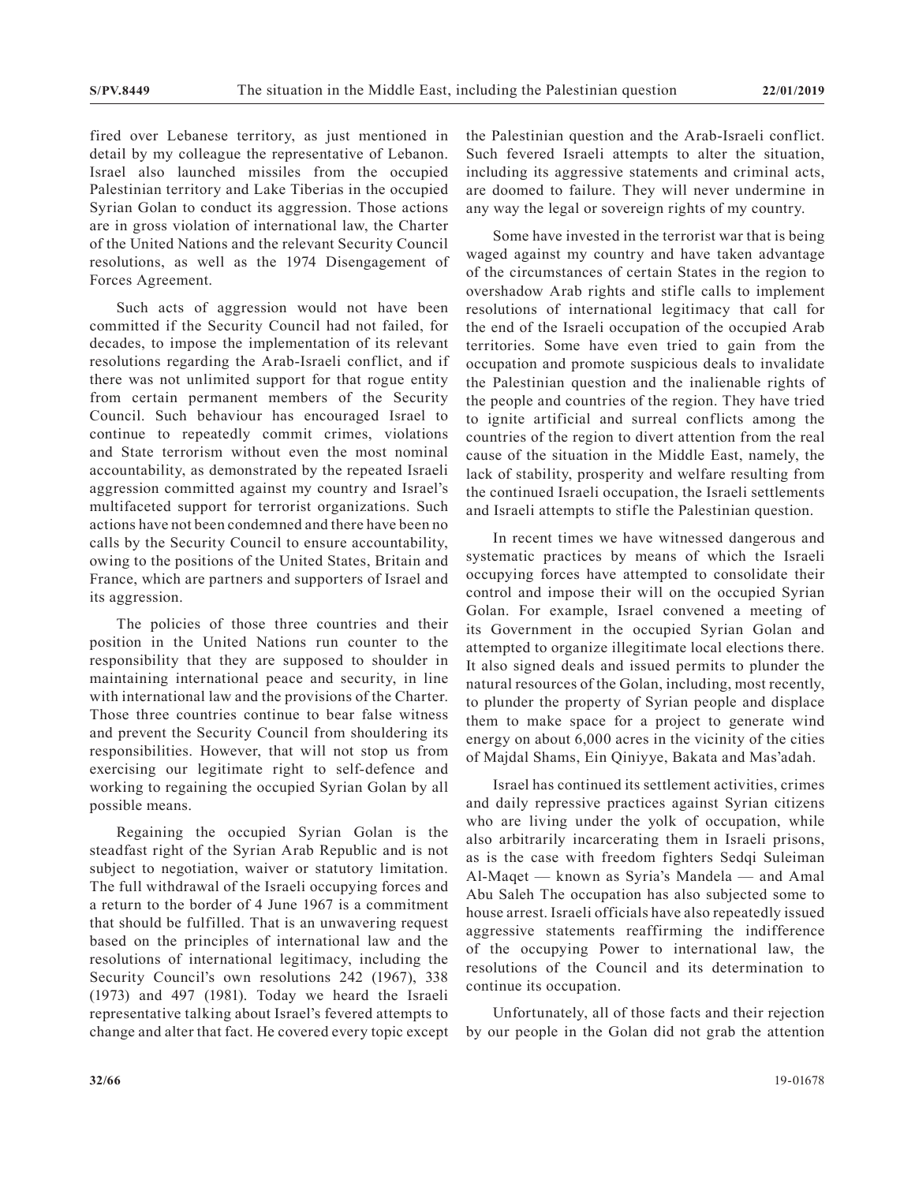fired over Lebanese territory, as just mentioned in detail by my colleague the representative of Lebanon. Israel also launched missiles from the occupied Palestinian territory and Lake Tiberias in the occupied Syrian Golan to conduct its aggression. Those actions are in gross violation of international law, the Charter of the United Nations and the relevant Security Council resolutions, as well as the 1974 Disengagement of Forces Agreement.

Such acts of aggression would not have been committed if the Security Council had not failed, for decades, to impose the implementation of its relevant resolutions regarding the Arab-Israeli conflict, and if there was not unlimited support for that rogue entity from certain permanent members of the Security Council. Such behaviour has encouraged Israel to continue to repeatedly commit crimes, violations and State terrorism without even the most nominal accountability, as demonstrated by the repeated Israeli aggression committed against my country and Israel's multifaceted support for terrorist organizations. Such actions have not been condemned and there have been no calls by the Security Council to ensure accountability, owing to the positions of the United States, Britain and France, which are partners and supporters of Israel and its aggression.

The policies of those three countries and their position in the United Nations run counter to the responsibility that they are supposed to shoulder in maintaining international peace and security, in line with international law and the provisions of the Charter. Those three countries continue to bear false witness and prevent the Security Council from shouldering its responsibilities. However, that will not stop us from exercising our legitimate right to self-defence and working to regaining the occupied Syrian Golan by all possible means.

Regaining the occupied Syrian Golan is the steadfast right of the Syrian Arab Republic and is not subject to negotiation, waiver or statutory limitation. The full withdrawal of the Israeli occupying forces and a return to the border of 4 June 1967 is a commitment that should be fulfilled. That is an unwavering request based on the principles of international law and the resolutions of international legitimacy, including the Security Council's own resolutions 242 (1967), 338 (1973) and 497 (1981). Today we heard the Israeli representative talking about Israel's fevered attempts to change and alter that fact. He covered every topic except the Palestinian question and the Arab-Israeli conflict. Such fevered Israeli attempts to alter the situation, including its aggressive statements and criminal acts, are doomed to failure. They will never undermine in any way the legal or sovereign rights of my country.

Some have invested in the terrorist war that is being waged against my country and have taken advantage of the circumstances of certain States in the region to overshadow Arab rights and stifle calls to implement resolutions of international legitimacy that call for the end of the Israeli occupation of the occupied Arab territories. Some have even tried to gain from the occupation and promote suspicious deals to invalidate the Palestinian question and the inalienable rights of the people and countries of the region. They have tried to ignite artificial and surreal conflicts among the countries of the region to divert attention from the real cause of the situation in the Middle East, namely, the lack of stability, prosperity and welfare resulting from the continued Israeli occupation, the Israeli settlements and Israeli attempts to stifle the Palestinian question.

In recent times we have witnessed dangerous and systematic practices by means of which the Israeli occupying forces have attempted to consolidate their control and impose their will on the occupied Syrian Golan. For example, Israel convened a meeting of its Government in the occupied Syrian Golan and attempted to organize illegitimate local elections there. It also signed deals and issued permits to plunder the natural resources of the Golan, including, most recently, to plunder the property of Syrian people and displace them to make space for a project to generate wind energy on about 6,000 acres in the vicinity of the cities of Majdal Shams, Ein Qiniyye, Bakata and Mas'adah.

Israel has continued its settlement activities, crimes and daily repressive practices against Syrian citizens who are living under the yolk of occupation, while also arbitrarily incarcerating them in Israeli prisons, as is the case with freedom fighters Sedqi Suleiman Al-Maqet — known as Syria's Mandela — and Amal Abu Saleh The occupation has also subjected some to house arrest. Israeli officials have also repeatedly issued aggressive statements reaffirming the indifference of the occupying Power to international law, the resolutions of the Council and its determination to continue its occupation.

Unfortunately, all of those facts and their rejection by our people in the Golan did not grab the attention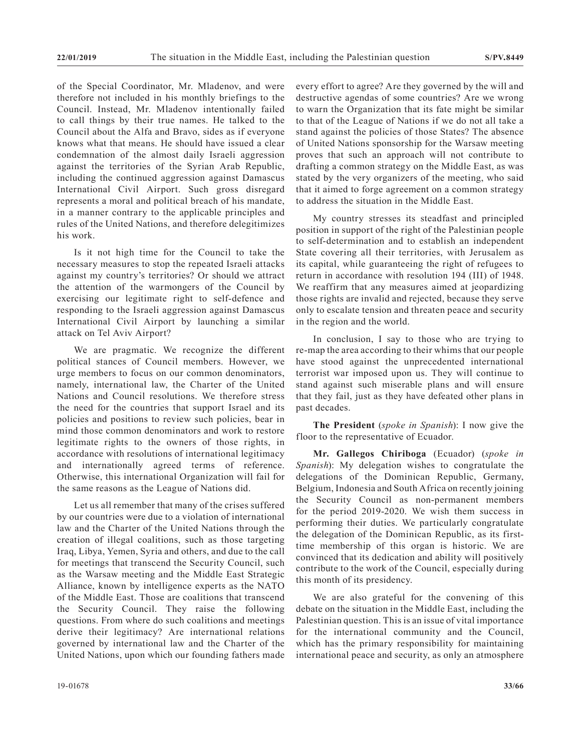of the Special Coordinator, Mr. Mladenov, and were therefore not included in his monthly briefings to the Council. Instead, Mr. Mladenov intentionally failed to call things by their true names. He talked to the Council about the Alfa and Bravo, sides as if everyone knows what that means. He should have issued a clear condemnation of the almost daily Israeli aggression against the territories of the Syrian Arab Republic, including the continued aggression against Damascus International Civil Airport. Such gross disregard represents a moral and political breach of his mandate, in a manner contrary to the applicable principles and rules of the United Nations, and therefore delegitimizes his work.

Is it not high time for the Council to take the necessary measures to stop the repeated Israeli attacks against my country's territories? Or should we attract the attention of the warmongers of the Council by exercising our legitimate right to self-defence and responding to the Israeli aggression against Damascus International Civil Airport by launching a similar attack on Tel Aviv Airport?

We are pragmatic. We recognize the different political stances of Council members. However, we urge members to focus on our common denominators, namely, international law, the Charter of the United Nations and Council resolutions. We therefore stress the need for the countries that support Israel and its policies and positions to review such policies, bear in mind those common denominators and work to restore legitimate rights to the owners of those rights, in accordance with resolutions of international legitimacy and internationally agreed terms of reference. Otherwise, this international Organization will fail for the same reasons as the League of Nations did.

Let us all remember that many of the crises suffered by our countries were due to a violation of international law and the Charter of the United Nations through the creation of illegal coalitions, such as those targeting Iraq, Libya, Yemen, Syria and others, and due to the call for meetings that transcend the Security Council, such as the Warsaw meeting and the Middle East Strategic Alliance, known by intelligence experts as the NATO of the Middle East. Those are coalitions that transcend the Security Council. They raise the following questions. From where do such coalitions and meetings derive their legitimacy? Are international relations governed by international law and the Charter of the United Nations, upon which our founding fathers made every effort to agree? Are they governed by the will and destructive agendas of some countries? Are we wrong to warn the Organization that its fate might be similar to that of the League of Nations if we do not all take a stand against the policies of those States? The absence of United Nations sponsorship for the Warsaw meeting proves that such an approach will not contribute to drafting a common strategy on the Middle East, as was stated by the very organizers of the meeting, who said that it aimed to forge agreement on a common strategy to address the situation in the Middle East.

My country stresses its steadfast and principled position in support of the right of the Palestinian people to self-determination and to establish an independent State covering all their territories, with Jerusalem as its capital, while guaranteeing the right of refugees to return in accordance with resolution 194 (III) of 1948. We reaffirm that any measures aimed at jeopardizing those rights are invalid and rejected, because they serve only to escalate tension and threaten peace and security in the region and the world.

In conclusion, I say to those who are trying to re-map the area according to their whims that our people have stood against the unprecedented international terrorist war imposed upon us. They will continue to stand against such miserable plans and will ensure that they fail, just as they have defeated other plans in past decades.

**The President** (*spoke in Spanish*): I now give the floor to the representative of Ecuador.

**Mr. Gallegos Chiriboga** (Ecuador) (*spoke in Spanish*): My delegation wishes to congratulate the delegations of the Dominican Republic, Germany, Belgium, Indonesia and South Africa on recently joining the Security Council as non-permanent members for the period 2019-2020. We wish them success in performing their duties. We particularly congratulate the delegation of the Dominican Republic, as its first-time membership of this organ is historic. We are convinced that its dedication and ability will positively contribute to the work of the Council, especially during this month of its presidency.

We are also grateful for the convening of this debate on the situation in the Middle East, including the Palestinian question. This is an issue of vital importance for the international community and the Council, which has the primary responsibility for maintaining international peace and security, as only an atmosphere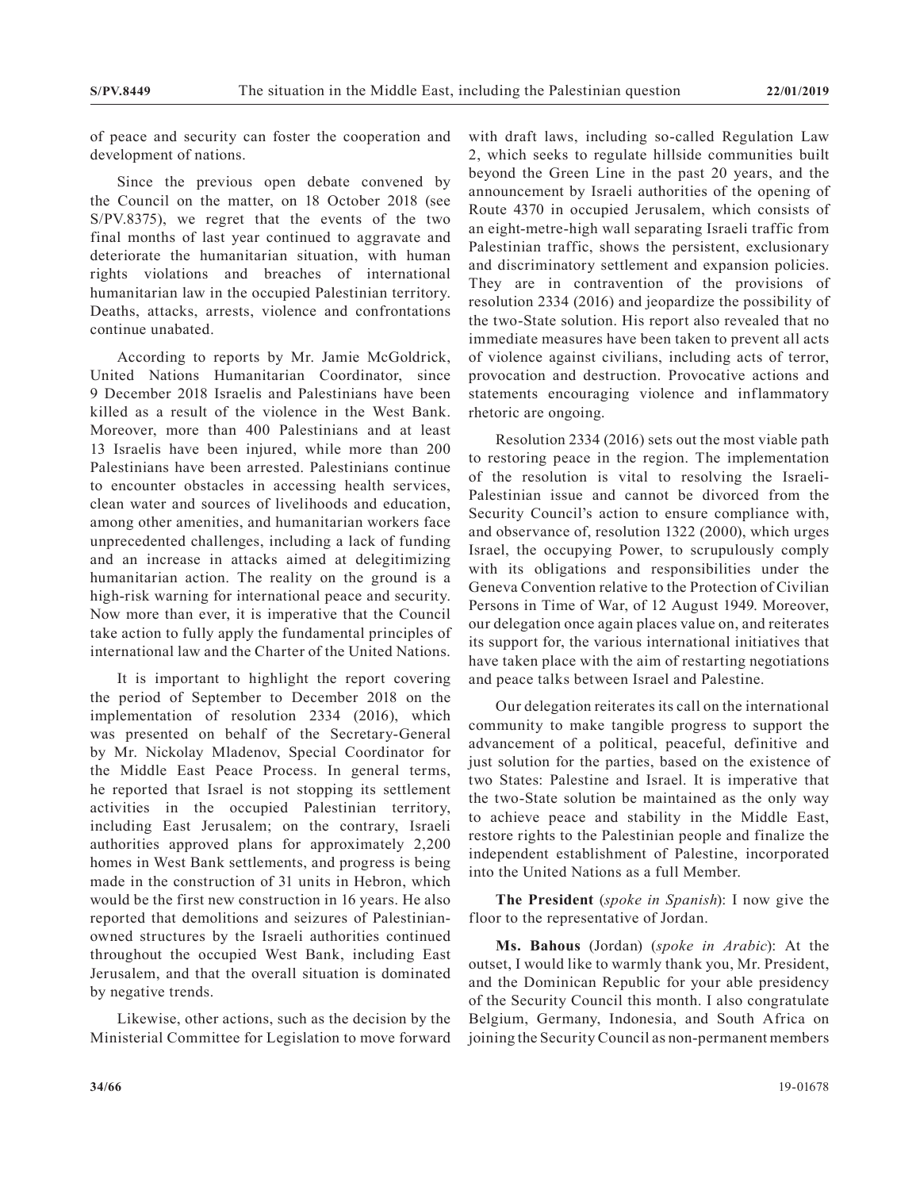of peace and security can foster the cooperation and development of nations.

Since the previous open debate convened by the Council on the matter, on 18 October 2018 (see S/PV.8375), we regret that the events of the two final months of last year continued to aggravate and deteriorate the humanitarian situation, with human rights violations and breaches of international humanitarian law in the occupied Palestinian territory. Deaths, attacks, arrests, violence and confrontations continue unabated.

According to reports by Mr. Jamie McGoldrick, United Nations Humanitarian Coordinator, since 9 December 2018 Israelis and Palestinians have been killed as a result of the violence in the West Bank. Moreover, more than 400 Palestinians and at least 13 Israelis have been injured, while more than 200 Palestinians have been arrested. Palestinians continue to encounter obstacles in accessing health services, clean water and sources of livelihoods and education, among other amenities, and humanitarian workers face unprecedented challenges, including a lack of funding and an increase in attacks aimed at delegitimizing humanitarian action. The reality on the ground is a high-risk warning for international peace and security. Now more than ever, it is imperative that the Council take action to fully apply the fundamental principles of international law and the Charter of the United Nations.

It is important to highlight the report covering the period of September to December 2018 on the implementation of resolution 2334 (2016), which was presented on behalf of the Secretary-General by Mr. Nickolay Mladenov, Special Coordinator for the Middle East Peace Process. In general terms, he reported that Israel is not stopping its settlement activities in the occupied Palestinian territory, including East Jerusalem; on the contrary, Israeli authorities approved plans for approximately 2,200 homes in West Bank settlements, and progress is being made in the construction of 31 units in Hebron, which would be the first new construction in 16 years. He also reported that demolitions and seizures of Palestinian-owned structures by the Israeli authorities continued throughout the occupied West Bank, including East Jerusalem, and that the overall situation is dominated by negative trends.

Likewise, other actions, such as the decision by the Ministerial Committee for Legislation to move forward with draft laws, including so-called Regulation Law 2, which seeks to regulate hillside communities built beyond the Green Line in the past 20 years, and the announcement by Israeli authorities of the opening of Route 4370 in occupied Jerusalem, which consists of an eight-metre-high wall separating Israeli traffic from Palestinian traffic, shows the persistent, exclusionary and discriminatory settlement and expansion policies. They are in contravention of the provisions of resolution 2334 (2016) and jeopardize the possibility of the two-State solution. His report also revealed that no immediate measures have been taken to prevent all acts of violence against civilians, including acts of terror, provocation and destruction. Provocative actions and statements encouraging violence and inflammatory rhetoric are ongoing.

Resolution 2334 (2016) sets out the most viable path to restoring peace in the region. The implementation of the resolution is vital to resolving the Israeli-Palestinian issue and cannot be divorced from the Security Council's action to ensure compliance with, and observance of, resolution 1322 (2000), which urges Israel, the occupying Power, to scrupulously comply with its obligations and responsibilities under the Geneva Convention relative to the Protection of Civilian Persons in Time of War, of 12 August 1949. Moreover, our delegation once again places value on, and reiterates its support for, the various international initiatives that have taken place with the aim of restarting negotiations and peace talks between Israel and Palestine.

Our delegation reiterates its call on the international community to make tangible progress to support the advancement of a political, peaceful, definitive and just solution for the parties, based on the existence of two States: Palestine and Israel. It is imperative that the two-State solution be maintained as the only way to achieve peace and stability in the Middle East, restore rights to the Palestinian people and finalize the independent establishment of Palestine, incorporated into the United Nations as a full Member.

**The President** (*spoke in Spanish*): I now give the floor to the representative of Jordan.

**Ms. Bahous** (Jordan) (*spoke in Arabic*): At the outset, I would like to warmly thank you, Mr. President, and the Dominican Republic for your able presidency of the Security Council this month. I also congratulate Belgium, Germany, Indonesia, and South Africa on joining the Security Council as non-permanent members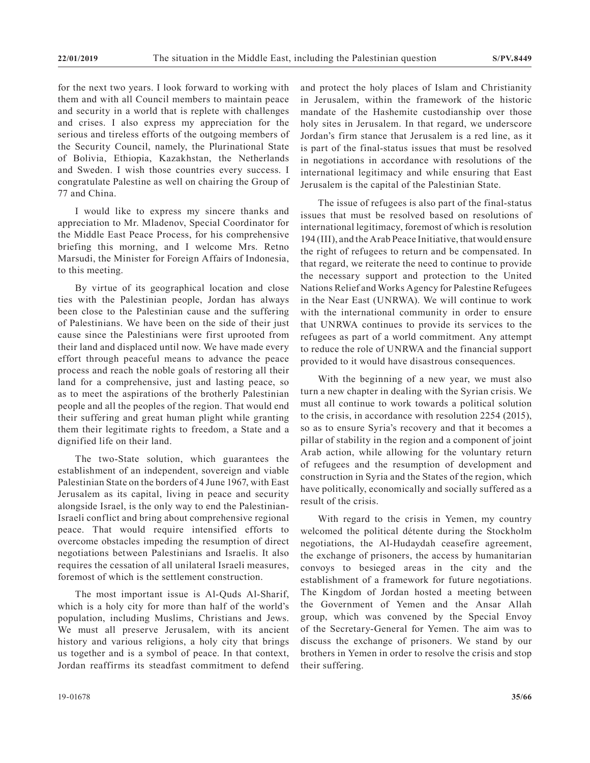for the next two years. I look forward to working with them and with all Council members to maintain peace and security in a world that is replete with challenges and crises. I also express my appreciation for the serious and tireless efforts of the outgoing members of the Security Council, namely, the Plurinational State of Bolivia, Ethiopia, Kazakhstan, the Netherlands and Sweden. I wish those countries every success. I congratulate Palestine as well on chairing the Group of 77 and China.

I would like to express my sincere thanks and appreciation to Mr. Mladenov, Special Coordinator for the Middle East Peace Process, for his comprehensive briefing this morning, and I welcome Mrs. Retno Marsudi, the Minister for Foreign Affairs of Indonesia, to this meeting.

By virtue of its geographical location and close ties with the Palestinian people, Jordan has always been close to the Palestinian cause and the suffering of Palestinians. We have been on the side of their just cause since the Palestinians were first uprooted from their land and displaced until now. We have made every effort through peaceful means to advance the peace process and reach the noble goals of restoring all their land for a comprehensive, just and lasting peace, so as to meet the aspirations of the brotherly Palestinian people and all the peoples of the region. That would end their suffering and great human plight while granting them their legitimate rights to freedom, a State and a dignified life on their land.

The two-State solution, which guarantees the establishment of an independent, sovereign and viable Palestinian State on the borders of 4 June 1967, with East Jerusalem as its capital, living in peace and security alongside Israel, is the only way to end the Palestinian-Israeli conflict and bring about comprehensive regional peace. That would require intensified efforts to overcome obstacles impeding the resumption of direct negotiations between Palestinians and Israelis. It also requires the cessation of all unilateral Israeli measures, foremost of which is the settlement construction.

The most important issue is Al-Quds Al-Sharif, which is a holy city for more than half of the world's population, including Muslims, Christians and Jews. We must all preserve Jerusalem, with its ancient history and various religions, a holy city that brings us together and is a symbol of peace. In that context, Jordan reaffirms its steadfast commitment to defend and protect the holy places of Islam and Christianity in Jerusalem, within the framework of the historic mandate of the Hashemite custodianship over those holy sites in Jerusalem. In that regard, we underscore Jordan's firm stance that Jerusalem is a red line, as it is part of the final-status issues that must be resolved in negotiations in accordance with resolutions of the international legitimacy and while ensuring that East Jerusalem is the capital of the Palestinian State.

The issue of refugees is also part of the final-status issues that must be resolved based on resolutions of international legitimacy, foremost of which is resolution 194 (III), and the Arab Peace Initiative, that would ensure the right of refugees to return and be compensated. In that regard, we reiterate the need to continue to provide the necessary support and protection to the United Nations Relief and Works Agency for Palestine Refugees in the Near East (UNRWA). We will continue to work with the international community in order to ensure that UNRWA continues to provide its services to the refugees as part of a world commitment. Any attempt to reduce the role of UNRWA and the financial support provided to it would have disastrous consequences.

With the beginning of a new year, we must also turn a new chapter in dealing with the Syrian crisis. We must all continue to work towards a political solution to the crisis, in accordance with resolution 2254 (2015), so as to ensure Syria's recovery and that it becomes a pillar of stability in the region and a component of joint Arab action, while allowing for the voluntary return of refugees and the resumption of development and construction in Syria and the States of the region, which have politically, economically and socially suffered as a result of the crisis.

With regard to the crisis in Yemen, my country welcomed the political détente during the Stockholm negotiations, the Al-Hudaydah ceasefire agreement, the exchange of prisoners, the access by humanitarian convoys to besieged areas in the city and the establishment of a framework for future negotiations. The Kingdom of Jordan hosted a meeting between the Government of Yemen and the Ansar Allah group, which was convened by the Special Envoy of the Secretary-General for Yemen. The aim was to discuss the exchange of prisoners. We stand by our brothers in Yemen in order to resolve the crisis and stop their suffering.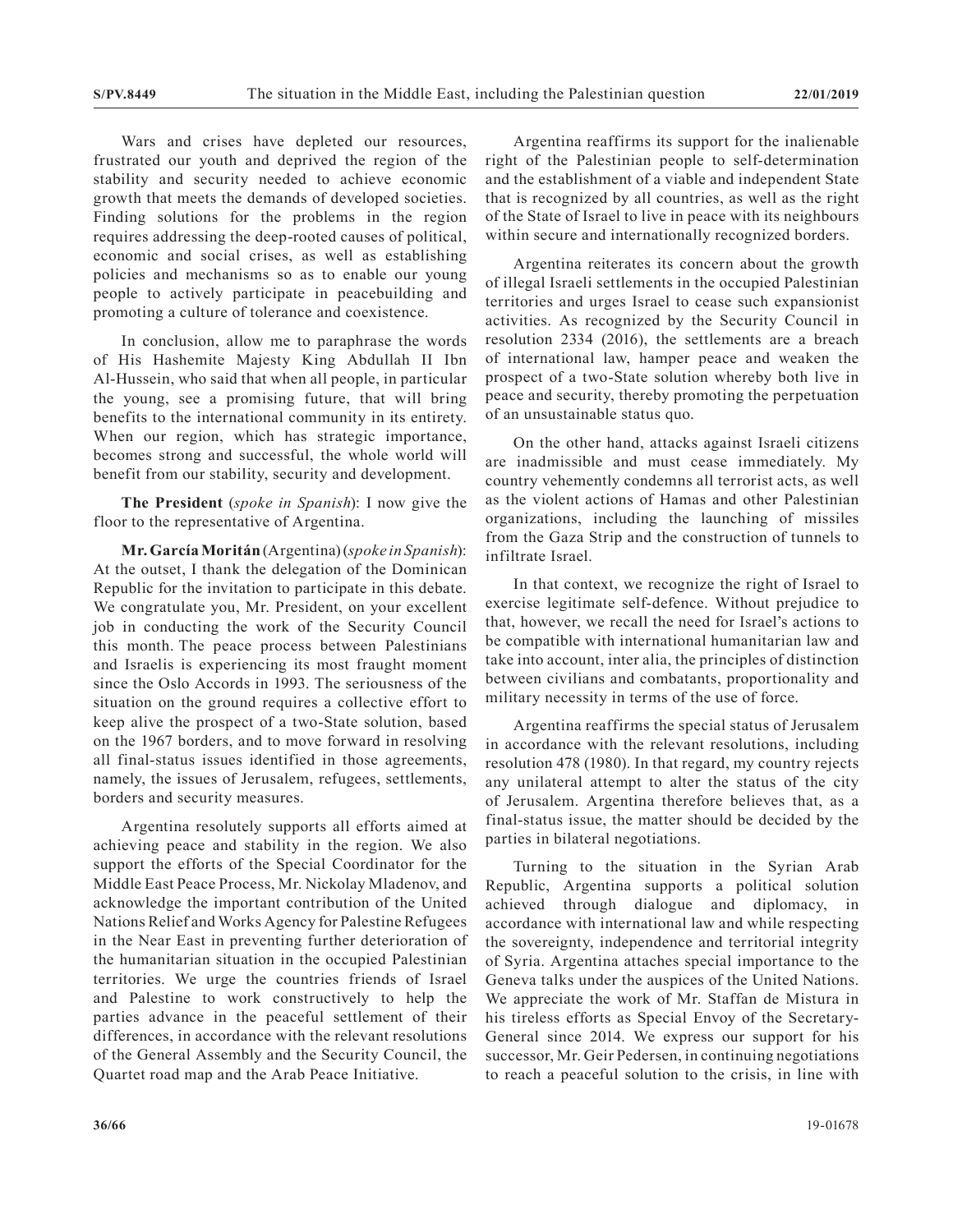Wars and crises have depleted our resources, frustrated our youth and deprived the region of the stability and security needed to achieve economic growth that meets the demands of developed societies. Finding solutions for the problems in the region requires addressing the deep-rooted causes of political, economic and social crises, as well as establishing policies and mechanisms so as to enable our young people to actively participate in peacebuilding and promoting a culture of tolerance and coexistence.

In conclusion, allow me to paraphrase the words of His Hashemite Majesty King Abdullah II Ibn Al-Hussein, who said that when all people, in particular the young, see a promising future, that will bring benefits to the international community in its entirety. When our region, which has strategic importance, becomes strong and successful, the whole world will benefit from our stability, security and development.

**The President** (*spoke in Spanish*): I now give the floor to the representative of Argentina.

**Mr. García Moritán** (Argentina) (*spoke in Spanish*): At the outset, I thank the delegation of the Dominican Republic for the invitation to participate in this debate. We congratulate you, Mr. President, on your excellent job in conducting the work of the Security Council this month. The peace process between Palestinians and Israelis is experiencing its most fraught moment since the Oslo Accords in 1993. The seriousness of the situation on the ground requires a collective effort to keep alive the prospect of a two-State solution, based on the 1967 borders, and to move forward in resolving all final-status issues identified in those agreements, namely, the issues of Jerusalem, refugees, settlements, borders and security measures.

Argentina resolutely supports all efforts aimed at achieving peace and stability in the region. We also support the efforts of the Special Coordinator for the Middle East Peace Process, Mr. Nickolay Mladenov, and acknowledge the important contribution of the United Nations Relief and Works Agency for Palestine Refugees in the Near East in preventing further deterioration of the humanitarian situation in the occupied Palestinian territories. We urge the countries friends of Israel and Palestine to work constructively to help the parties advance in the peaceful settlement of their differences, in accordance with the relevant resolutions of the General Assembly and the Security Council, the Quartet road map and the Arab Peace Initiative.

Argentina reaffirms its support for the inalienable right of the Palestinian people to self-determination and the establishment of a viable and independent State that is recognized by all countries, as well as the right of the State of Israel to live in peace with its neighbours within secure and internationally recognized borders.

Argentina reiterates its concern about the growth of illegal Israeli settlements in the occupied Palestinian territories and urges Israel to cease such expansionist activities. As recognized by the Security Council in resolution 2334 (2016), the settlements are a breach of international law, hamper peace and weaken the prospect of a two-State solution whereby both live in peace and security, thereby promoting the perpetuation of an unsustainable status quo.

On the other hand, attacks against Israeli citizens are inadmissible and must cease immediately. My country vehemently condemns all terrorist acts, as well as the violent actions of Hamas and other Palestinian organizations, including the launching of missiles from the Gaza Strip and the construction of tunnels to infiltrate Israel.

In that context, we recognize the right of Israel to exercise legitimate self-defence. Without prejudice to that, however, we recall the need for Israel's actions to be compatible with international humanitarian law and take into account, inter alia, the principles of distinction between civilians and combatants, proportionality and military necessity in terms of the use of force.

Argentina reaffirms the special status of Jerusalem in accordance with the relevant resolutions, including resolution 478 (1980). In that regard, my country rejects any unilateral attempt to alter the status of the city of Jerusalem. Argentina therefore believes that, as a final-status issue, the matter should be decided by the parties in bilateral negotiations.

Turning to the situation in the Syrian Arab Republic, Argentina supports a political solution achieved through dialogue and diplomacy, in accordance with international law and while respecting the sovereignty, independence and territorial integrity of Syria. Argentina attaches special importance to the Geneva talks under the auspices of the United Nations. We appreciate the work of Mr. Staffan de Mistura in his tireless efforts as Special Envoy of the Secretary-General since 2014. We express our support for his successor, Mr. Geir Pedersen, in continuing negotiations to reach a peaceful solution to the crisis, in line with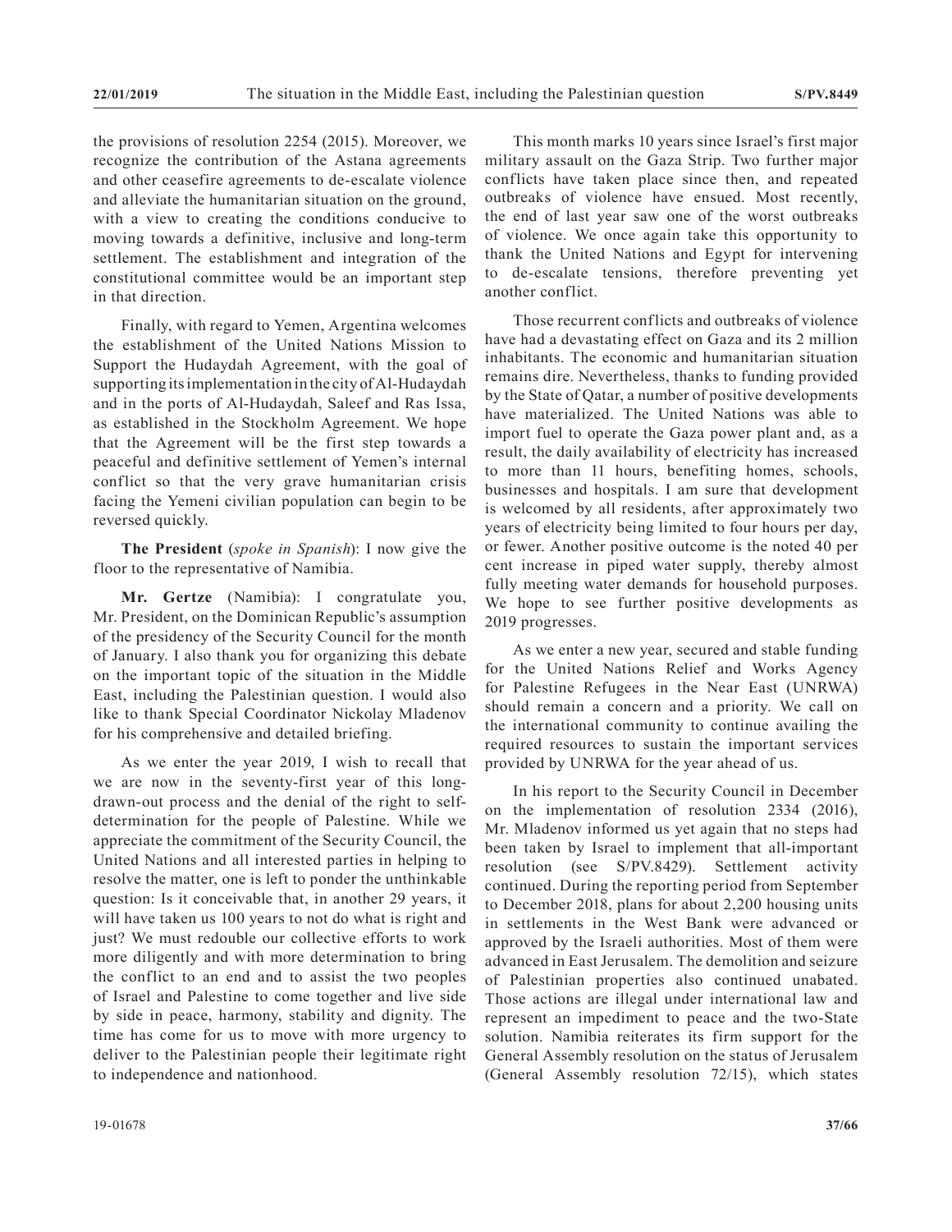the provisions of resolution 2254 (2015). Moreover, we recognize the contribution of the Astana agreements and other ceasefire agreements to de-escalate violence and alleviate the humanitarian situation on the ground, with a view to creating the conditions conducive to moving towards a definitive, inclusive and long-term settlement. The establishment and integration of the constitutional committee would be an important step in that direction.

Finally, with regard to Yemen, Argentina welcomes the establishment of the United Nations Mission to Support the Hudaydah Agreement, with the goal of supporting its implementation in the city of Al-Hudaydah and in the ports of Al-Hudaydah, Saleef and Ras Issa, as established in the Stockholm Agreement. We hope that the Agreement will be the first step towards a peaceful and definitive settlement of Yemen's internal conflict so that the very grave humanitarian crisis facing the Yemeni civilian population can begin to be reversed quickly.

**The President** (*spoke in Spanish*): I now give the floor to the representative of Namibia.

**Mr. Gertze** (Namibia): I congratulate you, Mr. President, on the Dominican Republic's assumption of the presidency of the Security Council for the month of January. I also thank you for organizing this debate on the important topic of the situation in the Middle East, including the Palestinian question. I would also like to thank Special Coordinator Nickolay Mladenov for his comprehensive and detailed briefing.

As we enter the year 2019, I wish to recall that we are now in the seventy-first year of this long-drawn-out process and the denial of the right to self-determination for the people of Palestine. While we appreciate the commitment of the Security Council, the United Nations and all interested parties in helping to resolve the matter, one is left to ponder the unthinkable question: Is it conceivable that, in another 29 years, it will have taken us 100 years to not do what is right and just? We must redouble our collective efforts to work more diligently and with more determination to bring the conflict to an end and to assist the two peoples of Israel and Palestine to come together and live side by side in peace, harmony, stability and dignity. The time has come for us to move with more urgency to deliver to the Palestinian people their legitimate right to independence and nationhood.

This month marks 10 years since Israel's first major military assault on the Gaza Strip. Two further major conflicts have taken place since then, and repeated outbreaks of violence have ensued. Most recently, the end of last year saw one of the worst outbreaks of violence. We once again take this opportunity to thank the United Nations and Egypt for intervening to de-escalate tensions, therefore preventing yet another conflict.

Those recurrent conflicts and outbreaks of violence have had a devastating effect on Gaza and its 2 million inhabitants. The economic and humanitarian situation remains dire. Nevertheless, thanks to funding provided by the State of Qatar, a number of positive developments have materialized. The United Nations was able to import fuel to operate the Gaza power plant and, as a result, the daily availability of electricity has increased to more than 11 hours, benefiting homes, schools, businesses and hospitals. I am sure that development is welcomed by all residents, after approximately two years of electricity being limited to four hours per day, or fewer. Another positive outcome is the noted 40 per cent increase in piped water supply, thereby almost fully meeting water demands for household purposes. We hope to see further positive developments as 2019 progresses.

As we enter a new year, secured and stable funding for the United Nations Relief and Works Agency for Palestine Refugees in the Near East (UNRWA) should remain a concern and a priority. We call on the international community to continue availing the required resources to sustain the important services provided by UNRWA for the year ahead of us.

In his report to the Security Council in December on the implementation of resolution 2334 (2016), Mr. Mladenov informed us yet again that no steps had been taken by Israel to implement that all-important resolution (see S/PV.8429). Settlement activity continued. During the reporting period from September to December 2018, plans for about 2,200 housing units in settlements in the West Bank were advanced or approved by the Israeli authorities. Most of them were advanced in East Jerusalem. The demolition and seizure of Palestinian properties also continued unabated. Those actions are illegal under international law and represent an impediment to peace and the two-State solution. Namibia reiterates its firm support for the General Assembly resolution on the status of Jerusalem (General Assembly resolution 72/15), which states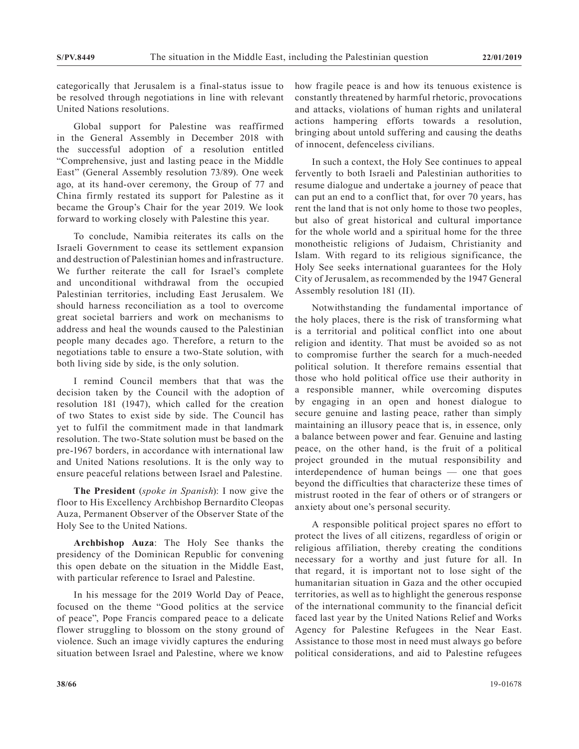categorically that Jerusalem is a final-status issue to be resolved through negotiations in line with relevant United Nations resolutions.

Global support for Palestine was reaffirmed in the General Assembly in December 2018 with the successful adoption of a resolution entitled "Comprehensive, just and lasting peace in the Middle East" (General Assembly resolution 73/89). One week ago, at its hand-over ceremony, the Group of 77 and China firmly restated its support for Palestine as it became the Group's Chair for the year 2019. We look forward to working closely with Palestine this year.

To conclude, Namibia reiterates its calls on the Israeli Government to cease its settlement expansion and destruction of Palestinian homes and infrastructure. We further reiterate the call for Israel's complete and unconditional withdrawal from the occupied Palestinian territories, including East Jerusalem. We should harness reconciliation as a tool to overcome great societal barriers and work on mechanisms to address and heal the wounds caused to the Palestinian people many decades ago. Therefore, a return to the negotiations table to ensure a two-State solution, with both living side by side, is the only solution.

I remind Council members that that was the decision taken by the Council with the adoption of resolution 181 (1947), which called for the creation of two States to exist side by side. The Council has yet to fulfil the commitment made in that landmark resolution. The two-State solution must be based on the pre-1967 borders, in accordance with international law and United Nations resolutions. It is the only way to ensure peaceful relations between Israel and Palestine.

**The President** (*spoke in Spanish*): I now give the floor to His Excellency Archbishop Bernardito Cleopas Auza, Permanent Observer of the Observer State of the Holy See to the United Nations.

**Archbishop Auza**: The Holy See thanks the presidency of the Dominican Republic for convening this open debate on the situation in the Middle East, with particular reference to Israel and Palestine.

In his message for the 2019 World Day of Peace, focused on the theme "Good politics at the service of peace", Pope Francis compared peace to a delicate flower struggling to blossom on the stony ground of violence. Such an image vividly captures the enduring situation between Israel and Palestine, where we know how fragile peace is and how its tenuous existence is constantly threatened by harmful rhetoric, provocations and attacks, violations of human rights and unilateral actions hampering efforts towards a resolution, bringing about untold suffering and causing the deaths of innocent, defenceless civilians.

In such a context, the Holy See continues to appeal fervently to both Israeli and Palestinian authorities to resume dialogue and undertake a journey of peace that can put an end to a conflict that, for over 70 years, has rent the land that is not only home to those two peoples, but also of great historical and cultural importance for the whole world and a spiritual home for the three monotheistic religions of Judaism, Christianity and Islam. With regard to its religious significance, the Holy See seeks international guarantees for the Holy City of Jerusalem, as recommended by the 1947 General Assembly resolution 181 (II).

Notwithstanding the fundamental importance of the holy places, there is the risk of transforming what is a territorial and political conflict into one about religion and identity. That must be avoided so as not to compromise further the search for a much-needed political solution. It therefore remains essential that those who hold political office use their authority in a responsible manner, while overcoming disputes by engaging in an open and honest dialogue to secure genuine and lasting peace, rather than simply maintaining an illusory peace that is, in essence, only a balance between power and fear. Genuine and lasting peace, on the other hand, is the fruit of a political project grounded in the mutual responsibility and interdependence of human beings — one that goes beyond the difficulties that characterize these times of mistrust rooted in the fear of others or of strangers or anxiety about one's personal security.

A responsible political project spares no effort to protect the lives of all citizens, regardless of origin or religious affiliation, thereby creating the conditions necessary for a worthy and just future for all. In that regard, it is important not to lose sight of the humanitarian situation in Gaza and the other occupied territories, as well as to highlight the generous response of the international community to the financial deficit faced last year by the United Nations Relief and Works Agency for Palestine Refugees in the Near East. Assistance to those most in need must always go before political considerations, and aid to Palestine refugees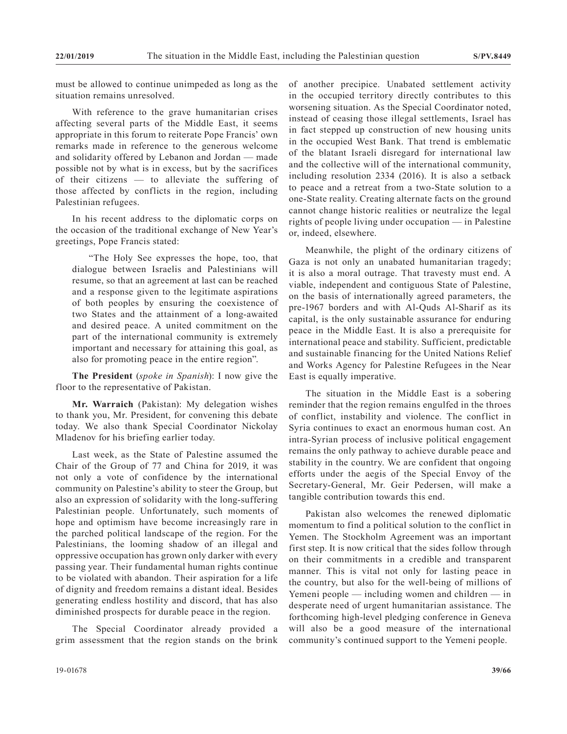must be allowed to continue unimpeded as long as the situation remains unresolved.

With reference to the grave humanitarian crises affecting several parts of the Middle East, it seems appropriate in this forum to reiterate Pope Francis' own remarks made in reference to the generous welcome and solidarity offered by Lebanon and Jordan — made possible not by what is in excess, but by the sacrifices of their citizens — to alleviate the suffering of those affected by conflicts in the region, including Palestinian refugees.

In his recent address to the diplomatic corps on the occasion of the traditional exchange of New Year's greetings, Pope Francis stated:

> "The Holy See expresses the hope, too, that dialogue between Israelis and Palestinians will resume, so that an agreement at last can be reached and a response given to the legitimate aspirations of both peoples by ensuring the coexistence of two States and the attainment of a long-awaited and desired peace. A united commitment on the part of the international community is extremely important and necessary for attaining this goal, as also for promoting peace in the entire region".

**The President** (*spoke in Spanish*): I now give the floor to the representative of Pakistan.

**Mr. Warraich** (Pakistan): My delegation wishes to thank you, Mr. President, for convening this debate today. We also thank Special Coordinator Nickolay Mladenov for his briefing earlier today.

Last week, as the State of Palestine assumed the Chair of the Group of 77 and China for 2019, it was not only a vote of confidence by the international community on Palestine's ability to steer the Group, but also an expression of solidarity with the long-suffering Palestinian people. Unfortunately, such moments of hope and optimism have become increasingly rare in the parched political landscape of the region. For the Palestinians, the looming shadow of an illegal and oppressive occupation has grown only darker with every passing year. Their fundamental human rights continue to be violated with abandon. Their aspiration for a life of dignity and freedom remains a distant ideal. Besides generating endless hostility and discord, that has also diminished prospects for durable peace in the region.

The Special Coordinator already provided a grim assessment that the region stands on the brink of another precipice. Unabated settlement activity in the occupied territory directly contributes to this worsening situation. As the Special Coordinator noted, instead of ceasing those illegal settlements, Israel has in fact stepped up construction of new housing units in the occupied West Bank. That trend is emblematic of the blatant Israeli disregard for international law and the collective will of the international community, including resolution 2334 (2016). It is also a setback to peace and a retreat from a two-State solution to a one-State reality. Creating alternate facts on the ground cannot change historic realities or neutralize the legal rights of people living under occupation — in Palestine or, indeed, elsewhere.

Meanwhile, the plight of the ordinary citizens of Gaza is not only an unabated humanitarian tragedy; it is also a moral outrage. That travesty must end. A viable, independent and contiguous State of Palestine, on the basis of internationally agreed parameters, the pre-1967 borders and with Al-Quds Al-Sharif as its capital, is the only sustainable assurance for enduring peace in the Middle East. It is also a prerequisite for international peace and stability. Sufficient, predictable and sustainable financing for the United Nations Relief and Works Agency for Palestine Refugees in the Near East is equally imperative.

The situation in the Middle East is a sobering reminder that the region remains engulfed in the throes of conflict, instability and violence. The conflict in Syria continues to exact an enormous human cost. An intra-Syrian process of inclusive political engagement remains the only pathway to achieve durable peace and stability in the country. We are confident that ongoing efforts under the aegis of the Special Envoy of the Secretary-General, Mr. Geir Pedersen, will make a tangible contribution towards this end.

Pakistan also welcomes the renewed diplomatic momentum to find a political solution to the conflict in Yemen. The Stockholm Agreement was an important first step. It is now critical that the sides follow through on their commitments in a credible and transparent manner. This is vital not only for lasting peace in the country, but also for the well-being of millions of Yemeni people — including women and children — in desperate need of urgent humanitarian assistance. The forthcoming high-level pledging conference in Geneva will also be a good measure of the international community's continued support to the Yemeni people.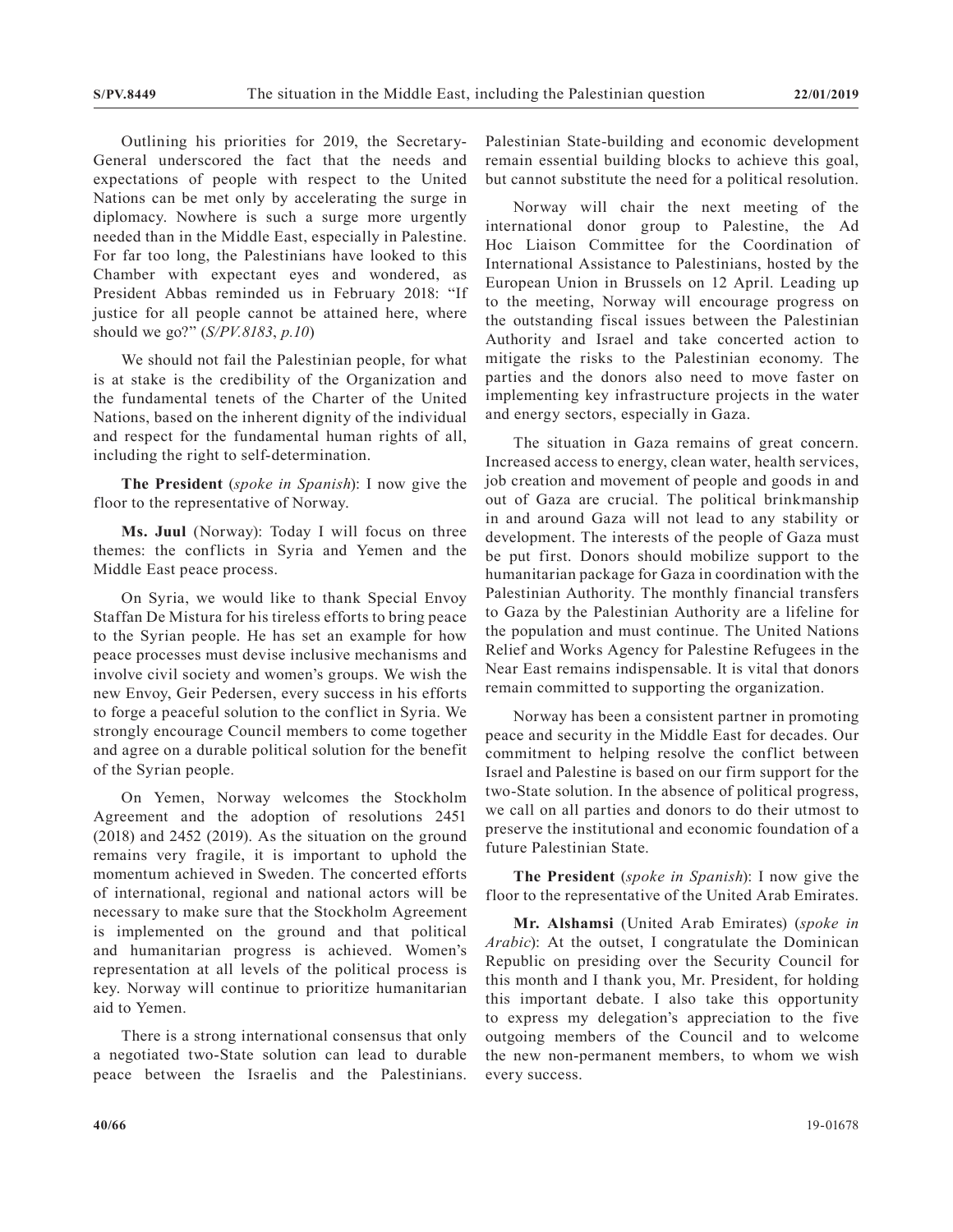Outlining his priorities for 2019, the Secretary-General underscored the fact that the needs and expectations of people with respect to the United Nations can be met only by accelerating the surge in diplomacy. Nowhere is such a surge more urgently needed than in the Middle East, especially in Palestine. For far too long, the Palestinians have looked to this Chamber with expectant eyes and wondered, as President Abbas reminded us in February 2018: "If justice for all people cannot be attained here, where should we go?" (*S/PV.8183*, *p.10*)

We should not fail the Palestinian people, for what is at stake is the credibility of the Organization and the fundamental tenets of the Charter of the United Nations, based on the inherent dignity of the individual and respect for the fundamental human rights of all, including the right to self-determination.

**The President** (*spoke in Spanish*): I now give the floor to the representative of Norway.

**Ms. Juul** (Norway): Today I will focus on three themes: the conflicts in Syria and Yemen and the Middle East peace process.

On Syria, we would like to thank Special Envoy Staffan De Mistura for his tireless efforts to bring peace to the Syrian people. He has set an example for how peace processes must devise inclusive mechanisms and involve civil society and women's groups. We wish the new Envoy, Geir Pedersen, every success in his efforts to forge a peaceful solution to the conflict in Syria. We strongly encourage Council members to come together and agree on a durable political solution for the benefit of the Syrian people.

On Yemen, Norway welcomes the Stockholm Agreement and the adoption of resolutions 2451 (2018) and 2452 (2019). As the situation on the ground remains very fragile, it is important to uphold the momentum achieved in Sweden. The concerted efforts of international, regional and national actors will be necessary to make sure that the Stockholm Agreement is implemented on the ground and that political and humanitarian progress is achieved. Women's representation at all levels of the political process is key. Norway will continue to prioritize humanitarian aid to Yemen.

There is a strong international consensus that only a negotiated two-State solution can lead to durable peace between the Israelis and the Palestinians. Palestinian State-building and economic development remain essential building blocks to achieve this goal, but cannot substitute the need for a political resolution.

Norway will chair the next meeting of the international donor group to Palestine, the Ad Hoc Liaison Committee for the Coordination of International Assistance to Palestinians, hosted by the European Union in Brussels on 12 April. Leading up to the meeting, Norway will encourage progress on the outstanding fiscal issues between the Palestinian Authority and Israel and take concerted action to mitigate the risks to the Palestinian economy. The parties and the donors also need to move faster on implementing key infrastructure projects in the water and energy sectors, especially in Gaza.

The situation in Gaza remains of great concern. Increased access to energy, clean water, health services, job creation and movement of people and goods in and out of Gaza are crucial. The political brinkmanship in and around Gaza will not lead to any stability or development. The interests of the people of Gaza must be put first. Donors should mobilize support to the humanitarian package for Gaza in coordination with the Palestinian Authority. The monthly financial transfers to Gaza by the Palestinian Authority are a lifeline for the population and must continue. The United Nations Relief and Works Agency for Palestine Refugees in the Near East remains indispensable. It is vital that donors remain committed to supporting the organization.

Norway has been a consistent partner in promoting peace and security in the Middle East for decades. Our commitment to helping resolve the conflict between Israel and Palestine is based on our firm support for the two-State solution. In the absence of political progress, we call on all parties and donors to do their utmost to preserve the institutional and economic foundation of a future Palestinian State.

**The President** (*spoke in Spanish*): I now give the floor to the representative of the United Arab Emirates.

**Mr. Alshamsi** (United Arab Emirates) (*spoke in Arabic*): At the outset, I congratulate the Dominican Republic on presiding over the Security Council for this month and I thank you, Mr. President, for holding this important debate. I also take this opportunity to express my delegation's appreciation to the five outgoing members of the Council and to welcome the new non-permanent members, to whom we wish every success.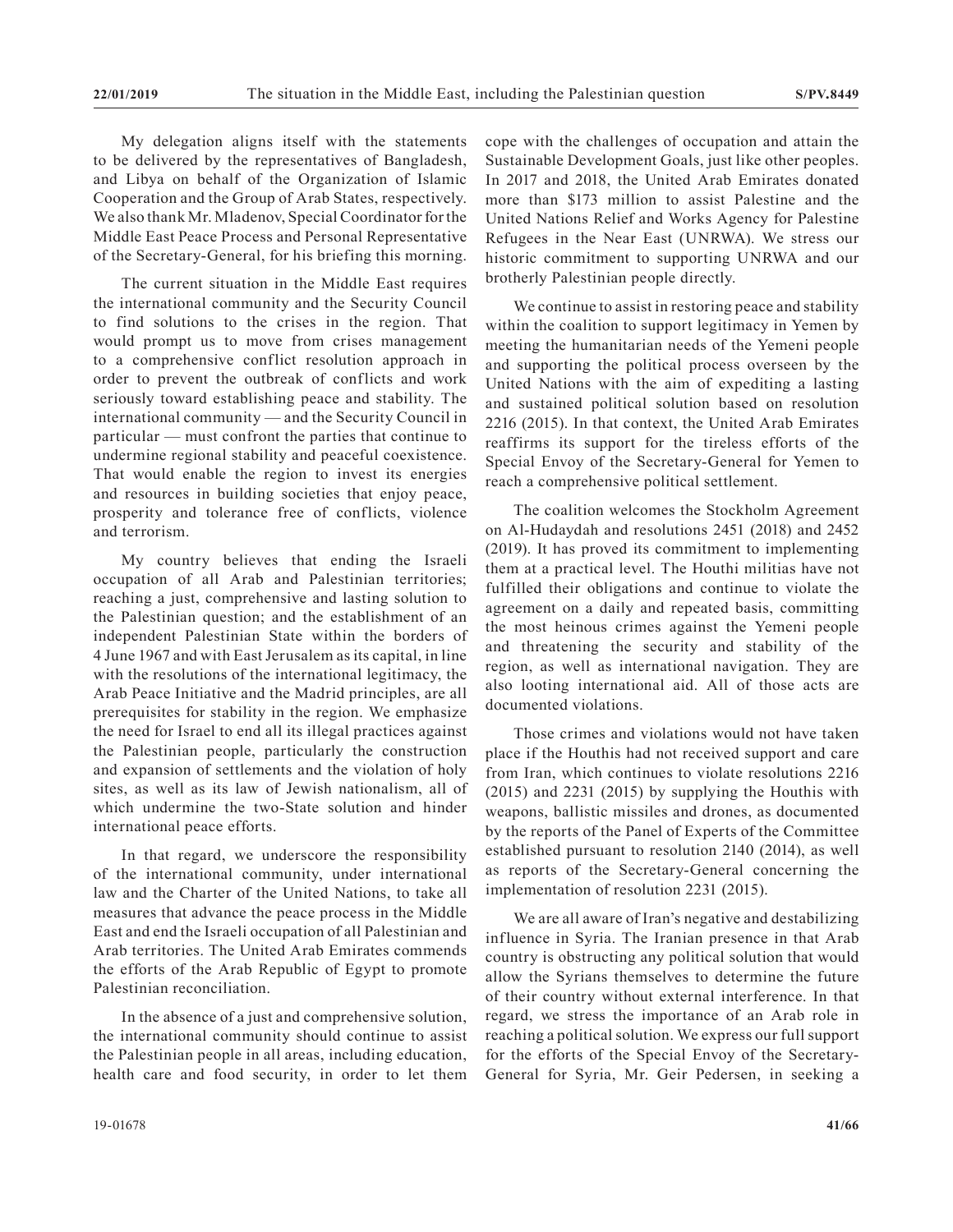My delegation aligns itself with the statements to be delivered by the representatives of Bangladesh, and Libya on behalf of the Organization of Islamic Cooperation and the Group of Arab States, respectively. We also thank Mr. Mladenov, Special Coordinator for the Middle East Peace Process and Personal Representative of the Secretary-General, for his briefing this morning.

The current situation in the Middle East requires the international community and the Security Council to find solutions to the crises in the region. That would prompt us to move from crises management to a comprehensive conflict resolution approach in order to prevent the outbreak of conflicts and work seriously toward establishing peace and stability. The international community — and the Security Council in particular — must confront the parties that continue to undermine regional stability and peaceful coexistence. That would enable the region to invest its energies and resources in building societies that enjoy peace, prosperity and tolerance free of conflicts, violence and terrorism.

My country believes that ending the Israeli occupation of all Arab and Palestinian territories; reaching a just, comprehensive and lasting solution to the Palestinian question; and the establishment of an independent Palestinian State within the borders of 4 June 1967 and with East Jerusalem as its capital, in line with the resolutions of the international legitimacy, the Arab Peace Initiative and the Madrid principles, are all prerequisites for stability in the region. We emphasize the need for Israel to end all its illegal practices against the Palestinian people, particularly the construction and expansion of settlements and the violation of holy sites, as well as its law of Jewish nationalism, all of which undermine the two-State solution and hinder international peace efforts.

In that regard, we underscore the responsibility of the international community, under international law and the Charter of the United Nations, to take all measures that advance the peace process in the Middle East and end the Israeli occupation of all Palestinian and Arab territories. The United Arab Emirates commends the efforts of the Arab Republic of Egypt to promote Palestinian reconciliation.

In the absence of a just and comprehensive solution, the international community should continue to assist the Palestinian people in all areas, including education, health care and food security, in order to let them cope with the challenges of occupation and attain the Sustainable Development Goals, just like other peoples. In 2017 and 2018, the United Arab Emirates donated more than \$173 million to assist Palestine and the United Nations Relief and Works Agency for Palestine Refugees in the Near East (UNRWA). We stress our historic commitment to supporting UNRWA and our brotherly Palestinian people directly.

We continue to assist in restoring peace and stability within the coalition to support legitimacy in Yemen by meeting the humanitarian needs of the Yemeni people and supporting the political process overseen by the United Nations with the aim of expediting a lasting and sustained political solution based on resolution 2216 (2015). In that context, the United Arab Emirates reaffirms its support for the tireless efforts of the Special Envoy of the Secretary-General for Yemen to reach a comprehensive political settlement.

The coalition welcomes the Stockholm Agreement on Al-Hudaydah and resolutions 2451 (2018) and 2452 (2019). It has proved its commitment to implementing them at a practical level. The Houthi militias have not fulfilled their obligations and continue to violate the agreement on a daily and repeated basis, committing the most heinous crimes against the Yemeni people and threatening the security and stability of the region, as well as international navigation. They are also looting international aid. All of those acts are documented violations.

Those crimes and violations would not have taken place if the Houthis had not received support and care from Iran, which continues to violate resolutions 2216 (2015) and 2231 (2015) by supplying the Houthis with weapons, ballistic missiles and drones, as documented by the reports of the Panel of Experts of the Committee established pursuant to resolution 2140 (2014), as well as reports of the Secretary-General concerning the implementation of resolution 2231 (2015).

We are all aware of Iran's negative and destabilizing influence in Syria. The Iranian presence in that Arab country is obstructing any political solution that would allow the Syrians themselves to determine the future of their country without external interference. In that regard, we stress the importance of an Arab role in reaching a political solution. We express our full support for the efforts of the Special Envoy of the Secretary-General for Syria, Mr. Geir Pedersen, in seeking a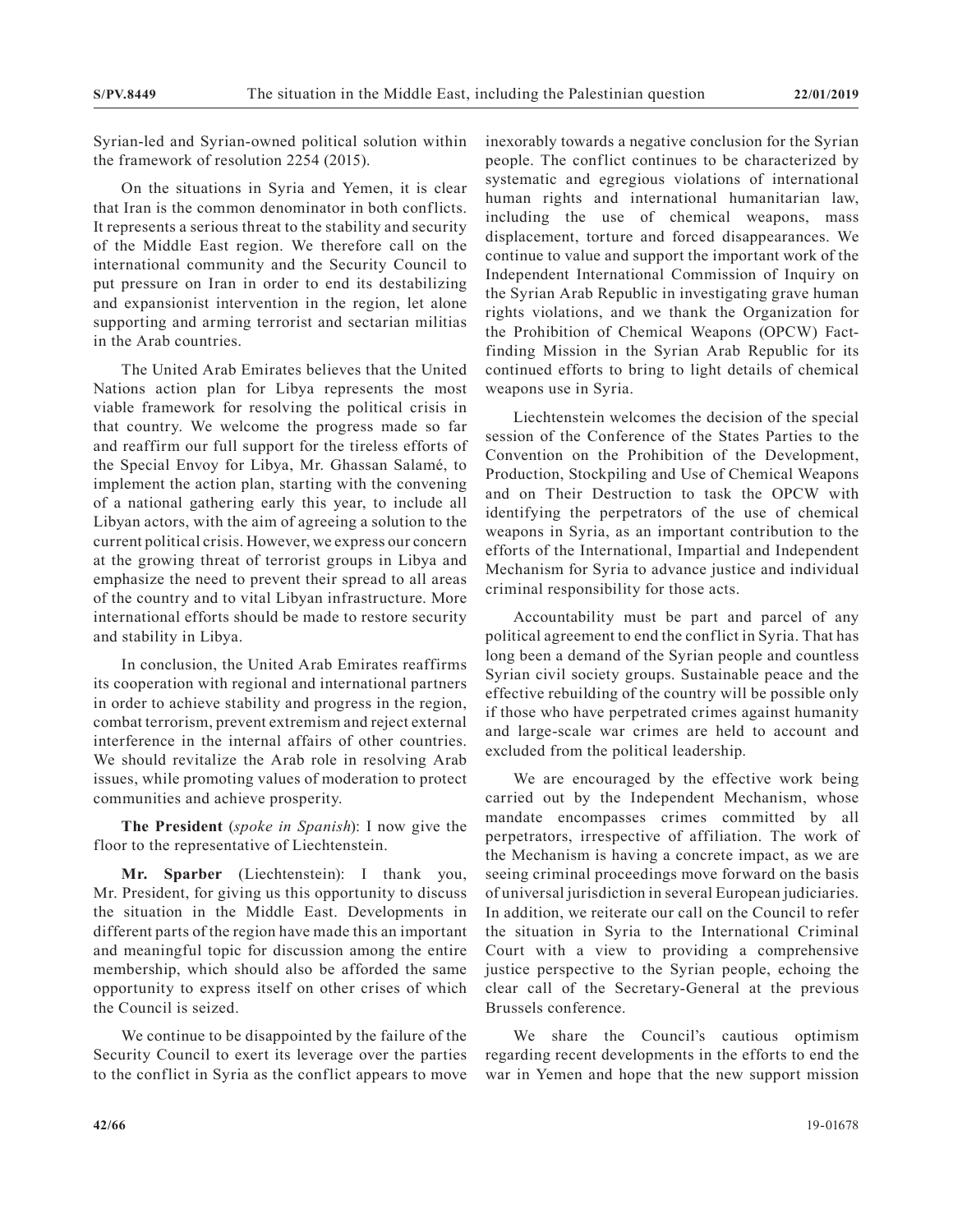Syrian-led and Syrian-owned political solution within the framework of resolution 2254 (2015).

On the situations in Syria and Yemen, it is clear that Iran is the common denominator in both conflicts. It represents a serious threat to the stability and security of the Middle East region. We therefore call on the international community and the Security Council to put pressure on Iran in order to end its destabilizing and expansionist intervention in the region, let alone supporting and arming terrorist and sectarian militias in the Arab countries.

The United Arab Emirates believes that the United Nations action plan for Libya represents the most viable framework for resolving the political crisis in that country. We welcome the progress made so far and reaffirm our full support for the tireless efforts of the Special Envoy for Libya, Mr. Ghassan Salamé, to implement the action plan, starting with the convening of a national gathering early this year, to include all Libyan actors, with the aim of agreeing a solution to the current political crisis. However, we express our concern at the growing threat of terrorist groups in Libya and emphasize the need to prevent their spread to all areas of the country and to vital Libyan infrastructure. More international efforts should be made to restore security and stability in Libya.

In conclusion, the United Arab Emirates reaffirms its cooperation with regional and international partners in order to achieve stability and progress in the region, combat terrorism, prevent extremism and reject external interference in the internal affairs of other countries. We should revitalize the Arab role in resolving Arab issues, while promoting values of moderation to protect communities and achieve prosperity.

**The President** (*spoke in Spanish*): I now give the floor to the representative of Liechtenstein.

**Mr. Sparber** (Liechtenstein): I thank you, Mr. President, for giving us this opportunity to discuss the situation in the Middle East. Developments in different parts of the region have made this an important and meaningful topic for discussion among the entire membership, which should also be afforded the same opportunity to express itself on other crises of which the Council is seized.

We continue to be disappointed by the failure of the Security Council to exert its leverage over the parties to the conflict in Syria as the conflict appears to move inexorably towards a negative conclusion for the Syrian people. The conflict continues to be characterized by systematic and egregious violations of international human rights and international humanitarian law, including the use of chemical weapons, mass displacement, torture and forced disappearances. We continue to value and support the important work of the Independent International Commission of Inquiry on the Syrian Arab Republic in investigating grave human rights violations, and we thank the Organization for the Prohibition of Chemical Weapons (OPCW) Fact-finding Mission in the Syrian Arab Republic for its continued efforts to bring to light details of chemical weapons use in Syria.

Liechtenstein welcomes the decision of the special session of the Conference of the States Parties to the Convention on the Prohibition of the Development, Production, Stockpiling and Use of Chemical Weapons and on Their Destruction to task the OPCW with identifying the perpetrators of the use of chemical weapons in Syria, as an important contribution to the efforts of the International, Impartial and Independent Mechanism for Syria to advance justice and individual criminal responsibility for those acts.

Accountability must be part and parcel of any political agreement to end the conflict in Syria. That has long been a demand of the Syrian people and countless Syrian civil society groups. Sustainable peace and the effective rebuilding of the country will be possible only if those who have perpetrated crimes against humanity and large-scale war crimes are held to account and excluded from the political leadership.

We are encouraged by the effective work being carried out by the Independent Mechanism, whose mandate encompasses crimes committed by all perpetrators, irrespective of affiliation. The work of the Mechanism is having a concrete impact, as we are seeing criminal proceedings move forward on the basis of universal jurisdiction in several European judiciaries. In addition, we reiterate our call on the Council to refer the situation in Syria to the International Criminal Court with a view to providing a comprehensive justice perspective to the Syrian people, echoing the clear call of the Secretary-General at the previous Brussels conference.

We share the Council's cautious optimism regarding recent developments in the efforts to end the war in Yemen and hope that the new support mission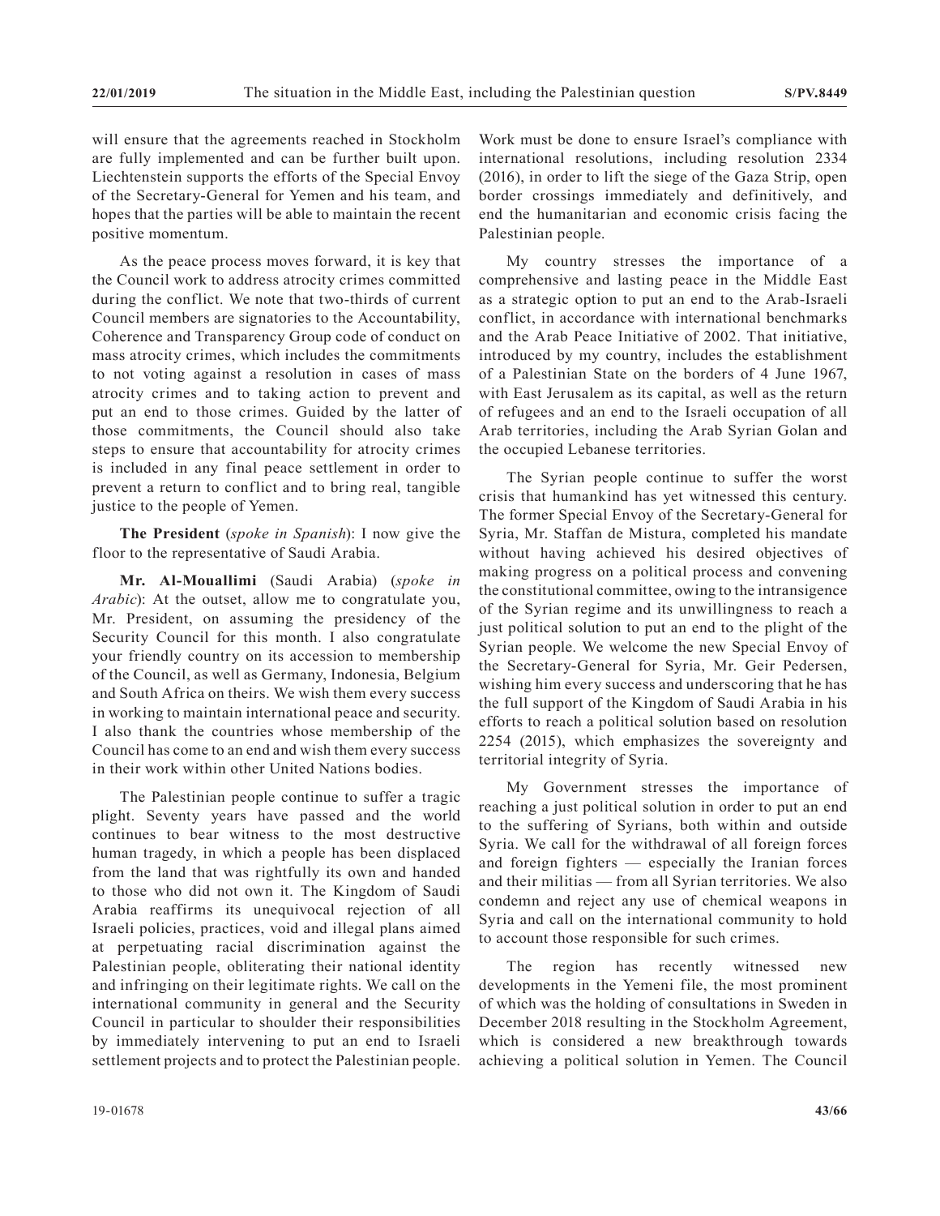will ensure that the agreements reached in Stockholm are fully implemented and can be further built upon. Liechtenstein supports the efforts of the Special Envoy of the Secretary-General for Yemen and his team, and hopes that the parties will be able to maintain the recent positive momentum.

As the peace process moves forward, it is key that the Council work to address atrocity crimes committed during the conflict. We note that two-thirds of current Council members are signatories to the Accountability, Coherence and Transparency Group code of conduct on mass atrocity crimes, which includes the commitments to not voting against a resolution in cases of mass atrocity crimes and to taking action to prevent and put an end to those crimes. Guided by the latter of those commitments, the Council should also take steps to ensure that accountability for atrocity crimes is included in any final peace settlement in order to prevent a return to conflict and to bring real, tangible justice to the people of Yemen.

**The President** (*spoke in Spanish*): I now give the floor to the representative of Saudi Arabia.

**Mr. Al-Mouallimi** (Saudi Arabia) (*spoke in Arabic*): At the outset, allow me to congratulate you, Mr. President, on assuming the presidency of the Security Council for this month. I also congratulate your friendly country on its accession to membership of the Council, as well as Germany, Indonesia, Belgium and South Africa on theirs. We wish them every success in working to maintain international peace and security. I also thank the countries whose membership of the Council has come to an end and wish them every success in their work within other United Nations bodies.

The Palestinian people continue to suffer a tragic plight. Seventy years have passed and the world continues to bear witness to the most destructive human tragedy, in which a people has been displaced from the land that was rightfully its own and handed to those who did not own it. The Kingdom of Saudi Arabia reaffirms its unequivocal rejection of all Israeli policies, practices, void and illegal plans aimed at perpetuating racial discrimination against the Palestinian people, obliterating their national identity and infringing on their legitimate rights. We call on the international community in general and the Security Council in particular to shoulder their responsibilities by immediately intervening to put an end to Israeli settlement projects and to protect the Palestinian people. Work must be done to ensure Israel's compliance with international resolutions, including resolution 2334 (2016), in order to lift the siege of the Gaza Strip, open border crossings immediately and definitively, and end the humanitarian and economic crisis facing the Palestinian people.

My country stresses the importance of a comprehensive and lasting peace in the Middle East as a strategic option to put an end to the Arab-Israeli conflict, in accordance with international benchmarks and the Arab Peace Initiative of 2002. That initiative, introduced by my country, includes the establishment of a Palestinian State on the borders of 4 June 1967, with East Jerusalem as its capital, as well as the return of refugees and an end to the Israeli occupation of all Arab territories, including the Arab Syrian Golan and the occupied Lebanese territories.

The Syrian people continue to suffer the worst crisis that humankind has yet witnessed this century. The former Special Envoy of the Secretary-General for Syria, Mr. Staffan de Mistura, completed his mandate without having achieved his desired objectives of making progress on a political process and convening the constitutional committee, owing to the intransigence of the Syrian regime and its unwillingness to reach a just political solution to put an end to the plight of the Syrian people. We welcome the new Special Envoy of the Secretary-General for Syria, Mr. Geir Pedersen, wishing him every success and underscoring that he has the full support of the Kingdom of Saudi Arabia in his efforts to reach a political solution based on resolution 2254 (2015), which emphasizes the sovereignty and territorial integrity of Syria.

My Government stresses the importance of reaching a just political solution in order to put an end to the suffering of Syrians, both within and outside Syria. We call for the withdrawal of all foreign forces and foreign fighters — especially the Iranian forces and their militias — from all Syrian territories. We also condemn and reject any use of chemical weapons in Syria and call on the international community to hold to account those responsible for such crimes.

The region has recently witnessed new developments in the Yemeni file, the most prominent of which was the holding of consultations in Sweden in December 2018 resulting in the Stockholm Agreement, which is considered a new breakthrough towards achieving a political solution in Yemen. The Council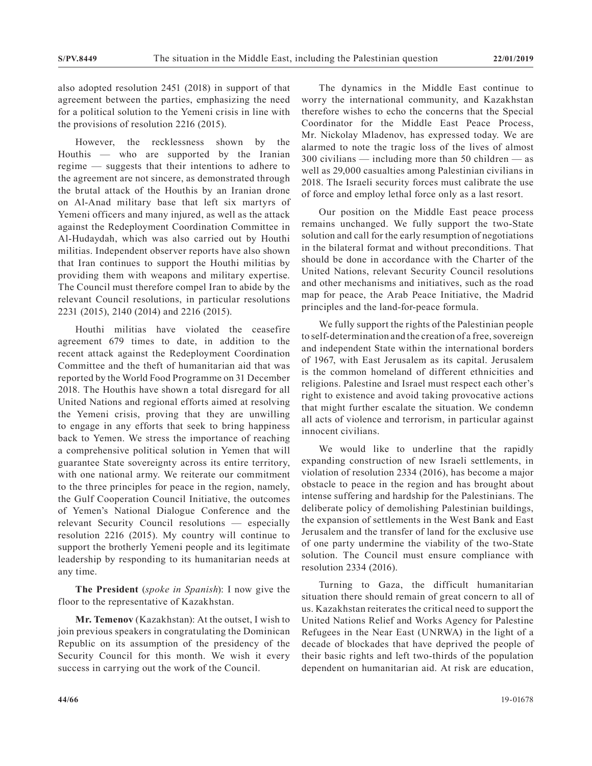also adopted resolution 2451 (2018) in support of that agreement between the parties, emphasizing the need for a political solution to the Yemeni crisis in line with the provisions of resolution 2216 (2015).

However, the recklessness shown by the Houthis — who are supported by the Iranian regime — suggests that their intentions to adhere to the agreement are not sincere, as demonstrated through the brutal attack of the Houthis by an Iranian drone on Al-Anad military base that left six martyrs of Yemeni officers and many injured, as well as the attack against the Redeployment Coordination Committee in Al-Hudaydah, which was also carried out by Houthi militias. Independent observer reports have also shown that Iran continues to support the Houthi militias by providing them with weapons and military expertise. The Council must therefore compel Iran to abide by the relevant Council resolutions, in particular resolutions 2231 (2015), 2140 (2014) and 2216 (2015).

Houthi militias have violated the ceasefire agreement 679 times to date, in addition to the recent attack against the Redeployment Coordination Committee and the theft of humanitarian aid that was reported by the World Food Programme on 31 December 2018. The Houthis have shown a total disregard for all United Nations and regional efforts aimed at resolving the Yemeni crisis, proving that they are unwilling to engage in any efforts that seek to bring happiness back to Yemen. We stress the importance of reaching a comprehensive political solution in Yemen that will guarantee State sovereignty across its entire territory, with one national army. We reiterate our commitment to the three principles for peace in the region, namely, the Gulf Cooperation Council Initiative, the outcomes of Yemen's National Dialogue Conference and the relevant Security Council resolutions — especially resolution 2216 (2015). My country will continue to support the brotherly Yemeni people and its legitimate leadership by responding to its humanitarian needs at any time.

**The President** (*spoke in Spanish*): I now give the floor to the representative of Kazakhstan.

**Mr. Temenov** (Kazakhstan): At the outset, I wish to join previous speakers in congratulating the Dominican Republic on its assumption of the presidency of the Security Council for this month. We wish it every success in carrying out the work of the Council.

The dynamics in the Middle East continue to worry the international community, and Kazakhstan therefore wishes to echo the concerns that the Special Coordinator for the Middle East Peace Process, Mr. Nickolay Mladenov, has expressed today. We are alarmed to note the tragic loss of the lives of almost 300 civilians — including more than 50 children — as well as 29,000 casualties among Palestinian civilians in 2018. The Israeli security forces must calibrate the use of force and employ lethal force only as a last resort.

Our position on the Middle East peace process remains unchanged. We fully support the two-State solution and call for the early resumption of negotiations in the bilateral format and without preconditions. That should be done in accordance with the Charter of the United Nations, relevant Security Council resolutions and other mechanisms and initiatives, such as the road map for peace, the Arab Peace Initiative, the Madrid principles and the land-for-peace formula.

We fully support the rights of the Palestinian people to self-determination and the creation of a free, sovereign and independent State within the international borders of 1967, with East Jerusalem as its capital. Jerusalem is the common homeland of different ethnicities and religions. Palestine and Israel must respect each other's right to existence and avoid taking provocative actions that might further escalate the situation. We condemn all acts of violence and terrorism, in particular against innocent civilians.

We would like to underline that the rapidly expanding construction of new Israeli settlements, in violation of resolution 2334 (2016), has become a major obstacle to peace in the region and has brought about intense suffering and hardship for the Palestinians. The deliberate policy of demolishing Palestinian buildings, the expansion of settlements in the West Bank and East Jerusalem and the transfer of land for the exclusive use of one party undermine the viability of the two-State solution. The Council must ensure compliance with resolution 2334 (2016).

Turning to Gaza, the difficult humanitarian situation there should remain of great concern to all of us. Kazakhstan reiterates the critical need to support the United Nations Relief and Works Agency for Palestine Refugees in the Near East (UNRWA) in the light of a decade of blockades that have deprived the people of their basic rights and left two-thirds of the population dependent on humanitarian aid. At risk are education,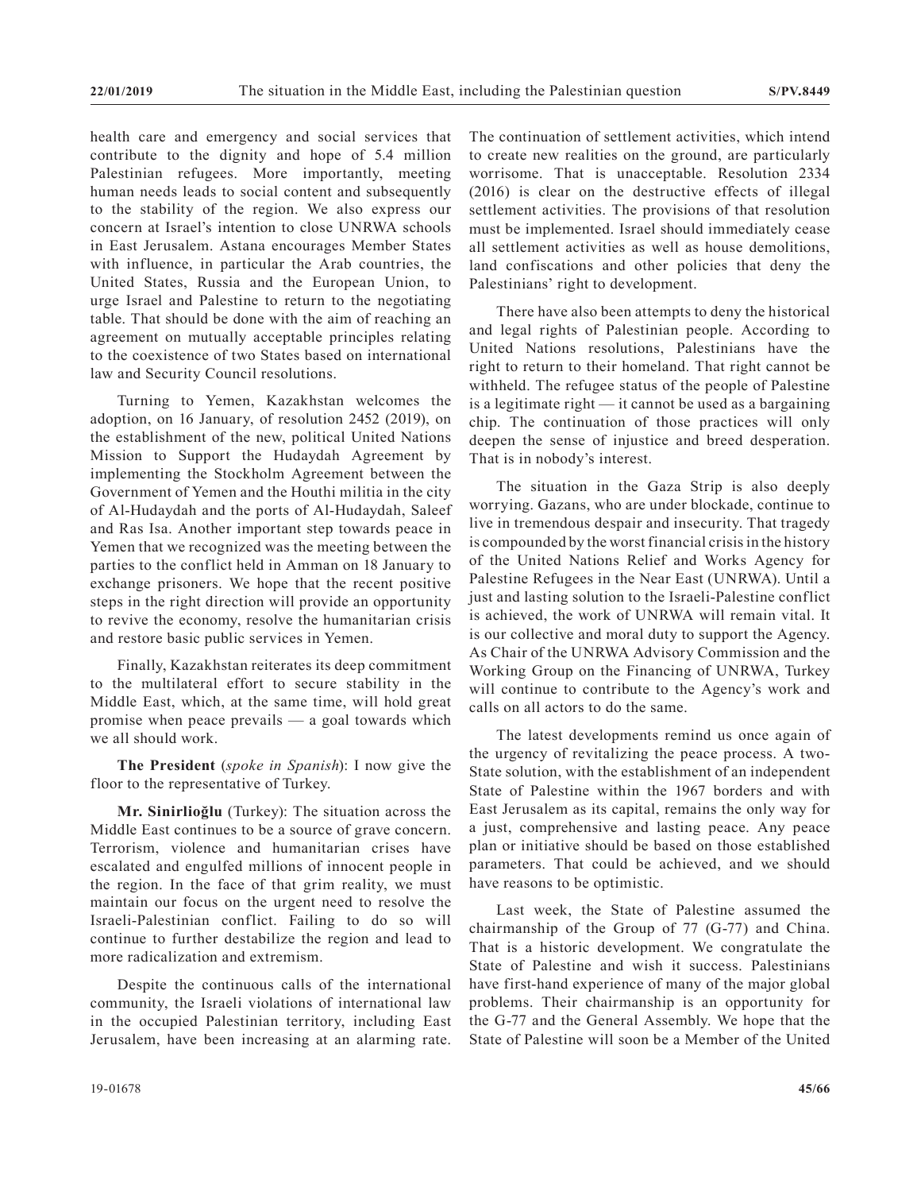health care and emergency and social services that contribute to the dignity and hope of 5.4 million Palestinian refugees. More importantly, meeting human needs leads to social content and subsequently to the stability of the region. We also express our concern at Israel's intention to close UNRWA schools in East Jerusalem. Astana encourages Member States with influence, in particular the Arab countries, the United States, Russia and the European Union, to urge Israel and Palestine to return to the negotiating table. That should be done with the aim of reaching an agreement on mutually acceptable principles relating to the coexistence of two States based on international law and Security Council resolutions.

Turning to Yemen, Kazakhstan welcomes the adoption, on 16 January, of resolution 2452 (2019), on the establishment of the new, political United Nations Mission to Support the Hudaydah Agreement by implementing the Stockholm Agreement between the Government of Yemen and the Houthi militia in the city of Al-Hudaydah and the ports of Al-Hudaydah, Saleef and Ras Isa. Another important step towards peace in Yemen that we recognized was the meeting between the parties to the conflict held in Amman on 18 January to exchange prisoners. We hope that the recent positive steps in the right direction will provide an opportunity to revive the economy, resolve the humanitarian crisis and restore basic public services in Yemen.

Finally, Kazakhstan reiterates its deep commitment to the multilateral effort to secure stability in the Middle East, which, at the same time, will hold great promise when peace prevails — a goal towards which we all should work.

**The President** (*spoke in Spanish*): I now give the floor to the representative of Turkey.

**Mr. Sinirlioğlu** (Turkey): The situation across the Middle East continues to be a source of grave concern. Terrorism, violence and humanitarian crises have escalated and engulfed millions of innocent people in the region. In the face of that grim reality, we must maintain our focus on the urgent need to resolve the Israeli-Palestinian conflict. Failing to do so will continue to further destabilize the region and lead to more radicalization and extremism.

Despite the continuous calls of the international community, the Israeli violations of international law in the occupied Palestinian territory, including East Jerusalem, have been increasing at an alarming rate. The continuation of settlement activities, which intend to create new realities on the ground, are particularly worrisome. That is unacceptable. Resolution 2334 (2016) is clear on the destructive effects of illegal settlement activities. The provisions of that resolution must be implemented. Israel should immediately cease all settlement activities as well as house demolitions, land confiscations and other policies that deny the Palestinians' right to development.

There have also been attempts to deny the historical and legal rights of Palestinian people. According to United Nations resolutions, Palestinians have the right to return to their homeland. That right cannot be withheld. The refugee status of the people of Palestine is a legitimate right — it cannot be used as a bargaining chip. The continuation of those practices will only deepen the sense of injustice and breed desperation. That is in nobody's interest.

The situation in the Gaza Strip is also deeply worrying. Gazans, who are under blockade, continue to live in tremendous despair and insecurity. That tragedy is compounded by the worst financial crisis in the history of the United Nations Relief and Works Agency for Palestine Refugees in the Near East (UNRWA). Until a just and lasting solution to the Israeli-Palestine conflict is achieved, the work of UNRWA will remain vital. It is our collective and moral duty to support the Agency. As Chair of the UNRWA Advisory Commission and the Working Group on the Financing of UNRWA, Turkey will continue to contribute to the Agency's work and calls on all actors to do the same.

The latest developments remind us once again of the urgency of revitalizing the peace process. A two-State solution, with the establishment of an independent State of Palestine within the 1967 borders and with East Jerusalem as its capital, remains the only way for a just, comprehensive and lasting peace. Any peace plan or initiative should be based on those established parameters. That could be achieved, and we should have reasons to be optimistic.

Last week, the State of Palestine assumed the chairmanship of the Group of 77 (G-77) and China. That is a historic development. We congratulate the State of Palestine and wish it success. Palestinians have first-hand experience of many of the major global problems. Their chairmanship is an opportunity for the G-77 and the General Assembly. We hope that the State of Palestine will soon be a Member of the United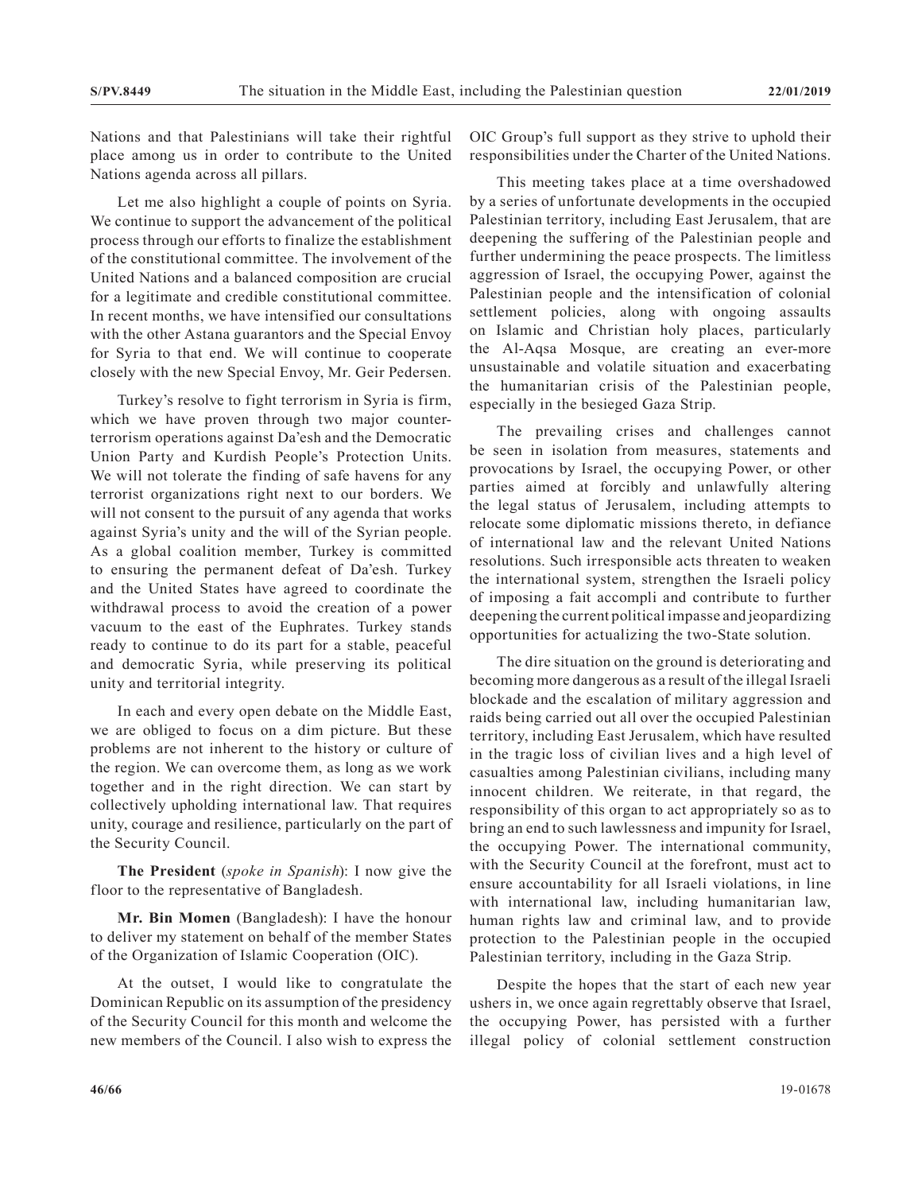Nations and that Palestinians will take their rightful place among us in order to contribute to the United Nations agenda across all pillars.

Let me also highlight a couple of points on Syria. We continue to support the advancement of the political process through our efforts to finalize the establishment of the constitutional committee. The involvement of the United Nations and a balanced composition are crucial for a legitimate and credible constitutional committee. In recent months, we have intensified our consultations with the other Astana guarantors and the Special Envoy for Syria to that end. We will continue to cooperate closely with the new Special Envoy, Mr. Geir Pedersen.

Turkey's resolve to fight terrorism in Syria is firm, which we have proven through two major counter-terrorism operations against Da'esh and the Democratic Union Party and Kurdish People's Protection Units. We will not tolerate the finding of safe havens for any terrorist organizations right next to our borders. We will not consent to the pursuit of any agenda that works against Syria's unity and the will of the Syrian people. As a global coalition member, Turkey is committed to ensuring the permanent defeat of Da'esh. Turkey and the United States have agreed to coordinate the withdrawal process to avoid the creation of a power vacuum to the east of the Euphrates. Turkey stands ready to continue to do its part for a stable, peaceful and democratic Syria, while preserving its political unity and territorial integrity.

In each and every open debate on the Middle East, we are obliged to focus on a dim picture. But these problems are not inherent to the history or culture of the region. We can overcome them, as long as we work together and in the right direction. We can start by collectively upholding international law. That requires unity, courage and resilience, particularly on the part of the Security Council.

**The President** (*spoke in Spanish*): I now give the floor to the representative of Bangladesh.

**Mr. Bin Momen** (Bangladesh): I have the honour to deliver my statement on behalf of the member States of the Organization of Islamic Cooperation (OIC).

At the outset, I would like to congratulate the Dominican Republic on its assumption of the presidency of the Security Council for this month and welcome the new members of the Council. I also wish to express the OIC Group's full support as they strive to uphold their responsibilities under the Charter of the United Nations.

This meeting takes place at a time overshadowed by a series of unfortunate developments in the occupied Palestinian territory, including East Jerusalem, that are deepening the suffering of the Palestinian people and further undermining the peace prospects. The limitless aggression of Israel, the occupying Power, against the Palestinian people and the intensification of colonial settlement policies, along with ongoing assaults on Islamic and Christian holy places, particularly the Al-Aqsa Mosque, are creating an ever-more unsustainable and volatile situation and exacerbating the humanitarian crisis of the Palestinian people, especially in the besieged Gaza Strip.

The prevailing crises and challenges cannot be seen in isolation from measures, statements and provocations by Israel, the occupying Power, or other parties aimed at forcibly and unlawfully altering the legal status of Jerusalem, including attempts to relocate some diplomatic missions thereto, in defiance of international law and the relevant United Nations resolutions. Such irresponsible acts threaten to weaken the international system, strengthen the Israeli policy of imposing a fait accompli and contribute to further deepening the current political impasse and jeopardizing opportunities for actualizing the two-State solution.

The dire situation on the ground is deteriorating and becoming more dangerous as a result of the illegal Israeli blockade and the escalation of military aggression and raids being carried out all over the occupied Palestinian territory, including East Jerusalem, which have resulted in the tragic loss of civilian lives and a high level of casualties among Palestinian civilians, including many innocent children. We reiterate, in that regard, the responsibility of this organ to act appropriately so as to bring an end to such lawlessness and impunity for Israel, the occupying Power. The international community, with the Security Council at the forefront, must act to ensure accountability for all Israeli violations, in line with international law, including humanitarian law, human rights law and criminal law, and to provide protection to the Palestinian people in the occupied Palestinian territory, including in the Gaza Strip.

Despite the hopes that the start of each new year ushers in, we once again regrettably observe that Israel, the occupying Power, has persisted with a further illegal policy of colonial settlement construction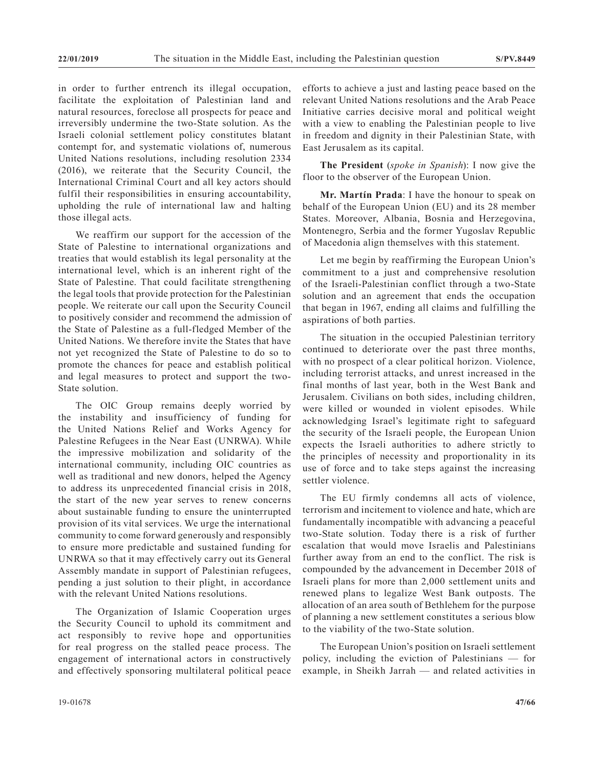in order to further entrench its illegal occupation, facilitate the exploitation of Palestinian land and natural resources, foreclose all prospects for peace and irreversibly undermine the two-State solution. As the Israeli colonial settlement policy constitutes blatant contempt for, and systematic violations of, numerous United Nations resolutions, including resolution 2334 (2016), we reiterate that the Security Council, the International Criminal Court and all key actors should fulfil their responsibilities in ensuring accountability, upholding the rule of international law and halting those illegal acts.

We reaffirm our support for the accession of the State of Palestine to international organizations and treaties that would establish its legal personality at the international level, which is an inherent right of the State of Palestine. That could facilitate strengthening the legal tools that provide protection for the Palestinian people. We reiterate our call upon the Security Council to positively consider and recommend the admission of the State of Palestine as a full-fledged Member of the United Nations. We therefore invite the States that have not yet recognized the State of Palestine to do so to promote the chances for peace and establish political and legal measures to protect and support the two-State solution.

The OIC Group remains deeply worried by the instability and insufficiency of funding for the United Nations Relief and Works Agency for Palestine Refugees in the Near East (UNRWA). While the impressive mobilization and solidarity of the international community, including OIC countries as well as traditional and new donors, helped the Agency to address its unprecedented financial crisis in 2018, the start of the new year serves to renew concerns about sustainable funding to ensure the uninterrupted provision of its vital services. We urge the international community to come forward generously and responsibly to ensure more predictable and sustained funding for UNRWA so that it may effectively carry out its General Assembly mandate in support of Palestinian refugees, pending a just solution to their plight, in accordance with the relevant United Nations resolutions.

The Organization of Islamic Cooperation urges the Security Council to uphold its commitment and act responsibly to revive hope and opportunities for real progress on the stalled peace process. The engagement of international actors in constructively and effectively sponsoring multilateral political peace efforts to achieve a just and lasting peace based on the relevant United Nations resolutions and the Arab Peace Initiative carries decisive moral and political weight with a view to enabling the Palestinian people to live in freedom and dignity in their Palestinian State, with East Jerusalem as its capital.

**The President** (*spoke in Spanish*): I now give the floor to the observer of the European Union.

**Mr. Martín Prada**: I have the honour to speak on behalf of the European Union (EU) and its 28 member States. Moreover, Albania, Bosnia and Herzegovina, Montenegro, Serbia and the former Yugoslav Republic of Macedonia align themselves with this statement.

Let me begin by reaffirming the European Union's commitment to a just and comprehensive resolution of the Israeli-Palestinian conflict through a two-State solution and an agreement that ends the occupation that began in 1967, ending all claims and fulfilling the aspirations of both parties.

The situation in the occupied Palestinian territory continued to deteriorate over the past three months, with no prospect of a clear political horizon. Violence, including terrorist attacks, and unrest increased in the final months of last year, both in the West Bank and Jerusalem. Civilians on both sides, including children, were killed or wounded in violent episodes. While acknowledging Israel's legitimate right to safeguard the security of the Israeli people, the European Union expects the Israeli authorities to adhere strictly to the principles of necessity and proportionality in its use of force and to take steps against the increasing settler violence.

The EU firmly condemns all acts of violence, terrorism and incitement to violence and hate, which are fundamentally incompatible with advancing a peaceful two-State solution. Today there is a risk of further escalation that would move Israelis and Palestinians further away from an end to the conflict. The risk is compounded by the advancement in December 2018 of Israeli plans for more than 2,000 settlement units and renewed plans to legalize West Bank outposts. The allocation of an area south of Bethlehem for the purpose of planning a new settlement constitutes a serious blow to the viability of the two-State solution.

The European Union's position on Israeli settlement policy, including the eviction of Palestinians — for example, in Sheikh Jarrah — and related activities in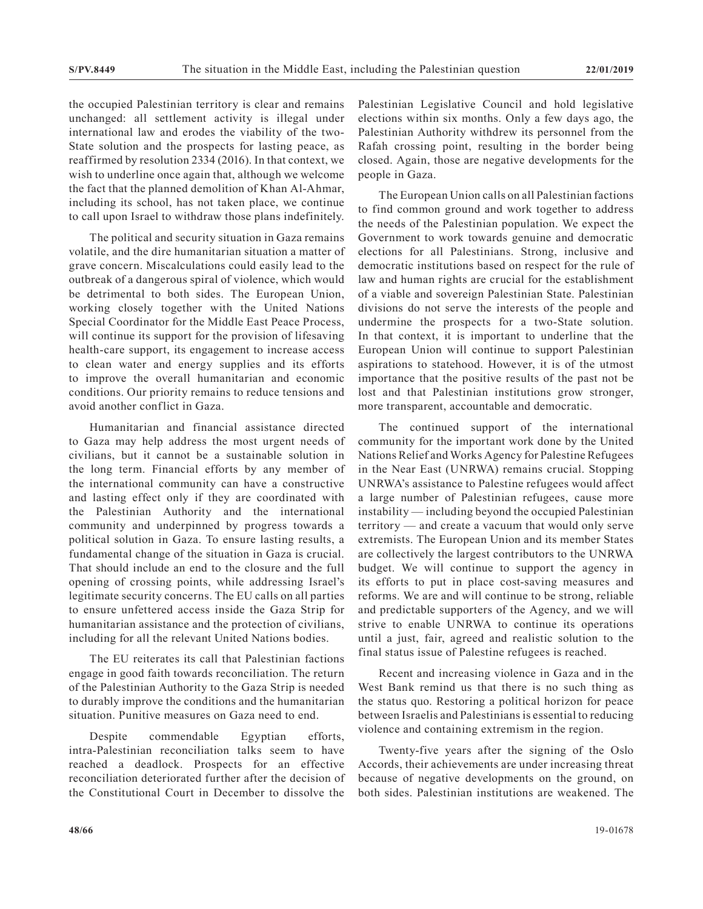the occupied Palestinian territory is clear and remains unchanged: all settlement activity is illegal under international law and erodes the viability of the two-State solution and the prospects for lasting peace, as reaffirmed by resolution 2334 (2016). In that context, we wish to underline once again that, although we welcome the fact that the planned demolition of Khan Al-Ahmar, including its school, has not taken place, we continue to call upon Israel to withdraw those plans indefinitely.

The political and security situation in Gaza remains volatile, and the dire humanitarian situation a matter of grave concern. Miscalculations could easily lead to the outbreak of a dangerous spiral of violence, which would be detrimental to both sides. The European Union, working closely together with the United Nations Special Coordinator for the Middle East Peace Process, will continue its support for the provision of lifesaving health-care support, its engagement to increase access to clean water and energy supplies and its efforts to improve the overall humanitarian and economic conditions. Our priority remains to reduce tensions and avoid another conflict in Gaza.

Humanitarian and financial assistance directed to Gaza may help address the most urgent needs of civilians, but it cannot be a sustainable solution in the long term. Financial efforts by any member of the international community can have a constructive and lasting effect only if they are coordinated with the Palestinian Authority and the international community and underpinned by progress towards a political solution in Gaza. To ensure lasting results, a fundamental change of the situation in Gaza is crucial. That should include an end to the closure and the full opening of crossing points, while addressing Israel's legitimate security concerns. The EU calls on all parties to ensure unfettered access inside the Gaza Strip for humanitarian assistance and the protection of civilians, including for all the relevant United Nations bodies.

The EU reiterates its call that Palestinian factions engage in good faith towards reconciliation. The return of the Palestinian Authority to the Gaza Strip is needed to durably improve the conditions and the humanitarian situation. Punitive measures on Gaza need to end.

Despite commendable Egyptian efforts, intra-Palestinian reconciliation talks seem to have reached a deadlock. Prospects for an effective reconciliation deteriorated further after the decision of the Constitutional Court in December to dissolve the Palestinian Legislative Council and hold legislative elections within six months. Only a few days ago, the Palestinian Authority withdrew its personnel from the Rafah crossing point, resulting in the border being closed. Again, those are negative developments for the people in Gaza.

The European Union calls on all Palestinian factions to find common ground and work together to address the needs of the Palestinian population. We expect the Government to work towards genuine and democratic elections for all Palestinians. Strong, inclusive and democratic institutions based on respect for the rule of law and human rights are crucial for the establishment of a viable and sovereign Palestinian State. Palestinian divisions do not serve the interests of the people and undermine the prospects for a two-State solution. In that context, it is important to underline that the European Union will continue to support Palestinian aspirations to statehood. However, it is of the utmost importance that the positive results of the past not be lost and that Palestinian institutions grow stronger, more transparent, accountable and democratic.

The continued support of the international community for the important work done by the United Nations Relief and Works Agency for Palestine Refugees in the Near East (UNRWA) remains crucial. Stopping UNRWA's assistance to Palestine refugees would affect a large number of Palestinian refugees, cause more instability — including beyond the occupied Palestinian territory — and create a vacuum that would only serve extremists. The European Union and its member States are collectively the largest contributors to the UNRWA budget. We will continue to support the agency in its efforts to put in place cost-saving measures and reforms. We are and will continue to be strong, reliable and predictable supporters of the Agency, and we will strive to enable UNRWA to continue its operations until a just, fair, agreed and realistic solution to the final status issue of Palestine refugees is reached.

Recent and increasing violence in Gaza and in the West Bank remind us that there is no such thing as the status quo. Restoring a political horizon for peace between Israelis and Palestinians is essential to reducing violence and containing extremism in the region.

Twenty-five years after the signing of the Oslo Accords, their achievements are under increasing threat because of negative developments on the ground, on both sides. Palestinian institutions are weakened. The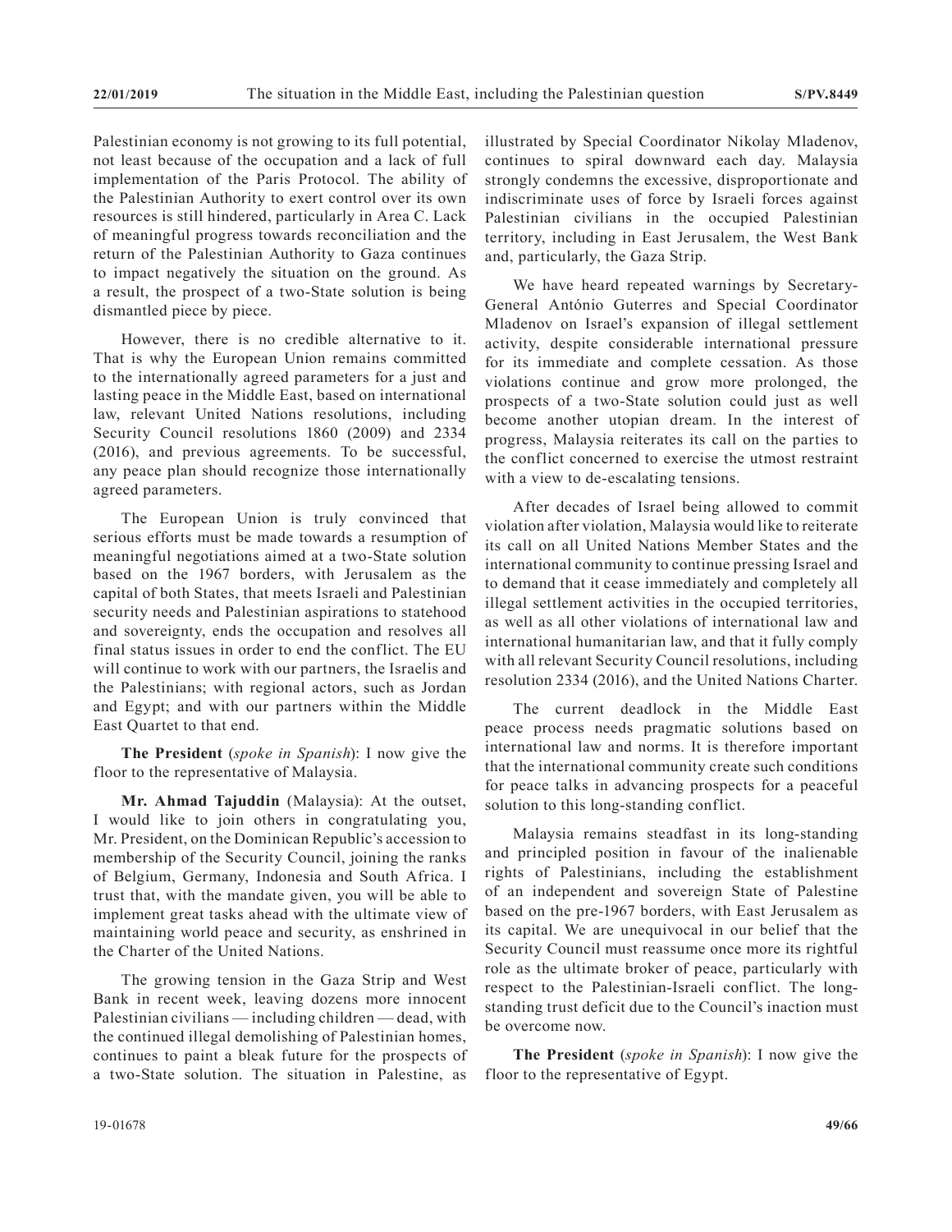Palestinian economy is not growing to its full potential, not least because of the occupation and a lack of full implementation of the Paris Protocol. The ability of the Palestinian Authority to exert control over its own resources is still hindered, particularly in Area C. Lack of meaningful progress towards reconciliation and the return of the Palestinian Authority to Gaza continues to impact negatively the situation on the ground. As a result, the prospect of a two-State solution is being dismantled piece by piece.

However, there is no credible alternative to it. That is why the European Union remains committed to the internationally agreed parameters for a just and lasting peace in the Middle East, based on international law, relevant United Nations resolutions, including Security Council resolutions 1860 (2009) and 2334 (2016), and previous agreements. To be successful, any peace plan should recognize those internationally agreed parameters.

The European Union is truly convinced that serious efforts must be made towards a resumption of meaningful negotiations aimed at a two-State solution based on the 1967 borders, with Jerusalem as the capital of both States, that meets Israeli and Palestinian security needs and Palestinian aspirations to statehood and sovereignty, ends the occupation and resolves all final status issues in order to end the conflict. The EU will continue to work with our partners, the Israelis and the Palestinians; with regional actors, such as Jordan and Egypt; and with our partners within the Middle East Quartet to that end.

**The President** (*spoke in Spanish*): I now give the floor to the representative of Malaysia.

**Mr. Ahmad Tajuddin** (Malaysia): At the outset, I would like to join others in congratulating you, Mr. President, on the Dominican Republic's accession to membership of the Security Council, joining the ranks of Belgium, Germany, Indonesia and South Africa. I trust that, with the mandate given, you will be able to implement great tasks ahead with the ultimate view of maintaining world peace and security, as enshrined in the Charter of the United Nations.

The growing tension in the Gaza Strip and West Bank in recent week, leaving dozens more innocent Palestinian civilians — including children — dead, with the continued illegal demolishing of Palestinian homes, continues to paint a bleak future for the prospects of a two-State solution. The situation in Palestine, as illustrated by Special Coordinator Nikolay Mladenov, continues to spiral downward each day. Malaysia strongly condemns the excessive, disproportionate and indiscriminate uses of force by Israeli forces against Palestinian civilians in the occupied Palestinian territory, including in East Jerusalem, the West Bank and, particularly, the Gaza Strip.

We have heard repeated warnings by Secretary-General António Guterres and Special Coordinator Mladenov on Israel's expansion of illegal settlement activity, despite considerable international pressure for its immediate and complete cessation. As those violations continue and grow more prolonged, the prospects of a two-State solution could just as well become another utopian dream. In the interest of progress, Malaysia reiterates its call on the parties to the conflict concerned to exercise the utmost restraint with a view to de-escalating tensions.

After decades of Israel being allowed to commit violation after violation, Malaysia would like to reiterate its call on all United Nations Member States and the international community to continue pressing Israel and to demand that it cease immediately and completely all illegal settlement activities in the occupied territories, as well as all other violations of international law and international humanitarian law, and that it fully comply with all relevant Security Council resolutions, including resolution 2334 (2016), and the United Nations Charter.

The current deadlock in the Middle East peace process needs pragmatic solutions based on international law and norms. It is therefore important that the international community create such conditions for peace talks in advancing prospects for a peaceful solution to this long-standing conflict.

Malaysia remains steadfast in its long-standing and principled position in favour of the inalienable rights of Palestinians, including the establishment of an independent and sovereign State of Palestine based on the pre-1967 borders, with East Jerusalem as its capital. We are unequivocal in our belief that the Security Council must reassume once more its rightful role as the ultimate broker of peace, particularly with respect to the Palestinian-Israeli conflict. The long-standing trust deficit due to the Council's inaction must be overcome now.

**The President** (*spoke in Spanish*): I now give the floor to the representative of Egypt.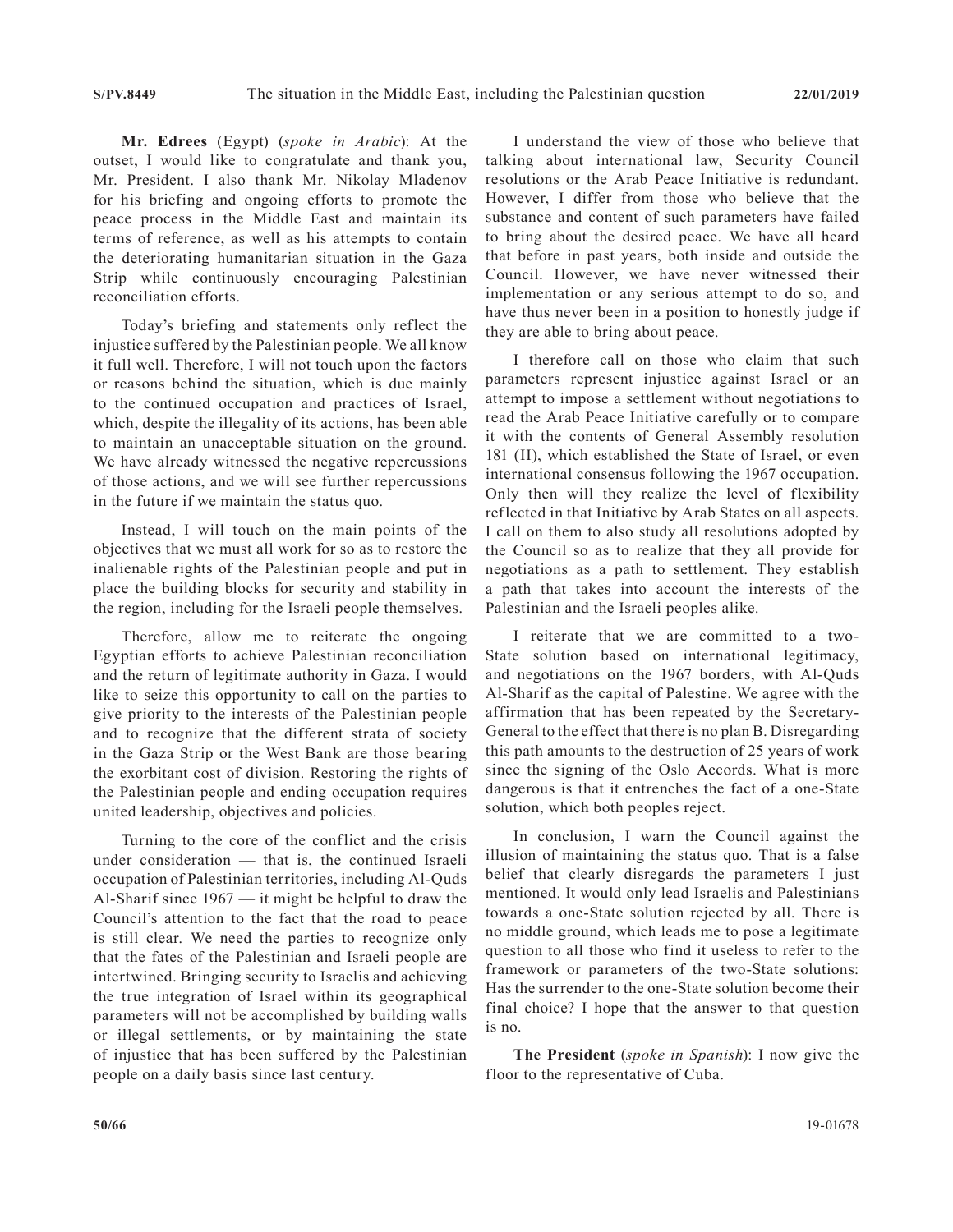**Mr. Edrees** (Egypt) (*spoke in Arabic*): At the outset, I would like to congratulate and thank you, Mr. President. I also thank Mr. Nikolay Mladenov for his briefing and ongoing efforts to promote the peace process in the Middle East and maintain its terms of reference, as well as his attempts to contain the deteriorating humanitarian situation in the Gaza Strip while continuously encouraging Palestinian reconciliation efforts.

Today's briefing and statements only reflect the injustice suffered by the Palestinian people. We all know it full well. Therefore, I will not touch upon the factors or reasons behind the situation, which is due mainly to the continued occupation and practices of Israel, which, despite the illegality of its actions, has been able to maintain an unacceptable situation on the ground. We have already witnessed the negative repercussions of those actions, and we will see further repercussions in the future if we maintain the status quo.

Instead, I will touch on the main points of the objectives that we must all work for so as to restore the inalienable rights of the Palestinian people and put in place the building blocks for security and stability in the region, including for the Israeli people themselves.

Therefore, allow me to reiterate the ongoing Egyptian efforts to achieve Palestinian reconciliation and the return of legitimate authority in Gaza. I would like to seize this opportunity to call on the parties to give priority to the interests of the Palestinian people and to recognize that the different strata of society in the Gaza Strip or the West Bank are those bearing the exorbitant cost of division. Restoring the rights of the Palestinian people and ending occupation requires united leadership, objectives and policies.

Turning to the core of the conflict and the crisis under consideration — that is, the continued Israeli occupation of Palestinian territories, including Al-Quds Al-Sharif since 1967 — it might be helpful to draw the Council's attention to the fact that the road to peace is still clear. We need the parties to recognize only that the fates of the Palestinian and Israeli people are intertwined. Bringing security to Israelis and achieving the true integration of Israel within its geographical parameters will not be accomplished by building walls or illegal settlements, or by maintaining the state of injustice that has been suffered by the Palestinian people on a daily basis since last century.

I understand the view of those who believe that talking about international law, Security Council resolutions or the Arab Peace Initiative is redundant. However, I differ from those who believe that the substance and content of such parameters have failed to bring about the desired peace. We have all heard that before in past years, both inside and outside the Council. However, we have never witnessed their implementation or any serious attempt to do so, and have thus never been in a position to honestly judge if they are able to bring about peace.

I therefore call on those who claim that such parameters represent injustice against Israel or an attempt to impose a settlement without negotiations to read the Arab Peace Initiative carefully or to compare it with the contents of General Assembly resolution 181 (II), which established the State of Israel, or even international consensus following the 1967 occupation. Only then will they realize the level of flexibility reflected in that Initiative by Arab States on all aspects. I call on them to also study all resolutions adopted by the Council so as to realize that they all provide for negotiations as a path to settlement. They establish a path that takes into account the interests of the Palestinian and the Israeli peoples alike.

I reiterate that we are committed to a two-State solution based on international legitimacy, and negotiations on the 1967 borders, with Al-Quds Al-Sharif as the capital of Palestine. We agree with the affirmation that has been repeated by the Secretary-General to the effect that there is no plan B. Disregarding this path amounts to the destruction of 25 years of work since the signing of the Oslo Accords. What is more dangerous is that it entrenches the fact of a one-State solution, which both peoples reject.

In conclusion, I warn the Council against the illusion of maintaining the status quo. That is a false belief that clearly disregards the parameters I just mentioned. It would only lead Israelis and Palestinians towards a one-State solution rejected by all. There is no middle ground, which leads me to pose a legitimate question to all those who find it useless to refer to the framework or parameters of the two-State solutions: Has the surrender to the one-State solution become their final choice? I hope that the answer to that question is no.

**The President** (*spoke in Spanish*): I now give the floor to the representative of Cuba.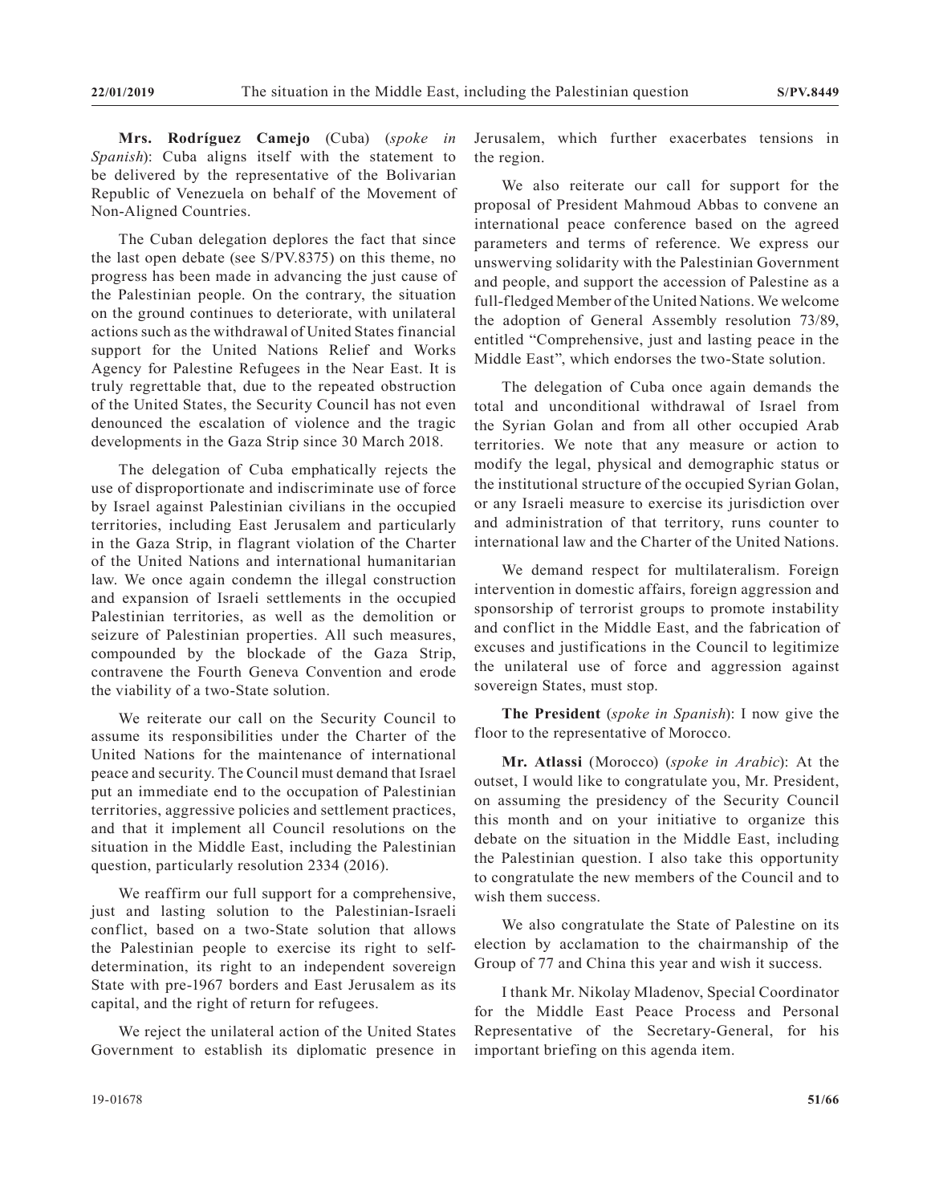**Mrs. Rodríguez Camejo** (Cuba) (*spoke in Spanish*): Cuba aligns itself with the statement to be delivered by the representative of the Bolivarian Republic of Venezuela on behalf of the Movement of Non-Aligned Countries.

The Cuban delegation deplores the fact that since the last open debate (see S/PV.8375) on this theme, no progress has been made in advancing the just cause of the Palestinian people. On the contrary, the situation on the ground continues to deteriorate, with unilateral actions such as the withdrawal of United States financial support for the United Nations Relief and Works Agency for Palestine Refugees in the Near East. It is truly regrettable that, due to the repeated obstruction of the United States, the Security Council has not even denounced the escalation of violence and the tragic developments in the Gaza Strip since 30 March 2018.

The delegation of Cuba emphatically rejects the use of disproportionate and indiscriminate use of force by Israel against Palestinian civilians in the occupied territories, including East Jerusalem and particularly in the Gaza Strip, in flagrant violation of the Charter of the United Nations and international humanitarian law. We once again condemn the illegal construction and expansion of Israeli settlements in the occupied Palestinian territories, as well as the demolition or seizure of Palestinian properties. All such measures, compounded by the blockade of the Gaza Strip, contravene the Fourth Geneva Convention and erode the viability of a two-State solution.

We reiterate our call on the Security Council to assume its responsibilities under the Charter of the United Nations for the maintenance of international peace and security. The Council must demand that Israel put an immediate end to the occupation of Palestinian territories, aggressive policies and settlement practices, and that it implement all Council resolutions on the situation in the Middle East, including the Palestinian question, particularly resolution 2334 (2016).

We reaffirm our full support for a comprehensive, just and lasting solution to the Palestinian-Israeli conflict, based on a two-State solution that allows the Palestinian people to exercise its right to self-determination, its right to an independent sovereign State with pre-1967 borders and East Jerusalem as its capital, and the right of return for refugees.

We reject the unilateral action of the United States Government to establish its diplomatic presence in Jerusalem, which further exacerbates tensions in the region.

We also reiterate our call for support for the proposal of President Mahmoud Abbas to convene an international peace conference based on the agreed parameters and terms of reference. We express our unswerving solidarity with the Palestinian Government and people, and support the accession of Palestine as a full-fledged Member of the United Nations. We welcome the adoption of General Assembly resolution 73/89, entitled "Comprehensive, just and lasting peace in the Middle East", which endorses the two-State solution.

The delegation of Cuba once again demands the total and unconditional withdrawal of Israel from the Syrian Golan and from all other occupied Arab territories. We note that any measure or action to modify the legal, physical and demographic status or the institutional structure of the occupied Syrian Golan, or any Israeli measure to exercise its jurisdiction over and administration of that territory, runs counter to international law and the Charter of the United Nations.

We demand respect for multilateralism. Foreign intervention in domestic affairs, foreign aggression and sponsorship of terrorist groups to promote instability and conflict in the Middle East, and the fabrication of excuses and justifications in the Council to legitimize the unilateral use of force and aggression against sovereign States, must stop.

**The President** (*spoke in Spanish*): I now give the floor to the representative of Morocco.

**Mr. Atlassi** (Morocco) (*spoke in Arabic*): At the outset, I would like to congratulate you, Mr. President, on assuming the presidency of the Security Council this month and on your initiative to organize this debate on the situation in the Middle East, including the Palestinian question. I also take this opportunity to congratulate the new members of the Council and to wish them success.

We also congratulate the State of Palestine on its election by acclamation to the chairmanship of the Group of 77 and China this year and wish it success.

I thank Mr. Nikolay Mladenov, Special Coordinator for the Middle East Peace Process and Personal Representative of the Secretary-General, for his important briefing on this agenda item.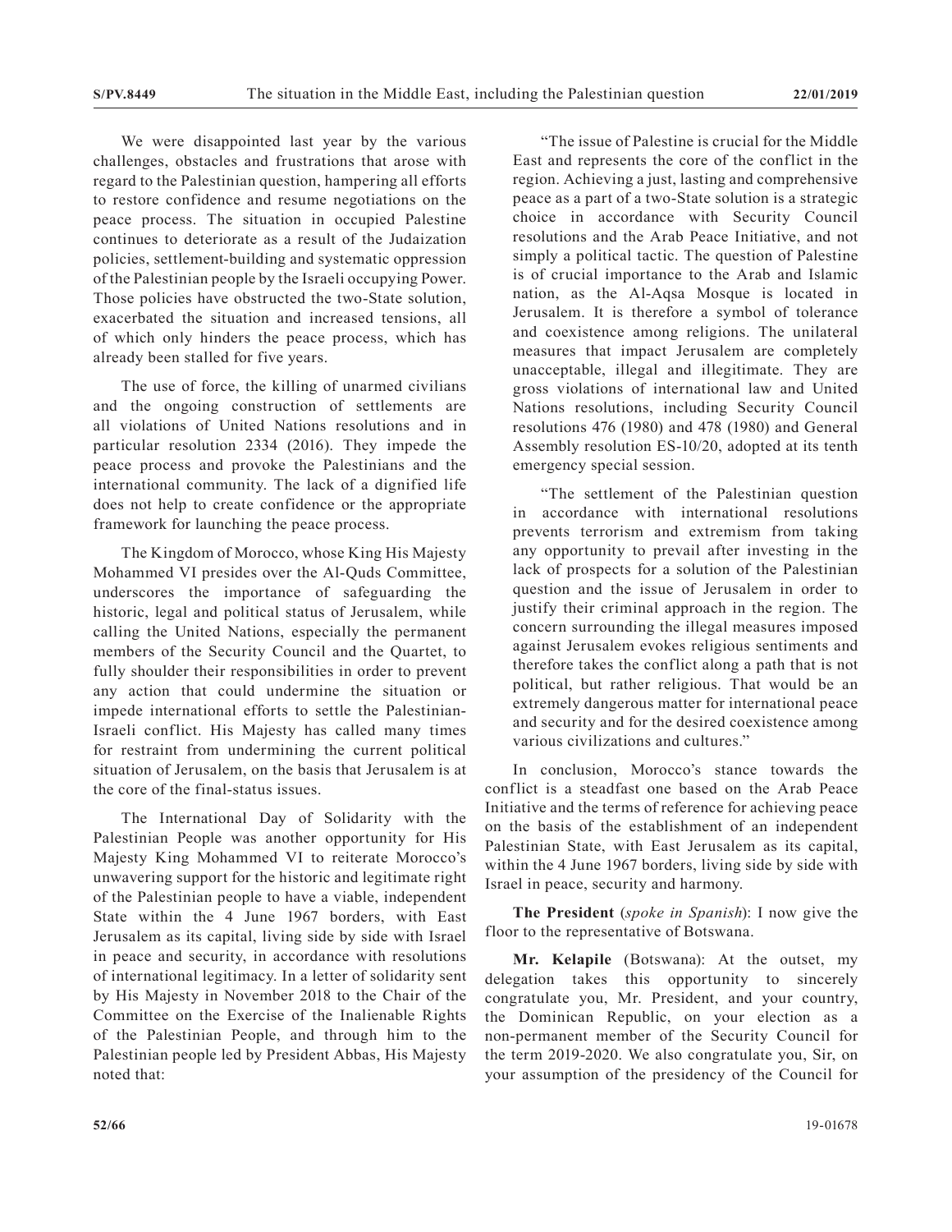We were disappointed last year by the various challenges, obstacles and frustrations that arose with regard to the Palestinian question, hampering all efforts to restore confidence and resume negotiations on the peace process. The situation in occupied Palestine continues to deteriorate as a result of the Judaization policies, settlement-building and systematic oppression of the Palestinian people by the Israeli occupying Power. Those policies have obstructed the two-State solution, exacerbated the situation and increased tensions, all of which only hinders the peace process, which has already been stalled for five years.

The use of force, the killing of unarmed civilians and the ongoing construction of settlements are all violations of United Nations resolutions and in particular resolution 2334 (2016). They impede the peace process and provoke the Palestinians and the international community. The lack of a dignified life does not help to create confidence or the appropriate framework for launching the peace process.

The Kingdom of Morocco, whose King His Majesty Mohammed VI presides over the Al-Quds Committee, underscores the importance of safeguarding the historic, legal and political status of Jerusalem, while calling the United Nations, especially the permanent members of the Security Council and the Quartet, to fully shoulder their responsibilities in order to prevent any action that could undermine the situation or impede international efforts to settle the Palestinian-Israeli conflict. His Majesty has called many times for restraint from undermining the current political situation of Jerusalem, on the basis that Jerusalem is at the core of the final-status issues.

The International Day of Solidarity with the Palestinian People was another opportunity for His Majesty King Mohammed VI to reiterate Morocco's unwavering support for the historic and legitimate right of the Palestinian people to have a viable, independent State within the 4 June 1967 borders, with East Jerusalem as its capital, living side by side with Israel in peace and security, in accordance with resolutions of international legitimacy. In a letter of solidarity sent by His Majesty in November 2018 to the Chair of the Committee on the Exercise of the Inalienable Rights of the Palestinian People, and through him to the Palestinian people led by President Abbas, His Majesty noted that:

"The issue of Palestine is crucial for the Middle East and represents the core of the conflict in the region. Achieving a just, lasting and comprehensive peace as a part of a two-State solution is a strategic choice in accordance with Security Council resolutions and the Arab Peace Initiative, and not simply a political tactic. The question of Palestine is of crucial importance to the Arab and Islamic nation, as the Al-Aqsa Mosque is located in Jerusalem. It is therefore a symbol of tolerance and coexistence among religions. The unilateral measures that impact Jerusalem are completely unacceptable, illegal and illegitimate. They are gross violations of international law and United Nations resolutions, including Security Council resolutions 476 (1980) and 478 (1980) and General Assembly resolution ES-10/20, adopted at its tenth emergency special session.

"The settlement of the Palestinian question in accordance with international resolutions prevents terrorism and extremism from taking any opportunity to prevail after investing in the lack of prospects for a solution of the Palestinian question and the issue of Jerusalem in order to justify their criminal approach in the region. The concern surrounding the illegal measures imposed against Jerusalem evokes religious sentiments and therefore takes the conflict along a path that is not political, but rather religious. That would be an extremely dangerous matter for international peace and security and for the desired coexistence among various civilizations and cultures."

In conclusion, Morocco's stance towards the conflict is a steadfast one based on the Arab Peace Initiative and the terms of reference for achieving peace on the basis of the establishment of an independent Palestinian State, with East Jerusalem as its capital, within the 4 June 1967 borders, living side by side with Israel in peace, security and harmony.

**The President** (*spoke in Spanish*): I now give the floor to the representative of Botswana.

**Mr. Kelapile** (Botswana): At the outset, my delegation takes this opportunity to sincerely congratulate you, Mr. President, and your country, the Dominican Republic, on your election as a non-permanent member of the Security Council for the term 2019-2020. We also congratulate you, Sir, on your assumption of the presidency of the Council for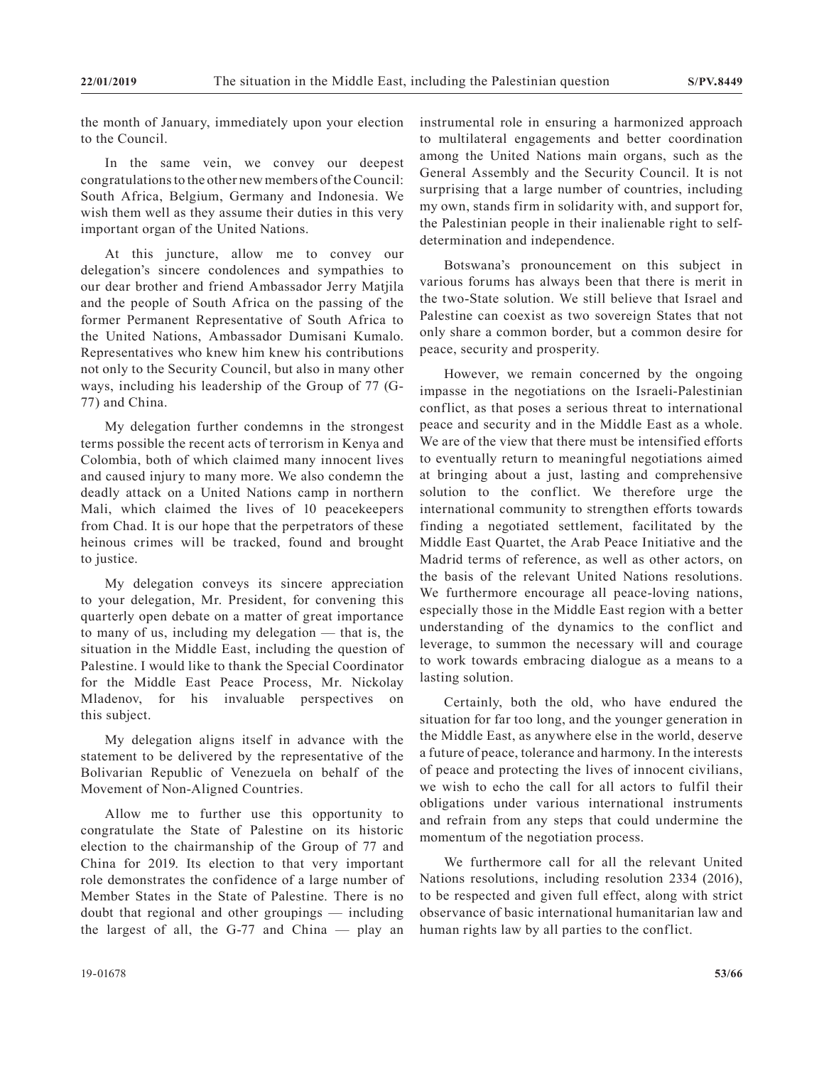the month of January, immediately upon your election to the Council.

In the same vein, we convey our deepest congratulations to the other new members of the Council: South Africa, Belgium, Germany and Indonesia. We wish them well as they assume their duties in this very important organ of the United Nations.

At this juncture, allow me to convey our delegation's sincere condolences and sympathies to our dear brother and friend Ambassador Jerry Matjila and the people of South Africa on the passing of the former Permanent Representative of South Africa to the United Nations, Ambassador Dumisani Kumalo. Representatives who knew him knew his contributions not only to the Security Council, but also in many other ways, including his leadership of the Group of 77 (G-77) and China.

My delegation further condemns in the strongest terms possible the recent acts of terrorism in Kenya and Colombia, both of which claimed many innocent lives and caused injury to many more. We also condemn the deadly attack on a United Nations camp in northern Mali, which claimed the lives of 10 peacekeepers from Chad. It is our hope that the perpetrators of these heinous crimes will be tracked, found and brought to justice.

My delegation conveys its sincere appreciation to your delegation, Mr. President, for convening this quarterly open debate on a matter of great importance to many of us, including my delegation — that is, the situation in the Middle East, including the question of Palestine. I would like to thank the Special Coordinator for the Middle East Peace Process, Mr. Nickolay Mladenov, for his invaluable perspectives on this subject.

My delegation aligns itself in advance with the statement to be delivered by the representative of the Bolivarian Republic of Venezuela on behalf of the Movement of Non-Aligned Countries.

Allow me to further use this opportunity to congratulate the State of Palestine on its historic election to the chairmanship of the Group of 77 and China for 2019. Its election to that very important role demonstrates the confidence of a large number of Member States in the State of Palestine. There is no doubt that regional and other groupings — including the largest of all, the G-77 and China — play an instrumental role in ensuring a harmonized approach to multilateral engagements and better coordination among the United Nations main organs, such as the General Assembly and the Security Council. It is not surprising that a large number of countries, including my own, stands firm in solidarity with, and support for, the Palestinian people in their inalienable right to self-determination and independence.

Botswana's pronouncement on this subject in various forums has always been that there is merit in the two-State solution. We still believe that Israel and Palestine can coexist as two sovereign States that not only share a common border, but a common desire for peace, security and prosperity.

However, we remain concerned by the ongoing impasse in the negotiations on the Israeli-Palestinian conflict, as that poses a serious threat to international peace and security and in the Middle East as a whole. We are of the view that there must be intensified efforts to eventually return to meaningful negotiations aimed at bringing about a just, lasting and comprehensive solution to the conflict. We therefore urge the international community to strengthen efforts towards finding a negotiated settlement, facilitated by the Middle East Quartet, the Arab Peace Initiative and the Madrid terms of reference, as well as other actors, on the basis of the relevant United Nations resolutions. We furthermore encourage all peace-loving nations, especially those in the Middle East region with a better understanding of the dynamics to the conflict and leverage, to summon the necessary will and courage to work towards embracing dialogue as a means to a lasting solution.

Certainly, both the old, who have endured the situation for far too long, and the younger generation in the Middle East, as anywhere else in the world, deserve a future of peace, tolerance and harmony. In the interests of peace and protecting the lives of innocent civilians, we wish to echo the call for all actors to fulfil their obligations under various international instruments and refrain from any steps that could undermine the momentum of the negotiation process.

We furthermore call for all the relevant United Nations resolutions, including resolution 2334 (2016), to be respected and given full effect, along with strict observance of basic international humanitarian law and human rights law by all parties to the conflict.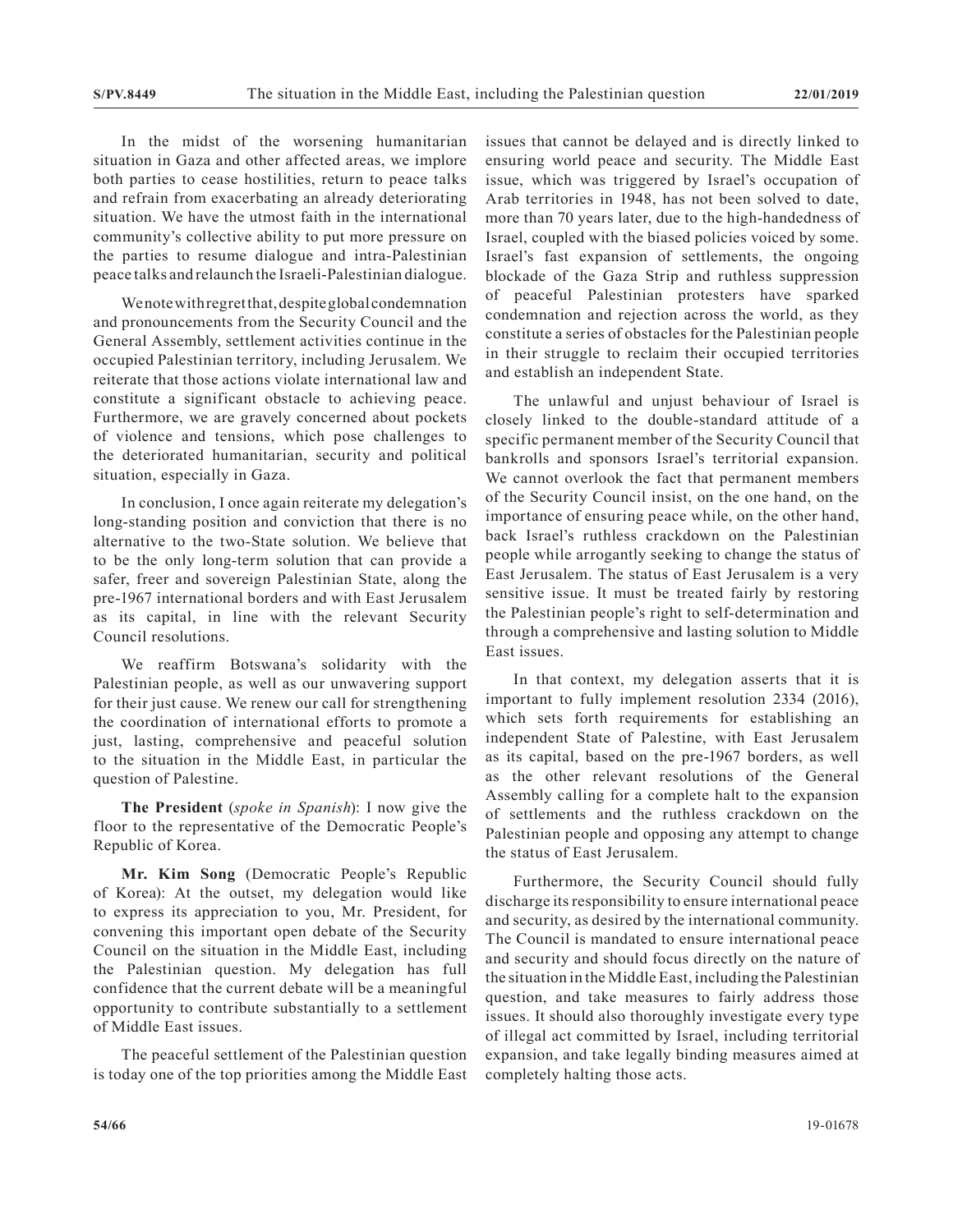In the midst of the worsening humanitarian situation in Gaza and other affected areas, we implore both parties to cease hostilities, return to peace talks and refrain from exacerbating an already deteriorating situation. We have the utmost faith in the international community's collective ability to put more pressure on the parties to resume dialogue and intra-Palestinian peace talks and relaunch the Israeli-Palestinian dialogue.

We note with regret that, despite global condemnation and pronouncements from the Security Council and the General Assembly, settlement activities continue in the occupied Palestinian territory, including Jerusalem. We reiterate that those actions violate international law and constitute a significant obstacle to achieving peace. Furthermore, we are gravely concerned about pockets of violence and tensions, which pose challenges to the deteriorated humanitarian, security and political situation, especially in Gaza.

In conclusion, I once again reiterate my delegation's long-standing position and conviction that there is no alternative to the two-State solution. We believe that to be the only long-term solution that can provide a safer, freer and sovereign Palestinian State, along the pre-1967 international borders and with East Jerusalem as its capital, in line with the relevant Security Council resolutions.

We reaffirm Botswana's solidarity with the Palestinian people, as well as our unwavering support for their just cause. We renew our call for strengthening the coordination of international efforts to promote a just, lasting, comprehensive and peaceful solution to the situation in the Middle East, in particular the question of Palestine.

**The President** (*spoke in Spanish*): I now give the floor to the representative of the Democratic People's Republic of Korea.

**Mr. Kim Song** (Democratic People's Republic of Korea): At the outset, my delegation would like to express its appreciation to you, Mr. President, for convening this important open debate of the Security Council on the situation in the Middle East, including the Palestinian question. My delegation has full confidence that the current debate will be a meaningful opportunity to contribute substantially to a settlement of Middle East issues.

The peaceful settlement of the Palestinian question is today one of the top priorities among the Middle East issues that cannot be delayed and is directly linked to ensuring world peace and security. The Middle East issue, which was triggered by Israel's occupation of Arab territories in 1948, has not been solved to date, more than 70 years later, due to the high-handedness of Israel, coupled with the biased policies voiced by some. Israel's fast expansion of settlements, the ongoing blockade of the Gaza Strip and ruthless suppression of peaceful Palestinian protesters have sparked condemnation and rejection across the world, as they constitute a series of obstacles for the Palestinian people in their struggle to reclaim their occupied territories and establish an independent State.

The unlawful and unjust behaviour of Israel is closely linked to the double-standard attitude of a specific permanent member of the Security Council that bankrolls and sponsors Israel's territorial expansion. We cannot overlook the fact that permanent members of the Security Council insist, on the one hand, on the importance of ensuring peace while, on the other hand, back Israel's ruthless crackdown on the Palestinian people while arrogantly seeking to change the status of East Jerusalem. The status of East Jerusalem is a very sensitive issue. It must be treated fairly by restoring the Palestinian people's right to self-determination and through a comprehensive and lasting solution to Middle East issues.

In that context, my delegation asserts that it is important to fully implement resolution 2334 (2016), which sets forth requirements for establishing an independent State of Palestine, with East Jerusalem as its capital, based on the pre-1967 borders, as well as the other relevant resolutions of the General Assembly calling for a complete halt to the expansion of settlements and the ruthless crackdown on the Palestinian people and opposing any attempt to change the status of East Jerusalem.

Furthermore, the Security Council should fully discharge its responsibility to ensure international peace and security, as desired by the international community. The Council is mandated to ensure international peace and security and should focus directly on the nature of the situation in the Middle East, including the Palestinian question, and take measures to fairly address those issues. It should also thoroughly investigate every type of illegal act committed by Israel, including territorial expansion, and take legally binding measures aimed at completely halting those acts.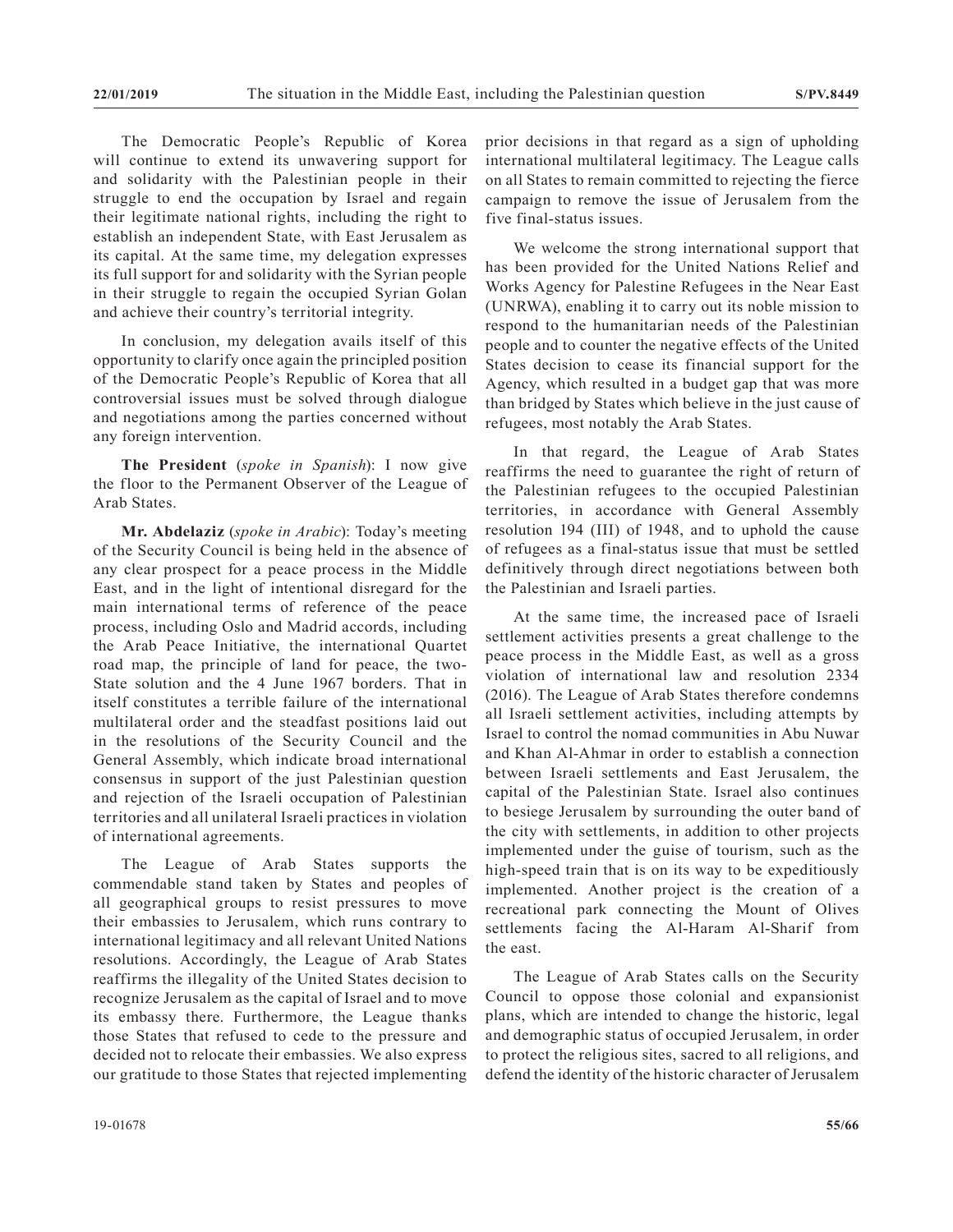The Democratic People's Republic of Korea will continue to extend its unwavering support for and solidarity with the Palestinian people in their struggle to end the occupation by Israel and regain their legitimate national rights, including the right to establish an independent State, with East Jerusalem as its capital. At the same time, my delegation expresses its full support for and solidarity with the Syrian people in their struggle to regain the occupied Syrian Golan and achieve their country's territorial integrity.

In conclusion, my delegation avails itself of this opportunity to clarify once again the principled position of the Democratic People's Republic of Korea that all controversial issues must be solved through dialogue and negotiations among the parties concerned without any foreign intervention.

**The President** (*spoke in Spanish*): I now give the floor to the Permanent Observer of the League of Arab States.

**Mr. Abdelaziz** (*spoke in Arabic*): Today's meeting of the Security Council is being held in the absence of any clear prospect for a peace process in the Middle East, and in the light of intentional disregard for the main international terms of reference of the peace process, including Oslo and Madrid accords, including the Arab Peace Initiative, the international Quartet road map, the principle of land for peace, the two-State solution and the 4 June 1967 borders. That in itself constitutes a terrible failure of the international multilateral order and the steadfast positions laid out in the resolutions of the Security Council and the General Assembly, which indicate broad international consensus in support of the just Palestinian question and rejection of the Israeli occupation of Palestinian territories and all unilateral Israeli practices in violation of international agreements.

The League of Arab States supports the commendable stand taken by States and peoples of all geographical groups to resist pressures to move their embassies to Jerusalem, which runs contrary to international legitimacy and all relevant United Nations resolutions. Accordingly, the League of Arab States reaffirms the illegality of the United States decision to recognize Jerusalem as the capital of Israel and to move its embassy there. Furthermore, the League thanks those States that refused to cede to the pressure and decided not to relocate their embassies. We also express our gratitude to those States that rejected implementing prior decisions in that regard as a sign of upholding international multilateral legitimacy. The League calls on all States to remain committed to rejecting the fierce campaign to remove the issue of Jerusalem from the five final-status issues.

We welcome the strong international support that has been provided for the United Nations Relief and Works Agency for Palestine Refugees in the Near East (UNRWA), enabling it to carry out its noble mission to respond to the humanitarian needs of the Palestinian people and to counter the negative effects of the United States decision to cease its financial support for the Agency, which resulted in a budget gap that was more than bridged by States which believe in the just cause of refugees, most notably the Arab States.

In that regard, the League of Arab States reaffirms the need to guarantee the right of return of the Palestinian refugees to the occupied Palestinian territories, in accordance with General Assembly resolution 194 (III) of 1948, and to uphold the cause of refugees as a final-status issue that must be settled definitively through direct negotiations between both the Palestinian and Israeli parties.

At the same time, the increased pace of Israeli settlement activities presents a great challenge to the peace process in the Middle East, as well as a gross violation of international law and resolution 2334 (2016). The League of Arab States therefore condemns all Israeli settlement activities, including attempts by Israel to control the nomad communities in Abu Nuwar and Khan Al-Ahmar in order to establish a connection between Israeli settlements and East Jerusalem, the capital of the Palestinian State. Israel also continues to besiege Jerusalem by surrounding the outer band of the city with settlements, in addition to other projects implemented under the guise of tourism, such as the high-speed train that is on its way to be expeditiously implemented. Another project is the creation of a recreational park connecting the Mount of Olives settlements facing the Al-Haram Al-Sharif from the east.

The League of Arab States calls on the Security Council to oppose those colonial and expansionist plans, which are intended to change the historic, legal and demographic status of occupied Jerusalem, in order to protect the religious sites, sacred to all religions, and defend the identity of the historic character of Jerusalem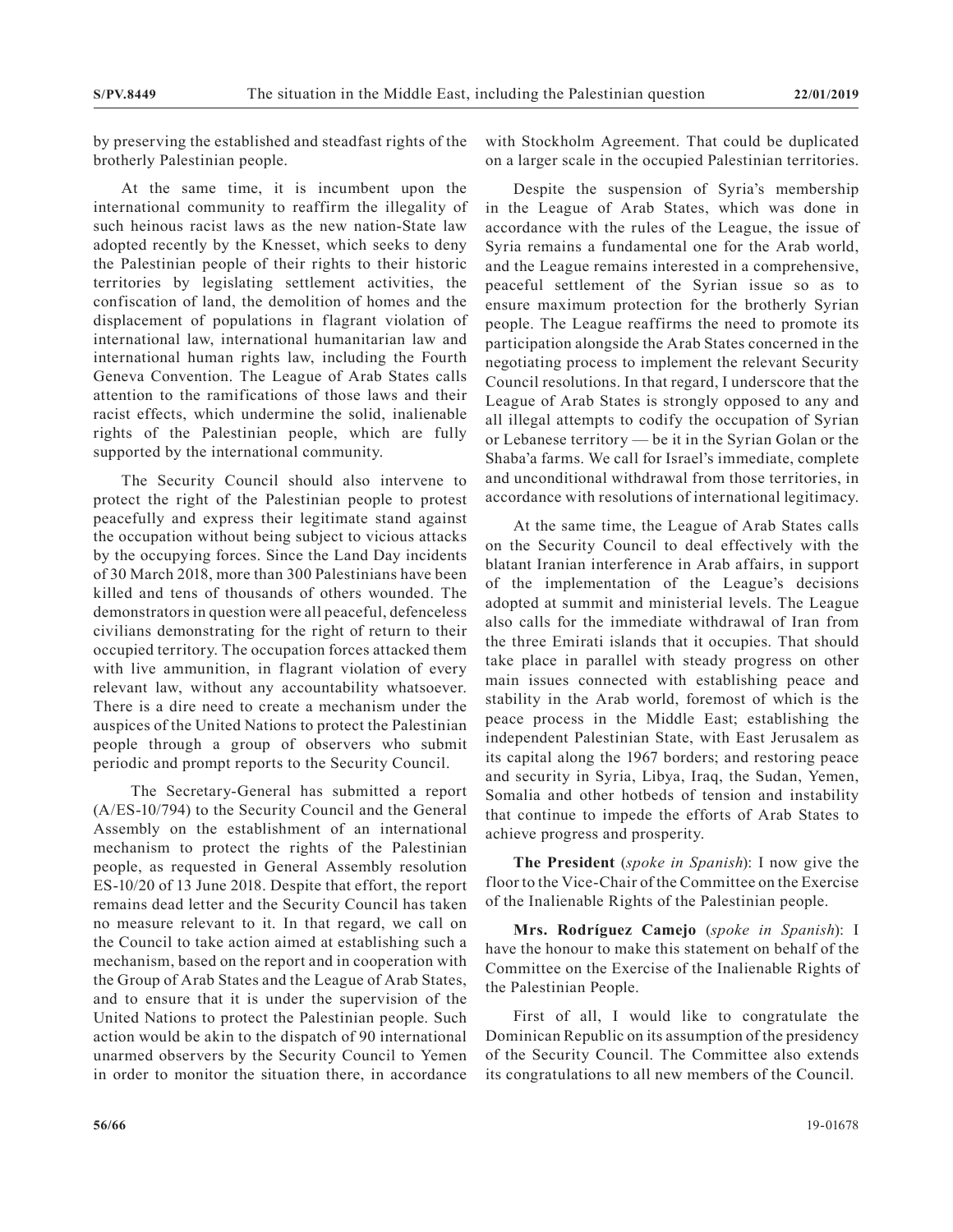by preserving the established and steadfast rights of the brotherly Palestinian people.

At the same time, it is incumbent upon the international community to reaffirm the illegality of such heinous racist laws as the new nation-State law adopted recently by the Knesset, which seeks to deny the Palestinian people of their rights to their historic territories by legislating settlement activities, the confiscation of land, the demolition of homes and the displacement of populations in flagrant violation of international law, international humanitarian law and international human rights law, including the Fourth Geneva Convention. The League of Arab States calls attention to the ramifications of those laws and their racist effects, which undermine the solid, inalienable rights of the Palestinian people, which are fully supported by the international community.

The Security Council should also intervene to protect the right of the Palestinian people to protest peacefully and express their legitimate stand against the occupation without being subject to vicious attacks by the occupying forces. Since the Land Day incidents of 30 March 2018, more than 300 Palestinians have been killed and tens of thousands of others wounded. The demonstrators in question were all peaceful, defenceless civilians demonstrating for the right of return to their occupied territory. The occupation forces attacked them with live ammunition, in flagrant violation of every relevant law, without any accountability whatsoever. There is a dire need to create a mechanism under the auspices of the United Nations to protect the Palestinian people through a group of observers who submit periodic and prompt reports to the Security Council.

The Secretary-General has submitted a report (A/ES-10/794) to the Security Council and the General Assembly on the establishment of an international mechanism to protect the rights of the Palestinian people, as requested in General Assembly resolution ES-10/20 of 13 June 2018. Despite that effort, the report remains dead letter and the Security Council has taken no measure relevant to it. In that regard, we call on the Council to take action aimed at establishing such a mechanism, based on the report and in cooperation with the Group of Arab States and the League of Arab States, and to ensure that it is under the supervision of the United Nations to protect the Palestinian people. Such action would be akin to the dispatch of 90 international unarmed observers by the Security Council to Yemen in order to monitor the situation there, in accordance with Stockholm Agreement. That could be duplicated on a larger scale in the occupied Palestinian territories.

Despite the suspension of Syria's membership in the League of Arab States, which was done in accordance with the rules of the League, the issue of Syria remains a fundamental one for the Arab world, and the League remains interested in a comprehensive, peaceful settlement of the Syrian issue so as to ensure maximum protection for the brotherly Syrian people. The League reaffirms the need to promote its participation alongside the Arab States concerned in the negotiating process to implement the relevant Security Council resolutions. In that regard, I underscore that the League of Arab States is strongly opposed to any and all illegal attempts to codify the occupation of Syrian or Lebanese territory — be it in the Syrian Golan or the Shaba'a farms. We call for Israel's immediate, complete and unconditional withdrawal from those territories, in accordance with resolutions of international legitimacy.

At the same time, the League of Arab States calls on the Security Council to deal effectively with the blatant Iranian interference in Arab affairs, in support of the implementation of the League's decisions adopted at summit and ministerial levels. The League also calls for the immediate withdrawal of Iran from the three Emirati islands that it occupies. That should take place in parallel with steady progress on other main issues connected with establishing peace and stability in the Arab world, foremost of which is the peace process in the Middle East; establishing the independent Palestinian State, with East Jerusalem as its capital along the 1967 borders; and restoring peace and security in Syria, Libya, Iraq, the Sudan, Yemen, Somalia and other hotbeds of tension and instability that continue to impede the efforts of Arab States to achieve progress and prosperity.

**The President** (*spoke in Spanish*): I now give the floor to the Vice-Chair of the Committee on the Exercise of the Inalienable Rights of the Palestinian people.

**Mrs. Rodríguez Camejo** (*spoke in Spanish*): I have the honour to make this statement on behalf of the Committee on the Exercise of the Inalienable Rights of the Palestinian People.

First of all, I would like to congratulate the Dominican Republic on its assumption of the presidency of the Security Council. The Committee also extends its congratulations to all new members of the Council.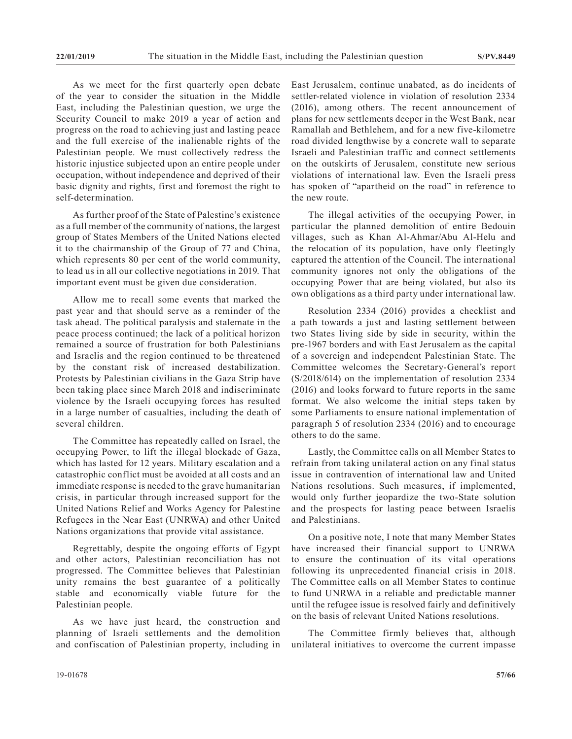As we meet for the first quarterly open debate of the year to consider the situation in the Middle East, including the Palestinian question, we urge the Security Council to make 2019 a year of action and progress on the road to achieving just and lasting peace and the full exercise of the inalienable rights of the Palestinian people. We must collectively redress the historic injustice subjected upon an entire people under occupation, without independence and deprived of their basic dignity and rights, first and foremost the right to self-determination.

As further proof of the State of Palestine's existence as a full member of the community of nations, the largest group of States Members of the United Nations elected it to the chairmanship of the Group of 77 and China, which represents 80 per cent of the world community, to lead us in all our collective negotiations in 2019. That important event must be given due consideration.

Allow me to recall some events that marked the past year and that should serve as a reminder of the task ahead. The political paralysis and stalemate in the peace process continued; the lack of a political horizon remained a source of frustration for both Palestinians and Israelis and the region continued to be threatened by the constant risk of increased destabilization. Protests by Palestinian civilians in the Gaza Strip have been taking place since March 2018 and indiscriminate violence by the Israeli occupying forces has resulted in a large number of casualties, including the death of several children.

The Committee has repeatedly called on Israel, the occupying Power, to lift the illegal blockade of Gaza, which has lasted for 12 years. Military escalation and a catastrophic conflict must be avoided at all costs and an immediate response is needed to the grave humanitarian crisis, in particular through increased support for the United Nations Relief and Works Agency for Palestine Refugees in the Near East (UNRWA) and other United Nations organizations that provide vital assistance.

Regrettably, despite the ongoing efforts of Egypt and other actors, Palestinian reconciliation has not progressed. The Committee believes that Palestinian unity remains the best guarantee of a politically stable and economically viable future for the Palestinian people.

As we have just heard, the construction and planning of Israeli settlements and the demolition and confiscation of Palestinian property, including in East Jerusalem, continue unabated, as do incidents of settler-related violence in violation of resolution 2334 (2016), among others. The recent announcement of plans for new settlements deeper in the West Bank, near Ramallah and Bethlehem, and for a new five-kilometre road divided lengthwise by a concrete wall to separate Israeli and Palestinian traffic and connect settlements on the outskirts of Jerusalem, constitute new serious violations of international law. Even the Israeli press has spoken of "apartheid on the road" in reference to the new route.

The illegal activities of the occupying Power, in particular the planned demolition of entire Bedouin villages, such as Khan Al-Ahmar/Abu Al-Helu and the relocation of its population, have only fleetingly captured the attention of the Council. The international community ignores not only the obligations of the occupying Power that are being violated, but also its own obligations as a third party under international law.

Resolution 2334 (2016) provides a checklist and a path towards a just and lasting settlement between two States living side by side in security, within the pre-1967 borders and with East Jerusalem as the capital of a sovereign and independent Palestinian State. The Committee welcomes the Secretary-General's report (S/2018/614) on the implementation of resolution 2334 (2016) and looks forward to future reports in the same format. We also welcome the initial steps taken by some Parliaments to ensure national implementation of paragraph 5 of resolution 2334 (2016) and to encourage others to do the same.

Lastly, the Committee calls on all Member States to refrain from taking unilateral action on any final status issue in contravention of international law and United Nations resolutions. Such measures, if implemented, would only further jeopardize the two-State solution and the prospects for lasting peace between Israelis and Palestinians.

On a positive note, I note that many Member States have increased their financial support to UNRWA to ensure the continuation of its vital operations following its unprecedented financial crisis in 2018. The Committee calls on all Member States to continue to fund UNRWA in a reliable and predictable manner until the refugee issue is resolved fairly and definitively on the basis of relevant United Nations resolutions.

The Committee firmly believes that, although unilateral initiatives to overcome the current impasse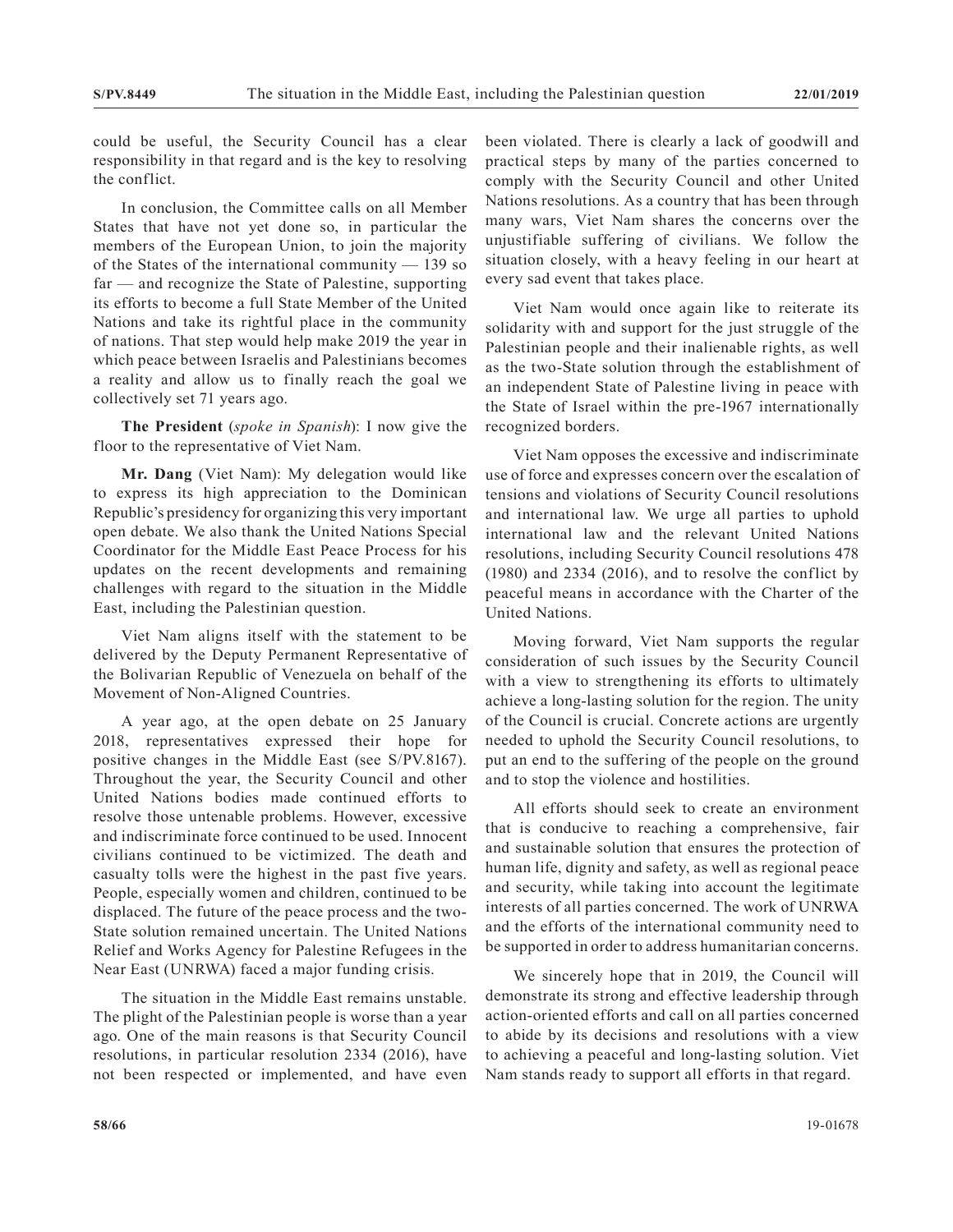could be useful, the Security Council has a clear responsibility in that regard and is the key to resolving the conflict.

In conclusion, the Committee calls on all Member States that have not yet done so, in particular the members of the European Union, to join the majority of the States of the international community — 139 so far — and recognize the State of Palestine, supporting its efforts to become a full State Member of the United Nations and take its rightful place in the community of nations. That step would help make 2019 the year in which peace between Israelis and Palestinians becomes a reality and allow us to finally reach the goal we collectively set 71 years ago.

**The President** (*spoke in Spanish*): I now give the floor to the representative of Viet Nam.

**Mr. Dang** (Viet Nam): My delegation would like to express its high appreciation to the Dominican Republic's presidency for organizing this very important open debate. We also thank the United Nations Special Coordinator for the Middle East Peace Process for his updates on the recent developments and remaining challenges with regard to the situation in the Middle East, including the Palestinian question.

Viet Nam aligns itself with the statement to be delivered by the Deputy Permanent Representative of the Bolivarian Republic of Venezuela on behalf of the Movement of Non-Aligned Countries.

A year ago, at the open debate on 25 January 2018, representatives expressed their hope for positive changes in the Middle East (see S/PV.8167). Throughout the year, the Security Council and other United Nations bodies made continued efforts to resolve those untenable problems. However, excessive and indiscriminate force continued to be used. Innocent civilians continued to be victimized. The death and casualty tolls were the highest in the past five years. People, especially women and children, continued to be displaced. The future of the peace process and the two-State solution remained uncertain. The United Nations Relief and Works Agency for Palestine Refugees in the Near East (UNRWA) faced a major funding crisis.

The situation in the Middle East remains unstable. The plight of the Palestinian people is worse than a year ago. One of the main reasons is that Security Council resolutions, in particular resolution 2334 (2016), have not been respected or implemented, and have even been violated. There is clearly a lack of goodwill and practical steps by many of the parties concerned to comply with the Security Council and other United Nations resolutions. As a country that has been through many wars, Viet Nam shares the concerns over the unjustifiable suffering of civilians. We follow the situation closely, with a heavy feeling in our heart at every sad event that takes place.

Viet Nam would once again like to reiterate its solidarity with and support for the just struggle of the Palestinian people and their inalienable rights, as well as the two-State solution through the establishment of an independent State of Palestine living in peace with the State of Israel within the pre-1967 internationally recognized borders.

Viet Nam opposes the excessive and indiscriminate use of force and expresses concern over the escalation of tensions and violations of Security Council resolutions and international law. We urge all parties to uphold international law and the relevant United Nations resolutions, including Security Council resolutions 478 (1980) and 2334 (2016), and to resolve the conflict by peaceful means in accordance with the Charter of the United Nations.

Moving forward, Viet Nam supports the regular consideration of such issues by the Security Council with a view to strengthening its efforts to ultimately achieve a long-lasting solution for the region. The unity of the Council is crucial. Concrete actions are urgently needed to uphold the Security Council resolutions, to put an end to the suffering of the people on the ground and to stop the violence and hostilities.

All efforts should seek to create an environment that is conducive to reaching a comprehensive, fair and sustainable solution that ensures the protection of human life, dignity and safety, as well as regional peace and security, while taking into account the legitimate interests of all parties concerned. The work of UNRWA and the efforts of the international community need to be supported in order to address humanitarian concerns.

We sincerely hope that in 2019, the Council will demonstrate its strong and effective leadership through action-oriented efforts and call on all parties concerned to abide by its decisions and resolutions with a view to achieving a peaceful and long-lasting solution. Viet Nam stands ready to support all efforts in that regard.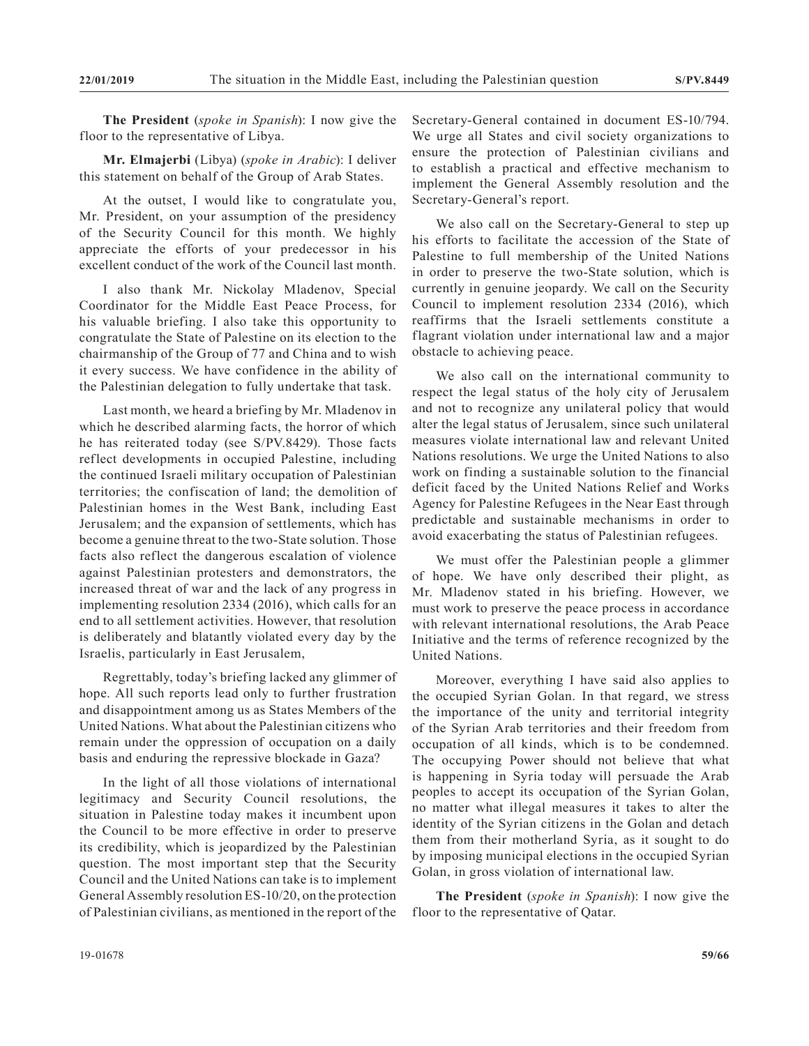**The President** (*spoke in Spanish*): I now give the floor to the representative of Libya.

**Mr. Elmajerbi** (Libya) (*spoke in Arabic*): I deliver this statement on behalf of the Group of Arab States.

At the outset, I would like to congratulate you, Mr. President, on your assumption of the presidency of the Security Council for this month. We highly appreciate the efforts of your predecessor in his excellent conduct of the work of the Council last month.

I also thank Mr. Nickolay Mladenov, Special Coordinator for the Middle East Peace Process, for his valuable briefing. I also take this opportunity to congratulate the State of Palestine on its election to the chairmanship of the Group of 77 and China and to wish it every success. We have confidence in the ability of the Palestinian delegation to fully undertake that task.

Last month, we heard a briefing by Mr. Mladenov in which he described alarming facts, the horror of which he has reiterated today (see S/PV.8429). Those facts reflect developments in occupied Palestine, including the continued Israeli military occupation of Palestinian territories; the confiscation of land; the demolition of Palestinian homes in the West Bank, including East Jerusalem; and the expansion of settlements, which has become a genuine threat to the two-State solution. Those facts also reflect the dangerous escalation of violence against Palestinian protesters and demonstrators, the increased threat of war and the lack of any progress in implementing resolution 2334 (2016), which calls for an end to all settlement activities. However, that resolution is deliberately and blatantly violated every day by the Israelis, particularly in East Jerusalem,

Regrettably, today's briefing lacked any glimmer of hope. All such reports lead only to further frustration and disappointment among us as States Members of the United Nations. What about the Palestinian citizens who remain under the oppression of occupation on a daily basis and enduring the repressive blockade in Gaza?

In the light of all those violations of international legitimacy and Security Council resolutions, the situation in Palestine today makes it incumbent upon the Council to be more effective in order to preserve its credibility, which is jeopardized by the Palestinian question. The most important step that the Security Council and the United Nations can take is to implement General Assembly resolution ES-10/20, on the protection of Palestinian civilians, as mentioned in the report of the Secretary-General contained in document ES-10/794. We urge all States and civil society organizations to ensure the protection of Palestinian civilians and to establish a practical and effective mechanism to implement the General Assembly resolution and the Secretary-General's report.

We also call on the Secretary-General to step up his efforts to facilitate the accession of the State of Palestine to full membership of the United Nations in order to preserve the two-State solution, which is currently in genuine jeopardy. We call on the Security Council to implement resolution 2334 (2016), which reaffirms that the Israeli settlements constitute a flagrant violation under international law and a major obstacle to achieving peace.

We also call on the international community to respect the legal status of the holy city of Jerusalem and not to recognize any unilateral policy that would alter the legal status of Jerusalem, since such unilateral measures violate international law and relevant United Nations resolutions. We urge the United Nations to also work on finding a sustainable solution to the financial deficit faced by the United Nations Relief and Works Agency for Palestine Refugees in the Near East through predictable and sustainable mechanisms in order to avoid exacerbating the status of Palestinian refugees.

We must offer the Palestinian people a glimmer of hope. We have only described their plight, as Mr. Mladenov stated in his briefing. However, we must work to preserve the peace process in accordance with relevant international resolutions, the Arab Peace Initiative and the terms of reference recognized by the United Nations.

Moreover, everything I have said also applies to the occupied Syrian Golan. In that regard, we stress the importance of the unity and territorial integrity of the Syrian Arab territories and their freedom from occupation of all kinds, which is to be condemned. The occupying Power should not believe that what is happening in Syria today will persuade the Arab peoples to accept its occupation of the Syrian Golan, no matter what illegal measures it takes to alter the identity of the Syrian citizens in the Golan and detach them from their motherland Syria, as it sought to do by imposing municipal elections in the occupied Syrian Golan, in gross violation of international law.

**The President** (*spoke in Spanish*): I now give the floor to the representative of Qatar.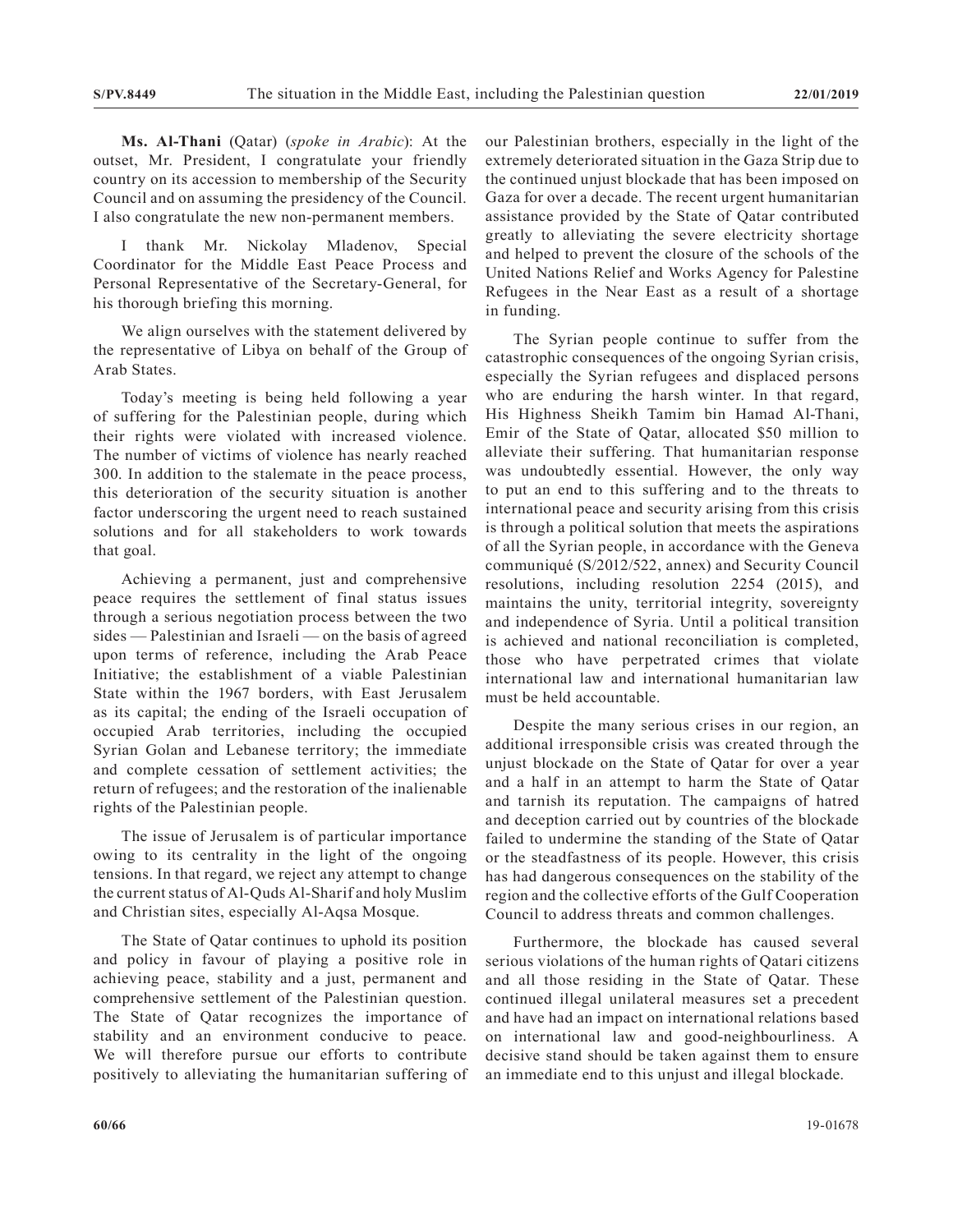**Ms. Al-Thani** (Qatar) (*spoke in Arabic*): At the outset, Mr. President, I congratulate your friendly country on its accession to membership of the Security Council and on assuming the presidency of the Council. I also congratulate the new non-permanent members.

I thank Mr. Nickolay Mladenov, Special Coordinator for the Middle East Peace Process and Personal Representative of the Secretary-General, for his thorough briefing this morning.

We align ourselves with the statement delivered by the representative of Libya on behalf of the Group of Arab States.

Today's meeting is being held following a year of suffering for the Palestinian people, during which their rights were violated with increased violence. The number of victims of violence has nearly reached 300. In addition to the stalemate in the peace process, this deterioration of the security situation is another factor underscoring the urgent need to reach sustained solutions and for all stakeholders to work towards that goal.

Achieving a permanent, just and comprehensive peace requires the settlement of final status issues through a serious negotiation process between the two sides — Palestinian and Israeli — on the basis of agreed upon terms of reference, including the Arab Peace Initiative; the establishment of a viable Palestinian State within the 1967 borders, with East Jerusalem as its capital; the ending of the Israeli occupation of occupied Arab territories, including the occupied Syrian Golan and Lebanese territory; the immediate and complete cessation of settlement activities; the return of refugees; and the restoration of the inalienable rights of the Palestinian people.

The issue of Jerusalem is of particular importance owing to its centrality in the light of the ongoing tensions. In that regard, we reject any attempt to change the current status of Al-Quds Al-Sharif and holy Muslim and Christian sites, especially Al-Aqsa Mosque.

The State of Qatar continues to uphold its position and policy in favour of playing a positive role in achieving peace, stability and a just, permanent and comprehensive settlement of the Palestinian question. The State of Qatar recognizes the importance of stability and an environment conducive to peace. We will therefore pursue our efforts to contribute positively to alleviating the humanitarian suffering of our Palestinian brothers, especially in the light of the extremely deteriorated situation in the Gaza Strip due to the continued unjust blockade that has been imposed on Gaza for over a decade. The recent urgent humanitarian assistance provided by the State of Qatar contributed greatly to alleviating the severe electricity shortage and helped to prevent the closure of the schools of the United Nations Relief and Works Agency for Palestine Refugees in the Near East as a result of a shortage in funding.

The Syrian people continue to suffer from the catastrophic consequences of the ongoing Syrian crisis, especially the Syrian refugees and displaced persons who are enduring the harsh winter. In that regard, His Highness Sheikh Tamim bin Hamad Al-Thani, Emir of the State of Qatar, allocated $50 million to alleviate their suffering. That humanitarian response was undoubtedly essential. However, the only way to put an end to this suffering and to the threats to international peace and security arising from this crisis is through a political solution that meets the aspirations of all the Syrian people, in accordance with the Geneva communiqué (S/2012/522, annex) and Security Council resolutions, including resolution 2254 (2015), and maintains the unity, territorial integrity, sovereignty and independence of Syria. Until a political transition is achieved and national reconciliation is completed, those who have perpetrated crimes that violate international law and international humanitarian law must be held accountable.

Despite the many serious crises in our region, an additional irresponsible crisis was created through the unjust blockade on the State of Qatar for over a year and a half in an attempt to harm the State of Qatar and tarnish its reputation. The campaigns of hatred and deception carried out by countries of the blockade failed to undermine the standing of the State of Qatar or the steadfastness of its people. However, this crisis has had dangerous consequences on the stability of the region and the collective efforts of the Gulf Cooperation Council to address threats and common challenges.

Furthermore, the blockade has caused several serious violations of the human rights of Qatari citizens and all those residing in the State of Qatar. These continued illegal unilateral measures set a precedent and have had an impact on international relations based on international law and good-neighbourliness. A decisive stand should be taken against them to ensure an immediate end to this unjust and illegal blockade.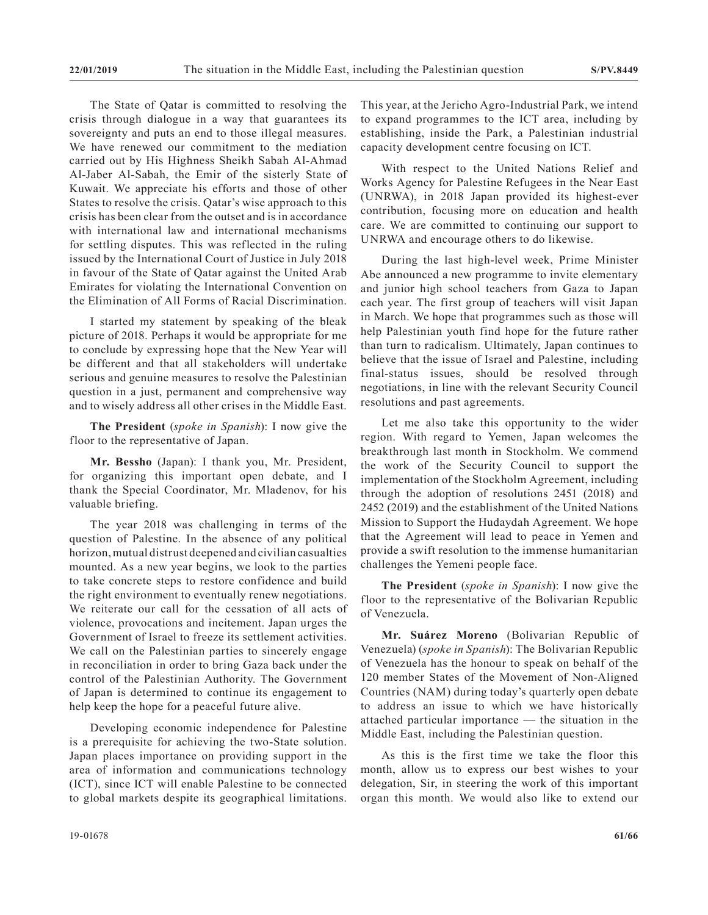The State of Qatar is committed to resolving the crisis through dialogue in a way that guarantees its sovereignty and puts an end to those illegal measures. We have renewed our commitment to the mediation carried out by His Highness Sheikh Sabah Al-Ahmad Al-Jaber Al-Sabah, the Emir of the sisterly State of Kuwait. We appreciate his efforts and those of other States to resolve the crisis. Qatar's wise approach to this crisis has been clear from the outset and is in accordance with international law and international mechanisms for settling disputes. This was reflected in the ruling issued by the International Court of Justice in July 2018 in favour of the State of Qatar against the United Arab Emirates for violating the International Convention on the Elimination of All Forms of Racial Discrimination.

I started my statement by speaking of the bleak picture of 2018. Perhaps it would be appropriate for me to conclude by expressing hope that the New Year will be different and that all stakeholders will undertake serious and genuine measures to resolve the Palestinian question in a just, permanent and comprehensive way and to wisely address all other crises in the Middle East.

**The President** (*spoke in Spanish*): I now give the floor to the representative of Japan.

**Mr. Bessho** (Japan): I thank you, Mr. President, for organizing this important open debate, and I thank the Special Coordinator, Mr. Mladenov, for his valuable briefing.

The year 2018 was challenging in terms of the question of Palestine. In the absence of any political horizon, mutual distrust deepened and civilian casualties mounted. As a new year begins, we look to the parties to take concrete steps to restore confidence and build the right environment to eventually renew negotiations. We reiterate our call for the cessation of all acts of violence, provocations and incitement. Japan urges the Government of Israel to freeze its settlement activities. We call on the Palestinian parties to sincerely engage in reconciliation in order to bring Gaza back under the control of the Palestinian Authority. The Government of Japan is determined to continue its engagement to help keep the hope for a peaceful future alive.

Developing economic independence for Palestine is a prerequisite for achieving the two-State solution. Japan places importance on providing support in the area of information and communications technology (ICT), since ICT will enable Palestine to be connected to global markets despite its geographical limitations. This year, at the Jericho Agro-Industrial Park, we intend to expand programmes to the ICT area, including by establishing, inside the Park, a Palestinian industrial capacity development centre focusing on ICT.

With respect to the United Nations Relief and Works Agency for Palestine Refugees in the Near East (UNRWA), in 2018 Japan provided its highest-ever contribution, focusing more on education and health care. We are committed to continuing our support to UNRWA and encourage others to do likewise.

During the last high-level week, Prime Minister Abe announced a new programme to invite elementary and junior high school teachers from Gaza to Japan each year. The first group of teachers will visit Japan in March. We hope that programmes such as those will help Palestinian youth find hope for the future rather than turn to radicalism. Ultimately, Japan continues to believe that the issue of Israel and Palestine, including final-status issues, should be resolved through negotiations, in line with the relevant Security Council resolutions and past agreements.

Let me also take this opportunity to the wider region. With regard to Yemen, Japan welcomes the breakthrough last month in Stockholm. We commend the work of the Security Council to support the implementation of the Stockholm Agreement, including through the adoption of resolutions 2451 (2018) and 2452 (2019) and the establishment of the United Nations Mission to Support the Hudaydah Agreement. We hope that the Agreement will lead to peace in Yemen and provide a swift resolution to the immense humanitarian challenges the Yemeni people face.

**The President** (*spoke in Spanish*): I now give the floor to the representative of the Bolivarian Republic of Venezuela.

**Mr. Suárez Moreno** (Bolivarian Republic of Venezuela) (*spoke in Spanish*): The Bolivarian Republic of Venezuela has the honour to speak on behalf of the 120 member States of the Movement of Non-Aligned Countries (NAM) during today's quarterly open debate to address an issue to which we have historically attached particular importance — the situation in the Middle East, including the Palestinian question.

As this is the first time we take the floor this month, allow us to express our best wishes to your delegation, Sir, in steering the work of this important organ this month. We would also like to extend our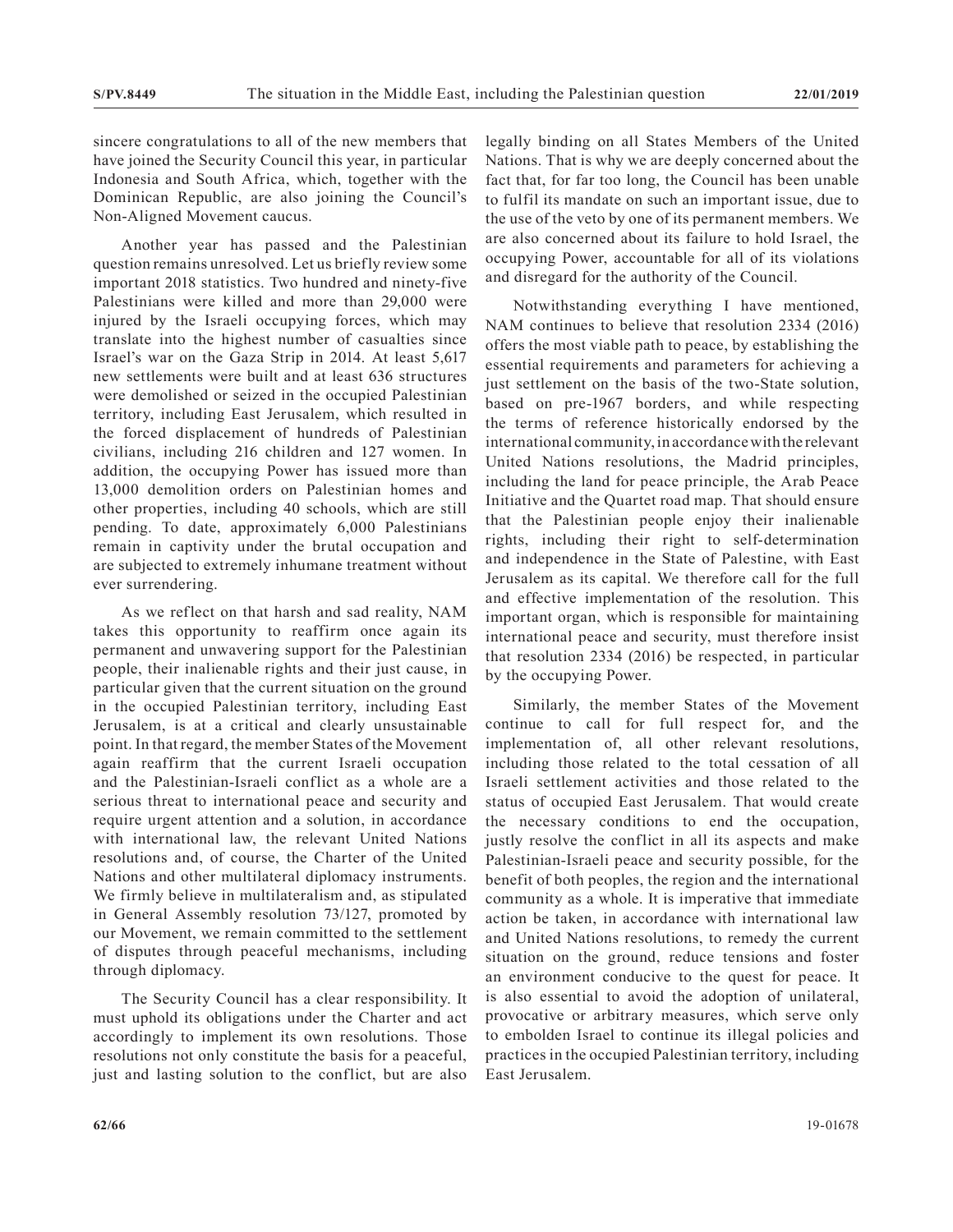sincere congratulations to all of the new members that have joined the Security Council this year, in particular Indonesia and South Africa, which, together with the Dominican Republic, are also joining the Council's Non-Aligned Movement caucus.

Another year has passed and the Palestinian question remains unresolved. Let us briefly review some important 2018 statistics. Two hundred and ninety-five Palestinians were killed and more than 29,000 were injured by the Israeli occupying forces, which may translate into the highest number of casualties since Israel's war on the Gaza Strip in 2014. At least 5,617 new settlements were built and at least 636 structures were demolished or seized in the occupied Palestinian territory, including East Jerusalem, which resulted in the forced displacement of hundreds of Palestinian civilians, including 216 children and 127 women. In addition, the occupying Power has issued more than 13,000 demolition orders on Palestinian homes and other properties, including 40 schools, which are still pending. To date, approximately 6,000 Palestinians remain in captivity under the brutal occupation and are subjected to extremely inhumane treatment without ever surrendering.

As we reflect on that harsh and sad reality, NAM takes this opportunity to reaffirm once again its permanent and unwavering support for the Palestinian people, their inalienable rights and their just cause, in particular given that the current situation on the ground in the occupied Palestinian territory, including East Jerusalem, is at a critical and clearly unsustainable point. In that regard, the member States of the Movement again reaffirm that the current Israeli occupation and the Palestinian-Israeli conflict as a whole are a serious threat to international peace and security and require urgent attention and a solution, in accordance with international law, the relevant United Nations resolutions and, of course, the Charter of the United Nations and other multilateral diplomacy instruments. We firmly believe in multilateralism and, as stipulated in General Assembly resolution 73/127, promoted by our Movement, we remain committed to the settlement of disputes through peaceful mechanisms, including through diplomacy.

The Security Council has a clear responsibility. It must uphold its obligations under the Charter and act accordingly to implement its own resolutions. Those resolutions not only constitute the basis for a peaceful, just and lasting solution to the conflict, but are also legally binding on all States Members of the United Nations. That is why we are deeply concerned about the fact that, for far too long, the Council has been unable to fulfil its mandate on such an important issue, due to the use of the veto by one of its permanent members. We are also concerned about its failure to hold Israel, the occupying Power, accountable for all of its violations and disregard for the authority of the Council.

Notwithstanding everything I have mentioned, NAM continues to believe that resolution 2334 (2016) offers the most viable path to peace, by establishing the essential requirements and parameters for achieving a just settlement on the basis of the two-State solution, based on pre-1967 borders, and while respecting the terms of reference historically endorsed by the international community, in accordance with the relevant United Nations resolutions, the Madrid principles, including the land for peace principle, the Arab Peace Initiative and the Quartet road map. That should ensure that the Palestinian people enjoy their inalienable rights, including their right to self-determination and independence in the State of Palestine, with East Jerusalem as its capital. We therefore call for the full and effective implementation of the resolution. This important organ, which is responsible for maintaining international peace and security, must therefore insist that resolution 2334 (2016) be respected, in particular by the occupying Power.

Similarly, the member States of the Movement continue to call for full respect for, and the implementation of, all other relevant resolutions, including those related to the total cessation of all Israeli settlement activities and those related to the status of occupied East Jerusalem. That would create the necessary conditions to end the occupation, justly resolve the conflict in all its aspects and make Palestinian-Israeli peace and security possible, for the benefit of both peoples, the region and the international community as a whole. It is imperative that immediate action be taken, in accordance with international law and United Nations resolutions, to remedy the current situation on the ground, reduce tensions and foster an environment conducive to the quest for peace. It is also essential to avoid the adoption of unilateral, provocative or arbitrary measures, which serve only to embolden Israel to continue its illegal policies and practices in the occupied Palestinian territory, including East Jerusalem.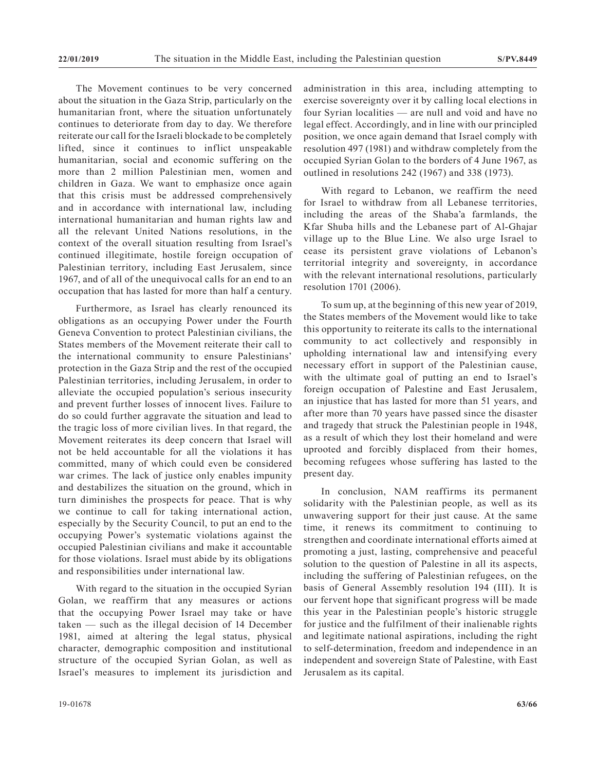The Movement continues to be very concerned about the situation in the Gaza Strip, particularly on the humanitarian front, where the situation unfortunately continues to deteriorate from day to day. We therefore reiterate our call for the Israeli blockade to be completely lifted, since it continues to inflict unspeakable humanitarian, social and economic suffering on the more than 2 million Palestinian men, women and children in Gaza. We want to emphasize once again that this crisis must be addressed comprehensively and in accordance with international law, including international humanitarian and human rights law and all the relevant United Nations resolutions, in the context of the overall situation resulting from Israel's continued illegitimate, hostile foreign occupation of Palestinian territory, including East Jerusalem, since 1967, and of all of the unequivocal calls for an end to an occupation that has lasted for more than half a century.

Furthermore, as Israel has clearly renounced its obligations as an occupying Power under the Fourth Geneva Convention to protect Palestinian civilians, the States members of the Movement reiterate their call to the international community to ensure Palestinians' protection in the Gaza Strip and the rest of the occupied Palestinian territories, including Jerusalem, in order to alleviate the occupied population's serious insecurity and prevent further losses of innocent lives. Failure to do so could further aggravate the situation and lead to the tragic loss of more civilian lives. In that regard, the Movement reiterates its deep concern that Israel will not be held accountable for all the violations it has committed, many of which could even be considered war crimes. The lack of justice only enables impunity and destabilizes the situation on the ground, which in turn diminishes the prospects for peace. That is why we continue to call for taking international action, especially by the Security Council, to put an end to the occupying Power's systematic violations against the occupied Palestinian civilians and make it accountable for those violations. Israel must abide by its obligations and responsibilities under international law.

With regard to the situation in the occupied Syrian Golan, we reaffirm that any measures or actions that the occupying Power Israel may take or have taken — such as the illegal decision of 14 December 1981, aimed at altering the legal status, physical character, demographic composition and institutional structure of the occupied Syrian Golan, as well as Israel's measures to implement its jurisdiction and administration in this area, including attempting to exercise sovereignty over it by calling local elections in four Syrian localities — are null and void and have no legal effect. Accordingly, and in line with our principled position, we once again demand that Israel comply with resolution 497 (1981) and withdraw completely from the occupied Syrian Golan to the borders of 4 June 1967, as outlined in resolutions 242 (1967) and 338 (1973).

With regard to Lebanon, we reaffirm the need for Israel to withdraw from all Lebanese territories, including the areas of the Shaba'a farmlands, the Kfar Shuba hills and the Lebanese part of Al-Ghajar village up to the Blue Line. We also urge Israel to cease its persistent grave violations of Lebanon's territorial integrity and sovereignty, in accordance with the relevant international resolutions, particularly resolution 1701 (2006).

To sum up, at the beginning of this new year of 2019, the States members of the Movement would like to take this opportunity to reiterate its calls to the international community to act collectively and responsibly in upholding international law and intensifying every necessary effort in support of the Palestinian cause, with the ultimate goal of putting an end to Israel's foreign occupation of Palestine and East Jerusalem, an injustice that has lasted for more than 51 years, and after more than 70 years have passed since the disaster and tragedy that struck the Palestinian people in 1948, as a result of which they lost their homeland and were uprooted and forcibly displaced from their homes, becoming refugees whose suffering has lasted to the present day.

In conclusion, NAM reaffirms its permanent solidarity with the Palestinian people, as well as its unwavering support for their just cause. At the same time, it renews its commitment to continuing to strengthen and coordinate international efforts aimed at promoting a just, lasting, comprehensive and peaceful solution to the question of Palestine in all its aspects, including the suffering of Palestinian refugees, on the basis of General Assembly resolution 194 (III). It is our fervent hope that significant progress will be made this year in the Palestinian people's historic struggle for justice and the fulfilment of their inalienable rights and legitimate national aspirations, including the right to self-determination, freedom and independence in an independent and sovereign State of Palestine, with East Jerusalem as its capital.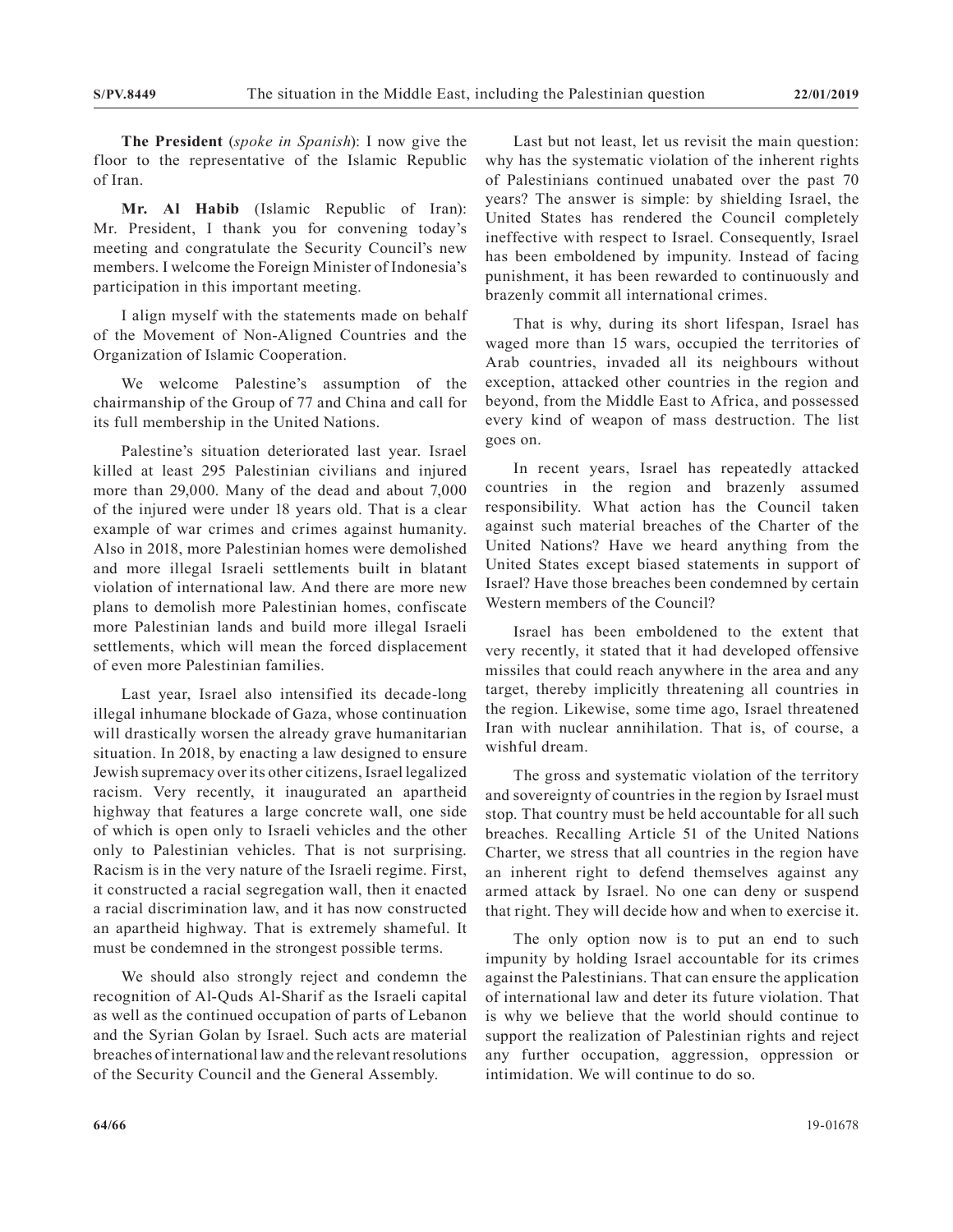**The President** (*spoke in Spanish*): I now give the floor to the representative of the Islamic Republic of Iran.

**Mr. Al Habib** (Islamic Republic of Iran): Mr. President, I thank you for convening today's meeting and congratulate the Security Council's new members. I welcome the Foreign Minister of Indonesia's participation in this important meeting.

I align myself with the statements made on behalf of the Movement of Non-Aligned Countries and the Organization of Islamic Cooperation.

We welcome Palestine's assumption of the chairmanship of the Group of 77 and China and call for its full membership in the United Nations.

Palestine's situation deteriorated last year. Israel killed at least 295 Palestinian civilians and injured more than 29,000. Many of the dead and about 7,000 of the injured were under 18 years old. That is a clear example of war crimes and crimes against humanity. Also in 2018, more Palestinian homes were demolished and more illegal Israeli settlements built in blatant violation of international law. And there are more new plans to demolish more Palestinian homes, confiscate more Palestinian lands and build more illegal Israeli settlements, which will mean the forced displacement of even more Palestinian families.

Last year, Israel also intensified its decade-long illegal inhumane blockade of Gaza, whose continuation will drastically worsen the already grave humanitarian situation. In 2018, by enacting a law designed to ensure Jewish supremacy over its other citizens, Israel legalized racism. Very recently, it inaugurated an apartheid highway that features a large concrete wall, one side of which is open only to Israeli vehicles and the other only to Palestinian vehicles. That is not surprising. Racism is in the very nature of the Israeli regime. First, it constructed a racial segregation wall, then it enacted a racial discrimination law, and it has now constructed an apartheid highway. That is extremely shameful. It must be condemned in the strongest possible terms.

We should also strongly reject and condemn the recognition of Al-Quds Al-Sharif as the Israeli capital as well as the continued occupation of parts of Lebanon and the Syrian Golan by Israel. Such acts are material breaches of international law and the relevant resolutions of the Security Council and the General Assembly.

Last but not least, let us revisit the main question: why has the systematic violation of the inherent rights of Palestinians continued unabated over the past 70 years? The answer is simple: by shielding Israel, the United States has rendered the Council completely ineffective with respect to Israel. Consequently, Israel has been emboldened by impunity. Instead of facing punishment, it has been rewarded to continuously and brazenly commit all international crimes.

That is why, during its short lifespan, Israel has waged more than 15 wars, occupied the territories of Arab countries, invaded all its neighbours without exception, attacked other countries in the region and beyond, from the Middle East to Africa, and possessed every kind of weapon of mass destruction. The list goes on.

In recent years, Israel has repeatedly attacked countries in the region and brazenly assumed responsibility. What action has the Council taken against such material breaches of the Charter of the United Nations? Have we heard anything from the United States except biased statements in support of Israel? Have those breaches been condemned by certain Western members of the Council?

Israel has been emboldened to the extent that very recently, it stated that it had developed offensive missiles that could reach anywhere in the area and any target, thereby implicitly threatening all countries in the region. Likewise, some time ago, Israel threatened Iran with nuclear annihilation. That is, of course, a wishful dream.

The gross and systematic violation of the territory and sovereignty of countries in the region by Israel must stop. That country must be held accountable for all such breaches. Recalling Article 51 of the United Nations Charter, we stress that all countries in the region have an inherent right to defend themselves against any armed attack by Israel. No one can deny or suspend that right. They will decide how and when to exercise it.

The only option now is to put an end to such impunity by holding Israel accountable for its crimes against the Palestinians. That can ensure the application of international law and deter its future violation. That is why we believe that the world should continue to support the realization of Palestinian rights and reject any further occupation, aggression, oppression or intimidation. We will continue to do so.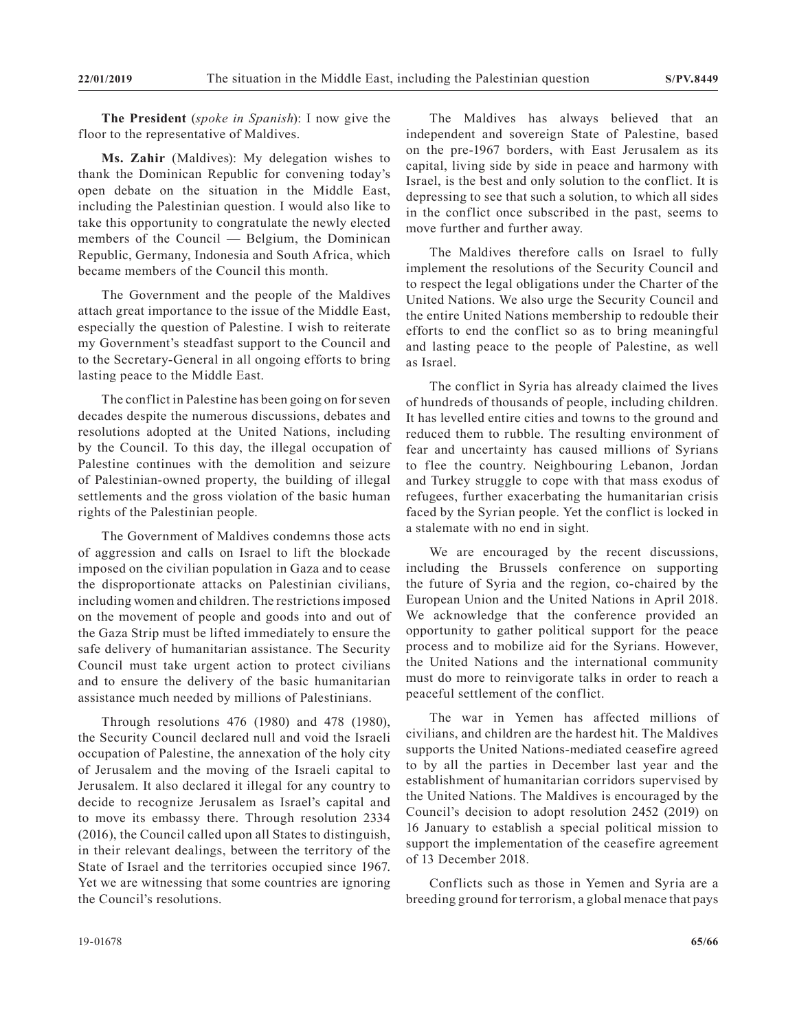**The President** (*spoke in Spanish*): I now give the floor to the representative of Maldives.

**Ms. Zahir** (Maldives): My delegation wishes to thank the Dominican Republic for convening today's open debate on the situation in the Middle East, including the Palestinian question. I would also like to take this opportunity to congratulate the newly elected members of the Council — Belgium, the Dominican Republic, Germany, Indonesia and South Africa, which became members of the Council this month.

The Government and the people of the Maldives attach great importance to the issue of the Middle East, especially the question of Palestine. I wish to reiterate my Government's steadfast support to the Council and to the Secretary-General in all ongoing efforts to bring lasting peace to the Middle East.

The conflict in Palestine has been going on for seven decades despite the numerous discussions, debates and resolutions adopted at the United Nations, including by the Council. To this day, the illegal occupation of Palestine continues with the demolition and seizure of Palestinian-owned property, the building of illegal settlements and the gross violation of the basic human rights of the Palestinian people.

The Government of Maldives condemns those acts of aggression and calls on Israel to lift the blockade imposed on the civilian population in Gaza and to cease the disproportionate attacks on Palestinian civilians, including women and children. The restrictions imposed on the movement of people and goods into and out of the Gaza Strip must be lifted immediately to ensure the safe delivery of humanitarian assistance. The Security Council must take urgent action to protect civilians and to ensure the delivery of the basic humanitarian assistance much needed by millions of Palestinians.

Through resolutions 476 (1980) and 478 (1980), the Security Council declared null and void the Israeli occupation of Palestine, the annexation of the holy city of Jerusalem and the moving of the Israeli capital to Jerusalem. It also declared it illegal for any country to decide to recognize Jerusalem as Israel's capital and to move its embassy there. Through resolution 2334 (2016), the Council called upon all States to distinguish, in their relevant dealings, between the territory of the State of Israel and the territories occupied since 1967. Yet we are witnessing that some countries are ignoring the Council's resolutions.

The Maldives has always believed that an independent and sovereign State of Palestine, based on the pre-1967 borders, with East Jerusalem as its capital, living side by side in peace and harmony with Israel, is the best and only solution to the conflict. It is depressing to see that such a solution, to which all sides in the conflict once subscribed in the past, seems to move further and further away.

The Maldives therefore calls on Israel to fully implement the resolutions of the Security Council and to respect the legal obligations under the Charter of the United Nations. We also urge the Security Council and the entire United Nations membership to redouble their efforts to end the conflict so as to bring meaningful and lasting peace to the people of Palestine, as well as Israel.

The conflict in Syria has already claimed the lives of hundreds of thousands of people, including children. It has levelled entire cities and towns to the ground and reduced them to rubble. The resulting environment of fear and uncertainty has caused millions of Syrians to flee the country. Neighbouring Lebanon, Jordan and Turkey struggle to cope with that mass exodus of refugees, further exacerbating the humanitarian crisis faced by the Syrian people. Yet the conflict is locked in a stalemate with no end in sight.

We are encouraged by the recent discussions, including the Brussels conference on supporting the future of Syria and the region, co-chaired by the European Union and the United Nations in April 2018. We acknowledge that the conference provided an opportunity to gather political support for the peace process and to mobilize aid for the Syrians. However, the United Nations and the international community must do more to reinvigorate talks in order to reach a peaceful settlement of the conflict.

The war in Yemen has affected millions of civilians, and children are the hardest hit. The Maldives supports the United Nations-mediated ceasefire agreed to by all the parties in December last year and the establishment of humanitarian corridors supervised by the United Nations. The Maldives is encouraged by the Council's decision to adopt resolution 2452 (2019) on 16 January to establish a special political mission to support the implementation of the ceasefire agreement of 13 December 2018.

Conflicts such as those in Yemen and Syria are a breeding ground for terrorism, a global menace that pays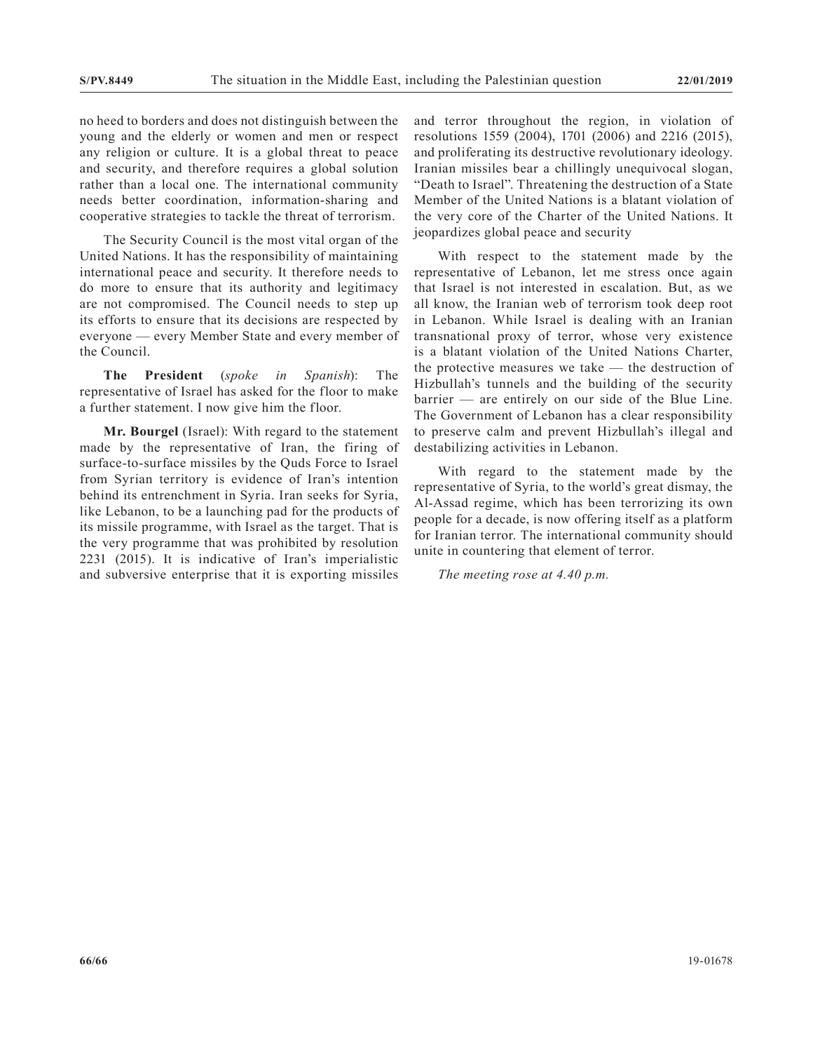no heed to borders and does not distinguish between the young and the elderly or women and men or respect any religion or culture. It is a global threat to peace and security, and therefore requires a global solution rather than a local one. The international community needs better coordination, information-sharing and cooperative strategies to tackle the threat of terrorism.

The Security Council is the most vital organ of the United Nations. It has the responsibility of maintaining international peace and security. It therefore needs to do more to ensure that its authority and legitimacy are not compromised. The Council needs to step up its efforts to ensure that its decisions are respected by everyone — every Member State and every member of the Council.

**The President** (*spoke in Spanish*): The representative of Israel has asked for the floor to make a further statement. I now give him the floor.

**Mr. Bourgel** (Israel): With regard to the statement made by the representative of Iran, the firing of surface-to-surface missiles by the Quds Force to Israel from Syrian territory is evidence of Iran's intention behind its entrenchment in Syria. Iran seeks for Syria, like Lebanon, to be a launching pad for the products of its missile programme, with Israel as the target. That is the very programme that was prohibited by resolution 2231 (2015). It is indicative of Iran's imperialistic and subversive enterprise that it is exporting missiles and terror throughout the region, in violation of resolutions 1559 (2004), 1701 (2006) and 2216 (2015), and proliferating its destructive revolutionary ideology. Iranian missiles bear a chillingly unequivocal slogan, "Death to Israel". Threatening the destruction of a State Member of the United Nations is a blatant violation of the very core of the Charter of the United Nations. It jeopardizes global peace and security

With respect to the statement made by the representative of Lebanon, let me stress once again that Israel is not interested in escalation. But, as we all know, the Iranian web of terrorism took deep root in Lebanon. While Israel is dealing with an Iranian transnational proxy of terror, whose very existence is a blatant violation of the United Nations Charter, the protective measures we take — the destruction of Hizbullah's tunnels and the building of the security barrier — are entirely on our side of the Blue Line. The Government of Lebanon has a clear responsibility to preserve calm and prevent Hizbullah's illegal and destabilizing activities in Lebanon.

With regard to the statement made by the representative of Syria, to the world's great dismay, the Al-Assad regime, which has been terrorizing its own people for a decade, is now offering itself as a platform for Iranian terror. The international community should unite in countering that element of terror.

*The meeting rose at 4.40 p.m.*